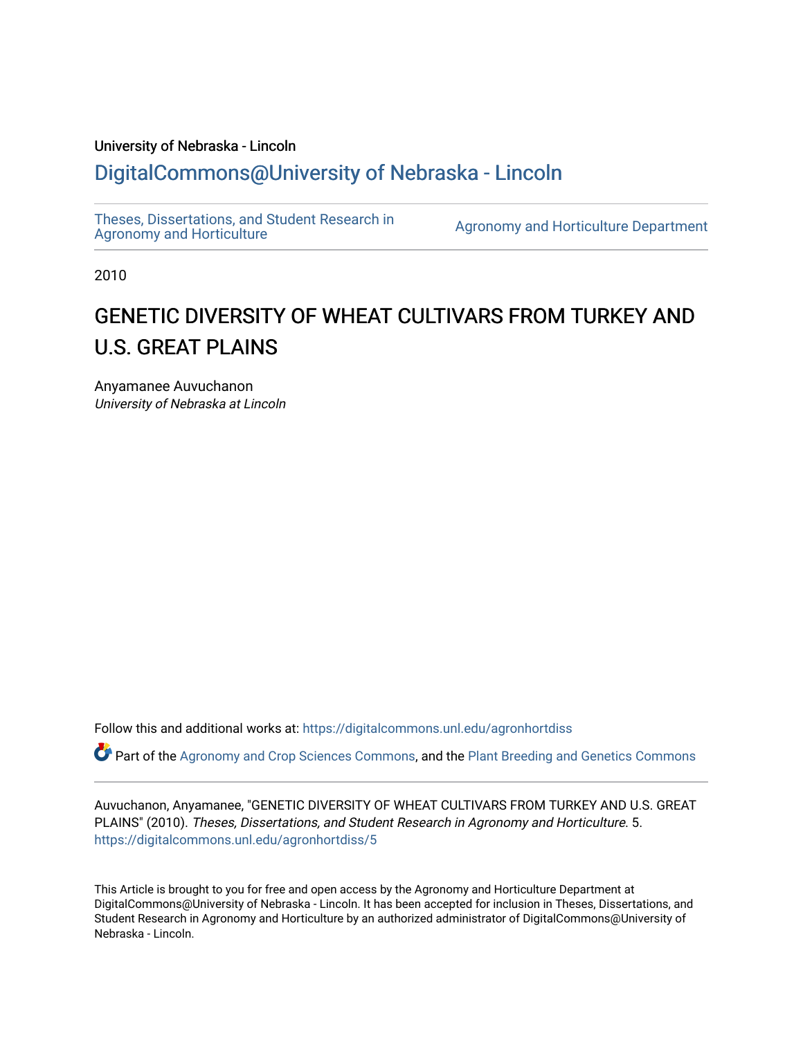University of Nebraska - Lincoln

## DigitalCommons@University of Nebraska - Lincoln

Theses, Dissertations, and Student Research in Agronomy and Horticulture

Agronomy and Horticulture Department

2010

# GENETIC DIVERSITY OF WHEAT CULTIVARS FROM TURKEY AND U.S. GREAT PLAINS

Anyamanee Auvuchanon
*University of Nebraska at Lincoln*

Follow this and additional works at: https://digitalcommons.unl.edu/agronhortdiss

Part of the Agronomy and Crop Sciences Commons, and the Plant Breeding and Genetics Commons

Auvuchanon, Anyamanee, "GENETIC DIVERSITY OF WHEAT CULTIVARS FROM TURKEY AND U.S. GREAT PLAINS" (2010). *Theses, Dissertations, and Student Research in Agronomy and Horticulture*. 5.
https://digitalcommons.unl.edu/agronhortdiss/5

This Article is brought to you for free and open access by the Agronomy and Horticulture Department at DigitalCommons@University of Nebraska - Lincoln. It has been accepted for inclusion in Theses, Dissertations, and Student Research in Agronomy and Horticulture by an authorized administrator of DigitalCommons@University of Nebraska - Lincoln.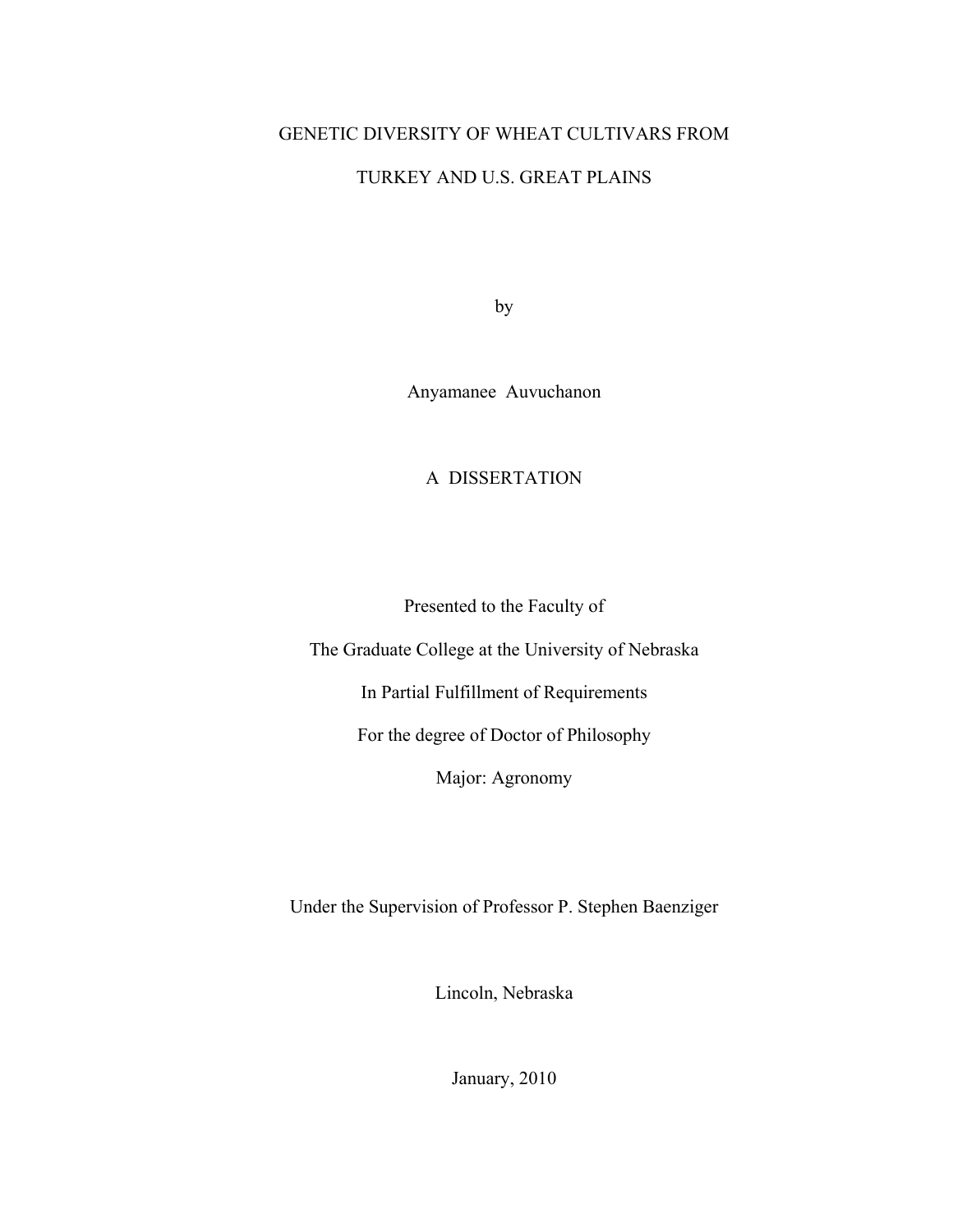# GENETIC DIVERSITY OF WHEAT CULTIVARS FROM TURKEY AND U.S. GREAT PLAINS

by

Anyamanee Auvuchanon

A DISSERTATION

Presented to the Faculty of

The Graduate College at the University of Nebraska

In Partial Fulfillment of Requirements

For the degree of Doctor of Philosophy

Major: Agronomy

Under the Supervision of Professor P. Stephen Baenziger

Lincoln, Nebraska

January, 2010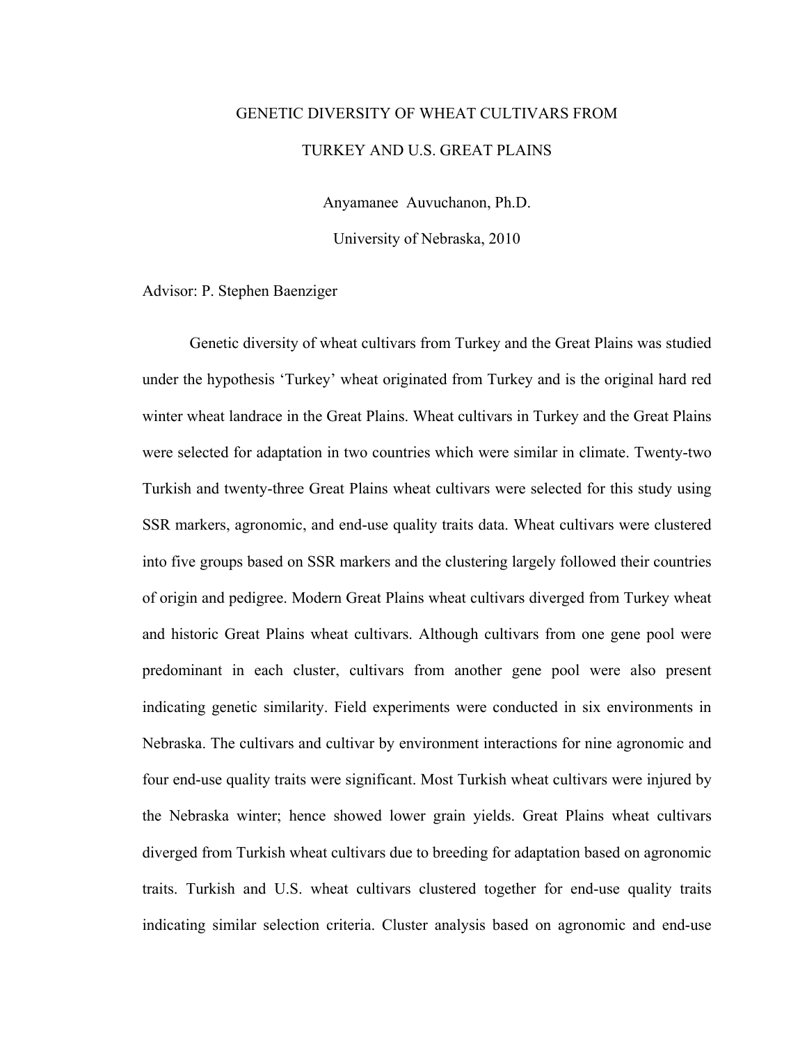# GENETIC DIVERSITY OF WHEAT CULTIVARS FROM TURKEY AND U.S. GREAT PLAINS

Anyamanee Auvuchanon, Ph.D.

University of Nebraska, 2010

Advisor: P. Stephen Baenziger

Genetic diversity of wheat cultivars from Turkey and the Great Plains was studied under the hypothesis 'Turkey' wheat originated from Turkey and is the original hard red winter wheat landrace in the Great Plains. Wheat cultivars in Turkey and the Great Plains were selected for adaptation in two countries which were similar in climate. Twenty-two Turkish and twenty-three Great Plains wheat cultivars were selected for this study using SSR markers, agronomic, and end-use quality traits data. Wheat cultivars were clustered into five groups based on SSR markers and the clustering largely followed their countries of origin and pedigree. Modern Great Plains wheat cultivars diverged from Turkey wheat and historic Great Plains wheat cultivars. Although cultivars from one gene pool were predominant in each cluster, cultivars from another gene pool were also present indicating genetic similarity. Field experiments were conducted in six environments in Nebraska. The cultivars and cultivar by environment interactions for nine agronomic and four end-use quality traits were significant. Most Turkish wheat cultivars were injured by the Nebraska winter; hence showed lower grain yields. Great Plains wheat cultivars diverged from Turkish wheat cultivars due to breeding for adaptation based on agronomic traits. Turkish and U.S. wheat cultivars clustered together for end-use quality traits indicating similar selection criteria. Cluster analysis based on agronomic and end-use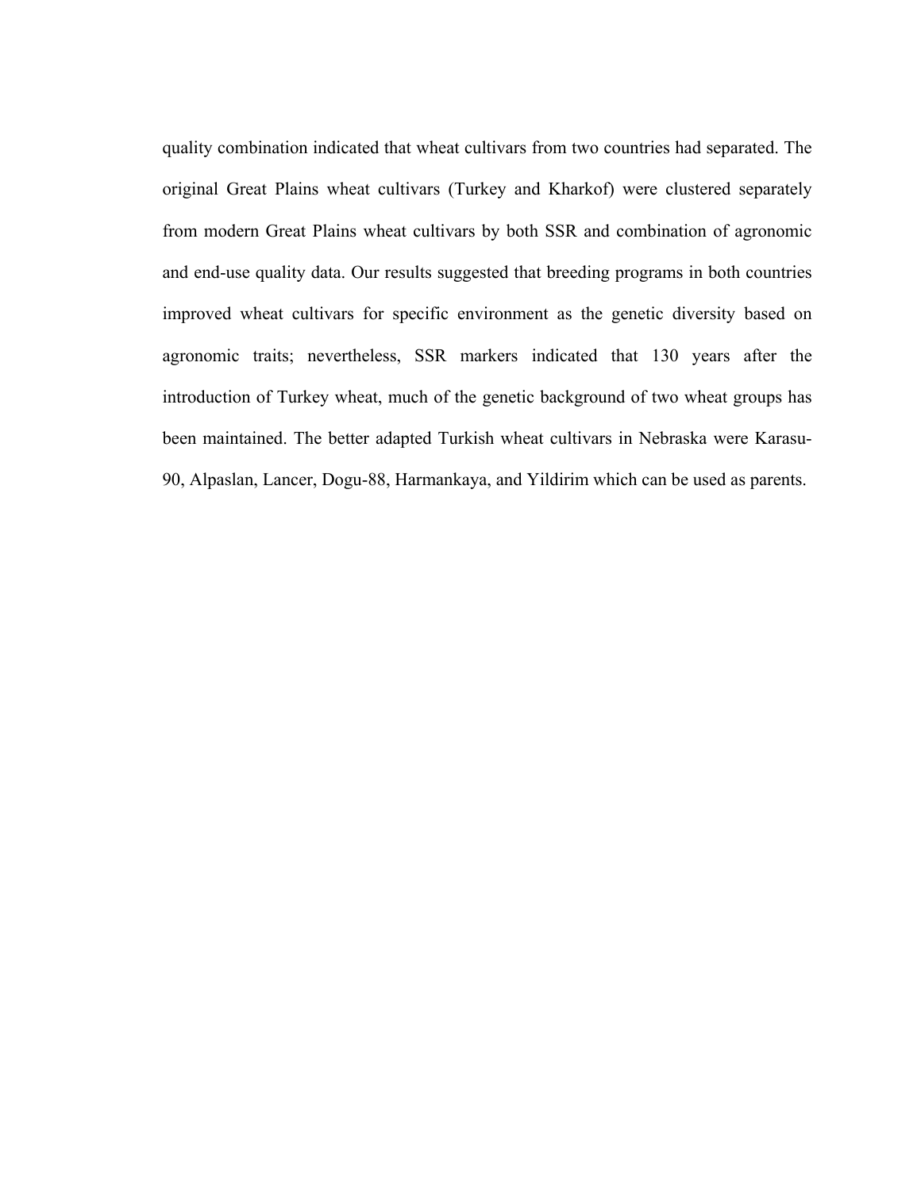quality combination indicated that wheat cultivars from two countries had separated. The original Great Plains wheat cultivars (Turkey and Kharkof) were clustered separately from modern Great Plains wheat cultivars by both SSR and combination of agronomic and end-use quality data. Our results suggested that breeding programs in both countries improved wheat cultivars for specific environment as the genetic diversity based on agronomic traits; nevertheless, SSR markers indicated that 130 years after the introduction of Turkey wheat, much of the genetic background of two wheat groups has been maintained. The better adapted Turkish wheat cultivars in Nebraska were Karasu-90, Alpaslan, Lancer, Dogu-88, Harmankaya, and Yildirim which can be used as parents.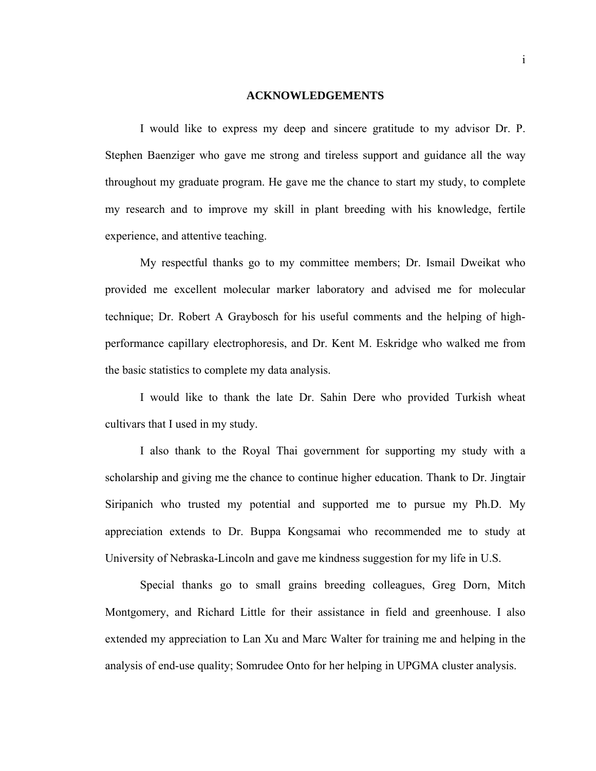# ACKNOWLEDGEMENTS

I would like to express my deep and sincere gratitude to my advisor Dr. P. Stephen Baenziger who gave me strong and tireless support and guidance all the way throughout my graduate program. He gave me the chance to start my study, to complete my research and to improve my skill in plant breeding with his knowledge, fertile experience, and attentive teaching.

My respectful thanks go to my committee members; Dr. Ismail Dweikat who provided me excellent molecular marker laboratory and advised me for molecular technique; Dr. Robert A Graybosch for his useful comments and the helping of high-performance capillary electrophoresis, and Dr. Kent M. Eskridge who walked me from the basic statistics to complete my data analysis.

I would like to thank the late Dr. Sahin Dere who provided Turkish wheat cultivars that I used in my study.

I also thank to the Royal Thai government for supporting my study with a scholarship and giving me the chance to continue higher education. Thank to Dr. Jingtair Siripanich who trusted my potential and supported me to pursue my Ph.D. My appreciation extends to Dr. Buppa Kongsamai who recommended me to study at University of Nebraska-Lincoln and gave me kindness suggestion for my life in U.S.

Special thanks go to small grains breeding colleagues, Greg Dorn, Mitch Montgomery, and Richard Little for their assistance in field and greenhouse. I also extended my appreciation to Lan Xu and Marc Walter for training me and helping in the analysis of end-use quality; Somrudee Onto for her helping in UPGMA cluster analysis.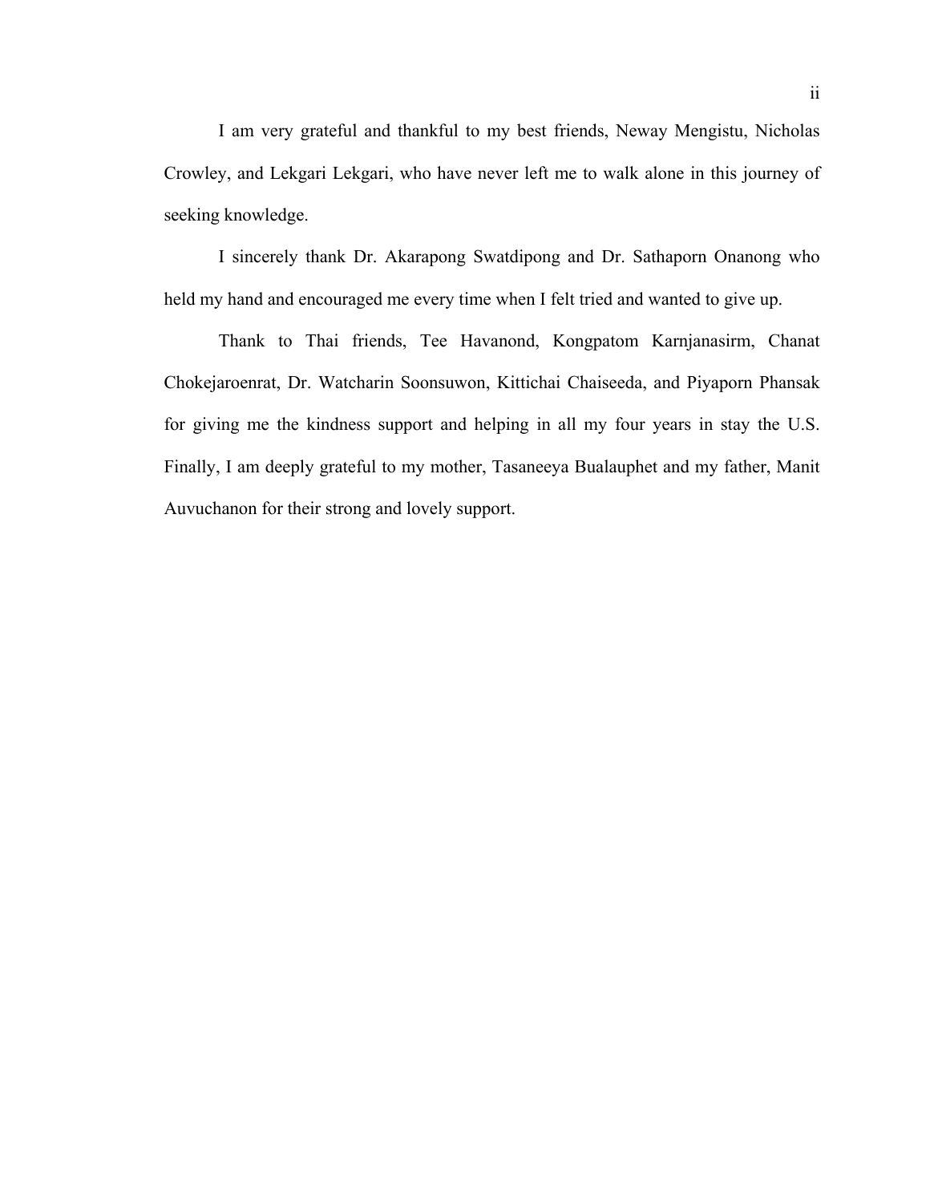I am very grateful and thankful to my best friends, Neway Mengistu, Nicholas Crowley, and Lekgari Lekgari, who have never left me to walk alone in this journey of seeking knowledge.

I sincerely thank Dr. Akarapong Swatdipong and Dr. Sathaporn Onanong who held my hand and encouraged me every time when I felt tried and wanted to give up.

Thank to Thai friends, Tee Havanond, Kongpatom Karnjanasirm, Chanat Chokejaroenrat, Dr. Watcharin Soonsuwon, Kittichai Chaiseeda, and Piyaporn Phansak for giving me the kindness support and helping in all my four years in stay the U.S. Finally, I am deeply grateful to my mother, Tasaneeya Bualauphet and my father, Manit Auvuchanon for their strong and lovely support.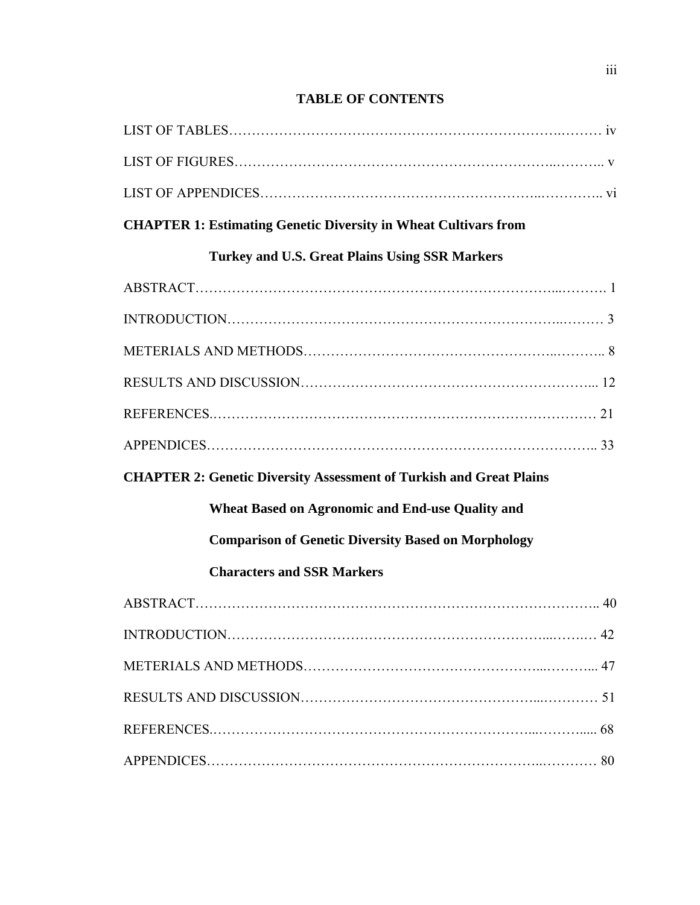# TABLE OF CONTENTS

LIST OF TABLES……………………………………………………………….……… iv

LIST OF FIGURES…………………………………………………………..……….. v

LIST OF APPENDICES……………………………………………………..………….. vi

**CHAPTER 1: Estimating Genetic Diversity in Wheat Cultivars from Turkey and U.S. Great Plains Using SSR Markers**

ABSTRACT……………………………………………………………………...………. 1

INTRODUCTION…………………………………………………………………...……… 3

METERIALS AND METHODS……………………………………………..……….. 8

RESULTS AND DISCUSSION……………………………………………………... 12

REFERENCES.……………………………………………………………………… 21

APPENDICES……………………………………………………………………….. 33

**CHAPTER 2: Genetic Diversity Assessment of Turkish and Great Plains Wheat Based on Agronomic and End-use Quality and Comparison of Genetic Diversity Based on Morphology Characters and SSR Markers**

ABSTRACT…………………………………………………………………………….. 40

INTRODUCTION…………………………………………………………...…….… 42

METERIALS AND METHODS…………………………………………...………... 47

RESULTS AND DISCUSSION…………………………………………...………… 51

REFERENCES.……………………………………………………………...……..... 68

APPENDICES……………………………………………………………..………… 80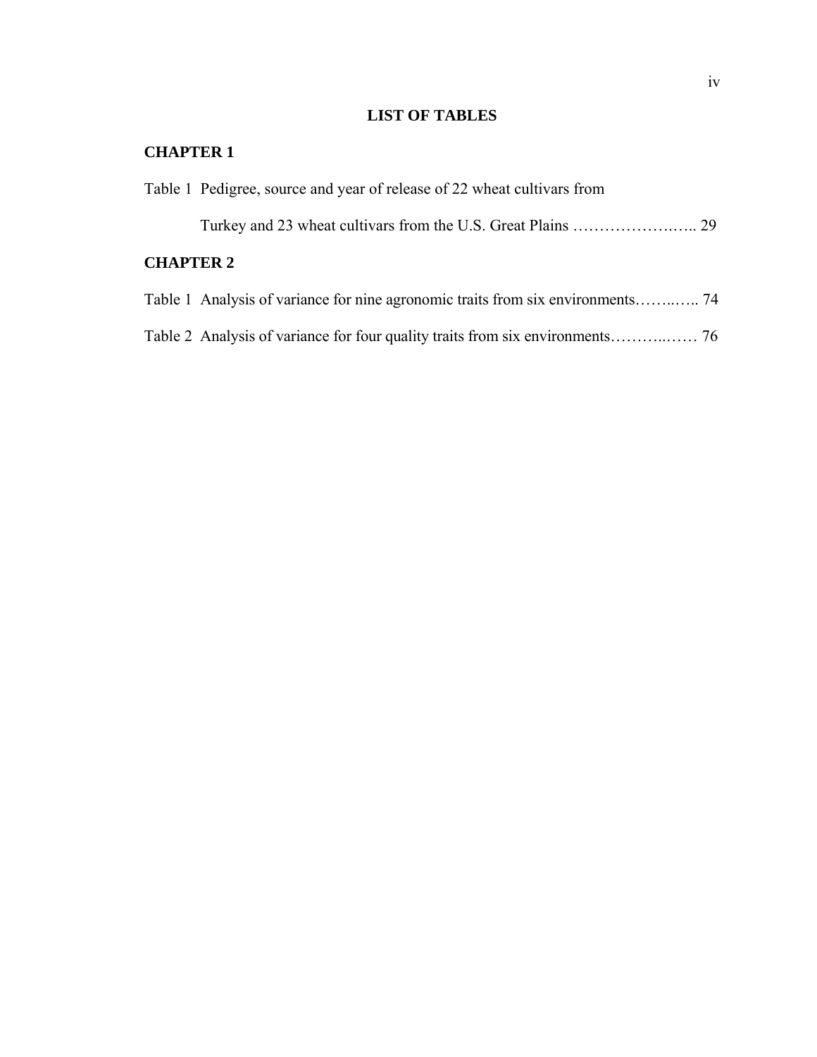# LIST OF TABLES

## CHAPTER 1

Table 1 Pedigree, source and year of release of 22 wheat cultivars from Turkey and 23 wheat cultivars from the U.S. Great Plains …………………..….. 29

## CHAPTER 2

Table 1 Analysis of variance for nine agronomic traits from six environments……..….. 74

Table 2 Analysis of variance for four quality traits from six environments………..…… 76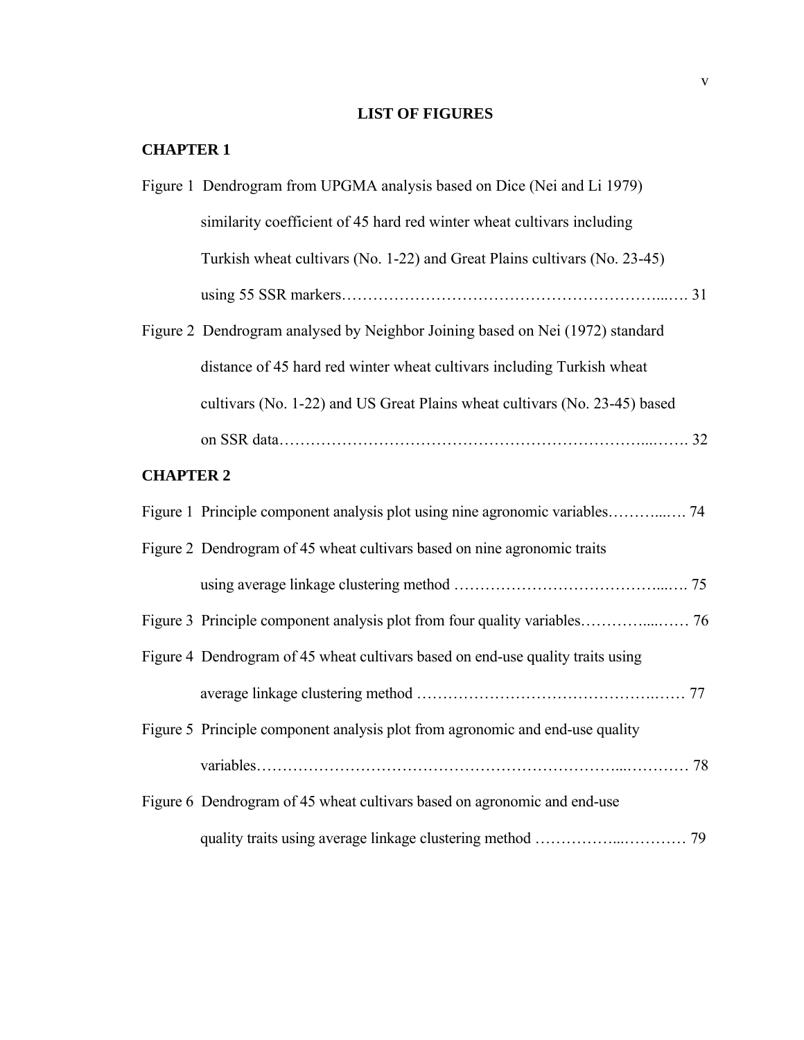# LIST OF FIGURES

## CHAPTER 1

Figure 1 Dendrogram from UPGMA analysis based on Dice (Nei and Li 1979) similarity coefficient of 45 hard red winter wheat cultivars including Turkish wheat cultivars (No. 1-22) and Great Plains cultivars (No. 23-45) using 55 SSR markers………………………………………………………...…. 31

Figure 2 Dendrogram analysed by Neighbor Joining based on Nei (1972) standard distance of 45 hard red winter wheat cultivars including Turkish wheat cultivars (No. 1-22) and US Great Plains wheat cultivars (No. 23-45) based on SSR data…………………………………………………………...……. 32

## CHAPTER 2

Figure 1 Principle component analysis plot using nine agronomic variables………...…. 74

Figure 2 Dendrogram of 45 wheat cultivars based on nine agronomic traits using average linkage clustering method …………………………………...…. 75

Figure 3 Principle component analysis plot from four quality variables…………....…… 76

Figure 4 Dendrogram of 45 wheat cultivars based on end-use quality traits using average linkage clustering method ……………………………………….…… 77

Figure 5 Principle component analysis plot from agronomic and end-use quality variables…………………………………………………………...………… 78

Figure 6 Dendrogram of 45 wheat cultivars based on agronomic and end-use quality traits using average linkage clustering method ……………...………… 79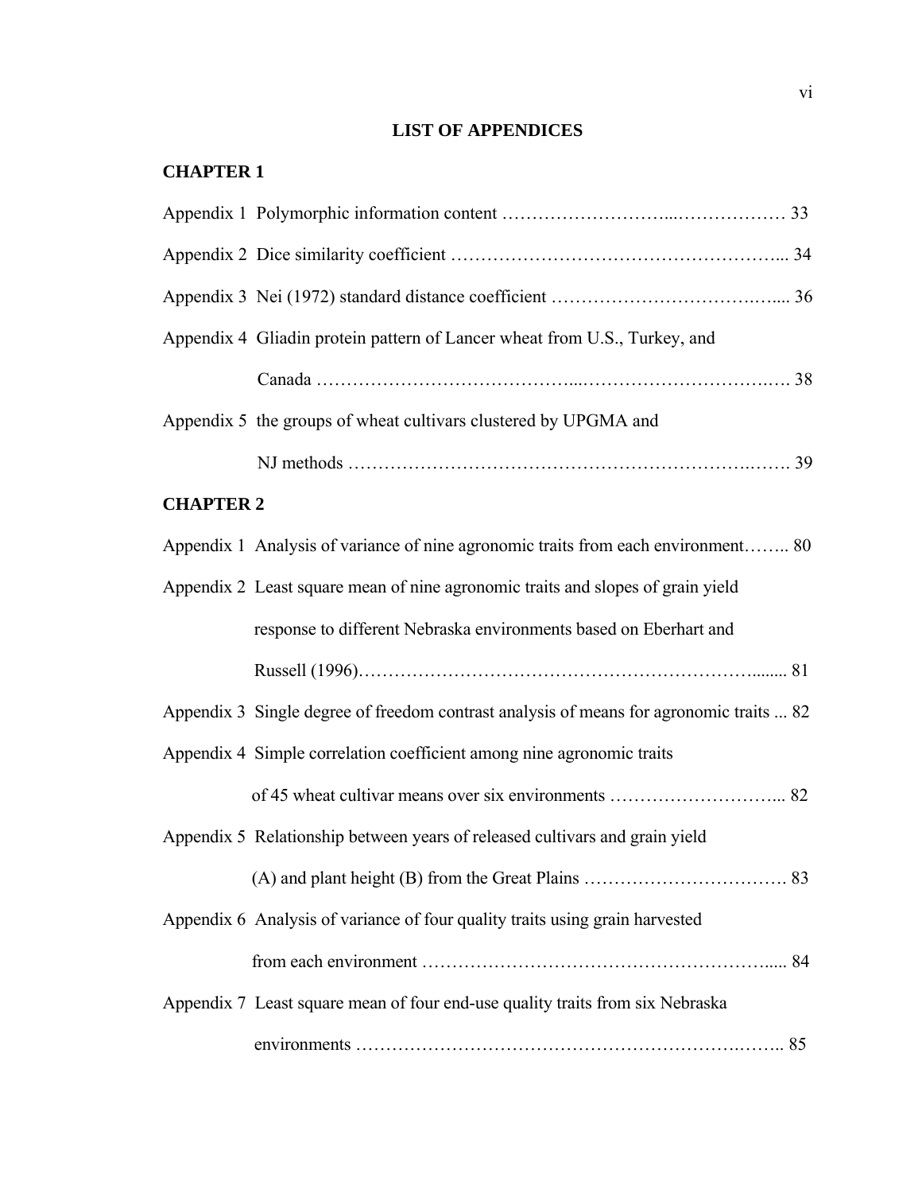# LIST OF APPENDICES

## CHAPTER 1

Appendix 1 Polymorphic information content ………………………...……………… 33

Appendix 2 Dice similarity coefficient ……………………………………………... 34

Appendix 3 Nei (1972) standard distance coefficient …………………………….….... 36

Appendix 4 Gliadin protein pattern of Lancer wheat from U.S., Turkey, and Canada …………………………………...…………………………….…. 38

Appendix 5 the groups of wheat cultivars clustered by UPGMA and NJ methods ……………………………………………………….……. 39

## CHAPTER 2

Appendix 1 Analysis of variance of nine agronomic traits from each environment…….. 80

Appendix 2 Least square mean of nine agronomic traits and slopes of grain yield response to different Nebraska environments based on Eberhart and Russell (1996)…………………………………………………………........ 81

Appendix 3 Single degree of freedom contrast analysis of means for agronomic traits ... 82

Appendix 4 Simple correlation coefficient among nine agronomic traits of 45 wheat cultivar means over six environments ………………………... 82

Appendix 5 Relationship between years of released cultivars and grain yield (A) and plant height (B) from the Great Plains ……………………………. 83

Appendix 6 Analysis of variance of four quality traits using grain harvested from each environment ………………………………………………..... 84

Appendix 7 Least square mean of four end-use quality traits from six Nebraska environments ……………………………………………………….…….. 85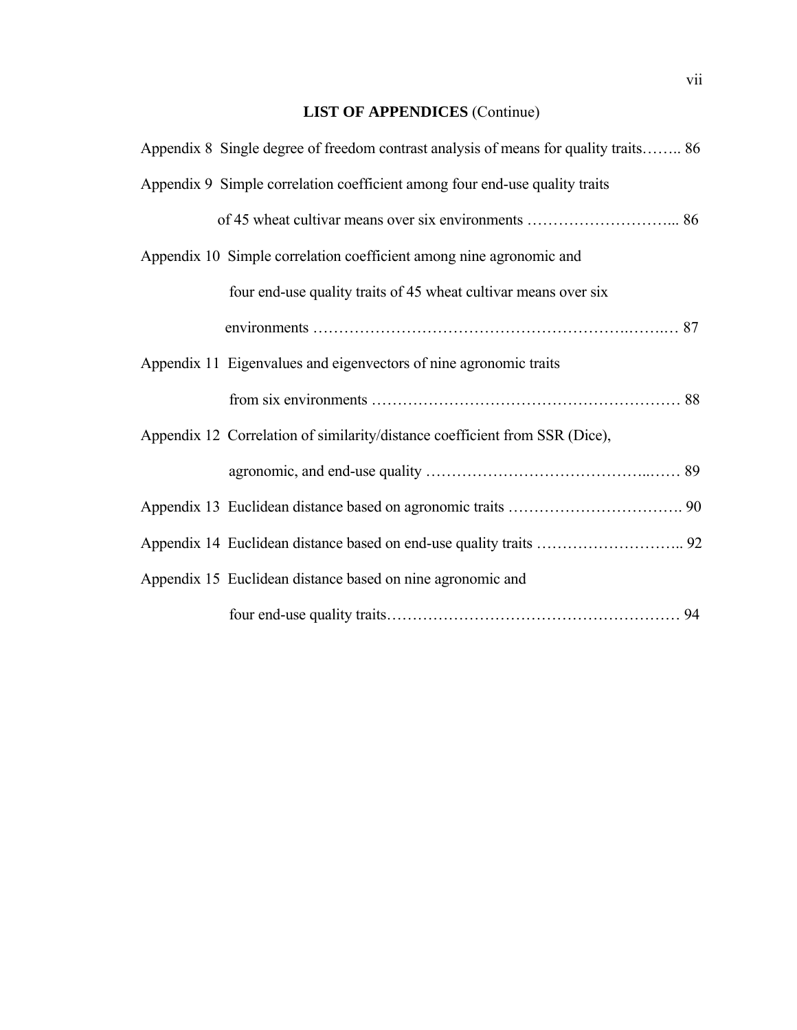**LIST OF APPENDICES** (Continue)

Appendix 8 Single degree of freedom contrast analysis of means for quality traits…….. 86

Appendix 9 Simple correlation coefficient among four end-use quality traits of 45 wheat cultivar means over six environments ………………………... 86

Appendix 10 Simple correlation coefficient among nine agronomic and four end-use quality traits of 45 wheat cultivar means over six environments ………………………………………………….…….… 87

Appendix 11 Eigenvalues and eigenvectors of nine agronomic traits from six environments …………………………………………………… 88

Appendix 12 Correlation of similarity/distance coefficient from SSR (Dice), agronomic, and end-use quality …………………………………...…… 89

Appendix 13 Euclidean distance based on agronomic traits ……………………………. 90

Appendix 14 Euclidean distance based on end-use quality traits ……………………….. 92

Appendix 15 Euclidean distance based on nine agronomic and four end-use quality traits………………………………………………… 94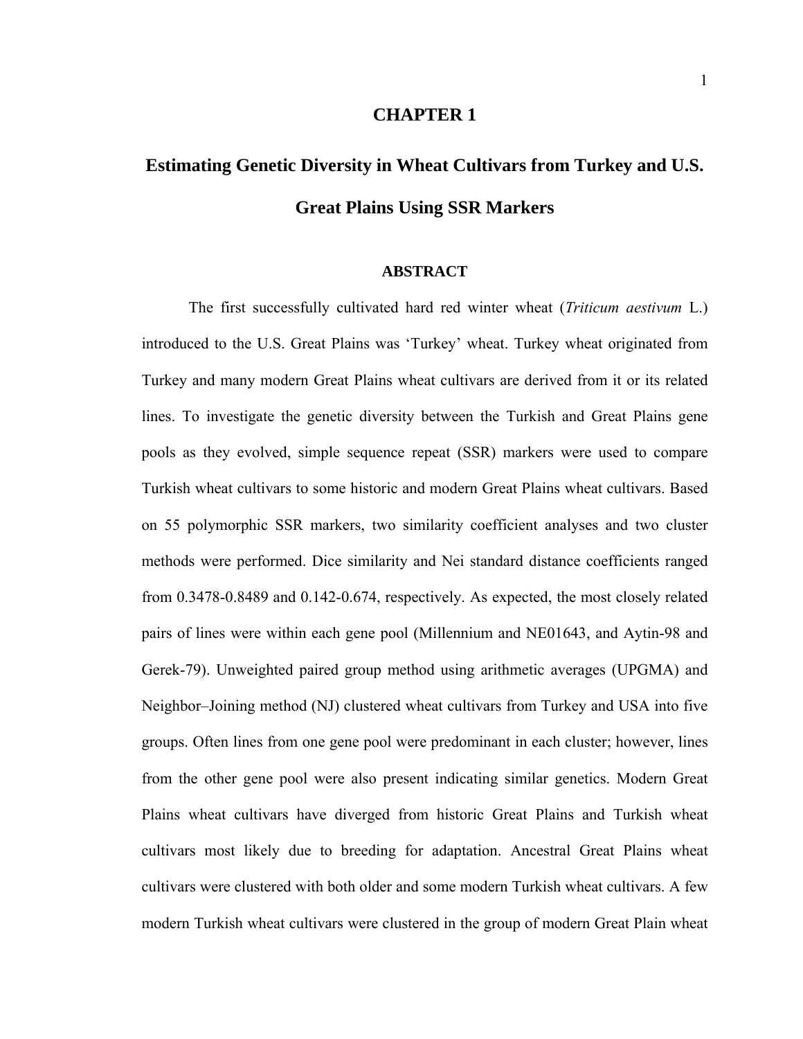# CHAPTER 1

## Estimating Genetic Diversity in Wheat Cultivars from Turkey and U.S. Great Plains Using SSR Markers

### ABSTRACT

The first successfully cultivated hard red winter wheat (*Triticum aestivum* L.) introduced to the U.S. Great Plains was 'Turkey' wheat. Turkey wheat originated from Turkey and many modern Great Plains wheat cultivars are derived from it or its related lines. To investigate the genetic diversity between the Turkish and Great Plains gene pools as they evolved, simple sequence repeat (SSR) markers were used to compare Turkish wheat cultivars to some historic and modern Great Plains wheat cultivars. Based on 55 polymorphic SSR markers, two similarity coefficient analyses and two cluster methods were performed. Dice similarity and Nei standard distance coefficients ranged from 0.3478-0.8489 and 0.142-0.674, respectively. As expected, the most closely related pairs of lines were within each gene pool (Millennium and NE01643, and Aytin-98 and Gerek-79). Unweighted paired group method using arithmetic averages (UPGMA) and Neighbor–Joining method (NJ) clustered wheat cultivars from Turkey and USA into five groups. Often lines from one gene pool were predominant in each cluster; however, lines from the other gene pool were also present indicating similar genetics. Modern Great Plains wheat cultivars have diverged from historic Great Plains and Turkish wheat cultivars most likely due to breeding for adaptation. Ancestral Great Plains wheat cultivars were clustered with both older and some modern Turkish wheat cultivars. A few modern Turkish wheat cultivars were clustered in the group of modern Great Plain wheat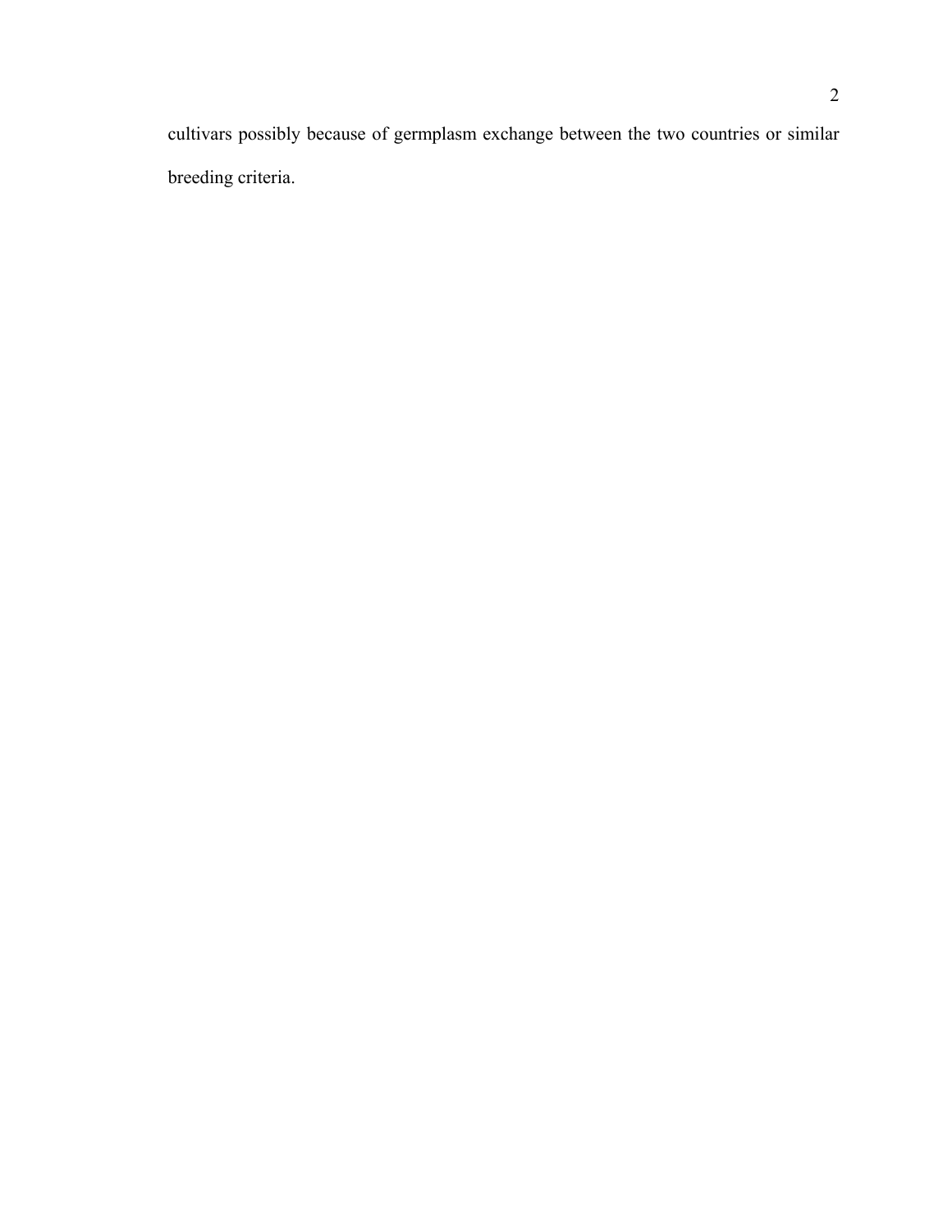cultivars possibly because of germplasm exchange between the two countries or similar breeding criteria.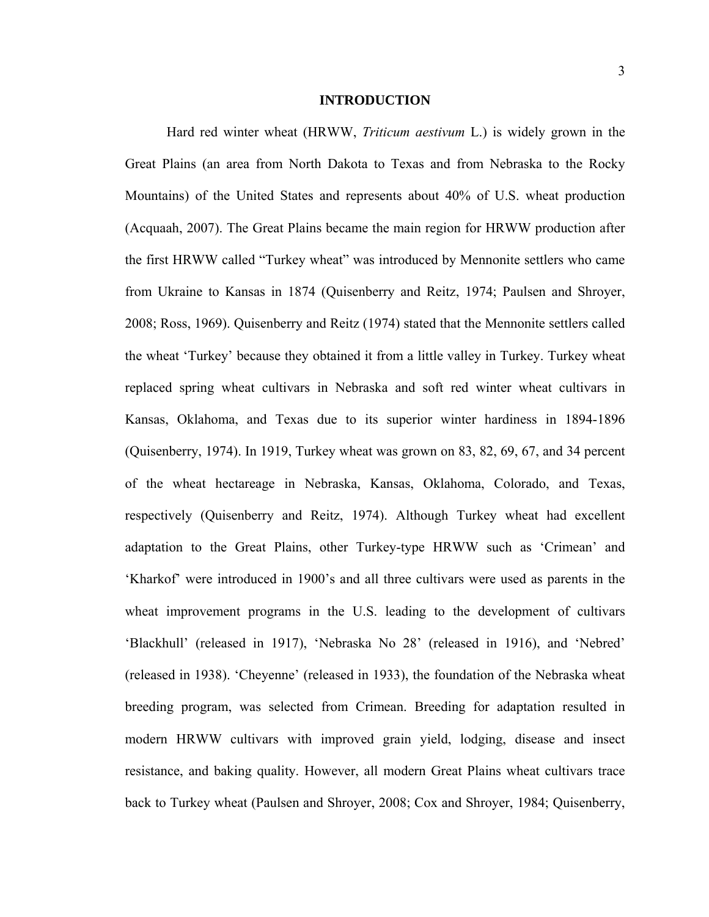# INTRODUCTION

Hard red winter wheat (HRWW, *Triticum aestivum* L.) is widely grown in the Great Plains (an area from North Dakota to Texas and from Nebraska to the Rocky Mountains) of the United States and represents about 40% of U.S. wheat production (Acquaah, 2007). The Great Plains became the main region for HRWW production after the first HRWW called "Turkey wheat" was introduced by Mennonite settlers who came from Ukraine to Kansas in 1874 (Quisenberry and Reitz, 1974; Paulsen and Shroyer, 2008; Ross, 1969). Quisenberry and Reitz (1974) stated that the Mennonite settlers called the wheat 'Turkey' because they obtained it from a little valley in Turkey. Turkey wheat replaced spring wheat cultivars in Nebraska and soft red winter wheat cultivars in Kansas, Oklahoma, and Texas due to its superior winter hardiness in 1894-1896 (Quisenberry, 1974). In 1919, Turkey wheat was grown on 83, 82, 69, 67, and 34 percent of the wheat hectareage in Nebraska, Kansas, Oklahoma, Colorado, and Texas, respectively (Quisenberry and Reitz, 1974). Although Turkey wheat had excellent adaptation to the Great Plains, other Turkey-type HRWW such as 'Crimean' and 'Kharkof' were introduced in 1900's and all three cultivars were used as parents in the wheat improvement programs in the U.S. leading to the development of cultivars 'Blackhull' (released in 1917), 'Nebraska No 28' (released in 1916), and 'Nebred' (released in 1938). 'Cheyenne' (released in 1933), the foundation of the Nebraska wheat breeding program, was selected from Crimean. Breeding for adaptation resulted in modern HRWW cultivars with improved grain yield, lodging, disease and insect resistance, and baking quality. However, all modern Great Plains wheat cultivars trace back to Turkey wheat (Paulsen and Shroyer, 2008; Cox and Shroyer, 1984; Quisenberry,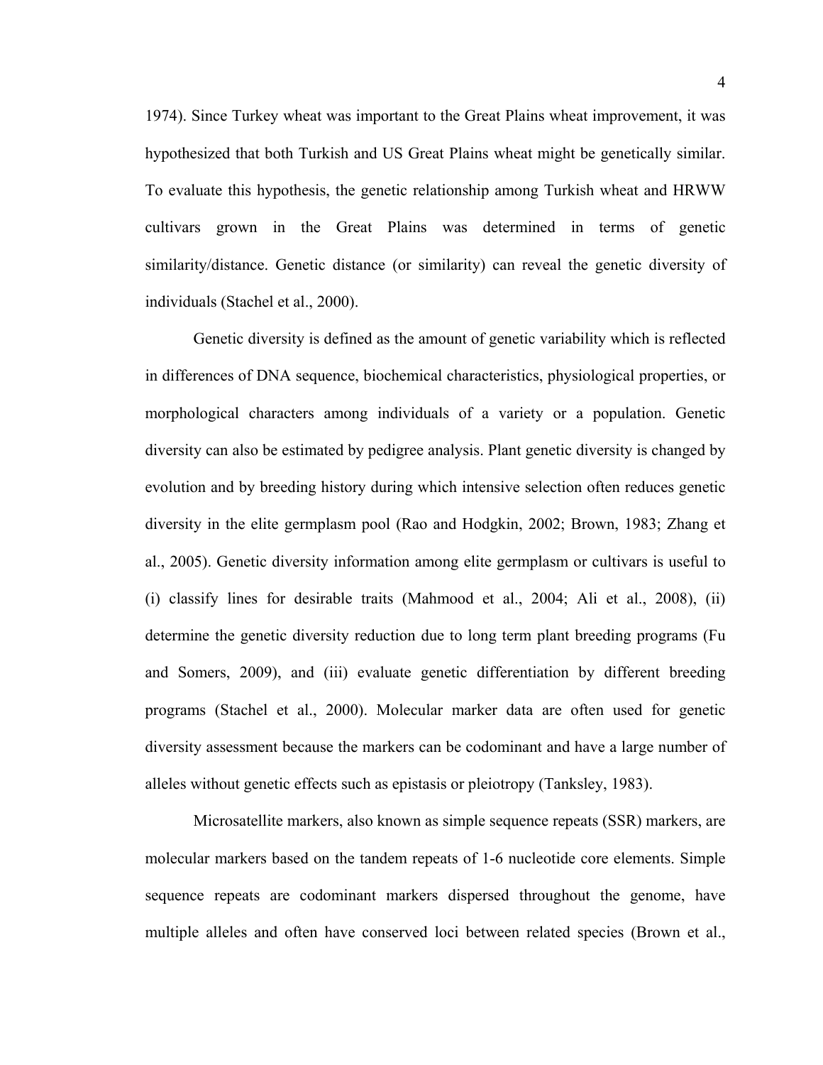1974). Since Turkey wheat was important to the Great Plains wheat improvement, it was hypothesized that both Turkish and US Great Plains wheat might be genetically similar. To evaluate this hypothesis, the genetic relationship among Turkish wheat and HRWW cultivars grown in the Great Plains was determined in terms of genetic similarity/distance. Genetic distance (or similarity) can reveal the genetic diversity of individuals (Stachel et al., 2000).

Genetic diversity is defined as the amount of genetic variability which is reflected in differences of DNA sequence, biochemical characteristics, physiological properties, or morphological characters among individuals of a variety or a population. Genetic diversity can also be estimated by pedigree analysis. Plant genetic diversity is changed by evolution and by breeding history during which intensive selection often reduces genetic diversity in the elite germplasm pool (Rao and Hodgkin, 2002; Brown, 1983; Zhang et al., 2005). Genetic diversity information among elite germplasm or cultivars is useful to (i) classify lines for desirable traits (Mahmood et al., 2004; Ali et al., 2008), (ii) determine the genetic diversity reduction due to long term plant breeding programs (Fu and Somers, 2009), and (iii) evaluate genetic differentiation by different breeding programs (Stachel et al., 2000). Molecular marker data are often used for genetic diversity assessment because the markers can be codominant and have a large number of alleles without genetic effects such as epistasis or pleiotropy (Tanksley, 1983).

Microsatellite markers, also known as simple sequence repeats (SSR) markers, are molecular markers based on the tandem repeats of 1-6 nucleotide core elements. Simple sequence repeats are codominant markers dispersed throughout the genome, have multiple alleles and often have conserved loci between related species (Brown et al.,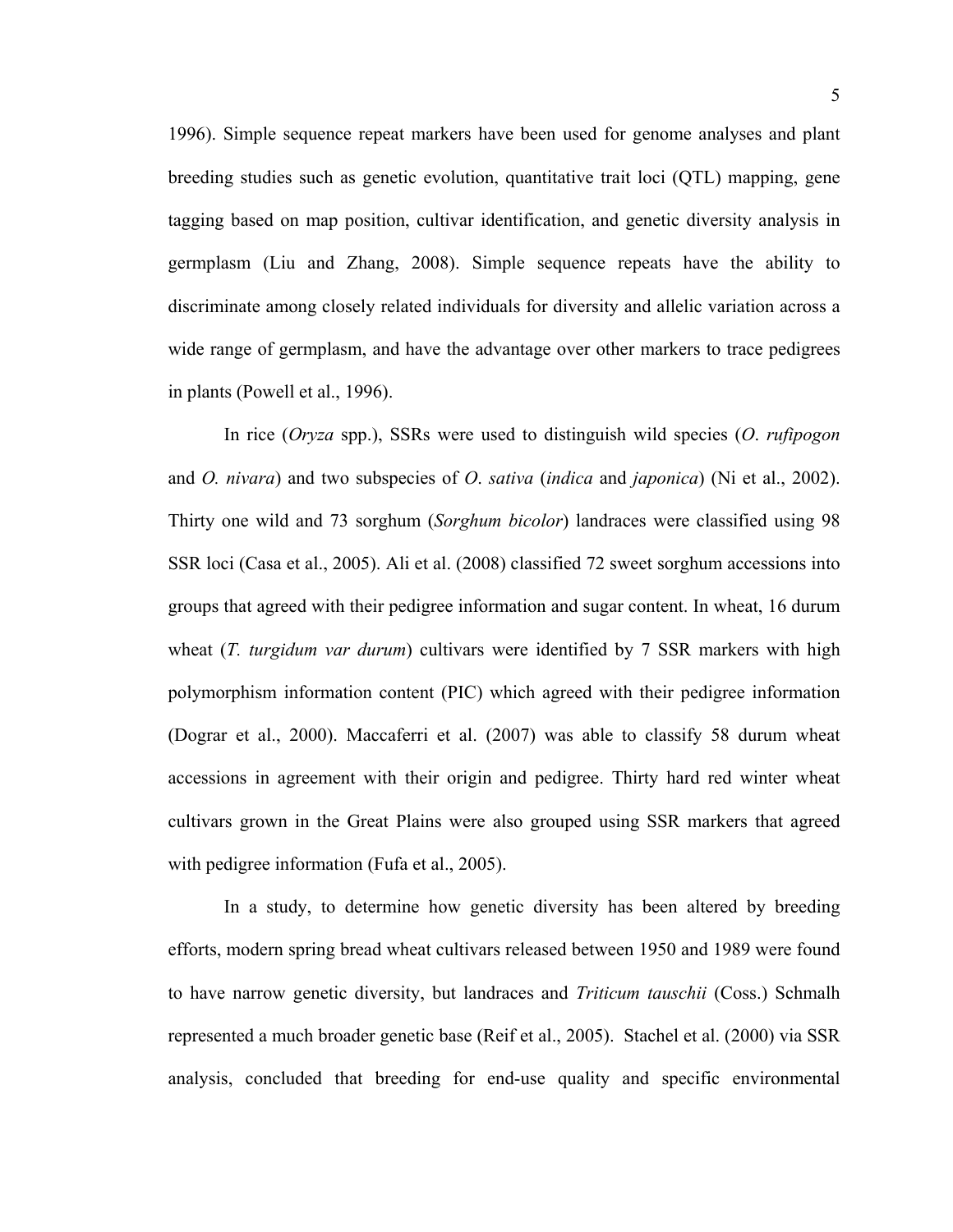1996). Simple sequence repeat markers have been used for genome analyses and plant breeding studies such as genetic evolution, quantitative trait loci (QTL) mapping, gene tagging based on map position, cultivar identification, and genetic diversity analysis in germplasm (Liu and Zhang, 2008). Simple sequence repeats have the ability to discriminate among closely related individuals for diversity and allelic variation across a wide range of germplasm, and have the advantage over other markers to trace pedigrees in plants (Powell et al., 1996).

In rice (*Oryza* spp.), SSRs were used to distinguish wild species (*O. rufipogon* and *O. nivara*) and two subspecies of *O. sativa* (*indica* and *japonica*) (Ni et al., 2002). Thirty one wild and 73 sorghum (*Sorghum bicolor*) landraces were classified using 98 SSR loci (Casa et al., 2005). Ali et al. (2008) classified 72 sweet sorghum accessions into groups that agreed with their pedigree information and sugar content. In wheat, 16 durum wheat (*T. turgidum var durum*) cultivars were identified by 7 SSR markers with high polymorphism information content (PIC) which agreed with their pedigree information (Dograr et al., 2000). Maccaferri et al. (2007) was able to classify 58 durum wheat accessions in agreement with their origin and pedigree. Thirty hard red winter wheat cultivars grown in the Great Plains were also grouped using SSR markers that agreed with pedigree information (Fufa et al., 2005).

In a study, to determine how genetic diversity has been altered by breeding efforts, modern spring bread wheat cultivars released between 1950 and 1989 were found to have narrow genetic diversity, but landraces and *Triticum tauschii* (Coss.) Schmalh represented a much broader genetic base (Reif et al., 2005). Stachel et al. (2000) via SSR analysis, concluded that breeding for end-use quality and specific environmental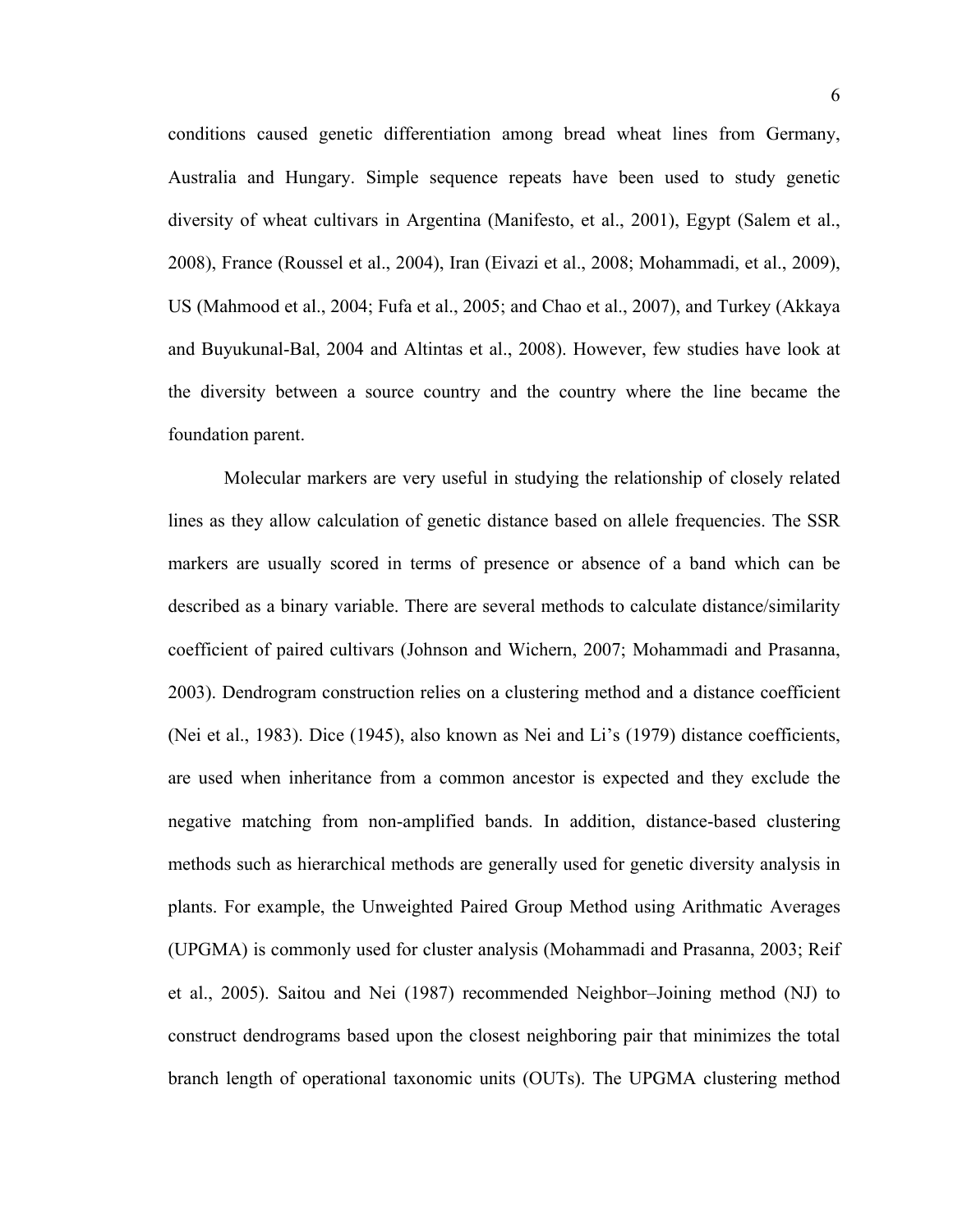conditions caused genetic differentiation among bread wheat lines from Germany, Australia and Hungary. Simple sequence repeats have been used to study genetic diversity of wheat cultivars in Argentina (Manifesto, et al., 2001), Egypt (Salem et al., 2008), France (Roussel et al., 2004), Iran (Eivazi et al., 2008; Mohammadi, et al., 2009), US (Mahmood et al., 2004; Fufa et al., 2005; and Chao et al., 2007), and Turkey (Akkaya and Buyukunal-Bal, 2004 and Altintas et al., 2008). However, few studies have look at the diversity between a source country and the country where the line became the foundation parent.

Molecular markers are very useful in studying the relationship of closely related lines as they allow calculation of genetic distance based on allele frequencies. The SSR markers are usually scored in terms of presence or absence of a band which can be described as a binary variable. There are several methods to calculate distance/similarity coefficient of paired cultivars (Johnson and Wichern, 2007; Mohammadi and Prasanna, 2003). Dendrogram construction relies on a clustering method and a distance coefficient (Nei et al., 1983). Dice (1945), also known as Nei and Li's (1979) distance coefficients, are used when inheritance from a common ancestor is expected and they exclude the negative matching from non-amplified bands. In addition, distance-based clustering methods such as hierarchical methods are generally used for genetic diversity analysis in plants. For example, the Unweighted Paired Group Method using Arithmatic Averages (UPGMA) is commonly used for cluster analysis (Mohammadi and Prasanna, 2003; Reif et al., 2005). Saitou and Nei (1987) recommended Neighbor–Joining method (NJ) to construct dendrograms based upon the closest neighboring pair that minimizes the total branch length of operational taxonomic units (OUTs). The UPGMA clustering method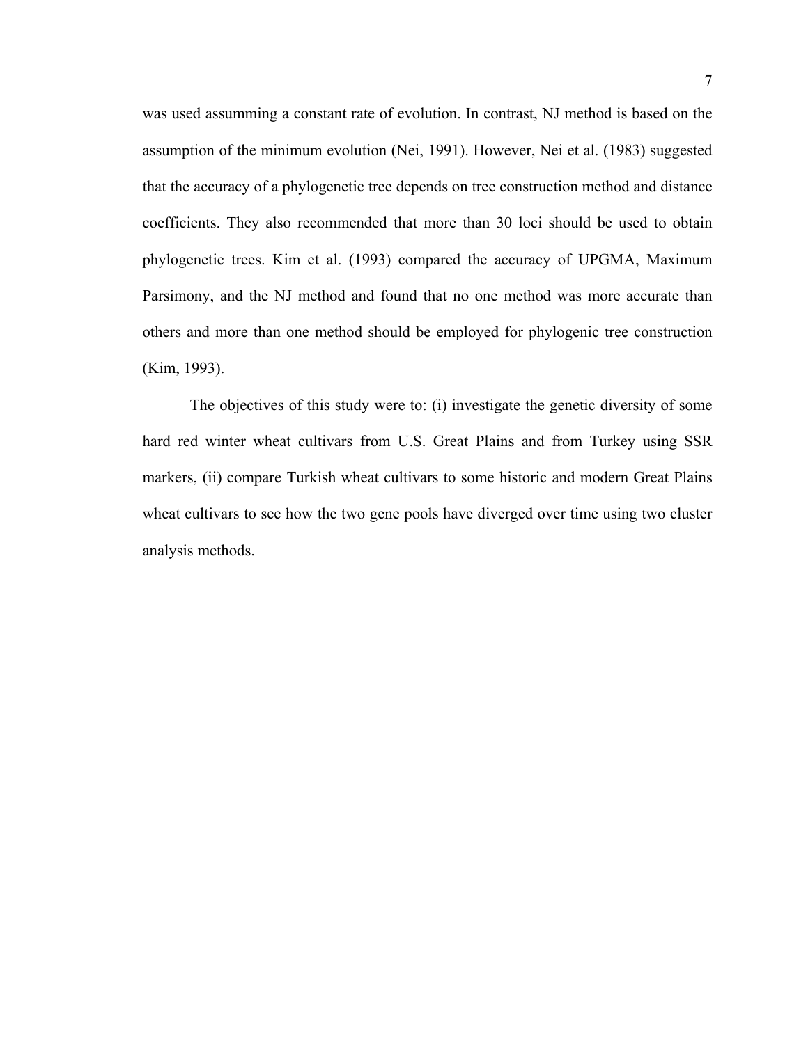was used assumming a constant rate of evolution. In contrast, NJ method is based on the assumption of the minimum evolution (Nei, 1991). However, Nei et al. (1983) suggested that the accuracy of a phylogenetic tree depends on tree construction method and distance coefficients. They also recommended that more than 30 loci should be used to obtain phylogenetic trees. Kim et al. (1993) compared the accuracy of UPGMA, Maximum Parsimony, and the NJ method and found that no one method was more accurate than others and more than one method should be employed for phylogenic tree construction (Kim, 1993).

The objectives of this study were to: (i) investigate the genetic diversity of some hard red winter wheat cultivars from U.S. Great Plains and from Turkey using SSR markers, (ii) compare Turkish wheat cultivars to some historic and modern Great Plains wheat cultivars to see how the two gene pools have diverged over time using two cluster analysis methods.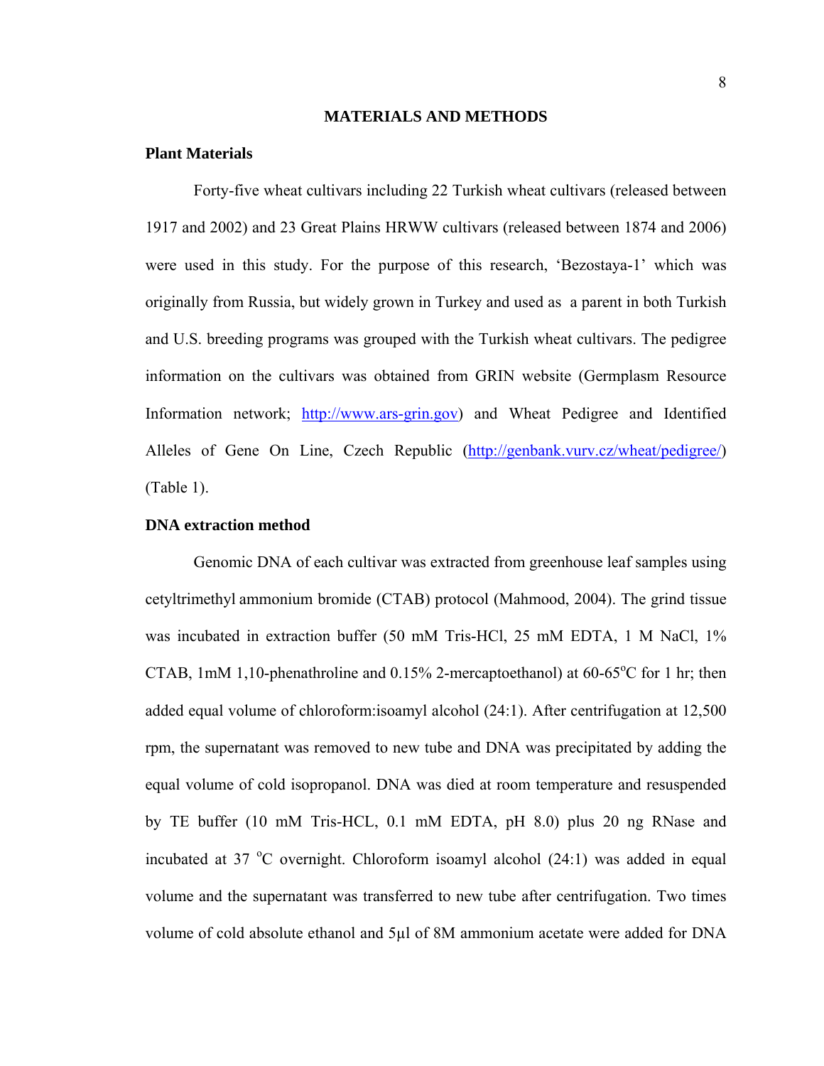# MATERIALS AND METHODS

## Plant Materials

Forty-five wheat cultivars including 22 Turkish wheat cultivars (released between 1917 and 2002) and 23 Great Plains HRWW cultivars (released between 1874 and 2006) were used in this study. For the purpose of this research, 'Bezostaya-1' which was originally from Russia, but widely grown in Turkey and used as a parent in both Turkish and U.S. breeding programs was grouped with the Turkish wheat cultivars. The pedigree information on the cultivars was obtained from GRIN website (Germplasm Resource Information network; http://www.ars-grin.gov) and Wheat Pedigree and Identified Alleles of Gene On Line, Czech Republic (http://genbank.vurv.cz/wheat/pedigree/) (Table 1).

## DNA extraction method

Genomic DNA of each cultivar was extracted from greenhouse leaf samples using cetyltrimethyl ammonium bromide (CTAB) protocol (Mahmood, 2004). The grind tissue was incubated in extraction buffer (50 mM Tris-HCl, 25 mM EDTA, 1 M NaCl, 1% CTAB, 1mM 1,10-phenathroline and 0.15% 2-mercaptoethanol) at 60-65$^{o}$C for 1 hr; then added equal volume of chloroform:isoamyl alcohol (24:1). After centrifugation at 12,500 rpm, the supernatant was removed to new tube and DNA was precipitated by adding the equal volume of cold isopropanol. DNA was died at room temperature and resuspended by TE buffer (10 mM Tris-HCL, 0.1 mM EDTA, pH 8.0) plus 20 ng RNase and incubated at 37 $^{o}$C overnight. Chloroform isoamyl alcohol (24:1) was added in equal volume and the supernatant was transferred to new tube after centrifugation. Two times volume of cold absolute ethanol and 5µl of 8M ammonium acetate were added for DNA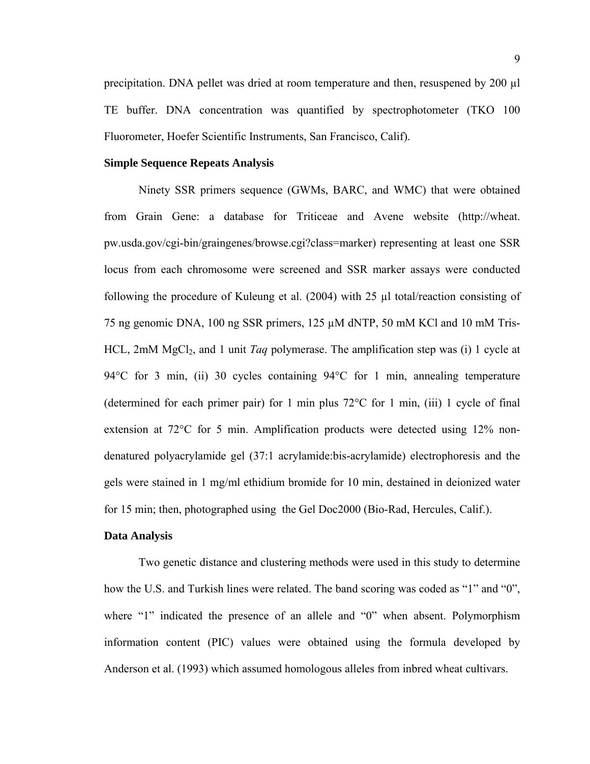precipitation. DNA pellet was dried at room temperature and then, resuspened by 200 µl TE buffer. DNA concentration was quantified by spectrophotometer (TKO 100 Fluorometer, Hoefer Scientific Instruments, San Francisco, Calif).

**Simple Sequence Repeats Analysis**

Ninety SSR primers sequence (GWMs, BARC, and WMC) that were obtained from Grain Gene: a database for Triticeae and Avene website (http://wheat. pw.usda.gov/cgi-bin/graingenes/browse.cgi?class=marker) representing at least one SSR locus from each chromosome were screened and SSR marker assays were conducted following the procedure of Kuleung et al. (2004) with 25 µl total/reaction consisting of 75 ng genomic DNA, 100 ng SSR primers, 125 µM dNTP, 50 mM KCl and 10 mM Tris-HCL, 2mM $MgCl_2$, and 1 unit *Taq* polymerase. The amplification step was (i) 1 cycle at 94°C for 3 min, (ii) 30 cycles containing 94°C for 1 min, annealing temperature (determined for each primer pair) for 1 min plus 72°C for 1 min, (iii) 1 cycle of final extension at 72°C for 5 min. Amplification products were detected using 12% non-denatured polyacrylamide gel (37:1 acrylamide:bis-acrylamide) electrophoresis and the gels were stained in 1 mg/ml ethidium bromide for 10 min, destained in deionized water for 15 min; then, photographed using the Gel Doc2000 (Bio-Rad, Hercules, Calif.).

**Data Analysis**

Two genetic distance and clustering methods were used in this study to determine how the U.S. and Turkish lines were related. The band scoring was coded as "1" and "0", where "1" indicated the presence of an allele and "0" when absent. Polymorphism information content (PIC) values were obtained using the formula developed by Anderson et al. (1993) which assumed homologous alleles from inbred wheat cultivars.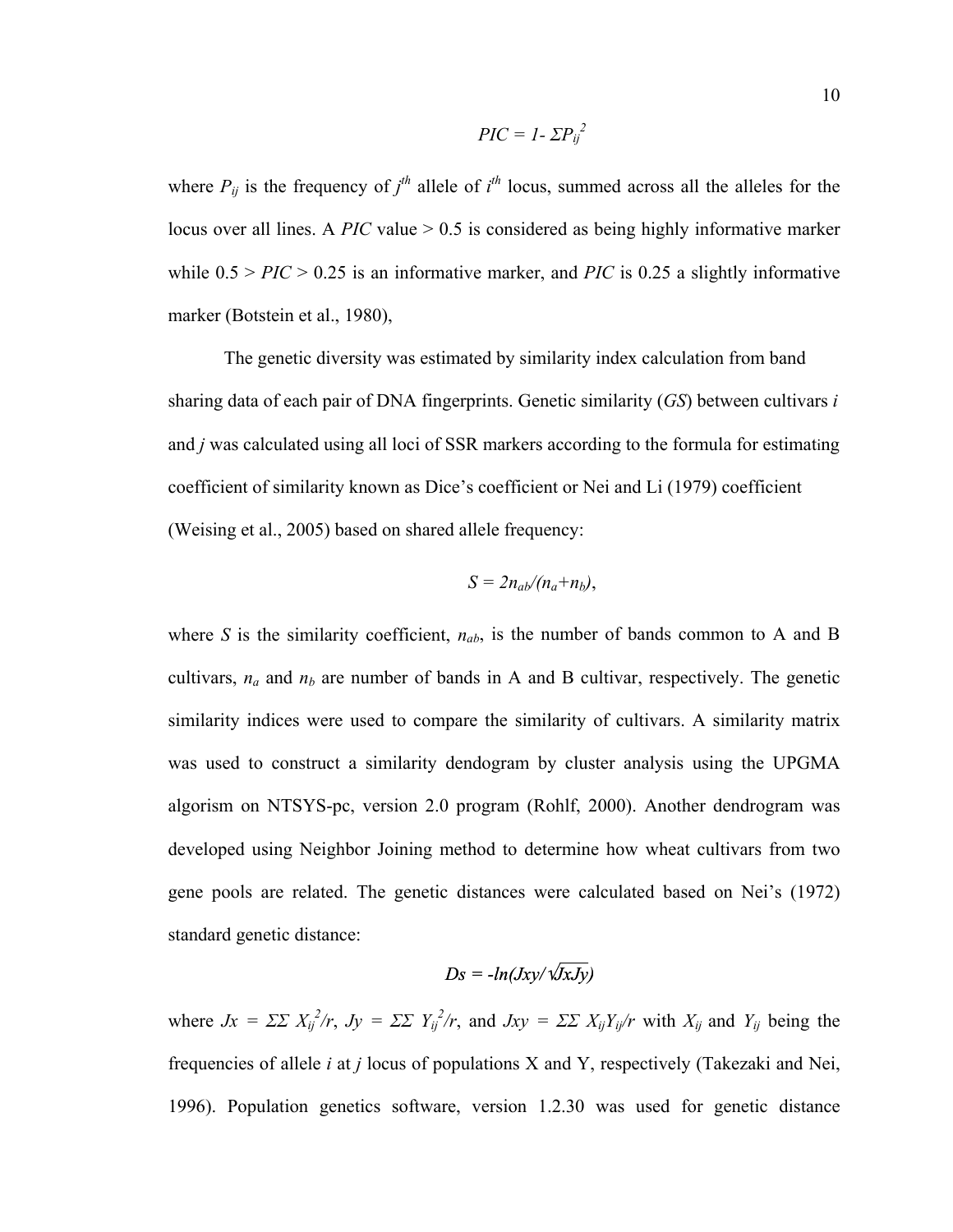$$PIC = 1 - \Sigma P_{ij}^2$$

where $P_{ij}$ is the frequency of $j^{th}$ allele of $i^{th}$ locus, summed across all the alleles for the locus over all lines. A *PIC* value > 0.5 is considered as being highly informative marker while 0.5 > *PIC* > 0.25 is an informative marker, and *PIC* is 0.25 a slightly informative marker (Botstein et al., 1980),

The genetic diversity was estimated by similarity index calculation from band sharing data of each pair of DNA fingerprints. Genetic similarity (*GS*) between cultivars *i* and *j* was calculated using all loci of SSR markers according to the formula for estimating coefficient of similarity known as Dice's coefficient or Nei and Li (1979) coefficient (Weising et al., 2005) based on shared allele frequency:

$$S = 2n_{ab}/(n_a+n_b),$$

where *S* is the similarity coefficient, $n_{ab}$, is the number of bands common to A and B cultivars, $n_a$ and $n_b$ are number of bands in A and B cultivar, respectively. The genetic similarity indices were used to compare the similarity of cultivars. A similarity matrix was used to construct a similarity dendogram by cluster analysis using the UPGMA algorism on NTSYS-pc, version 2.0 program (Rohlf, 2000). Another dendrogram was developed using Neighbor Joining method to determine how wheat cultivars from two gene pools are related. The genetic distances were calculated based on Nei's (1972) standard genetic distance:

$$Ds = -\ln(Jxy/\sqrt{JxJy})$$

where $Jx = \Sigma\Sigma X_{ij}^2/r$, $Jy = \Sigma\Sigma Y_{ij}^2/r$, and $Jxy = \Sigma\Sigma X_{ij}Y_{ij}/r$ with $X_{ij}$ and $Y_{ij}$ being the frequencies of allele *i* at *j* locus of populations X and Y, respectively (Takezaki and Nei, 1996). Population genetics software, version 1.2.30 was used for genetic distance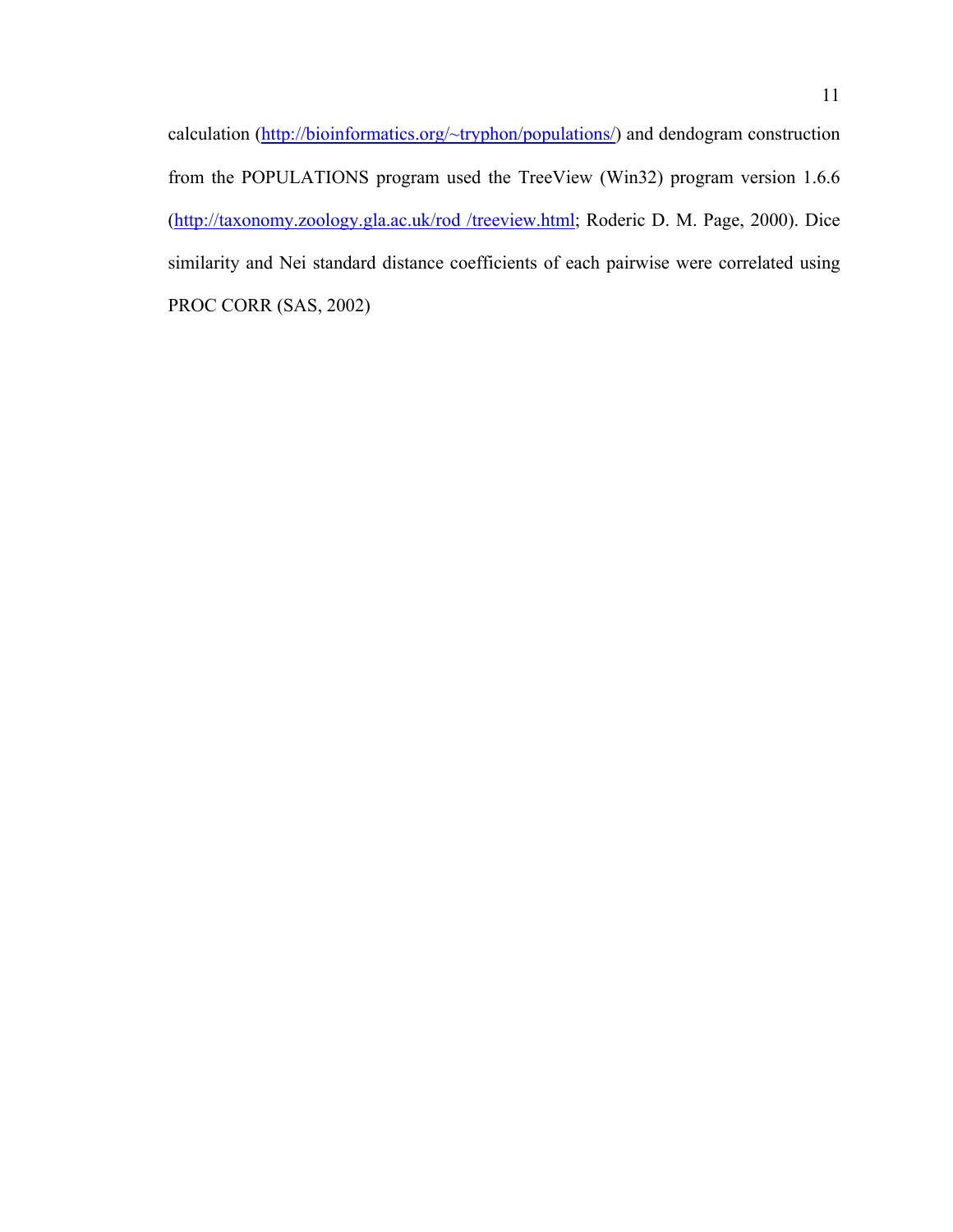calculation (http://bioinformatics.org/~tryphon/populations/) and dendogram construction from the POPULATIONS program used the TreeView (Win32) program version 1.6.6 (http://taxonomy.zoology.gla.ac.uk/rod /treeview.html; Roderic D. M. Page, 2000). Dice similarity and Nei standard distance coefficients of each pairwise were correlated using PROC CORR (SAS, 2002)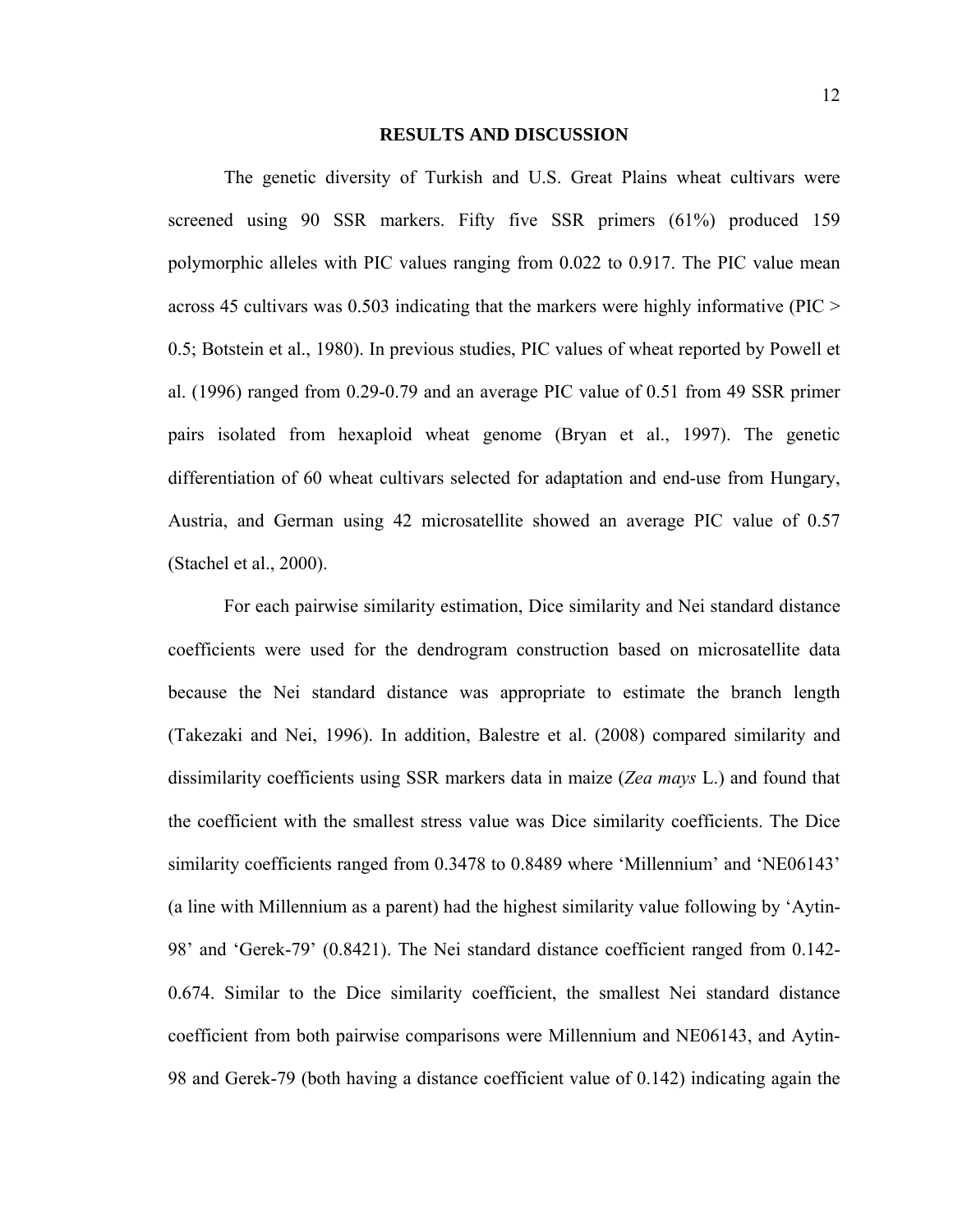## RESULTS AND DISCUSSION

The genetic diversity of Turkish and U.S. Great Plains wheat cultivars were screened using 90 SSR markers. Fifty five SSR primers (61%) produced 159 polymorphic alleles with PIC values ranging from 0.022 to 0.917. The PIC value mean across 45 cultivars was 0.503 indicating that the markers were highly informative (PIC > 0.5; Botstein et al., 1980). In previous studies, PIC values of wheat reported by Powell et al. (1996) ranged from 0.29-0.79 and an average PIC value of 0.51 from 49 SSR primer pairs isolated from hexaploid wheat genome (Bryan et al., 1997). The genetic differentiation of 60 wheat cultivars selected for adaptation and end-use from Hungary, Austria, and German using 42 microsatellite showed an average PIC value of 0.57 (Stachel et al., 2000).

For each pairwise similarity estimation, Dice similarity and Nei standard distance coefficients were used for the dendrogram construction based on microsatellite data because the Nei standard distance was appropriate to estimate the branch length (Takezaki and Nei, 1996). In addition, Balestre et al. (2008) compared similarity and dissimilarity coefficients using SSR markers data in maize (*Zea mays* L.) and found that the coefficient with the smallest stress value was Dice similarity coefficients. The Dice similarity coefficients ranged from 0.3478 to 0.8489 where 'Millennium' and 'NE06143' (a line with Millennium as a parent) had the highest similarity value following by 'Aytin-98' and 'Gerek-79' (0.8421). The Nei standard distance coefficient ranged from 0.142-0.674. Similar to the Dice similarity coefficient, the smallest Nei standard distance coefficient from both pairwise comparisons were Millennium and NE06143, and Aytin-98 and Gerek-79 (both having a distance coefficient value of 0.142) indicating again the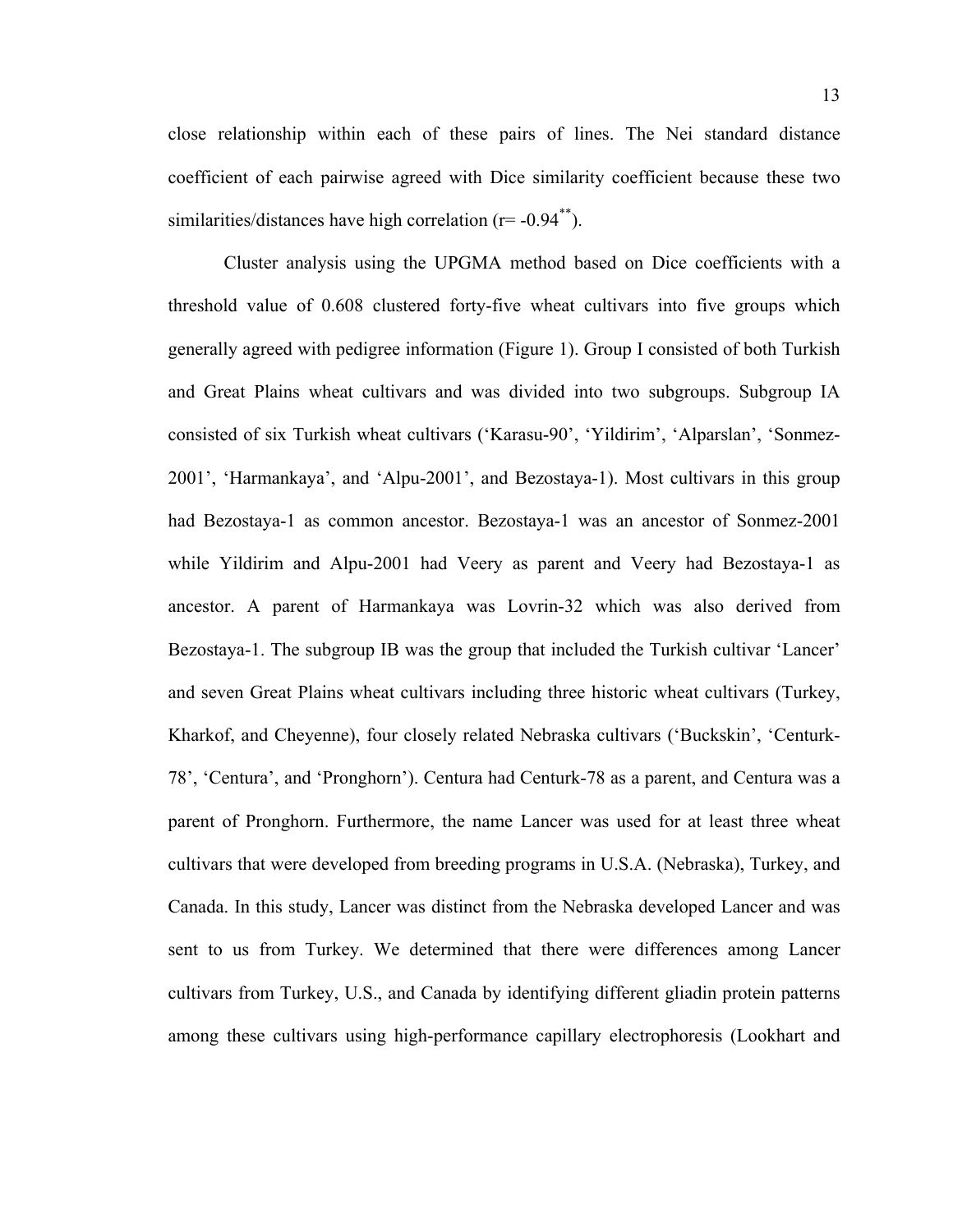close relationship within each of these pairs of lines. The Nei standard distance coefficient of each pairwise agreed with Dice similarity coefficient because these two similarities/distances have high correlation ($r = -0.94^{**}$).

Cluster analysis using the UPGMA method based on Dice coefficients with a threshold value of 0.608 clustered forty-five wheat cultivars into five groups which generally agreed with pedigree information (Figure 1). Group I consisted of both Turkish and Great Plains wheat cultivars and was divided into two subgroups. Subgroup IA consisted of six Turkish wheat cultivars ('Karasu-90', 'Yildirim', 'Alparslan', 'Sonmez-2001', 'Harmankaya', and 'Alpu-2001', and Bezostaya-1). Most cultivars in this group had Bezostaya-1 as common ancestor. Bezostaya-1 was an ancestor of Sonmez-2001 while Yildirim and Alpu-2001 had Veery as parent and Veery had Bezostaya-1 as ancestor. A parent of Harmankaya was Lovrin-32 which was also derived from Bezostaya-1. The subgroup IB was the group that included the Turkish cultivar 'Lancer' and seven Great Plains wheat cultivars including three historic wheat cultivars (Turkey, Kharkof, and Cheyenne), four closely related Nebraska cultivars ('Buckskin', 'Centurk-78', 'Centura', and 'Pronghorn'). Centura had Centurk-78 as a parent, and Centura was a parent of Pronghorn. Furthermore, the name Lancer was used for at least three wheat cultivars that were developed from breeding programs in U.S.A. (Nebraska), Turkey, and Canada. In this study, Lancer was distinct from the Nebraska developed Lancer and was sent to us from Turkey. We determined that there were differences among Lancer cultivars from Turkey, U.S., and Canada by identifying different gliadin protein patterns among these cultivars using high-performance capillary electrophoresis (Lookhart and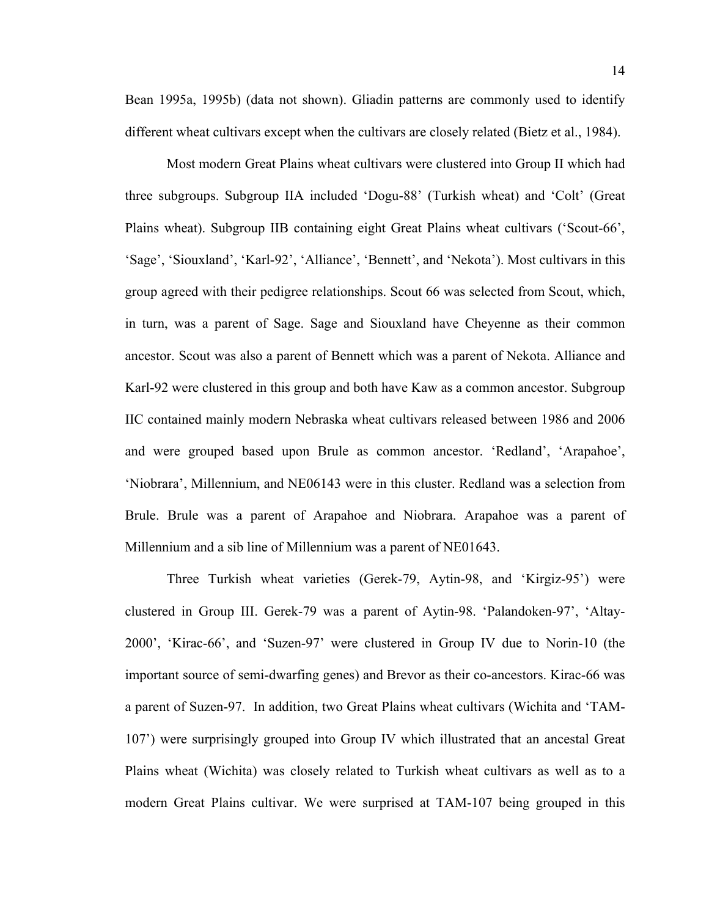Bean 1995a, 1995b) (data not shown). Gliadin patterns are commonly used to identify different wheat cultivars except when the cultivars are closely related (Bietz et al., 1984).

Most modern Great Plains wheat cultivars were clustered into Group II which had three subgroups. Subgroup IIA included 'Dogu-88' (Turkish wheat) and 'Colt' (Great Plains wheat). Subgroup IIB containing eight Great Plains wheat cultivars ('Scout-66', 'Sage', 'Siouxland', 'Karl-92', 'Alliance', 'Bennett', and 'Nekota'). Most cultivars in this group agreed with their pedigree relationships. Scout 66 was selected from Scout, which, in turn, was a parent of Sage. Sage and Siouxland have Cheyenne as their common ancestor. Scout was also a parent of Bennett which was a parent of Nekota. Alliance and Karl-92 were clustered in this group and both have Kaw as a common ancestor. Subgroup IIC contained mainly modern Nebraska wheat cultivars released between 1986 and 2006 and were grouped based upon Brule as common ancestor. 'Redland', 'Arapahoe', 'Niobrara', Millennium, and NE06143 were in this cluster. Redland was a selection from Brule. Brule was a parent of Arapahoe and Niobrara. Arapahoe was a parent of Millennium and a sib line of Millennium was a parent of NE01643.

Three Turkish wheat varieties (Gerek-79, Aytin-98, and 'Kirgiz-95') were clustered in Group III. Gerek-79 was a parent of Aytin-98. 'Palandoken-97', 'Altay-2000', 'Kirac-66', and 'Suzen-97' were clustered in Group IV due to Norin-10 (the important source of semi-dwarfing genes) and Brevor as their co-ancestors. Kirac-66 was a parent of Suzen-97. In addition, two Great Plains wheat cultivars (Wichita and 'TAM-107') were surprisingly grouped into Group IV which illustrated that an ancestal Great Plains wheat (Wichita) was closely related to Turkish wheat cultivars as well as to a modern Great Plains cultivar. We were surprised at TAM-107 being grouped in this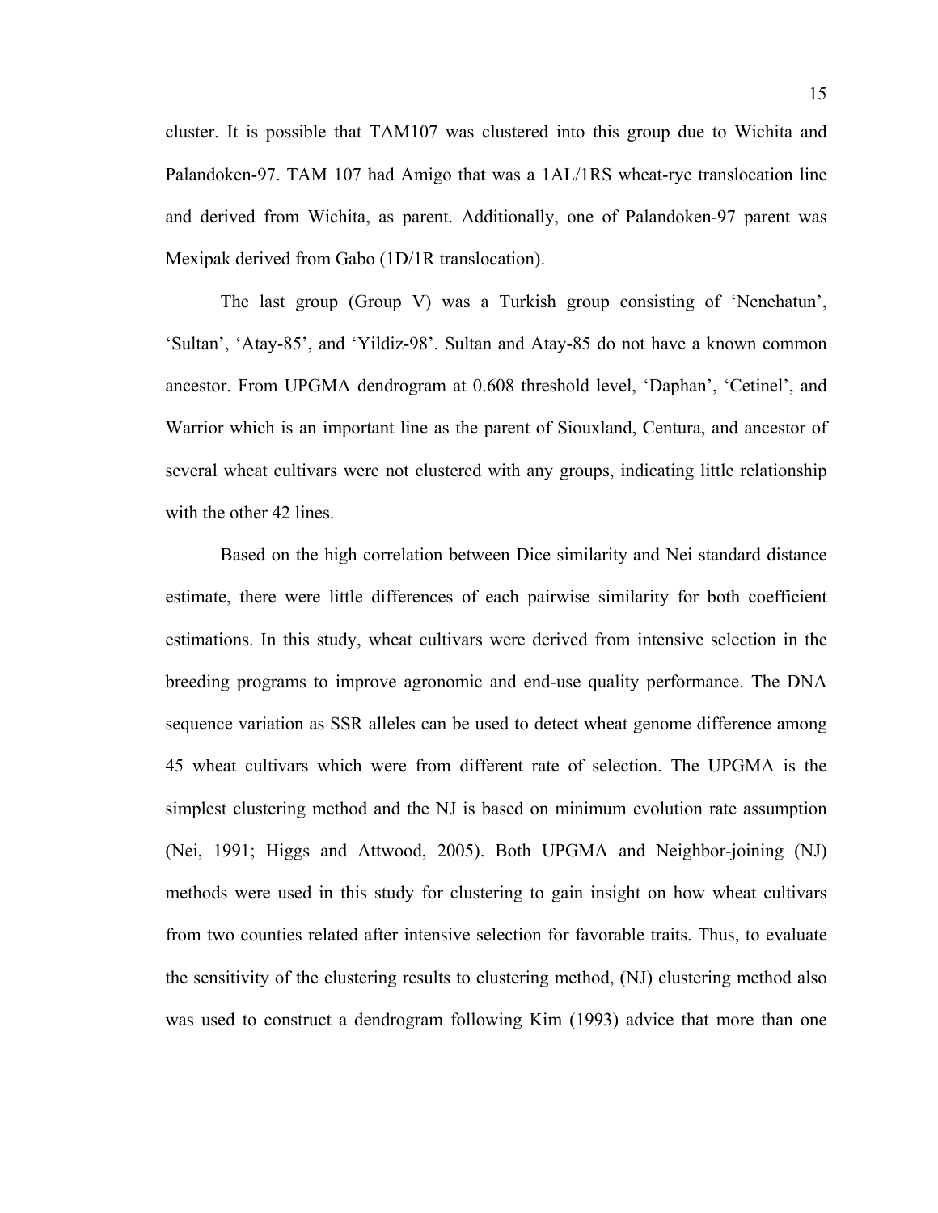cluster. It is possible that TAM107 was clustered into this group due to Wichita and Palandoken-97. TAM 107 had Amigo that was a 1AL/1RS wheat-rye translocation line and derived from Wichita, as parent. Additionally, one of Palandoken-97 parent was Mexipak derived from Gabo (1D/1R translocation).

The last group (Group V) was a Turkish group consisting of 'Nenehatun', 'Sultan', 'Atay-85', and 'Yildiz-98'. Sultan and Atay-85 do not have a known common ancestor. From UPGMA dendrogram at 0.608 threshold level, 'Daphan', 'Cetinel', and Warrior which is an important line as the parent of Siouxland, Centura, and ancestor of several wheat cultivars were not clustered with any groups, indicating little relationship with the other 42 lines.

Based on the high correlation between Dice similarity and Nei standard distance estimate, there were little differences of each pairwise similarity for both coefficient estimations. In this study, wheat cultivars were derived from intensive selection in the breeding programs to improve agronomic and end-use quality performance. The DNA sequence variation as SSR alleles can be used to detect wheat genome difference among 45 wheat cultivars which were from different rate of selection. The UPGMA is the simplest clustering method and the NJ is based on minimum evolution rate assumption (Nei, 1991; Higgs and Attwood, 2005). Both UPGMA and Neighbor-joining (NJ) methods were used in this study for clustering to gain insight on how wheat cultivars from two counties related after intensive selection for favorable traits. Thus, to evaluate the sensitivity of the clustering results to clustering method, (NJ) clustering method also was used to construct a dendrogram following Kim (1993) advice that more than one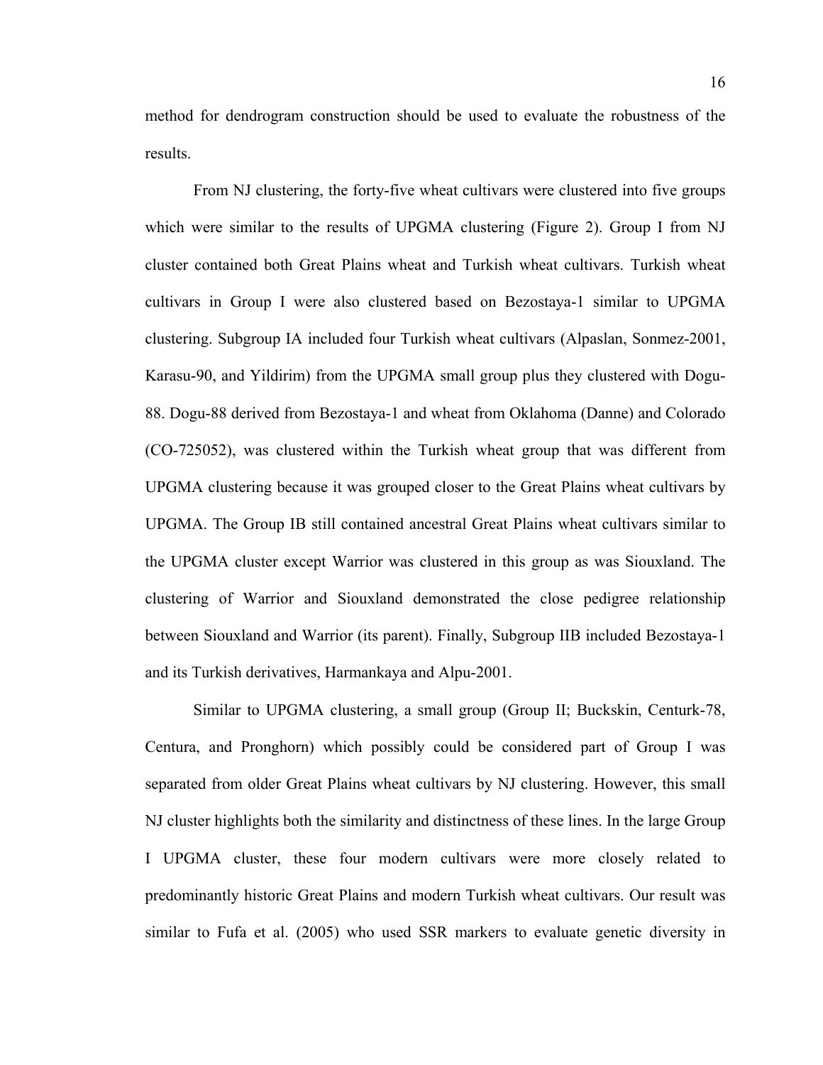method for dendrogram construction should be used to evaluate the robustness of the results.

From NJ clustering, the forty-five wheat cultivars were clustered into five groups which were similar to the results of UPGMA clustering (Figure 2). Group I from NJ cluster contained both Great Plains wheat and Turkish wheat cultivars. Turkish wheat cultivars in Group I were also clustered based on Bezostaya-1 similar to UPGMA clustering. Subgroup IA included four Turkish wheat cultivars (Alpaslan, Sonmez-2001, Karasu-90, and Yildirim) from the UPGMA small group plus they clustered with Dogu-88. Dogu-88 derived from Bezostaya-1 and wheat from Oklahoma (Danne) and Colorado (CO-725052), was clustered within the Turkish wheat group that was different from UPGMA clustering because it was grouped closer to the Great Plains wheat cultivars by UPGMA. The Group IB still contained ancestral Great Plains wheat cultivars similar to the UPGMA cluster except Warrior was clustered in this group as was Siouxland. The clustering of Warrior and Siouxland demonstrated the close pedigree relationship between Siouxland and Warrior (its parent). Finally, Subgroup IIB included Bezostaya-1 and its Turkish derivatives, Harmankaya and Alpu-2001.

Similar to UPGMA clustering, a small group (Group II; Buckskin, Centurk-78, Centura, and Pronghorn) which possibly could be considered part of Group I was separated from older Great Plains wheat cultivars by NJ clustering. However, this small NJ cluster highlights both the similarity and distinctness of these lines. In the large Group I UPGMA cluster, these four modern cultivars were more closely related to predominantly historic Great Plains and modern Turkish wheat cultivars. Our result was similar to Fufa et al. (2005) who used SSR markers to evaluate genetic diversity in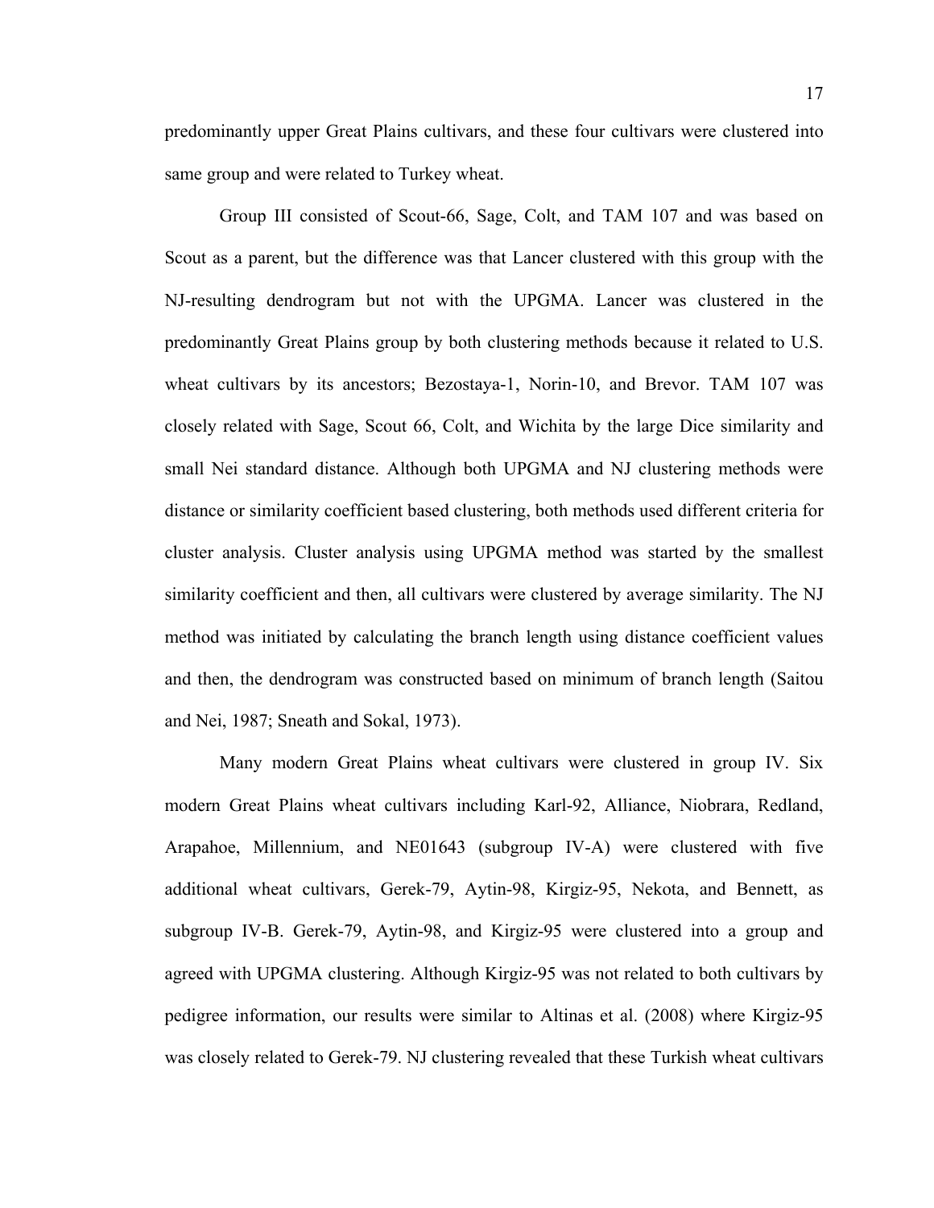predominantly upper Great Plains cultivars, and these four cultivars were clustered into same group and were related to Turkey wheat.

Group III consisted of Scout-66, Sage, Colt, and TAM 107 and was based on Scout as a parent, but the difference was that Lancer clustered with this group with the NJ-resulting dendrogram but not with the UPGMA. Lancer was clustered in the predominantly Great Plains group by both clustering methods because it related to U.S. wheat cultivars by its ancestors; Bezostaya-1, Norin-10, and Brevor. TAM 107 was closely related with Sage, Scout 66, Colt, and Wichita by the large Dice similarity and small Nei standard distance. Although both UPGMA and NJ clustering methods were distance or similarity coefficient based clustering, both methods used different criteria for cluster analysis. Cluster analysis using UPGMA method was started by the smallest similarity coefficient and then, all cultivars were clustered by average similarity. The NJ method was initiated by calculating the branch length using distance coefficient values and then, the dendrogram was constructed based on minimum of branch length (Saitou and Nei, 1987; Sneath and Sokal, 1973).

Many modern Great Plains wheat cultivars were clustered in group IV. Six modern Great Plains wheat cultivars including Karl-92, Alliance, Niobrara, Redland, Arapahoe, Millennium, and NE01643 (subgroup IV-A) were clustered with five additional wheat cultivars, Gerek-79, Aytin-98, Kirgiz-95, Nekota, and Bennett, as subgroup IV-B. Gerek-79, Aytin-98, and Kirgiz-95 were clustered into a group and agreed with UPGMA clustering. Although Kirgiz-95 was not related to both cultivars by pedigree information, our results were similar to Altinas et al. (2008) where Kirgiz-95 was closely related to Gerek-79. NJ clustering revealed that these Turkish wheat cultivars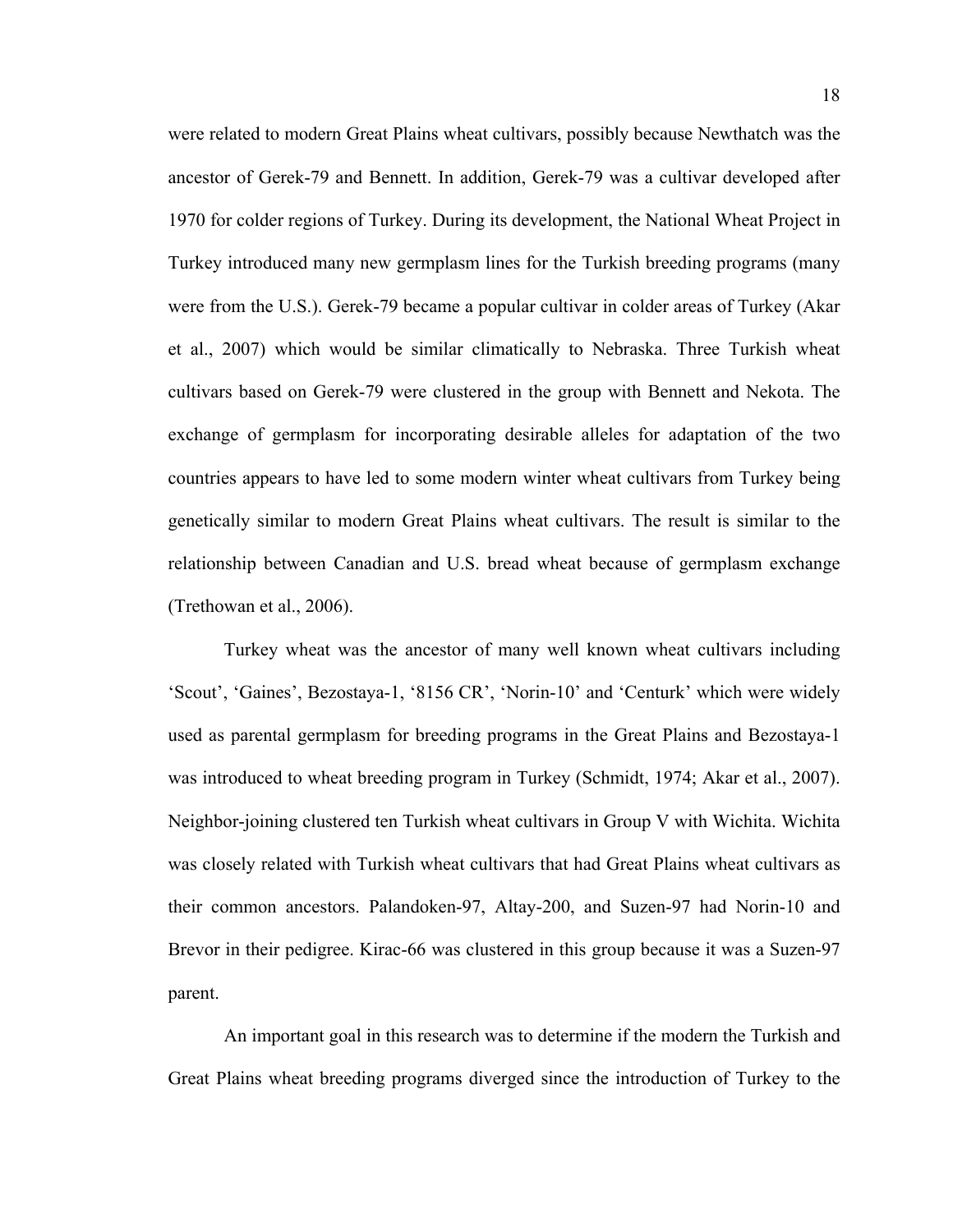were related to modern Great Plains wheat cultivars, possibly because Newthatch was the ancestor of Gerek-79 and Bennett. In addition, Gerek-79 was a cultivar developed after 1970 for colder regions of Turkey. During its development, the National Wheat Project in Turkey introduced many new germplasm lines for the Turkish breeding programs (many were from the U.S.). Gerek-79 became a popular cultivar in colder areas of Turkey (Akar et al., 2007) which would be similar climatically to Nebraska. Three Turkish wheat cultivars based on Gerek-79 were clustered in the group with Bennett and Nekota. The exchange of germplasm for incorporating desirable alleles for adaptation of the two countries appears to have led to some modern winter wheat cultivars from Turkey being genetically similar to modern Great Plains wheat cultivars. The result is similar to the relationship between Canadian and U.S. bread wheat because of germplasm exchange (Trethowan et al., 2006).

Turkey wheat was the ancestor of many well known wheat cultivars including 'Scout', 'Gaines', Bezostaya-1, '8156 CR', 'Norin-10' and 'Centurk' which were widely used as parental germplasm for breeding programs in the Great Plains and Bezostaya-1 was introduced to wheat breeding program in Turkey (Schmidt, 1974; Akar et al., 2007). Neighbor-joining clustered ten Turkish wheat cultivars in Group V with Wichita. Wichita was closely related with Turkish wheat cultivars that had Great Plains wheat cultivars as their common ancestors. Palandoken-97, Altay-200, and Suzen-97 had Norin-10 and Brevor in their pedigree. Kirac-66 was clustered in this group because it was a Suzen-97 parent.

An important goal in this research was to determine if the modern the Turkish and Great Plains wheat breeding programs diverged since the introduction of Turkey to the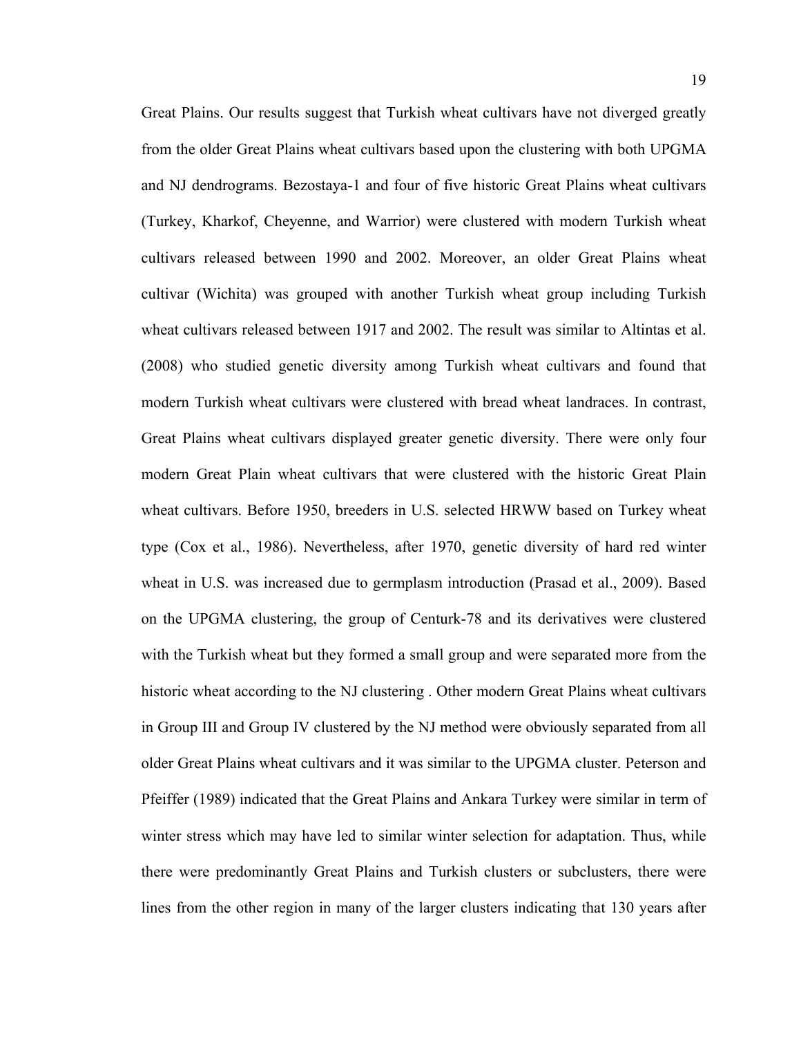Great Plains. Our results suggest that Turkish wheat cultivars have not diverged greatly from the older Great Plains wheat cultivars based upon the clustering with both UPGMA and NJ dendrograms. Bezostaya-1 and four of five historic Great Plains wheat cultivars (Turkey, Kharkof, Cheyenne, and Warrior) were clustered with modern Turkish wheat cultivars released between 1990 and 2002. Moreover, an older Great Plains wheat cultivar (Wichita) was grouped with another Turkish wheat group including Turkish wheat cultivars released between 1917 and 2002. The result was similar to Altintas et al. (2008) who studied genetic diversity among Turkish wheat cultivars and found that modern Turkish wheat cultivars were clustered with bread wheat landraces. In contrast, Great Plains wheat cultivars displayed greater genetic diversity. There were only four modern Great Plain wheat cultivars that were clustered with the historic Great Plain wheat cultivars. Before 1950, breeders in U.S. selected HRWW based on Turkey wheat type (Cox et al., 1986). Nevertheless, after 1970, genetic diversity of hard red winter wheat in U.S. was increased due to germplasm introduction (Prasad et al., 2009). Based on the UPGMA clustering, the group of Centurk-78 and its derivatives were clustered with the Turkish wheat but they formed a small group and were separated more from the historic wheat according to the NJ clustering . Other modern Great Plains wheat cultivars in Group III and Group IV clustered by the NJ method were obviously separated from all older Great Plains wheat cultivars and it was similar to the UPGMA cluster. Peterson and Pfeiffer (1989) indicated that the Great Plains and Ankara Turkey were similar in term of winter stress which may have led to similar winter selection for adaptation. Thus, while there were predominantly Great Plains and Turkish clusters or subclusters, there were lines from the other region in many of the larger clusters indicating that 130 years after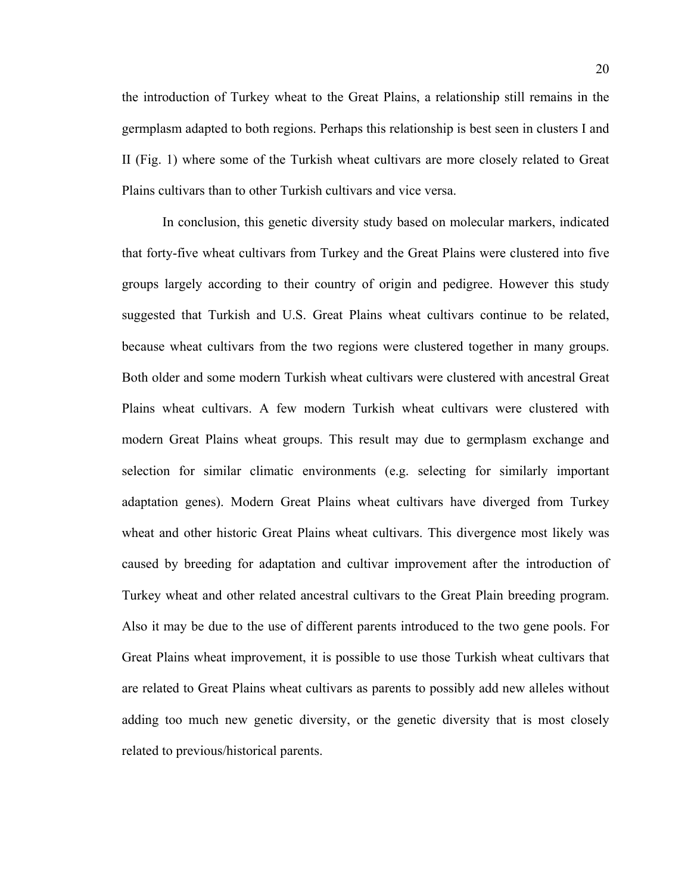the introduction of Turkey wheat to the Great Plains, a relationship still remains in the germplasm adapted to both regions. Perhaps this relationship is best seen in clusters I and II (Fig. 1) where some of the Turkish wheat cultivars are more closely related to Great Plains cultivars than to other Turkish cultivars and vice versa.

In conclusion, this genetic diversity study based on molecular markers, indicated that forty-five wheat cultivars from Turkey and the Great Plains were clustered into five groups largely according to their country of origin and pedigree. However this study suggested that Turkish and U.S. Great Plains wheat cultivars continue to be related, because wheat cultivars from the two regions were clustered together in many groups. Both older and some modern Turkish wheat cultivars were clustered with ancestral Great Plains wheat cultivars. A few modern Turkish wheat cultivars were clustered with modern Great Plains wheat groups. This result may due to germplasm exchange and selection for similar climatic environments (e.g. selecting for similarly important adaptation genes). Modern Great Plains wheat cultivars have diverged from Turkey wheat and other historic Great Plains wheat cultivars. This divergence most likely was caused by breeding for adaptation and cultivar improvement after the introduction of Turkey wheat and other related ancestral cultivars to the Great Plain breeding program. Also it may be due to the use of different parents introduced to the two gene pools. For Great Plains wheat improvement, it is possible to use those Turkish wheat cultivars that are related to Great Plains wheat cultivars as parents to possibly add new alleles without adding too much new genetic diversity, or the genetic diversity that is most closely related to previous/historical parents.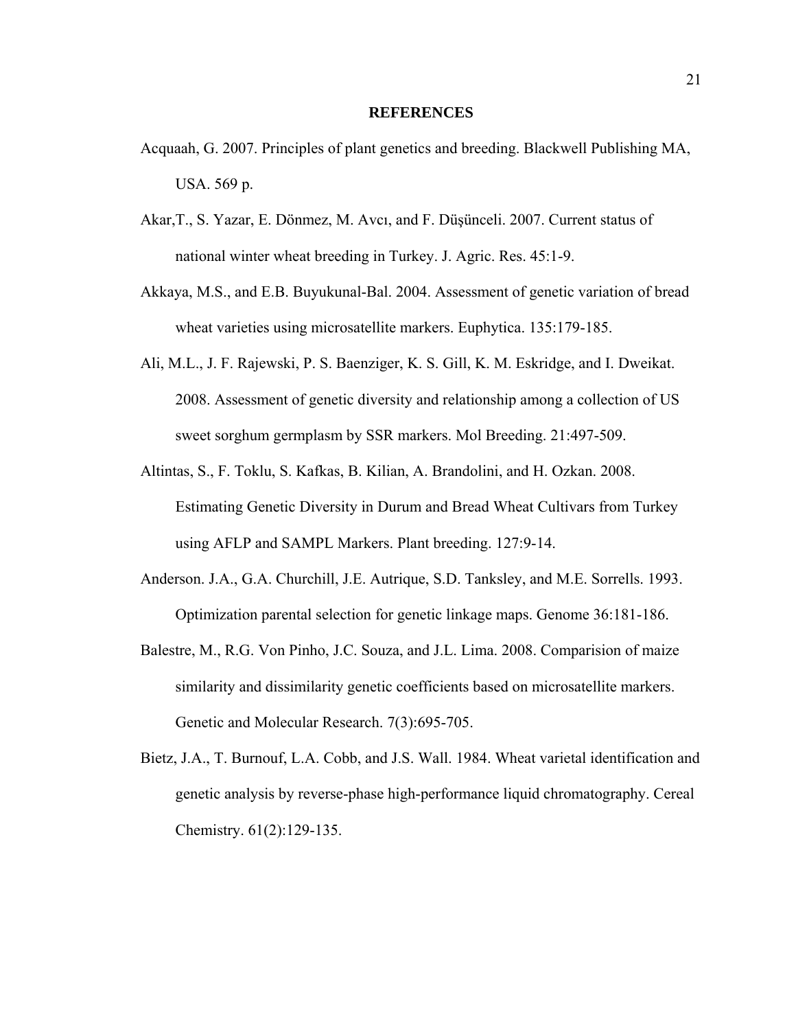## REFERENCES

Acquaah, G. 2007. Principles of plant genetics and breeding. Blackwell Publishing MA, USA. 569 p.

Akar,T., S. Yazar, E. Dönmez, M. Avcı, and F. Düşünceli. 2007. Current status of national winter wheat breeding in Turkey. J. Agric. Res. 45:1-9.

Akkaya, M.S., and E.B. Buyukunal-Bal. 2004. Assessment of genetic variation of bread wheat varieties using microsatellite markers. Euphytica. 135:179-185.

Ali, M.L., J. F. Rajewski, P. S. Baenziger, K. S. Gill, K. M. Eskridge, and I. Dweikat. 2008. Assessment of genetic diversity and relationship among a collection of US sweet sorghum germplasm by SSR markers. Mol Breeding. 21:497-509.

Altintas, S., F. Toklu, S. Kafkas, B. Kilian, A. Brandolini, and H. Ozkan. 2008. Estimating Genetic Diversity in Durum and Bread Wheat Cultivars from Turkey using AFLP and SAMPL Markers. Plant breeding. 127:9-14.

Anderson. J.A., G.A. Churchill, J.E. Autrique, S.D. Tanksley, and M.E. Sorrells. 1993. Optimization parental selection for genetic linkage maps. Genome 36:181-186.

Balestre, M., R.G. Von Pinho, J.C. Souza, and J.L. Lima. 2008. Comparision of maize similarity and dissimilarity genetic coefficients based on microsatellite markers. Genetic and Molecular Research. 7(3):695-705.

Bietz, J.A., T. Burnouf, L.A. Cobb, and J.S. Wall. 1984. Wheat varietal identification and genetic analysis by reverse-phase high-performance liquid chromatography. Cereal Chemistry. 61(2):129-135.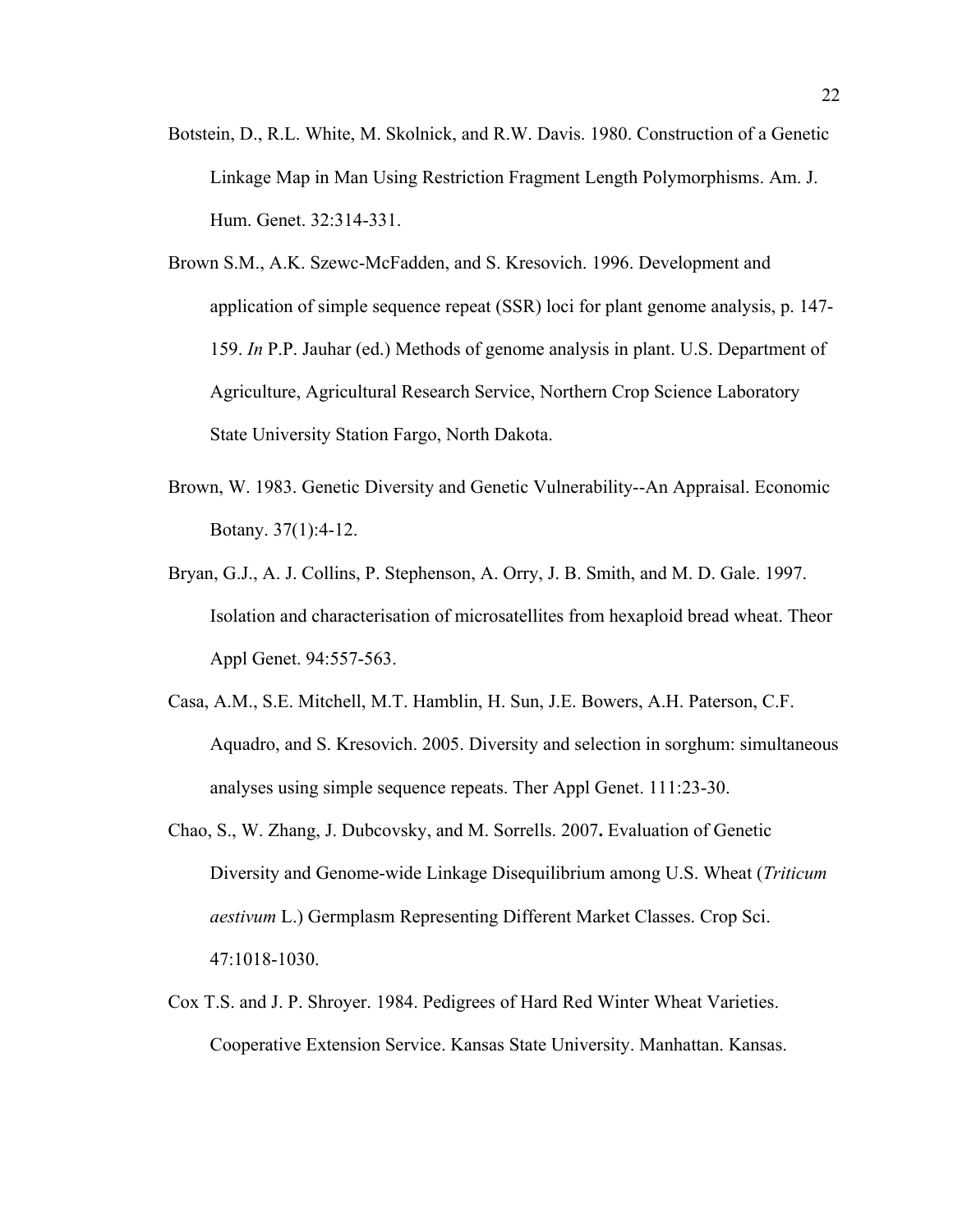Botstein, D., R.L. White, M. Skolnick, and R.W. Davis. 1980. Construction of a Genetic Linkage Map in Man Using Restriction Fragment Length Polymorphisms. Am. J. Hum. Genet. 32:314-331.

Brown S.M., A.K. Szewc-McFadden, and S. Kresovich. 1996. Development and application of simple sequence repeat (SSR) loci for plant genome analysis, p. 147-159. *In* P.P. Jauhar (ed.) Methods of genome analysis in plant. U.S. Department of Agriculture, Agricultural Research Service, Northern Crop Science Laboratory State University Station Fargo, North Dakota.

Brown, W. 1983. Genetic Diversity and Genetic Vulnerability--An Appraisal. Economic Botany. 37(1):4-12.

Bryan, G.J., A. J. Collins, P. Stephenson, A. Orry, J. B. Smith, and M. D. Gale. 1997. Isolation and characterisation of microsatellites from hexaploid bread wheat. Theor Appl Genet. 94:557-563.

Casa, A.M., S.E. Mitchell, M.T. Hamblin, H. Sun, J.E. Bowers, A.H. Paterson, C.F. Aquadro, and S. Kresovich. 2005. Diversity and selection in sorghum: simultaneous analyses using simple sequence repeats. Ther Appl Genet. 111:23-30.

Chao, S., W. Zhang, J. Dubcovsky, and M. Sorrells. 2007**.** Evaluation of Genetic Diversity and Genome-wide Linkage Disequilibrium among U.S. Wheat (*Triticum aestivum* L.) Germplasm Representing Different Market Classes. Crop Sci. 47:1018-1030.

Cox T.S. and J. P. Shroyer. 1984. Pedigrees of Hard Red Winter Wheat Varieties. Cooperative Extension Service. Kansas State University. Manhattan. Kansas.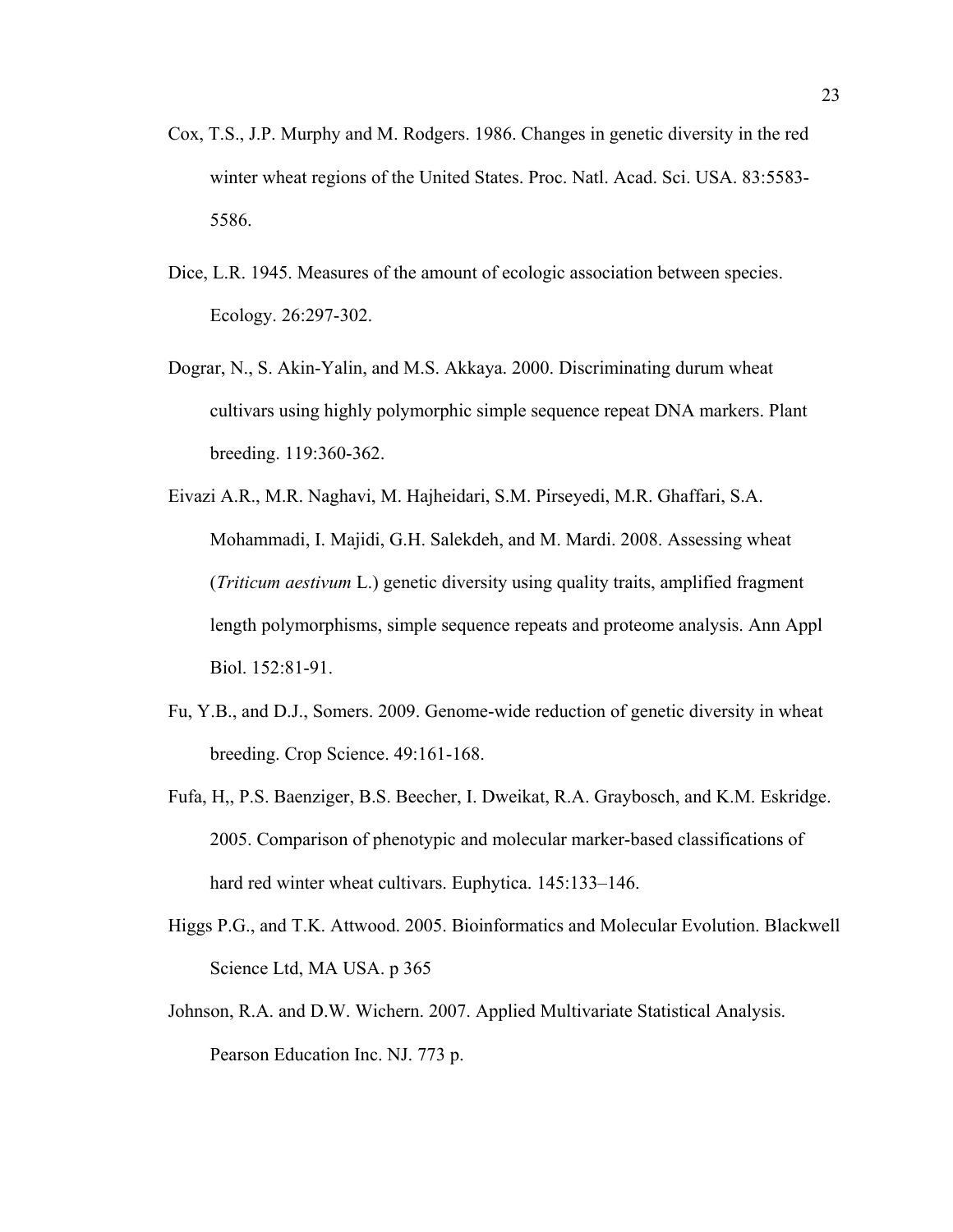Cox, T.S., J.P. Murphy and M. Rodgers. 1986. Changes in genetic diversity in the red winter wheat regions of the United States. Proc. Natl. Acad. Sci. USA. 83:5583-5586.

Dice, L.R. 1945. Measures of the amount of ecologic association between species. Ecology. 26:297-302.

Dograr, N., S. Akin-Yalin, and M.S. Akkaya. 2000. Discriminating durum wheat cultivars using highly polymorphic simple sequence repeat DNA markers. Plant breeding. 119:360-362.

Eivazi A.R., M.R. Naghavi, M. Hajheidari, S.M. Pirseyedi, M.R. Ghaffari, S.A. Mohammadi, I. Majidi, G.H. Salekdeh, and M. Mardi. 2008. Assessing wheat (*Triticum aestivum* L.) genetic diversity using quality traits, amplified fragment length polymorphisms, simple sequence repeats and proteome analysis. Ann Appl Biol. 152:81-91.

Fu, Y.B., and D.J., Somers. 2009. Genome-wide reduction of genetic diversity in wheat breeding. Crop Science. 49:161-168.

Fufa, H,, P.S. Baenziger, B.S. Beecher, I. Dweikat, R.A. Graybosch, and K.M. Eskridge. 2005. Comparison of phenotypic and molecular marker-based classifications of hard red winter wheat cultivars. Euphytica. 145:133–146.

Higgs P.G., and T.K. Attwood. 2005. Bioinformatics and Molecular Evolution. Blackwell Science Ltd, MA USA. p 365

Johnson, R.A. and D.W. Wichern. 2007. Applied Multivariate Statistical Analysis. Pearson Education Inc. NJ. 773 p.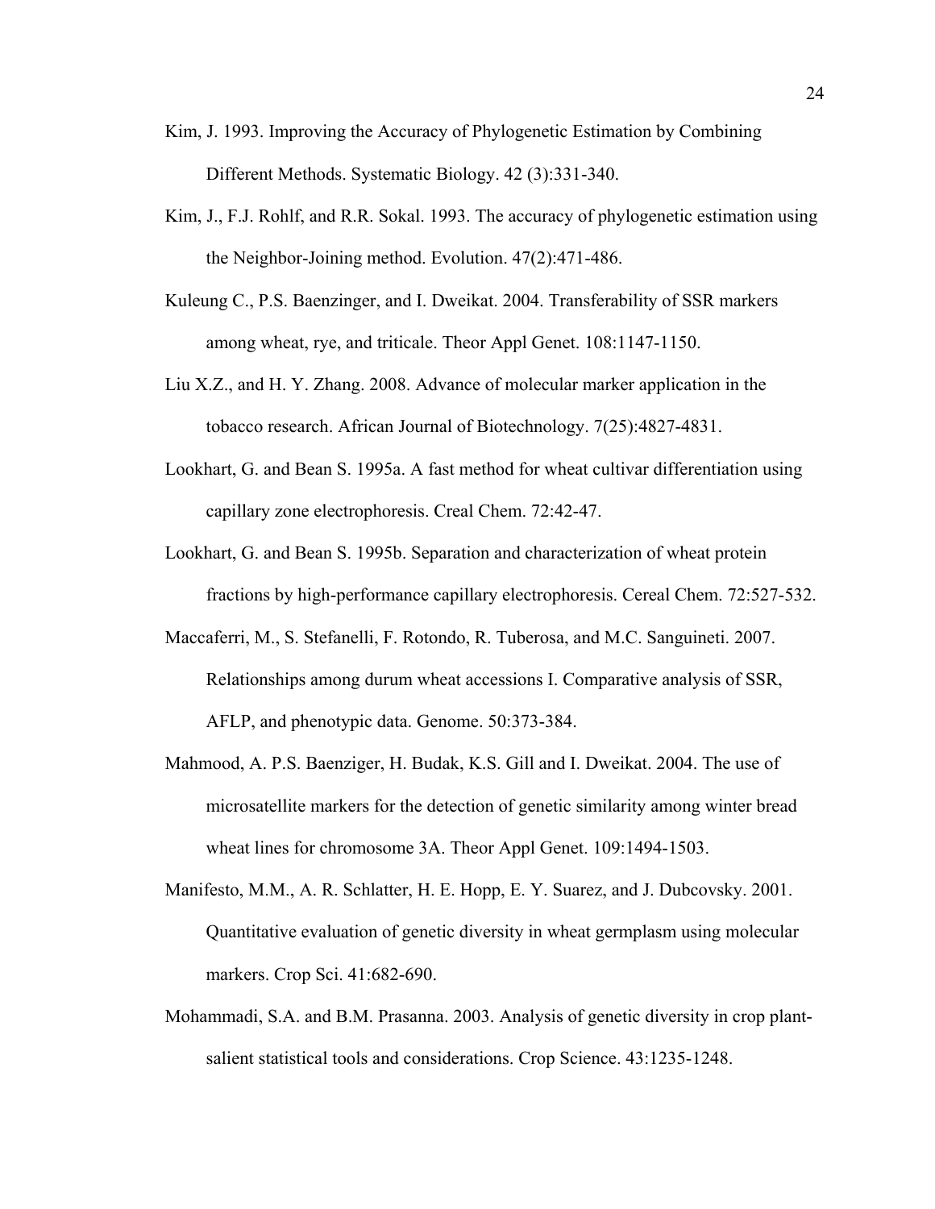Kim, J. 1993. Improving the Accuracy of Phylogenetic Estimation by Combining Different Methods. Systematic Biology. 42 (3):331-340.

Kim, J., F.J. Rohlf, and R.R. Sokal. 1993. The accuracy of phylogenetic estimation using the Neighbor-Joining method. Evolution. 47(2):471-486.

Kuleung C., P.S. Baenzinger, and I. Dweikat. 2004. Transferability of SSR markers among wheat, rye, and triticale. Theor Appl Genet. 108:1147-1150.

Liu X.Z., and H. Y. Zhang. 2008. Advance of molecular marker application in the tobacco research. African Journal of Biotechnology. 7(25):4827-4831.

Lookhart, G. and Bean S. 1995a. A fast method for wheat cultivar differentiation using capillary zone electrophoresis. Creal Chem. 72:42-47.

Lookhart, G. and Bean S. 1995b. Separation and characterization of wheat protein fractions by high-performance capillary electrophoresis. Cereal Chem. 72:527-532.

Maccaferri, M., S. Stefanelli, F. Rotondo, R. Tuberosa, and M.C. Sanguineti. 2007. Relationships among durum wheat accessions I. Comparative analysis of SSR, AFLP, and phenotypic data. Genome. 50:373-384.

Mahmood, A. P.S. Baenziger, H. Budak, K.S. Gill and I. Dweikat. 2004. The use of microsatellite markers for the detection of genetic similarity among winter bread wheat lines for chromosome 3A. Theor Appl Genet. 109:1494-1503.

Manifesto, M.M., A. R. Schlatter, H. E. Hopp, E. Y. Suarez, and J. Dubcovsky. 2001. Quantitative evaluation of genetic diversity in wheat germplasm using molecular markers. Crop Sci. 41:682-690.

Mohammadi, S.A. and B.M. Prasanna. 2003. Analysis of genetic diversity in crop plant-salient statistical tools and considerations. Crop Science. 43:1235-1248.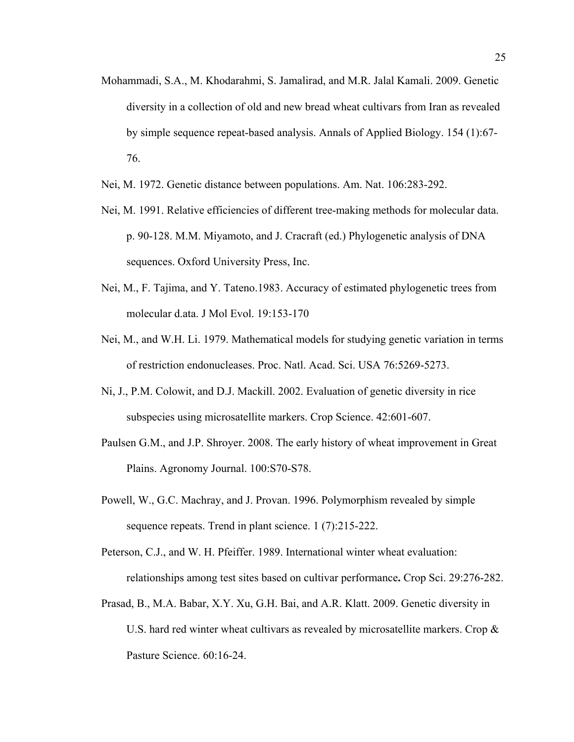Mohammadi, S.A., M. Khodarahmi, S. Jamalirad, and M.R. Jalal Kamali. 2009. Genetic diversity in a collection of old and new bread wheat cultivars from Iran as revealed by simple sequence repeat-based analysis. Annals of Applied Biology. 154 (1):67-76.

Nei, M. 1972. Genetic distance between populations. Am. Nat. 106:283-292.

Nei, M. 1991. Relative efficiencies of different tree-making methods for molecular data. p. 90-128. M.M. Miyamoto, and J. Cracraft (ed.) Phylogenetic analysis of DNA sequences. Oxford University Press, Inc.

Nei, M., F. Tajima, and Y. Tateno.1983. Accuracy of estimated phylogenetic trees from molecular d.ata. J Mol Evol. 19:153-170

Nei, M., and W.H. Li. 1979. Mathematical models for studying genetic variation in terms of restriction endonucleases. Proc. Natl. Acad. Sci. USA 76:5269-5273.

Ni, J., P.M. Colowit, and D.J. Mackill. 2002. Evaluation of genetic diversity in rice subspecies using microsatellite markers. Crop Science. 42:601-607.

Paulsen G.M., and J.P. Shroyer. 2008. The early history of wheat improvement in Great Plains. Agronomy Journal. 100:S70-S78.

Powell, W., G.C. Machray, and J. Provan. 1996. Polymorphism revealed by simple sequence repeats. Trend in plant science. 1 (7):215-222.

Peterson, C.J., and W. H. Pfeiffer. 1989. International winter wheat evaluation: relationships among test sites based on cultivar performance**.** Crop Sci. 29:276-282.

Prasad, B., M.A. Babar, X.Y. Xu, G.H. Bai, and A.R. Klatt. 2009. Genetic diversity in U.S. hard red winter wheat cultivars as revealed by microsatellite markers. Crop & Pasture Science. 60:16-24.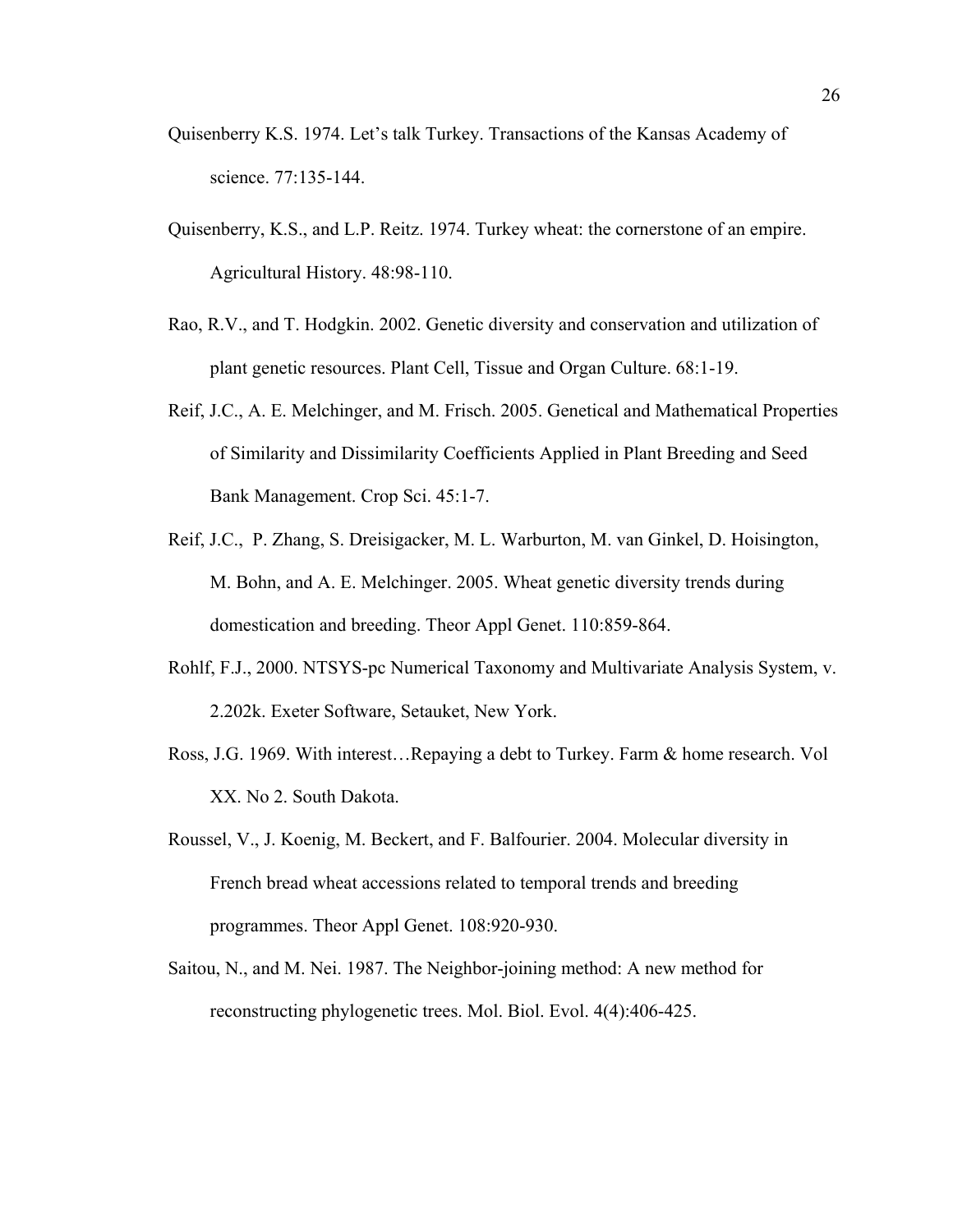Quisenberry K.S. 1974. Let's talk Turkey. Transactions of the Kansas Academy of science. 77:135-144.

Quisenberry, K.S., and L.P. Reitz. 1974. Turkey wheat: the cornerstone of an empire. Agricultural History. 48:98-110.

Rao, R.V., and T. Hodgkin. 2002. Genetic diversity and conservation and utilization of plant genetic resources. Plant Cell, Tissue and Organ Culture. 68:1-19.

Reif, J.C., A. E. Melchinger, and M. Frisch. 2005. Genetical and Mathematical Properties of Similarity and Dissimilarity Coefficients Applied in Plant Breeding and Seed Bank Management. Crop Sci. 45:1-7.

Reif, J.C., P. Zhang, S. Dreisigacker, M. L. Warburton, M. van Ginkel, D. Hoisington, M. Bohn, and A. E. Melchinger. 2005. Wheat genetic diversity trends during domestication and breeding. Theor Appl Genet. 110:859-864.

Rohlf, F.J., 2000. NTSYS-pc Numerical Taxonomy and Multivariate Analysis System, v. 2.202k. Exeter Software, Setauket, New York.

Ross, J.G. 1969. With interest…Repaying a debt to Turkey. Farm & home research. Vol XX. No 2. South Dakota.

Roussel, V., J. Koenig, M. Beckert, and F. Balfourier. 2004. Molecular diversity in French bread wheat accessions related to temporal trends and breeding programmes. Theor Appl Genet. 108:920-930.

Saitou, N., and M. Nei. 1987. The Neighbor-joining method: A new method for reconstructing phylogenetic trees. Mol. Biol. Evol. 4(4):406-425.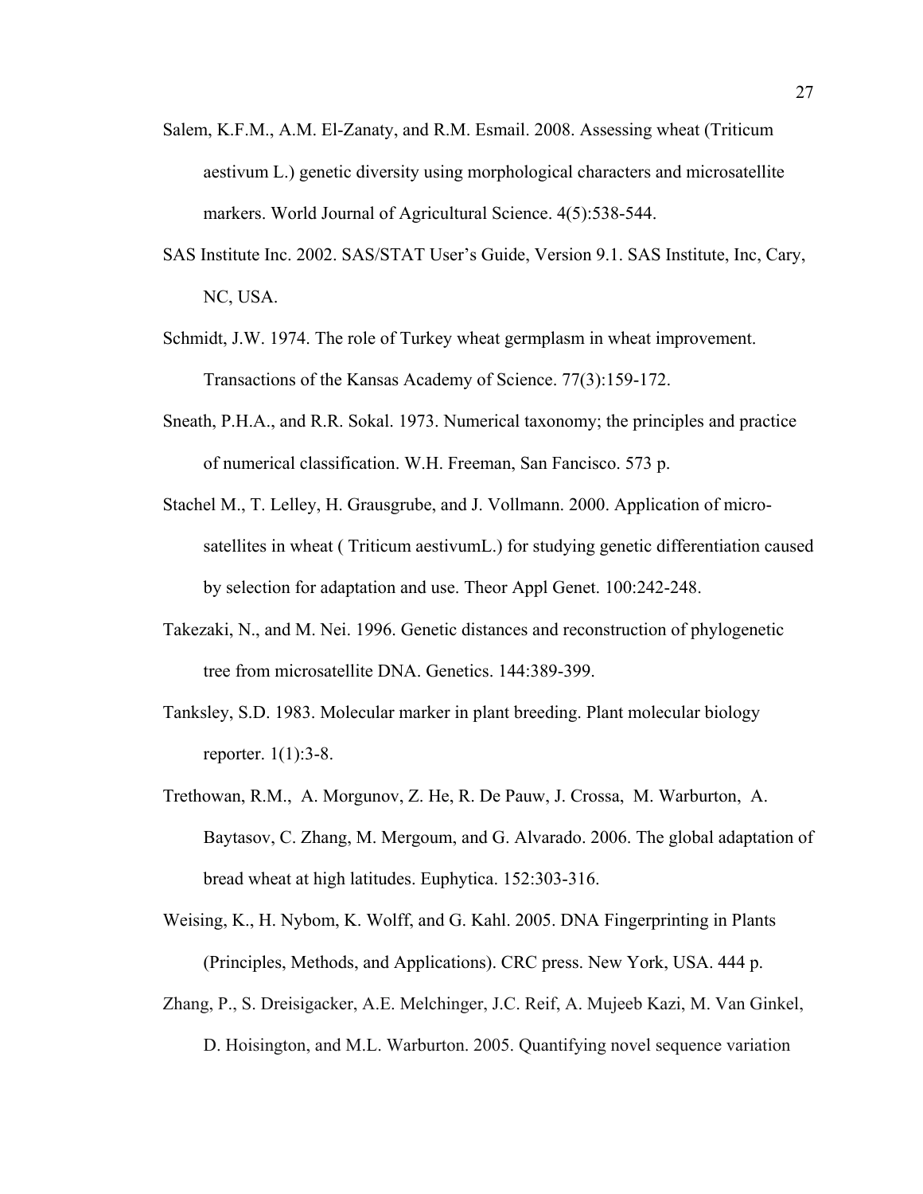Salem, K.F.M., A.M. El-Zanaty, and R.M. Esmail. 2008. Assessing wheat (Triticum aestivum L.) genetic diversity using morphological characters and microsatellite markers. World Journal of Agricultural Science. 4(5):538-544.

SAS Institute Inc. 2002. SAS/STAT User's Guide, Version 9.1. SAS Institute, Inc, Cary, NC, USA.

Schmidt, J.W. 1974. The role of Turkey wheat germplasm in wheat improvement. Transactions of the Kansas Academy of Science. 77(3):159-172.

Sneath, P.H.A., and R.R. Sokal. 1973. Numerical taxonomy; the principles and practice of numerical classification. W.H. Freeman, San Fancisco. 573 p.

Stachel M., T. Lelley, H. Grausgrube, and J. Vollmann. 2000. Application of micro-satellites in wheat ( Triticum aestivumL.) for studying genetic differentiation caused by selection for adaptation and use. Theor Appl Genet. 100:242-248.

Takezaki, N., and M. Nei. 1996. Genetic distances and reconstruction of phylogenetic tree from microsatellite DNA. Genetics. 144:389-399.

Tanksley, S.D. 1983. Molecular marker in plant breeding. Plant molecular biology reporter. 1(1):3-8.

Trethowan, R.M., A. Morgunov, Z. He, R. De Pauw, J. Crossa, M. Warburton, A. Baytasov, C. Zhang, M. Mergoum, and G. Alvarado. 2006. The global adaptation of bread wheat at high latitudes. Euphytica. 152:303-316.

Weising, K., H. Nybom, K. Wolff, and G. Kahl. 2005. DNA Fingerprinting in Plants (Principles, Methods, and Applications). CRC press. New York, USA. 444 p.

Zhang, P., S. Dreisigacker, A.E. Melchinger, J.C. Reif, A. Mujeeb Kazi, M. Van Ginkel, D. Hoisington, and M.L. Warburton. 2005. Quantifying novel sequence variation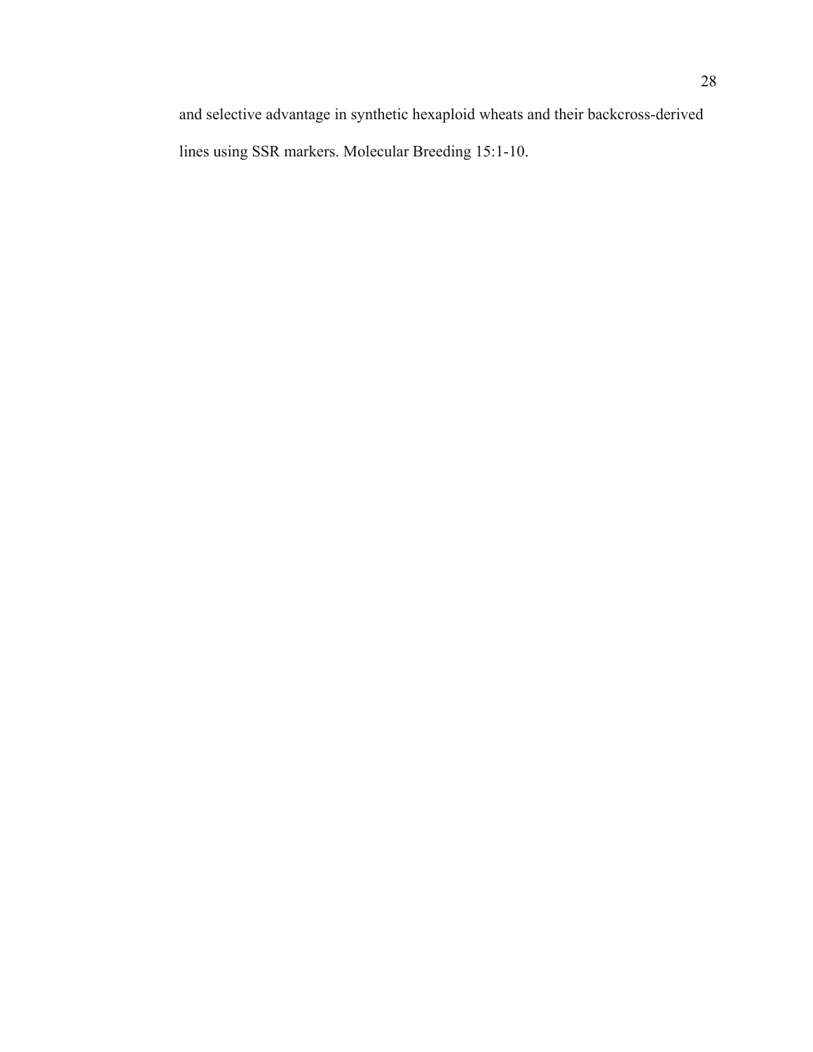and selective advantage in synthetic hexaploid wheats and their backcross-derived lines using SSR markers. Molecular Breeding 15:1-10.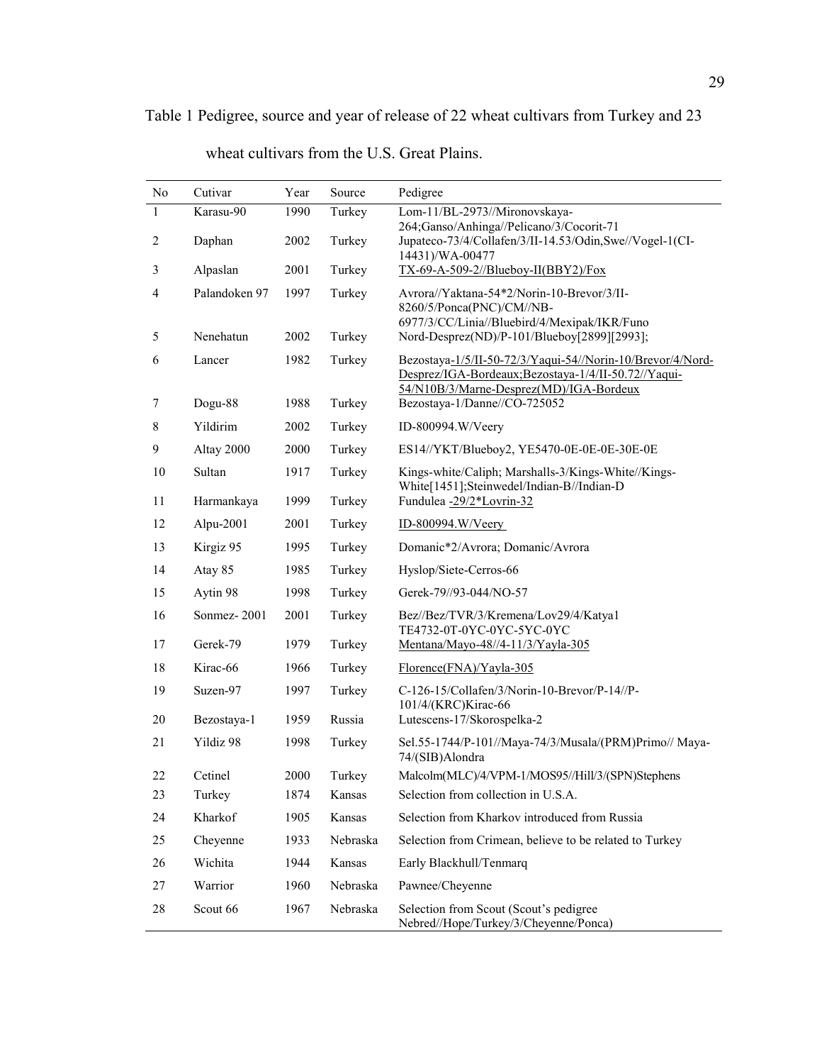Table 1 Pedigree, source and year of release of 22 wheat cultivars from Turkey and 23 wheat cultivars from the U.S. Great Plains.

| No | Cutivar | Year | Source | Pedigree |
|---|---|---|---|---|
| 1 | Karasu-90 | 1990 | Turkey | Lom-11/BL-2973//Mironovskaya-264;Ganso/Anhinga//Pelicano/3/Cocorit-71 |
| 2 | Daphan | 2002 | Turkey | Jupateco-73/4/Collafen/3/II-14.53/Odin,Swe//Vogel-1(CI-14431)/WA-00477 |
| 3 | Alpaslan | 2001 | Turkey | TX-69-A-509-2//Blueboy-II(BBY2)/Fox |
| 4 | Palandoken 97 | 1997 | Turkey | Avrora//Yaktana-54*2/Norin-10-Brevor/3/II-8260/5/Ponca(PNC)/CM//NB-6977/3/CC/Linia//Bluebird/4/Mexipak/IKR/Funo |
| 5 | Nenehatun | 2002 | Turkey | Nord-Desprez(ND)/P-101/Blueboy[2899][2993]; |
| 6 | Lancer | 1982 | Turkey | Bezostaya-1/5/II-50-72/3/Yaqui-54//Norin-10/Brevor/4/Nord-Desprez/IGA-Bordeaux;Bezostaya-1/4/II-50.72//Yaqui-54/N10B/3/Marne-Desprez(MD)/IGA-Bordeux |
| 7 | Dogu-88 | 1988 | Turkey | Bezostaya-1/Danne//CO-725052 |
| 8 | Yildirim | 2002 | Turkey | ID-800994.W/Veery |
| 9 | Altay 2000 | 2000 | Turkey | ES14//YKT/Blueboy2, YE5470-0E-0E-0E-30E-0E |
| 10 | Sultan | 1917 | Turkey | Kings-white/Caliph; Marshalls-3/Kings-White//Kings-White[1451];Steinwedel/Indian-B//Indian-D |
| 11 | Harmankaya | 1999 | Turkey | Fundulea -29/2*Lovrin-32 |
| 12 | Alpu-2001 | 2001 | Turkey | ID-800994.W/Veery |
| 13 | Kirgiz 95 | 1995 | Turkey | Domanic*2/Avrora; Domanic/Avrora |
| 14 | Atay 85 | 1985 | Turkey | Hyslop/Siete-Cerros-66 |
| 15 | Aytin 98 | 1998 | Turkey | Gerek-79//93-044/NO-57 |
| 16 | Sonmez- 2001 | 2001 | Turkey | Bez//Bez/TVR/3/Kremena/Lov29/4/Katya1 TE4732-0T-0YC-0YC-5YC-0YC |
| 17 | Gerek-79 | 1979 | Turkey | Mentana/Mayo-48//4-11/3/Yayla-305 |
| 18 | Kirac-66 | 1966 | Turkey | Florence(FNA)/Yayla-305 |
| 19 | Suzen-97 | 1997 | Turkey | C-126-15/Collafen/3/Norin-10-Brevor/P-14//P-101/4/(KRC)Kirac-66 |
| 20 | Bezostaya-1 | 1959 | Russia | Lutescens-17/Skorospelka-2 |
| 21 | Yildiz 98 | 1998 | Turkey | Sel.55-1744/P-101//Maya-74/3/Musala/(PRM)Primo// Maya-74/(SIB)Alondra |
| 22 | Cetinel | 2000 | Turkey | Malcolm(MLC)/4/VPM-1/MOS95//Hill/3/(SPN)Stephens |
| 23 | Turkey | 1874 | Kansas | Selection from collection in U.S.A. |
| 24 | Kharkof | 1905 | Kansas | Selection from Kharkov introduced from Russia |
| 25 | Cheyenne | 1933 | Nebraska | Selection from Crimean, believe to be related to Turkey |
| 26 | Wichita | 1944 | Kansas | Early Blackhull/Tenmarq |
| 27 | Warrior | 1960 | Nebraska | Pawnee/Cheyenne |
| 28 | Scout 66 | 1967 | Nebraska | Selection from Scout (Scout's pedigree Nebred//Hope/Turkey/3/Cheyenne/Ponca) |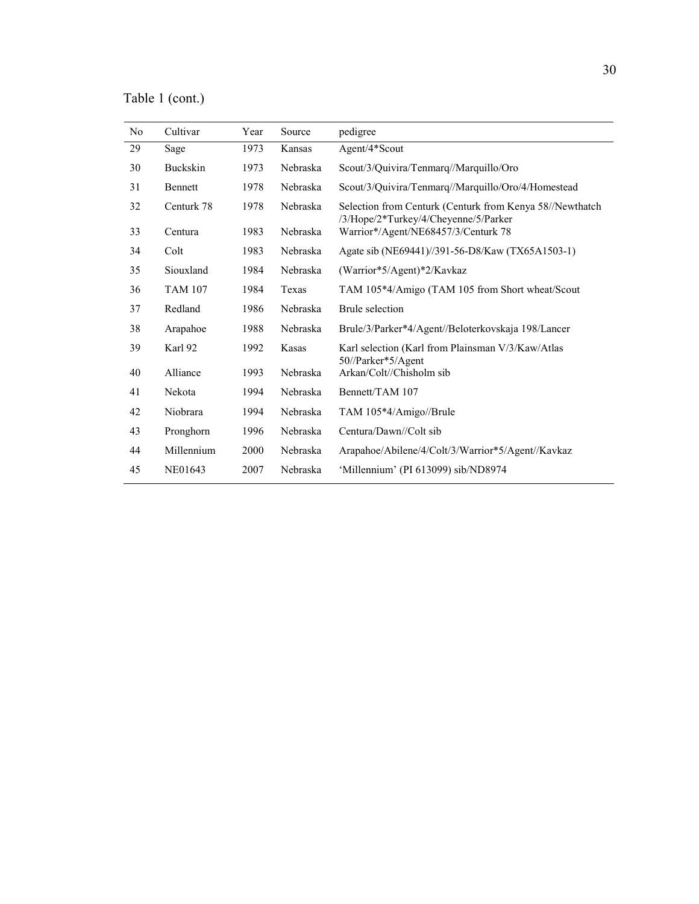Table 1 (cont.)

| No | Cultivar | Year | Source | pedigree |
|---|---|---|---|---|
| 29 | Sage | 1973 | Kansas | Agent/4*Scout |
| 30 | Buckskin | 1973 | Nebraska | Scout/3/Quivira/Tenmarq//Marquillo/Oro |
| 31 | Bennett | 1978 | Nebraska | Scout/3/Quivira/Tenmarq//Marquillo/Oro/4/Homestead |
| 32 | Centurk 78 | 1978 | Nebraska | Selection from Centurk (Centurk from Kenya 58//Newthatch /3/Hope/2*Turkey/4/Cheyenne/5/Parker |
| 33 | Centura | 1983 | Nebraska | Warrior*/Agent/NE68457/3/Centurk 78 |
| 34 | Colt | 1983 | Nebraska | Agate sib (NE69441)//391-56-D8/Kaw (TX65A1503-1) |
| 35 | Siouxland | 1984 | Nebraska | (Warrior*5/Agent)*2/Kavkaz |
| 36 | TAM 107 | 1984 | Texas | TAM 105*4/Amigo (TAM 105 from Short wheat/Scout |
| 37 | Redland | 1986 | Nebraska | Brule selection |
| 38 | Arapahoe | 1988 | Nebraska | Brule/3/Parker*4/Agent//Beloterkovskaja 198/Lancer |
| 39 | Karl 92 | 1992 | Kasas | Karl selection (Karl from Plainsman V/3/Kaw/Atlas 50//Parker*5/Agent |
| 40 | Alliance | 1993 | Nebraska | Arkan/Colt//Chisholm sib |
| 41 | Nekota | 1994 | Nebraska | Bennett/TAM 107 |
| 42 | Niobrara | 1994 | Nebraska | TAM 105*4/Amigo//Brule |
| 43 | Pronghorn | 1996 | Nebraska | Centura/Dawn//Colt sib |
| 44 | Millennium | 2000 | Nebraska | Arapahoe/Abilene/4/Colt/3/Warrior*5/Agent//Kavkaz |
| 45 | NE01643 | 2007 | Nebraska | 'Millennium' (PI 613099) sib/ND8974 |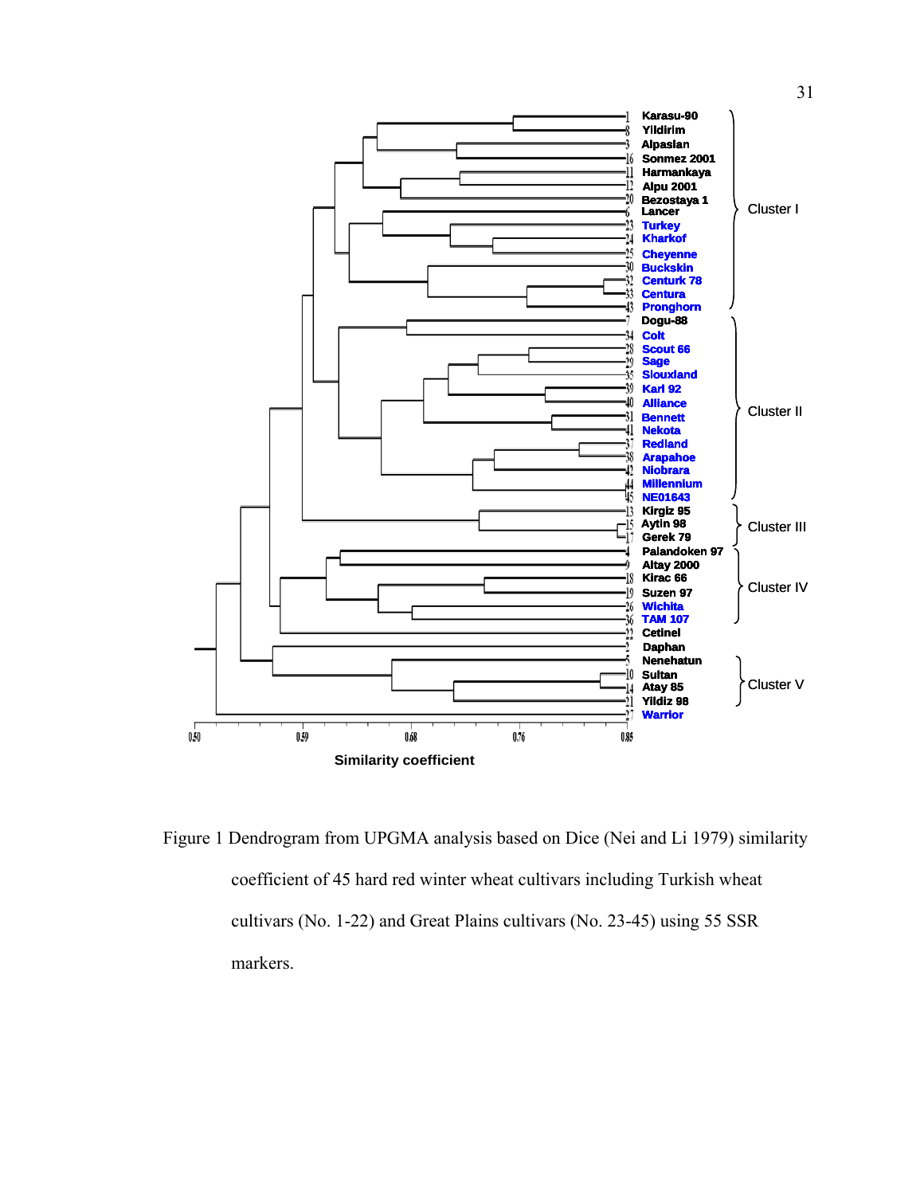Figure 1 Dendrogram from UPGMA analysis based on Dice (Nei and Li 1979) similarity coefficient of 45 hard red winter wheat cultivars including Turkish wheat cultivars (No. 1-22) and Great Plains cultivars (No. 23-45) using 55 SSR markers.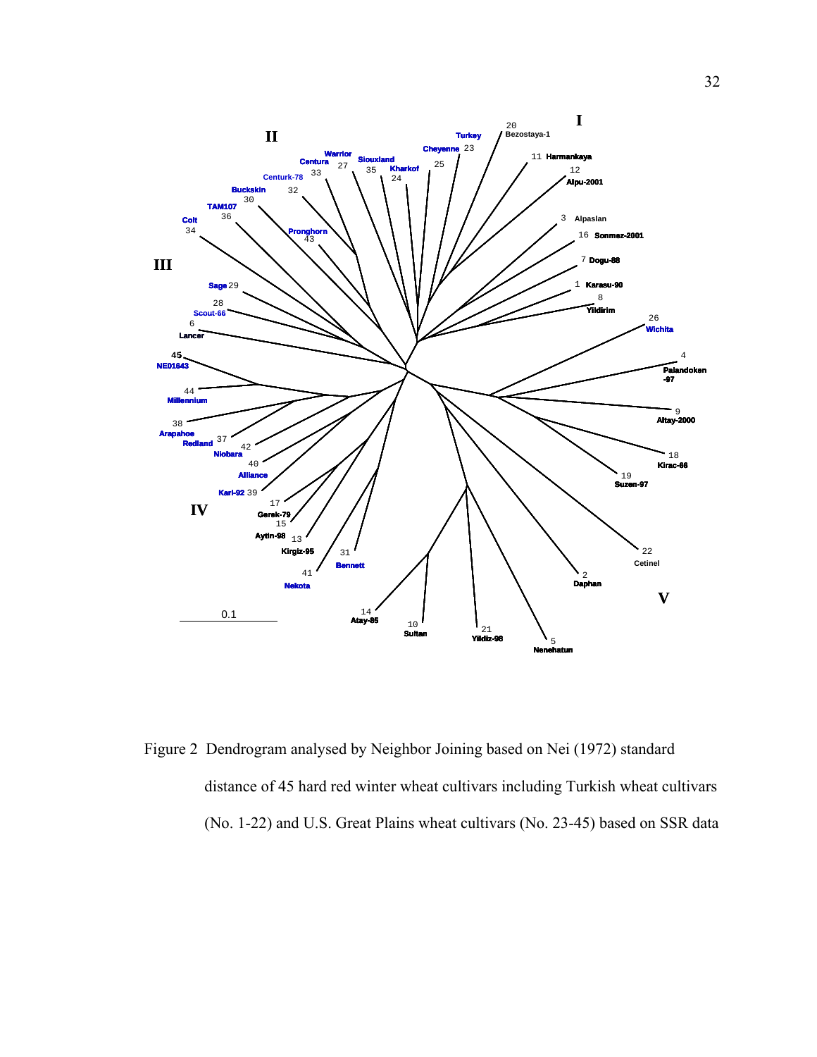Figure 2 Dendrogram analysed by Neighbor Joining based on Nei (1972) standard distance of 45 hard red winter wheat cultivars including Turkish wheat cultivars (No. 1-22) and U.S. Great Plains wheat cultivars (No. 23-45) based on SSR data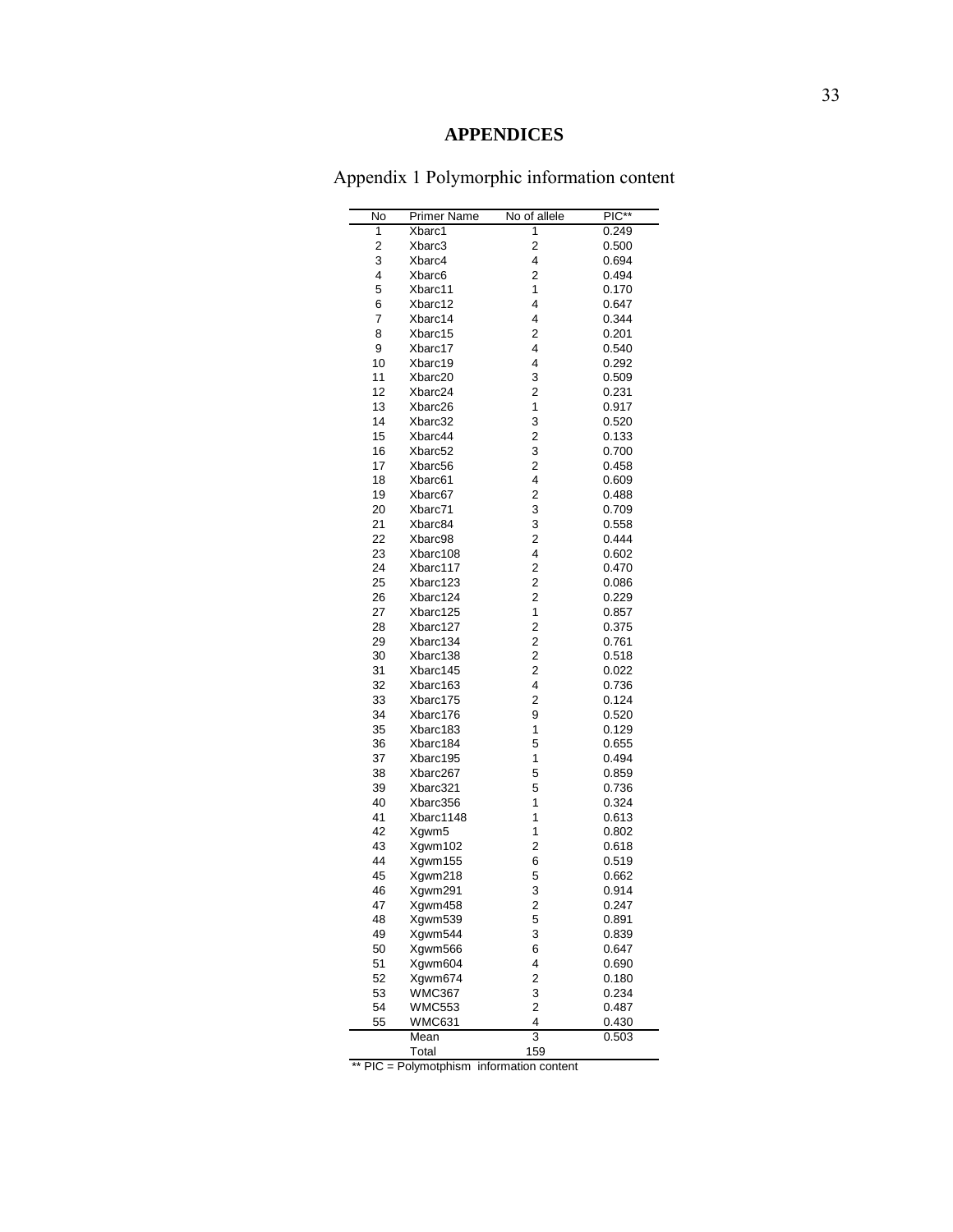# APPENDICES

## Appendix 1 Polymorphic information content

| No | Primer Name | No of allele | PIC** |
|---|---|---|---|
| 1 | Xbarc1 | 1 | 0.249 |
| 2 | Xbarc3 | 2 | 0.500 |
| 3 | Xbarc4 | 4 | 0.694 |
| 4 | Xbarc6 | 2 | 0.494 |
| 5 | Xbarc11 | 1 | 0.170 |
| 6 | Xbarc12 | 4 | 0.647 |
| 7 | Xbarc14 | 4 | 0.344 |
| 8 | Xbarc15 | 2 | 0.201 |
| 9 | Xbarc17 | 4 | 0.540 |
| 10 | Xbarc19 | 4 | 0.292 |
| 11 | Xbarc20 | 3 | 0.509 |
| 12 | Xbarc24 | 2 | 0.231 |
| 13 | Xbarc26 | 1 | 0.917 |
| 14 | Xbarc32 | 3 | 0.520 |
| 15 | Xbarc44 | 2 | 0.133 |
| 16 | Xbarc52 | 3 | 0.700 |
| 17 | Xbarc56 | 2 | 0.458 |
| 18 | Xbarc61 | 4 | 0.609 |
| 19 | Xbarc67 | 2 | 0.488 |
| 20 | Xbarc71 | 3 | 0.709 |
| 21 | Xbarc84 | 3 | 0.558 |
| 22 | Xbarc98 | 2 | 0.444 |
| 23 | Xbarc108 | 4 | 0.602 |
| 24 | Xbarc117 | 2 | 0.470 |
| 25 | Xbarc123 | 2 | 0.086 |
| 26 | Xbarc124 | 2 | 0.229 |
| 27 | Xbarc125 | 1 | 0.857 |
| 28 | Xbarc127 | 2 | 0.375 |
| 29 | Xbarc134 | 2 | 0.761 |
| 30 | Xbarc138 | 2 | 0.518 |
| 31 | Xbarc145 | 2 | 0.022 |
| 32 | Xbarc163 | 4 | 0.736 |
| 33 | Xbarc175 | 2 | 0.124 |
| 34 | Xbarc176 | 9 | 0.520 |
| 35 | Xbarc183 | 1 | 0.129 |
| 36 | Xbarc184 | 5 | 0.655 |
| 37 | Xbarc195 | 1 | 0.494 |
| 38 | Xbarc267 | 5 | 0.859 |
| 39 | Xbarc321 | 5 | 0.736 |
| 40 | Xbarc356 | 1 | 0.324 |
| 41 | Xbarc1148 | 1 | 0.613 |
| 42 | Xgwm5 | 1 | 0.802 |
| 43 | Xgwm102 | 2 | 0.618 |
| 44 | Xgwm155 | 6 | 0.519 |
| 45 | Xgwm218 | 5 | 0.662 |
| 46 | Xgwm291 | 3 | 0.914 |
| 47 | Xgwm458 | 2 | 0.247 |
| 48 | Xgwm539 | 5 | 0.891 |
| 49 | Xgwm544 | 3 | 0.839 |
| 50 | Xgwm566 | 6 | 0.647 |
| 51 | Xgwm604 | 4 | 0.690 |
| 52 | Xgwm674 | 2 | 0.180 |
| 53 | WMC367 | 3 | 0.234 |
| 54 | WMC553 | 2 | 0.487 |
| 55 | WMC631 | 4 | 0.430 |
| | Mean | 3 | 0.503 |
| | Total | 159 | |

** PIC = Polymotphism information content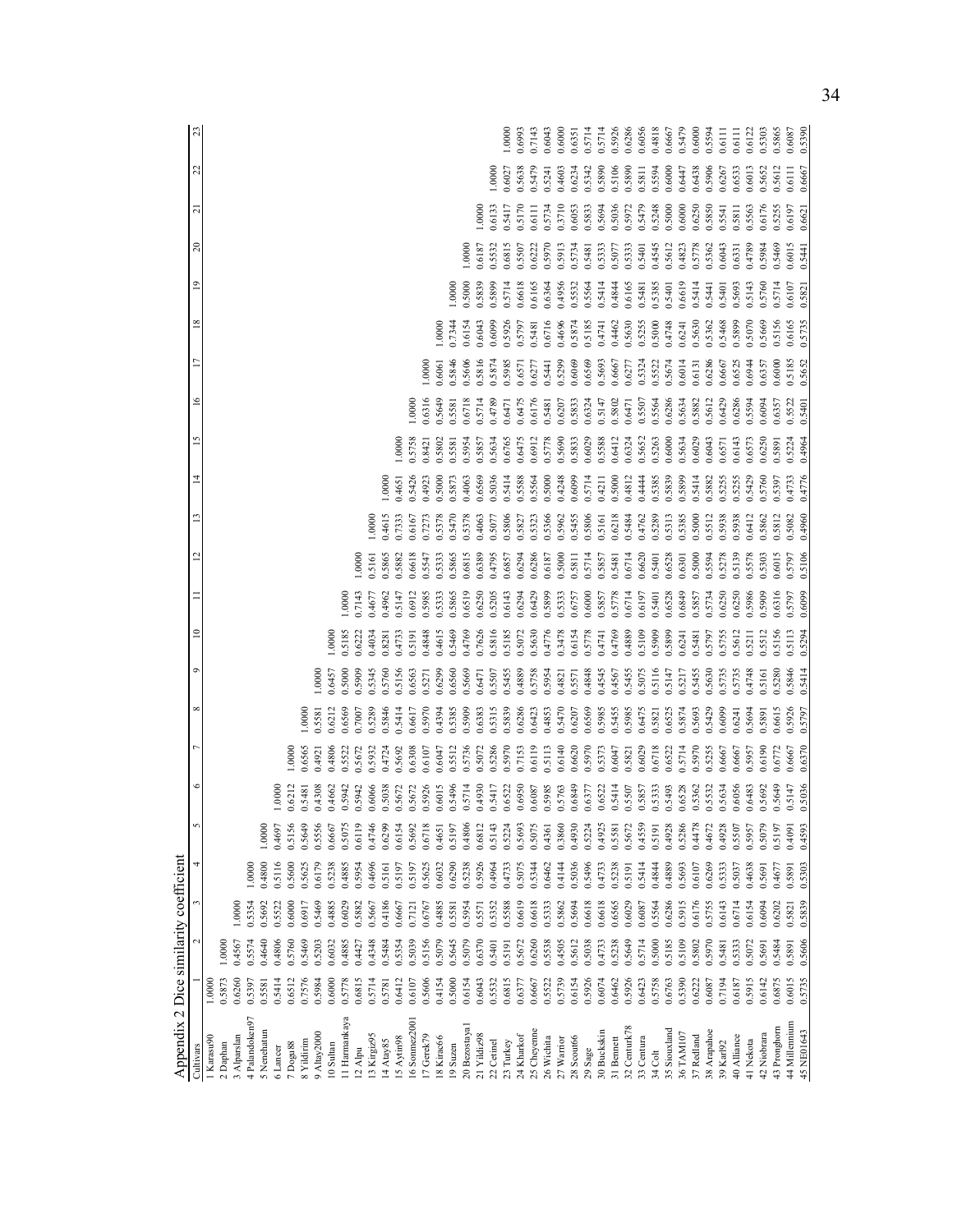Appendix 2 Dice similarity coefficient

| Cultivars | 1 | 2 | 3 | 4 | 5 | 6 | 7 | 8 | 9 | 10 | 11 | 12 | 13 | 14 | 15 | 16 | 17 | 18 | 19 | 20 | 21 | 22 | 23 |
|---|---|---|---|---|---|---|---|---|---|---|---|---|---|---|---|---|---|---|---|---|---|---|---|
| 1 Karasu90 | 1.0000 | | | | | | | | | | | | | | | | | | | | | | |
| 2 Daphan | 0.5873 | 1.0000 | | | | | | | | | | | | | | | | | | | | | |
| 3 Alparslan | 0.6260 | 0.4567 | 1.0000 | | | | | | | | | | | | | | | | | | | | |
| 4 Palandoken97 | 0.5397 | 0.5574 | 0.5354 | 1.0000 | | | | | | | | | | | | | | | | | | | |
| 5 Nenehatun | 0.5581 | 0.4640 | 0.5692 | 0.4800 | 1.0000 | | | | | | | | | | | | | | | | | | |
| 6 Lancer | 0.5414 | 0.4806 | 0.5522 | 0.5116 | 0.4697 | 1.0000 | | | | | | | | | | | | | | | | | |
| 7 Dogu88 | 0.6512 | 0.5760 | 0.6000 | 0.5600 | 0.5156 | 0.6212 | 1.0000 | | | | | | | | | | | | | | | | |
| 8 Yildirim | 0.7576 | 0.5469 | 0.6917 | 0.5625 | 0.5649 | 0.5481 | 0.6565 | 1.0000 | | | | | | | | | | | | | | | |
| 9 Altay2000 | 0.5984 | 0.5203 | 0.5469 | 0.6179 | 0.5556 | 0.4308 | 0.4921 | 0.5581 | 1.0000 | | | | | | | | | | | | | | |
| 10 Sultan | 0.6000 | 0.6032 | 0.4885 | 0.5238 | 0.6667 | 0.4662 | 0.4806 | 0.6212 | 0.6457 | 1.0000 | | | | | | | | | | | | | |
| 11 Harmankaya | 0.5778 | 0.4885 | 0.6029 | 0.4885 | 0.5075 | 0.5942 | 0.5522 | 0.6569 | 0.5000 | 0.5185 | 1.0000 | | | | | | | | | | | | |
| 12 Alpu | 0.6815 | 0.4427 | 0.5882 | 0.5954 | 0.6119 | 0.5942 | 0.5672 | 0.7007 | 0.5909 | 0.6222 | 0.7143 | 1.0000 | | | | | | | | | | | |
| 13 Kirgiz95 | 0.5714 | 0.4348 | 0.5667 | 0.4696 | 0.4746 | 0.6066 | 0.5932 | 0.5289 | 0.5345 | 0.4034 | 0.4677 | 0.5161 | 1.0000 | | | | | | | | | | |
| 14 Atay85 | 0.5781 | 0.5484 | 0.4186 | 0.5161 | 0.6299 | 0.5038 | 0.4724 | 0.5846 | 0.5760 | 0.8281 | 0.4962 | 0.5865 | 0.4615 | 1.0000 | | | | | | | | | |
| 15 Aytin98 | 0.6412 | 0.5354 | 0.6667 | 0.5197 | 0.6154 | 0.5672 | 0.5692 | 0.5414 | 0.5156 | 0.4733 | 0.5147 | 0.5882 | 0.7333 | 0.4651 | 1.0000 | | | | | | | | |
| 16 Sonmez2001 | 0.6107 | 0.5039 | 0.7121 | 0.5197 | 0.5692 | 0.5672 | 0.6308 | 0.6617 | 0.6563 | 0.5191 | 0.6912 | 0.6618 | 0.6167 | 0.5426 | 0.5758 | 1.0000 | | | | | | | |
| 17 Gerek79 | 0.5606 | 0.5156 | 0.6767 | 0.5625 | 0.6718 | 0.5926 | 0.6107 | 0.5970 | 0.5271 | 0.4848 | 0.5985 | 0.5547 | 0.7273 | 0.4923 | 0.8421 | 0.6316 | 1.0000 | | | | | | |
| 18 Kirac66 | 0.4154 | 0.5079 | 0.4885 | 0.6032 | 0.4651 | 0.6015 | 0.6047 | 0.4394 | 0.6299 | 0.4615 | 0.5333 | 0.5333 | 0.5378 | 0.5000 | 0.5802 | 0.5649 | 0.6061 | 1.0000 | | | | | |
| 19 Suzen | 0.5000 | 0.5645 | 0.5581 | 0.6290 | 0.5197 | 0.5496 | 0.5512 | 0.5385 | 0.6560 | 0.5469 | 0.5865 | 0.5865 | 0.5470 | 0.5873 | 0.5581 | 0.5581 | 0.5846 | 0.7344 | 1.0000 | | | | |
| 20 Bezostaya1 | 0.6154 | 0.5079 | 0.5954 | 0.5238 | 0.4806 | 0.5714 | 0.5736 | 0.5909 | 0.5669 | 0.4769 | 0.6519 | 0.6815 | 0.5378 | 0.4063 | 0.5954 | 0.6718 | 0.5606 | 0.6154 | 0.5000 | 1.0000 | | | |
| 21 Yildiz98 | 0.6043 | 0.6370 | 0.5571 | 0.5926 | 0.6812 | 0.4930 | 0.5072 | 0.6383 | 0.6471 | 0.7626 | 0.6250 | 0.6389 | 0.4063 | 0.6569 | 0.5857 | 0.5714 | 0.5816 | 0.6043 | 0.5839 | 0.6187 | 1.0000 | | |
| 22 Cetinel | 0.5532 | 0.5401 | 0.5352 | 0.4964 | 0.5143 | 0.5417 | 0.5286 | 0.5315 | 0.5507 | 0.5816 | 0.5205 | 0.4795 | 0.5077 | 0.5036 | 0.5634 | 0.4789 | 0.5874 | 0.6099 | 0.5899 | 0.5532 | 0.6133 | 1.0000 | |
| 23 Turkey | 0.6815 | 0.5191 | 0.5588 | 0.4733 | 0.5224 | 0.6522 | 0.5970 | 0.5839 | 0.5455 | 0.5185 | 0.6143 | 0.6857 | 0.5806 | 0.5414 | 0.6765 | 0.6471 | 0.5985 | 0.5926 | 0.5714 | 0.6815 | 0.5417 | 0.6027 | 1.0000 |
| 24 Kharkof | 0.6377 | 0.5672 | 0.6619 | 0.5075 | 0.5693 | 0.6950 | 0.7153 | 0.6286 | 0.4889 | 0.5072 | 0.6294 | 0.6294 | 0.5827 | 0.5588 | 0.6475 | 0.6475 | 0.6571 | 0.5797 | 0.6618 | 0.5507 | 0.5170 | 0.5638 | 0.6993 |
| 25 Cheyenne | 0.6667 | 0.6260 | 0.6618 | 0.5344 | 0.5075 | 0.6087 | 0.6119 | 0.6423 | 0.5758 | 0.5630 | 0.6429 | 0.6286 | 0.5323 | 0.5564 | 0.6912 | 0.6176 | 0.6277 | 0.5481 | 0.6165 | 0.6222 | 0.6111 | 0.5479 | 0.7143 |
| 26 Wichita | 0.5522 | 0.5538 | 0.5333 | 0.6462 | 0.4361 | 0.5985 | 0.5113 | 0.4853 | 0.5954 | 0.4776 | 0.5899 | 0.6187 | 0.5366 | 0.5000 | 0.5778 | 0.5481 | 0.5441 | 0.6716 | 0.6364 | 0.5970 | 0.5734 | 0.5241 | 0.6043 |
| 27 Warrior | 0.5739 | 0.4505 | 0.5862 | 0.4144 | 0.3860 | 0.5763 | 0.6140 | 0.5470 | 0.4821 | 0.3478 | 0.5333 | 0.5000 | 0.5962 | 0.4248 | 0.5690 | 0.6207 | 0.5299 | 0.4696 | 0.4956 | 0.5913 | 0.3710 | 0.4603 | 0.6000 |
| 28 Scout66 | 0.6154 | 0.5612 | 0.5694 | 0.5036 | 0.4930 | 0.6849 | 0.6620 | 0.6207 | 0.5571 | 0.6154 | 0.6757 | 0.5811 | 0.5455 | 0.6099 | 0.5833 | 0.5833 | 0.6069 | 0.5874 | 0.5532 | 0.5734 | 0.6053 | 0.6234 | 0.6351 |
| 29 Sage | 0.5926 | 0.5038 | 0.6618 | 0.5496 | 0.5224 | 0.6377 | 0.5970 | 0.6569 | 0.4848 | 0.5778 | 0.6000 | 0.5714 | 0.5806 | 0.5714 | 0.6029 | 0.6324 | 0.6569 | 0.5185 | 0.5564 | 0.5481 | 0.5833 | 0.5342 | 0.5714 |
| 30 Buckskin | 0.6074 | 0.4733 | 0.6618 | 0.4733 | 0.4925 | 0.6522 | 0.5373 | 0.5985 | 0.4545 | 0.4741 | 0.5857 | 0.5857 | 0.5161 | 0.4211 | 0.5588 | 0.5147 | 0.5693 | 0.4741 | 0.5414 | 0.5333 | 0.5694 | 0.5890 | 0.5714 |
| 31 Bennett | 0.6462 | 0.5238 | 0.6565 | 0.5238 | 0.5581 | 0.5414 | 0.6047 | 0.5455 | 0.4567 | 0.4769 | 0.5778 | 0.5481 | 0.6218 | 0.5000 | 0.6412 | 0.5802 | 0.6667 | 0.4462 | 0.4844 | 0.5077 | 0.5036 | 0.5106 | 0.5926 |
| 32 Centurk78 | 0.5926 | 0.5649 | 0.6029 | 0.5191 | 0.5672 | 0.5507 | 0.5821 | 0.5985 | 0.5455 | 0.4889 | 0.6714 | 0.6714 | 0.5484 | 0.4812 | 0.6324 | 0.6471 | 0.6277 | 0.5630 | 0.6165 | 0.5333 | 0.5972 | 0.5890 | 0.6286 |
| 33 Centura | 0.6423 | 0.5714 | 0.6087 | 0.5414 | 0.4559 | 0.5857 | 0.6029 | 0.6475 | 0.5075 | 0.5109 | 0.6197 | 0.6620 | 0.4762 | 0.4444 | 0.5652 | 0.5507 | 0.5324 | 0.5255 | 0.5481 | 0.5401 | 0.5479 | 0.5811 | 0.6056 |
| 34 Colt | 0.5758 | 0.5000 | 0.5564 | 0.4844 | 0.5191 | 0.5333 | 0.6718 | 0.5821 | 0.5116 | 0.5909 | 0.5401 | 0.5401 | 0.5289 | 0.5385 | 0.5263 | 0.5564 | 0.5522 | 0.5000 | 0.5385 | 0.4545 | 0.5248 | 0.5594 | 0.4818 |
| 35 Siouxland | 0.6763 | 0.5185 | 0.6286 | 0.4889 | 0.4928 | 0.5493 | 0.6522 | 0.6525 | 0.5147 | 0.5899 | 0.6528 | 0.6528 | 0.5313 | 0.5839 | 0.6000 | 0.6286 | 0.5674 | 0.4748 | 0.5401 | 0.5612 | 0.5000 | 0.6000 | 0.6667 |
| 36 TAM107 | 0.5390 | 0.5109 | 0.5915 | 0.5693 | 0.5286 | 0.6528 | 0.5714 | 0.5874 | 0.5217 | 0.6241 | 0.6849 | 0.6301 | 0.5385 | 0.5899 | 0.5634 | 0.5634 | 0.6014 | 0.6241 | 0.6619 | 0.4823 | 0.6000 | 0.6447 | 0.5479 |
| 37 Redland | 0.6222 | 0.5802 | 0.6176 | 0.6107 | 0.4478 | 0.5362 | 0.5970 | 0.5693 | 0.5455 | 0.5481 | 0.5857 | 0.5000 | 0.5000 | 0.5414 | 0.6029 | 0.5882 | 0.6131 | 0.5630 | 0.5414 | 0.5778 | 0.6250 | 0.6438 | 0.6000 |
| 38 Arapahoe | 0.6087 | 0.5970 | 0.5755 | 0.6269 | 0.4672 | 0.5532 | 0.5255 | 0.5429 | 0.5630 | 0.5797 | 0.5734 | 0.5594 | 0.5512 | 0.5882 | 0.6043 | 0.5612 | 0.6286 | 0.5362 | 0.5441 | 0.5362 | 0.5850 | 0.5906 | 0.5594 |
| 39 Karl92 | 0.7194 | 0.5481 | 0.6143 | 0.5333 | 0.4928 | 0.5634 | 0.6667 | 0.6099 | 0.5735 | 0.5755 | 0.6250 | 0.5278 | 0.5938 | 0.5255 | 0.6571 | 0.6429 | 0.6667 | 0.5468 | 0.5401 | 0.6043 | 0.5541 | 0.6267 | 0.6111 |
| 40 Alliance | 0.6187 | 0.5333 | 0.6714 | 0.5037 | 0.5507 | 0.6056 | 0.6667 | 0.6241 | 0.5735 | 0.5612 | 0.6250 | 0.5139 | 0.5938 | 0.5255 | 0.6143 | 0.6286 | 0.6525 | 0.5899 | 0.5693 | 0.6331 | 0.5811 | 0.6533 | 0.6111 |
| 41 Nekota | 0.5915 | 0.5072 | 0.6154 | 0.4638 | 0.5957 | 0.6483 | 0.5957 | 0.5694 | 0.4748 | 0.5211 | 0.5986 | 0.5578 | 0.6412 | 0.5429 | 0.6573 | 0.5594 | 0.6944 | 0.5070 | 0.5143 | 0.4789 | 0.5563 | 0.6013 | 0.6122 |
| 42 Niobrara | 0.6142 | 0.5691 | 0.6094 | 0.5691 | 0.5079 | 0.5692 | 0.6190 | 0.5891 | 0.5161 | 0.5512 | 0.5909 | 0.5303 | 0.5862 | 0.5760 | 0.6250 | 0.6094 | 0.6357 | 0.5669 | 0.5760 | 0.5984 | 0.6176 | 0.5652 | 0.5303 |
| 43 Pronghorn | 0.6875 | 0.5484 | 0.6202 | 0.4677 | 0.5649 | 0.6772 | 0.6667 | 0.6615 | 0.5280 | 0.5156 | 0.6316 | 0.6015 | 0.5812 | 0.5397 | 0.5891 | 0.6357 | 0.6000 | 0.5156 | 0.5714 | 0.5469 | 0.6255 | 0.5612 | 0.5865 |
| 44 Millennium | 0.6015 | 0.5891 | 0.5821 | 0.5891 | 0.4091 | 0.5147 | 0.6667 | 0.5926 | 0.5846 | 0.5113 | 0.5797 | 0.5797 | 0.5082 | 0.4733 | 0.5224 | 0.5522 | 0.5185 | 0.6165 | 0.6107 | 0.6015 | 0.6197 | 0.6111 | 0.6087 |
| 45 NE01643 | 0.5735 | 0.5606 | 0.5839 | 0.5303 | 0.4593 | 0.5036 | 0.6370 | 0.5797 | 0.5414 | 0.5294 | 0.6099 | 0.5106 | 0.4960 | 0.4776 | 0.4964 | 0.5401 | 0.5652 | 0.5735 | 0.5821 | 0.5441 | 0.6621 | 0.6667 | 0.5390 |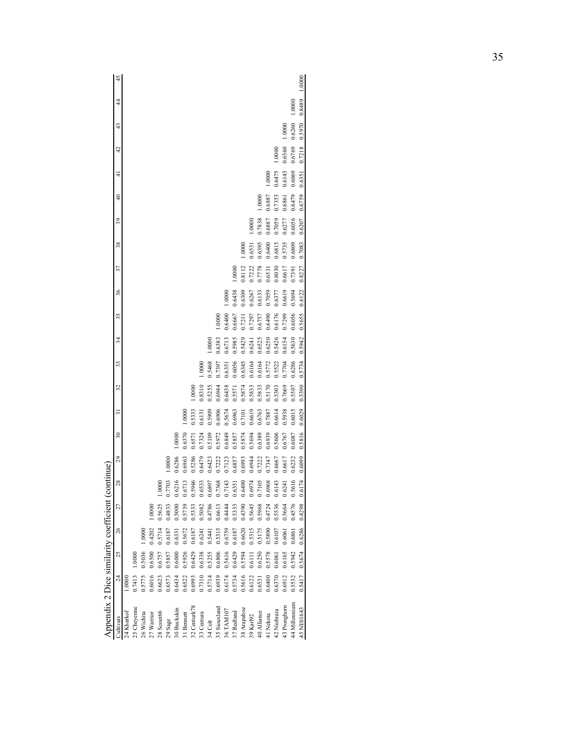Appendix 2 Dice similarity coefficient (continue)

| Cultivars | 24 | 25 | 26 | 27 | 28 | 29 | 30 | 31 | 32 | 33 | 34 | 35 | 36 | 37 | 38 | 39 | 40 | 41 | 42 | 43 | 44 | 45 |
|---|---|---|---|---|---|---|---|---|---|---|---|---|---|---|---|---|---|---|---|---|---|---|
| 24 Kharkof | 1.0000 | | | | | | | | | | | | | | | | | | | | | |
| 25 Cheyenne | 0.7413 | 1.0000 | | | | | | | | | | | | | | | | | | | | |
| 26 Wichita | 0.5775 | 0.5036 | 1.0000 | | | | | | | | | | | | | | | | | | | |
| 27 Warrior | 0.6016 | 0.6500 | 0.4202 | 1.0000 | | | | | | | | | | | | | | | | | | |
| 28 Scout66 | 0.6623 | 0.6757 | 0.5714 | 0.5625 | 1.0000 | | | | | | | | | | | | | | | | | |
| 29 Sage | 0.6573 | 0.5857 | 0.6187 | 0.4833 | 0.7703 | 1.0000 | | | | | | | | | | | | | | | | |
| 30 Buckskin | 0.6434 | 0.6000 | 0.6331 | 0.5000 | 0.6216 | 0.6286 | 1.0000 | | | | | | | | | | | | | | | |
| 31 Bennett | 0.6522 | 0.5926 | 0.5672 | 0.5739 | 0.6713 | 0.6963 | 0.6370 | 1.0000 | | | | | | | | | | | | | | |
| 32 Centurk78 | 0.6993 | 0.6429 | 0.6187 | 0.5333 | 0.5946 | 0.5286 | 0.6571 | 0.5333 | 1.0000 | | | | | | | | | | | | | |
| 33 Centura | 0.7310 | 0.6338 | 0.6241 | 0.5082 | 0.6533 | 0.6479 | 0.7324 | 0.6131 | 0.8310 | 1.0000 | | | | | | | | | | | | |
| 34 Colt | 0.5714 | 0.5255 | 0.5441 | 0.4786 | 0.6897 | 0.6423 | 0.5109 | 0.5909 | 0.5255 | 0.5468 | 1.0000 | | | | | | | | | | | |
| 35 SiouxLand | 0.6939 | 0.6806 | 0.5315 | 0.6613 | 0.7368 | 0.7222 | 0.5972 | 0.6906 | 0.6944 | 0.7397 | 0.6383 | 1.0000 | | | | | | | | | | |
| 36 TAM107 | 0.6174 | 0.5616 | 0.6759 | 0.4444 | 0.7143 | 0.7123 | 0.6849 | 0.5674 | 0.6438 | 0.6351 | 0.6713 | 0.6400 | 1.0000 | | | | | | | | | |
| 37 Redland | 0.5734 | 0.6429 | 0.6187 | 0.5333 | 0.6351 | 0.6857 | 0.5857 | 0.6963 | 0.5571 | 0.6056 | 0.5985 | 0.6667 | 0.6438 | 1.0000 | | | | | | | | |
| 38 Arapahoe | 0.5616 | 0.5594 | 0.6620 | 0.4390 | 0.6490 | 0.6993 | 0.5874 | 0.7101 | 0.5874 | 0.6345 | 0.5429 | 0.7211 | 0.6309 | 0.8112 | 1.0000 | | | | | | | |
| 39 Karl92 | 0.6122 | 0.6111 | 0.5315 | 0.5645 | 0.6974 | 0.6944 | 0.5694 | 0.6619 | 0.5833 | 0.6164 | 0.6241 | 0.7297 | 0.6267 | 0.7222 | 0.6531 | 1.0000 | | | | | | |
| 40 Alliance | 0.6531 | 0.6250 | 0.5175 | 0.5968 | 0.7105 | 0.7222 | 0.6389 | 0.6763 | 0.5833 | 0.6164 | 0.6525 | 0.6757 | 0.6133 | 0.7778 | 0.6395 | 0.7838 | 1.0000 | | | | | |
| 41 Nekota | 0.6400 | 0.5578 | 0.5890 | 0.4724 | 0.6968 | 0.7347 | 0.6939 | 0.7887 | 0.5170 | 0.5772 | 0.6250 | 0.6490 | 0.7059 | 0.6531 | 0.6400 | 0.6887 | 0.6887 | 1.0000 | | | | |
| 42 Niobrara | 0.6370 | 0.6061 | 0.6107 | 0.5536 | 0.6143 | 0.6667 | 0.5606 | 0.6614 | 0.5303 | 0.5522 | 0.5426 | 0.6176 | 0.6377 | 0.8030 | 0.6815 | 0.7059 | 0.7353 | 0.6475 | 1.0000 | | | |
| 43 Pronghorn | 0.6912 | 0.6165 | 0.6061 | 0.5664 | 0.6241 | 0.6617 | 0.6767 | 0.5938 | 0.7669 | 0.7704 | 0.6154 | 0.7299 | 0.6619 | 0.6617 | 0.5735 | 0.6277 | 0.6861 | 0.6143 | 0.6560 | 1.0000 | | |
| 44 Millennium | 0.5532 | 0.5942 | 0.6861 | 0.4576 | 0.5616 | 0.6232 | 0.6087 | 0.6015 | 0.5507 | 0.6286 | 0.5630 | 0.6056 | 0.5694 | 0.7391 | 0.6809 | 0.6056 | 0.6479 | 0.6069 | 0.6769 | 0.6260 | 1.0000 | |
| 45 NE01643 | 0.5417 | 0.5674 | 0.6286 | 0.4298 | 0.6174 | 0.6099 | 0.5816 | 0.6029 | 0.5390 | 0.5734 | 0.5942 | 0.5655 | 0.6122 | 0.8227 | 0.7083 | 0.6207 | 0.6759 | 0.6351 | 0.7218 | 0.5970 | 0.8489 | 1.0000 |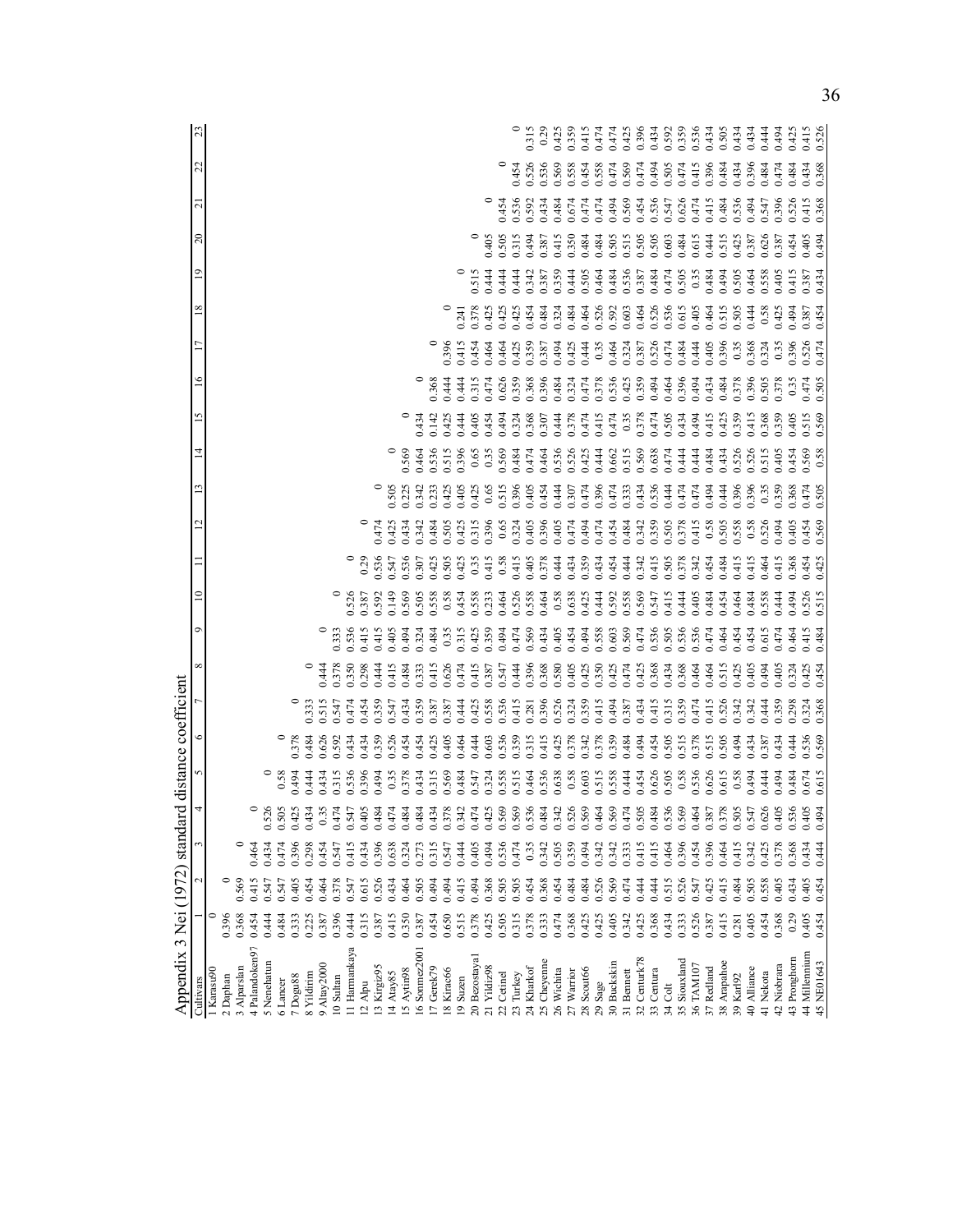Appendix 3 Nei (1972) standard distance coefficient

| Cultivars | 1 | 2 | 3 | 4 | 5 | 6 | 7 | 8 | 9 | 10 | 11 | 12 | 13 | 14 | 15 | 16 | 17 | 18 | 19 | 20 | 21 | 22 | 23 |
|---|---|---|---|---|---|---|---|---|---|---|---|---|---|---|---|---|---|---|---|---|---|---|---|
| 1 Karasu90 | 0 | | | | | | | | | | | | | | | | | | | | | | |
| 2 Daphan | 0.396 | 0 | | | | | | | | | | | | | | | | | | | | | |
| 3 Alparslan | 0.368 | 0.569 | 0 | | | | | | | | | | | | | | | | | | | | |
| 4 Palandoken97 | 0.454 | 0.415 | 0.464 | 0 | | | | | | | | | | | | | | | | | | | |
| 5 Nenehatun | 0.444 | 0.547 | 0.434 | 0.526 | 0 | | | | | | | | | | | | | | | | | | |
| 6 Lancer | 0.484 | 0.547 | 0.474 | 0.505 | 0.58 | 0 | | | | | | | | | | | | | | | | | |
| 7 Dogu88 | 0.333 | 0.405 | 0.396 | 0.425 | 0.494 | 0.378 | 0 | | | | | | | | | | | | | | | | |
| 8 Yildirim | 0.225 | 0.454 | 0.298 | 0.434 | 0.444 | 0.484 | 0.333 | 0 | | | | | | | | | | | | | | | |
| 9 Altay2000 | 0.387 | 0.464 | 0.454 | 0.35 | 0.434 | 0.626 | 0.515 | 0.444 | 0 | | | | | | | | | | | | | | |
| 10 Sultan | 0.396 | 0.378 | 0.547 | 0.474 | 0.315 | 0.592 | 0.547 | 0.378 | 0.333 | 0 | | | | | | | | | | | | | |
| 11 Harmankaya | 0.444 | 0.547 | 0.415 | 0.547 | 0.536 | 0.434 | 0.474 | 0.350 | 0.536 | 0.526 | 0 | | | | | | | | | | | | |
| 12 Alpu | 0.315 | 0.615 | 0.434 | 0.405 | 0.396 | 0.434 | 0.454 | 0.298 | 0.415 | 0.387 | 0.29 | 0 | | | | | | | | | | | |
| 13 Kirgiz95 | 0.387 | 0.526 | 0.396 | 0.484 | 0.494 | 0.359 | 0.359 | 0.444 | 0.415 | 0.592 | 0.536 | 0.474 | 0 | | | | | | | | | | |
| 14 Atay85 | 0.415 | 0.434 | 0.638 | 0.474 | 0.35 | 0.526 | 0.547 | 0.415 | 0.405 | 0.149 | 0.547 | 0.425 | 0.505 | 0 | | | | | | | | | |
| 15 Aytin98 | 0.350 | 0.464 | 0.324 | 0.484 | 0.378 | 0.454 | 0.434 | 0.484 | 0.494 | 0.569 | 0.536 | 0.434 | 0.225 | 0.569 | 0 | | | | | | | | |
| 16 Sonmez2001 | 0.387 | 0.505 | 0.273 | 0.484 | 0.434 | 0.454 | 0.359 | 0.333 | 0.324 | 0.505 | 0.307 | 0.342 | 0.342 | 0.464 | 0.434 | 0 | | | | | | | |
| 17 Gerek79 | 0.454 | 0.494 | 0.315 | 0.434 | 0.315 | 0.425 | 0.387 | 0.415 | 0.484 | 0.558 | 0.425 | 0.484 | 0.233 | 0.536 | 0.142 | 0.368 | 0 | | | | | | |
| 18 Kirac66 | 0.650 | 0.494 | 0.547 | 0.378 | 0.569 | 0.405 | 0.387 | 0.626 | 0.35 | 0.58 | 0.505 | 0.505 | 0.425 | 0.515 | 0.425 | 0.444 | 0.396 | 0 | | | | | |
| 19 Suzen | 0.515 | 0.415 | 0.444 | 0.342 | 0.484 | 0.464 | 0.444 | 0.474 | 0.315 | 0.454 | 0.425 | 0.425 | 0.405 | 0.396 | 0.444 | 0.444 | 0.415 | 0.241 | 0 | | | | |
| 20 Bezostaya1 | 0.378 | 0.494 | 0.405 | 0.474 | 0.547 | 0.444 | 0.425 | 0.415 | 0.425 | 0.558 | 0.35 | 0.315 | 0.405 | 0.65 | 0.405 | 0.315 | 0.454 | 0.378 | 0.515 | 0 | | | |
| 21 Yildiz98 | 0.425 | 0.368 | 0.494 | 0.425 | 0.324 | 0.603 | 0.558 | 0.387 | 0.359 | 0.233 | 0.415 | 0.396 | 0.65 | 0.35 | 0.454 | 0.474 | 0.464 | 0.425 | 0.444 | 0.405 | 0 | | |
| 22 Cetinel | 0.505 | 0.505 | 0.536 | 0.569 | 0.558 | 0.536 | 0.536 | 0.547 | 0.494 | 0.464 | 0.58 | 0.65 | 0.515 | 0.569 | 0.494 | 0.626 | 0.464 | 0.425 | 0.444 | 0.505 | 0.454 | 0 | |
| 23 Turkey | 0.315 | 0.505 | 0.474 | 0.569 | 0.515 | 0.359 | 0.415 | 0.444 | 0.474 | 0.526 | 0.415 | 0.324 | 0.396 | 0.484 | 0.324 | 0.359 | 0.425 | 0.425 | 0.444 | 0.315 | 0.536 | 0.454 | 0 |
| 24 Kharkof | 0.378 | 0.454 | 0.35 | 0.536 | 0.464 | 0.315 | 0.281 | 0.396 | 0.569 | 0.558 | 0.405 | 0.405 | 0.405 | 0.474 | 0.368 | 0.368 | 0.359 | 0.454 | 0.342 | 0.494 | 0.592 | 0.526 | 0.315 |
| 25 Cheyenne | 0.333 | 0.368 | 0.342 | 0.484 | 0.536 | 0.415 | 0.396 | 0.368 | 0.434 | 0.464 | 0.378 | 0.396 | 0.454 | 0.464 | 0.307 | 0.396 | 0.387 | 0.484 | 0.387 | 0.387 | 0.434 | 0.536 | 0.29 |
| 26 Wichita | 0.474 | 0.454 | 0.505 | 0.342 | 0.638 | 0.425 | 0.526 | 0.580 | 0.405 | 0.58 | 0.444 | 0.405 | 0.444 | 0.536 | 0.444 | 0.484 | 0.494 | 0.324 | 0.359 | 0.415 | 0.484 | 0.569 | 0.425 |
| 27 Warrior | 0.368 | 0.484 | 0.359 | 0.526 | 0.58 | 0.378 | 0.324 | 0.405 | 0.454 | 0.638 | 0.434 | 0.474 | 0.307 | 0.526 | 0.378 | 0.324 | 0.425 | 0.484 | 0.444 | 0.350 | 0.674 | 0.558 | 0.359 |
| 28 Scout66 | 0.425 | 0.484 | 0.494 | 0.569 | 0.603 | 0.342 | 0.359 | 0.425 | 0.494 | 0.425 | 0.359 | 0.494 | 0.474 | 0.425 | 0.474 | 0.474 | 0.444 | 0.464 | 0.505 | 0.484 | 0.474 | 0.454 | 0.415 |
| 29 Sage | 0.425 | 0.526 | 0.342 | 0.464 | 0.515 | 0.378 | 0.415 | 0.350 | 0.558 | 0.444 | 0.434 | 0.474 | 0.396 | 0.444 | 0.415 | 0.378 | 0.35 | 0.526 | 0.464 | 0.484 | 0.474 | 0.558 | 0.474 |
| 30 Buckskin | 0.405 | 0.569 | 0.342 | 0.569 | 0.558 | 0.359 | 0.494 | 0.425 | 0.603 | 0.592 | 0.454 | 0.454 | 0.474 | 0.662 | 0.474 | 0.536 | 0.464 | 0.592 | 0.484 | 0.505 | 0.494 | 0.474 | 0.474 |
| 31 Bennett | 0.342 | 0.474 | 0.333 | 0.474 | 0.444 | 0.484 | 0.387 | 0.474 | 0.569 | 0.558 | 0.444 | 0.484 | 0.333 | 0.515 | 0.35 | 0.425 | 0.324 | 0.603 | 0.536 | 0.515 | 0.569 | 0.569 | 0.425 |
| 32 Centurk78 | 0.425 | 0.444 | 0.415 | 0.505 | 0.454 | 0.494 | 0.434 | 0.425 | 0.474 | 0.569 | 0.342 | 0.342 | 0.434 | 0.569 | 0.378 | 0.359 | 0.387 | 0.464 | 0.387 | 0.505 | 0.454 | 0.474 | 0.396 |
| 33 Centura | 0.368 | 0.444 | 0.415 | 0.484 | 0.626 | 0.454 | 0.415 | 0.368 | 0.536 | 0.547 | 0.415 | 0.359 | 0.536 | 0.638 | 0.474 | 0.494 | 0.526 | 0.526 | 0.484 | 0.505 | 0.536 | 0.494 | 0.434 |
| 34 Colt | 0.434 | 0.515 | 0.464 | 0.536 | 0.505 | 0.505 | 0.315 | 0.434 | 0.505 | 0.415 | 0.505 | 0.505 | 0.444 | 0.474 | 0.505 | 0.464 | 0.474 | 0.536 | 0.474 | 0.603 | 0.547 | 0.505 | 0.592 |
| 35 Siouxland | 0.333 | 0.526 | 0.396 | 0.569 | 0.58 | 0.515 | 0.359 | 0.368 | 0.536 | 0.444 | 0.378 | 0.378 | 0.474 | 0.444 | 0.434 | 0.396 | 0.484 | 0.615 | 0.505 | 0.484 | 0.626 | 0.474 | 0.359 |
| 36 TAM107 | 0.526 | 0.547 | 0.454 | 0.464 | 0.536 | 0.378 | 0.474 | 0.464 | 0.536 | 0.405 | 0.342 | 0.415 | 0.474 | 0.444 | 0.494 | 0.494 | 0.444 | 0.405 | 0.35 | 0.615 | 0.474 | 0.415 | 0.536 |
| 37 Redland | 0.387 | 0.425 | 0.396 | 0.387 | 0.626 | 0.515 | 0.415 | 0.464 | 0.474 | 0.484 | 0.454 | 0.58 | 0.494 | 0.484 | 0.415 | 0.434 | 0.405 | 0.464 | 0.484 | 0.444 | 0.415 | 0.396 | 0.434 |
| 38 Arapahoe | 0.415 | 0.415 | 0.464 | 0.378 | 0.615 | 0.505 | 0.526 | 0.515 | 0.464 | 0.454 | 0.484 | 0.505 | 0.444 | 0.434 | 0.425 | 0.484 | 0.396 | 0.515 | 0.494 | 0.515 | 0.484 | 0.484 | 0.505 |
| 39 Karl92 | 0.281 | 0.484 | 0.415 | 0.505 | 0.58 | 0.494 | 0.342 | 0.425 | 0.454 | 0.464 | 0.415 | 0.558 | 0.396 | 0.526 | 0.359 | 0.378 | 0.35 | 0.505 | 0.505 | 0.425 | 0.536 | 0.434 | 0.434 |
| 40 Alliance | 0.405 | 0.505 | 0.342 | 0.547 | 0.494 | 0.434 | 0.342 | 0.405 | 0.454 | 0.484 | 0.415 | 0.58 | 0.526 | 0.526 | 0.415 | 0.396 | 0.368 | 0.444 | 0.464 | 0.387 | 0.494 | 0.396 | 0.434 |
| 41 Nekota | 0.454 | 0.558 | 0.425 | 0.626 | 0.444 | 0.387 | 0.444 | 0.494 | 0.615 | 0.558 | 0.464 | 0.526 | 0.35 | 0.515 | 0.368 | 0.505 | 0.324 | 0.58 | 0.558 | 0.626 | 0.547 | 0.484 | 0.444 |
| 42 Niobrara | 0.368 | 0.405 | 0.378 | 0.405 | 0.494 | 0.434 | 0.359 | 0.405 | 0.474 | 0.444 | 0.415 | 0.494 | 0.405 | 0.505 | 0.359 | 0.378 | 0.35 | 0.425 | 0.405 | 0.387 | 0.396 | 0.474 | 0.494 |
| 43 Pronghorn | 0.29 | 0.434 | 0.368 | 0.536 | 0.484 | 0.444 | 0.298 | 0.324 | 0.464 | 0.494 | 0.368 | 0.405 | 0.368 | 0.454 | 0.405 | 0.35 | 0.396 | 0.494 | 0.415 | 0.454 | 0.526 | 0.484 | 0.425 |
| 44 Millennium | 0.405 | 0.405 | 0.434 | 0.405 | 0.674 | 0.536 | 0.324 | 0.425 | 0.415 | 0.526 | 0.454 | 0.454 | 0.474 | 0.569 | 0.515 | 0.474 | 0.526 | 0.387 | 0.387 | 0.405 | 0.415 | 0.434 | 0.415 |
| 45 NE01643 | 0.454 | 0.454 | 0.444 | 0.494 | 0.615 | 0.569 | 0.368 | 0.454 | 0.484 | 0.515 | 0.425 | 0.569 | 0.505 | 0.58 | 0.569 | 0.505 | 0.474 | 0.454 | 0.434 | 0.494 | 0.368 | 0.368 | 0.526 |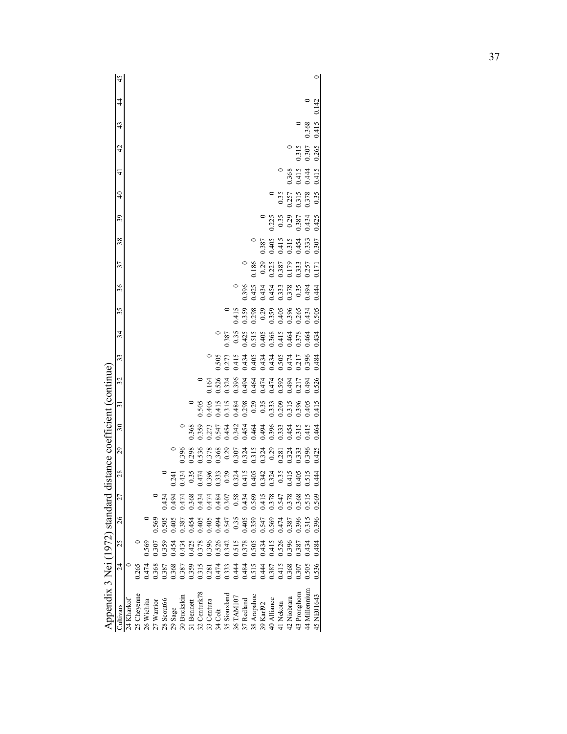# Appendix 3 Nei (1972) standard distance coefficient (continue)

| Cultivars | 24 | 25 | 26 | 27 | 28 | 29 | 30 | 31 | 32 | 33 | 34 | 35 | 36 | 37 | 38 | 39 | 40 | 41 | 42 | 43 | 44 | 45 |
|---|---|---|---|---|---|---|---|---|---|---|---|---|---|---|---|---|---|---|---|---|---|---|
| 24 Kharkof | 0 | | | | | | | | | | | | | | | | | | | | | |
| 25 Cheyenne | 0.265 | 0 | | | | | | | | | | | | | | | | | | | | |
| 26 Wichita | 0.474 | 0.569 | 0 | | | | | | | | | | | | | | | | | | | |
| 27 Warrior | 0.368 | 0.307 | 0.569 | 0 | | | | | | | | | | | | | | | | | | |
| 28 Scout66 | 0.387 | 0.359 | 0.505 | 0.434 | 0 | | | | | | | | | | | | | | | | | |
| 29 Sage | 0.368 | 0.454 | 0.405 | 0.494 | 0.241 | 0 | | | | | | | | | | | | | | | | |
| 30 Buckskin | 0.387 | 0.434 | 0.387 | 0.474 | 0.434 | 0.396 | 0 | | | | | | | | | | | | | | | |
| 31 Bennett | 0.359 | 0.425 | 0.454 | 0.368 | 0.35 | 0.298 | 0.368 | 0 | | | | | | | | | | | | | | |
| 32 Centurk78 | 0.315 | 0.378 | 0.405 | 0.434 | 0.474 | 0.536 | 0.359 | 0.505 | 0 | | | | | | | | | | | | | |
| 33 Centura | 0.281 | 0.396 | 0.405 | 0.474 | 0.396 | 0.378 | 0.273 | 0.405 | 0.164 | 0 | | | | | | | | | | | | |
| 34 Colt | 0.474 | 0.526 | 0.494 | 0.484 | 0.333 | 0.368 | 0.547 | 0.415 | 0.526 | 0.505 | 0 | | | | | | | | | | | |
| 35 Siouxland | 0.333 | 0.342 | 0.547 | 0.307 | 0.29 | 0.29 | 0.454 | 0.315 | 0.324 | 0.273 | 0.387 | 0 | | | | | | | | | | |
| 36 TAM107 | 0.444 | 0.515 | 0.35 | 0.58 | 0.324 | 0.307 | 0.342 | 0.484 | 0.396 | 0.415 | 0.35 | 0.415 | 0 | | | | | | | | | |
| 37 Redland | 0.484 | 0.378 | 0.405 | 0.434 | 0.415 | 0.324 | 0.454 | 0.298 | 0.494 | 0.434 | 0.425 | 0.359 | 0.396 | 0 | | | | | | | | |
| 38 Arapahoe | 0.515 | 0.505 | 0.359 | 0.569 | 0.405 | 0.315 | 0.464 | 0.29 | 0.464 | 0.405 | 0.515 | 0.298 | 0.425 | 0.186 | 0 | | | | | | | |
| 39 Karl92 | 0.444 | 0.434 | 0.547 | 0.415 | 0.342 | 0.324 | 0.494 | 0.35 | 0.474 | 0.434 | 0.405 | 0.29 | 0.434 | 0.29 | 0.387 | 0 | | | | | | |
| 40 Alliance | 0.387 | 0.415 | 0.569 | 0.378 | 0.324 | 0.29 | 0.396 | 0.333 | 0.474 | 0.434 | 0.368 | 0.359 | 0.454 | 0.225 | 0.405 | 0.225 | 0 | | | | | |
| 41 Nekota | 0.415 | 0.526 | 0.474 | 0.547 | 0.35 | 0.281 | 0.333 | 0.209 | 0.592 | 0.505 | 0.415 | 0.405 | 0.333 | 0.387 | 0.415 | 0.35 | 0.35 | 0 | | | | |
| 42 Niobrara | 0.368 | 0.396 | 0.387 | 0.378 | 0.415 | 0.324 | 0.454 | 0.315 | 0.494 | 0.474 | 0.464 | 0.396 | 0.378 | 0.179 | 0.315 | 0.29 | 0.257 | 0.368 | 0 | | | |
| 43 Pronghorn | 0.307 | 0.387 | 0.396 | 0.368 | 0.405 | 0.333 | 0.315 | 0.396 | 0.217 | 0.217 | 0.378 | 0.265 | 0.35 | 0.333 | 0.454 | 0.387 | 0.315 | 0.415 | 0.315 | 0 | | |
| 44 Millennium | 0.505 | 0.434 | 0.315 | 0.515 | 0.515 | 0.396 | 0.415 | 0.405 | 0.494 | 0.396 | 0.464 | 0.434 | 0.494 | 0.257 | 0.333 | 0.434 | 0.378 | 0.444 | 0.307 | 0.368 | 0 | |
| 45 NE01643 | 0.536 | 0.484 | 0.396 | 0.569 | 0.444 | 0.425 | 0.464 | 0.415 | 0.526 | 0.484 | 0.434 | 0.505 | 0.444 | 0.171 | 0.307 | 0.425 | 0.35 | 0.415 | 0.265 | 0.415 | 0.142 | 0 |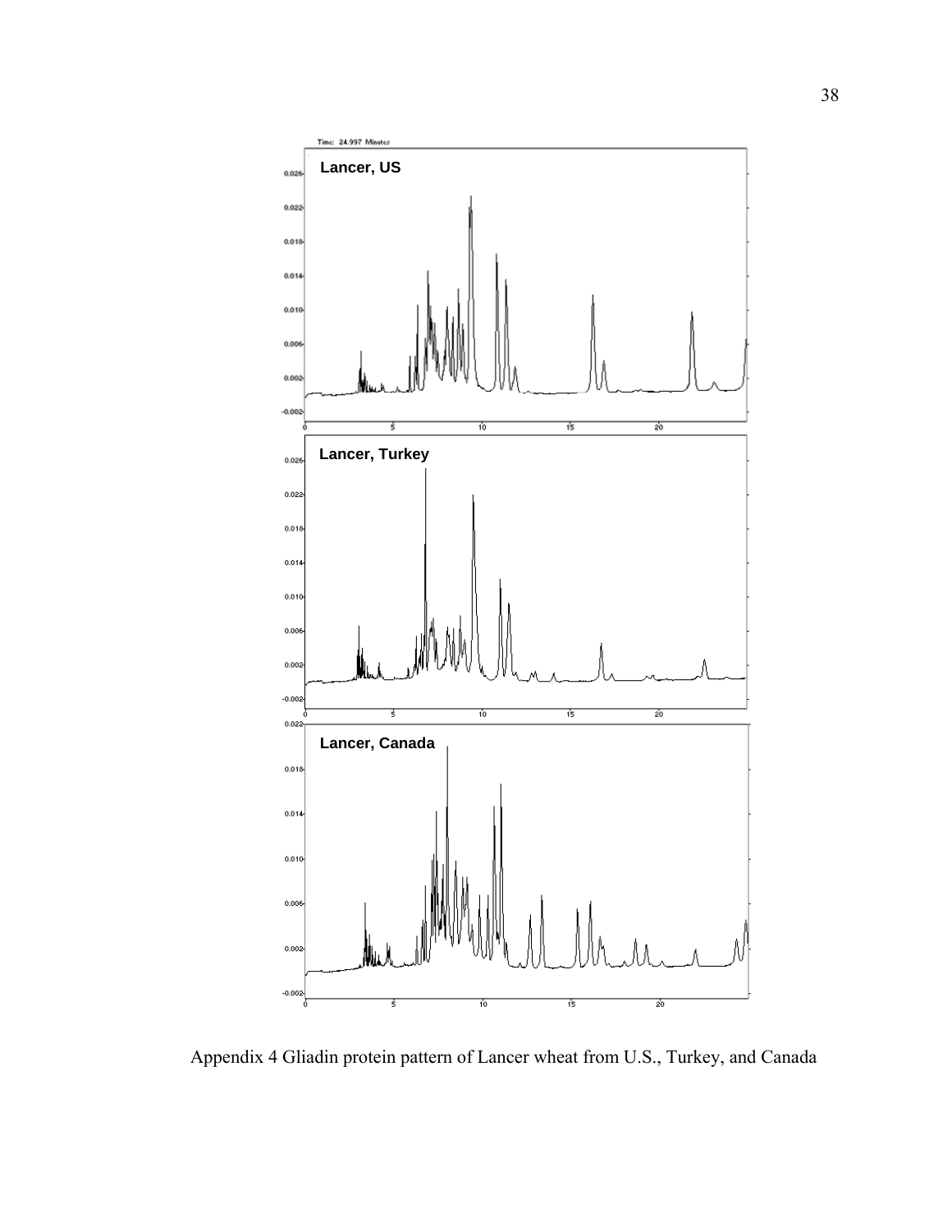Appendix 4 Gliadin protein pattern of Lancer wheat from U.S., Turkey, and Canada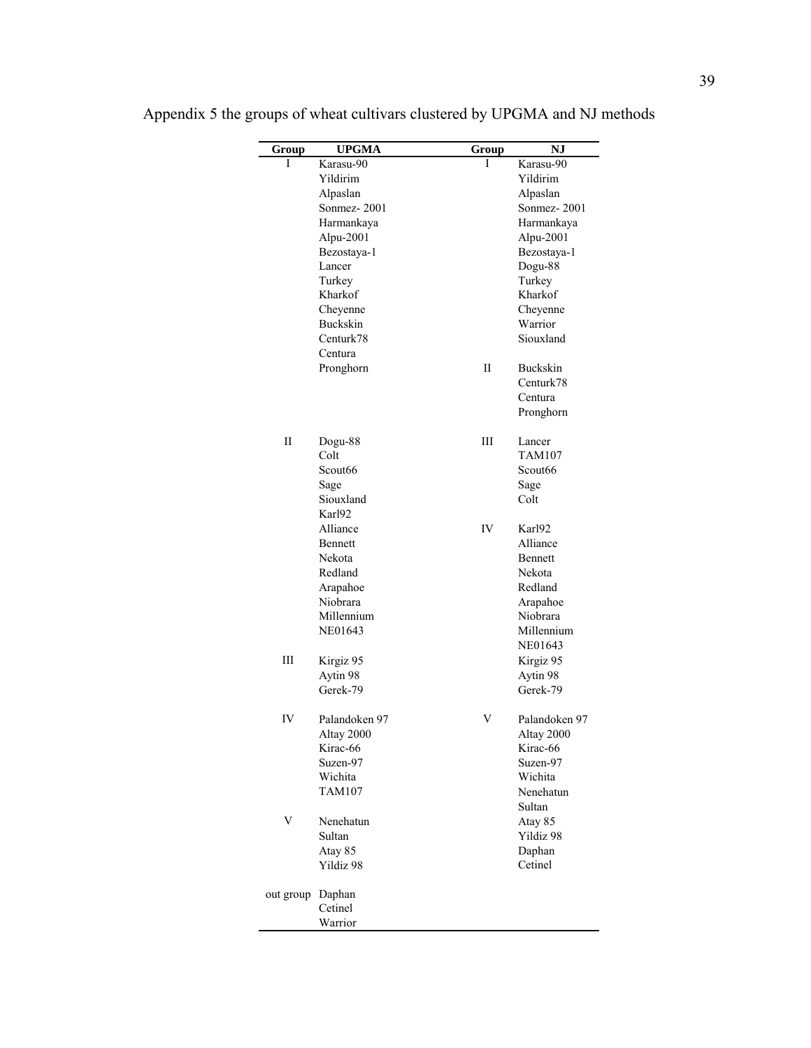Appendix 5 the groups of wheat cultivars clustered by UPGMA and NJ methods

| Group | UPGMA | Group | NJ |
|---|---|---|---|
| I | Karasu-90 | I | Karasu-90 |
| | Yildirim | | Yildirim |
| | Alpaslan | | Alpaslan |
| | Sonmez- 2001 | | Sonmez- 2001 |
| | Harmankaya | | Harmankaya |
| | Alpu-2001 | | Alpu-2001 |
| | Bezostaya-1 | | Bezostaya-1 |
| | Lancer | | Dogu-88 |
| | Turkey | | Turkey |
| | Kharkof | | Kharkof |
| | Cheyenne | | Cheyenne |
| | Buckskin | | Warrior |
| | Centurk78 | | Siouxland |
| | Centura | | |
| | Pronghorn | II | Buckskin |
| | | | Centurk78 |
| | | | Centura |
| | | | Pronghorn |
| II | Dogu-88 | III | Lancer |
| | Colt | | TAM107 |
| | Scout66 | | Scout66 |
| | Sage | | Sage |
| | Siouxland | | Colt |
| | Karl92 | | |
| | Alliance | IV | Karl92 |
| | Bennett | | Alliance |
| | Nekota | | Bennett |
| | Redland | | Nekota |
| | Arapahoe | | Redland |
| | Niobrara | | Arapahoe |
| | Millennium | | Niobrara |
| | NE01643 | | Millennium |
| | | | NE01643 |
| III | Kirgiz 95 | | Kirgiz 95 |
| | Aytin 98 | | Aytin 98 |
| | Gerek-79 | | Gerek-79 |
| IV | Palandoken 97 | V | Palandoken 97 |
| | Altay 2000 | | Altay 2000 |
| | Kirac-66 | | Kirac-66 |
| | Suzen-97 | | Suzen-97 |
| | Wichita | | Wichita |
| | TAM107 | | Nenehatun |
| | | | Sultan |
| V | Nenehatun | | Atay 85 |
| | Sultan | | Yildiz 98 |
| | Atay 85 | | Daphan |
| | Yildiz 98 | | Cetinel |
| out group | Daphan | | |
| | Cetinel | | |
| | Warrior | | |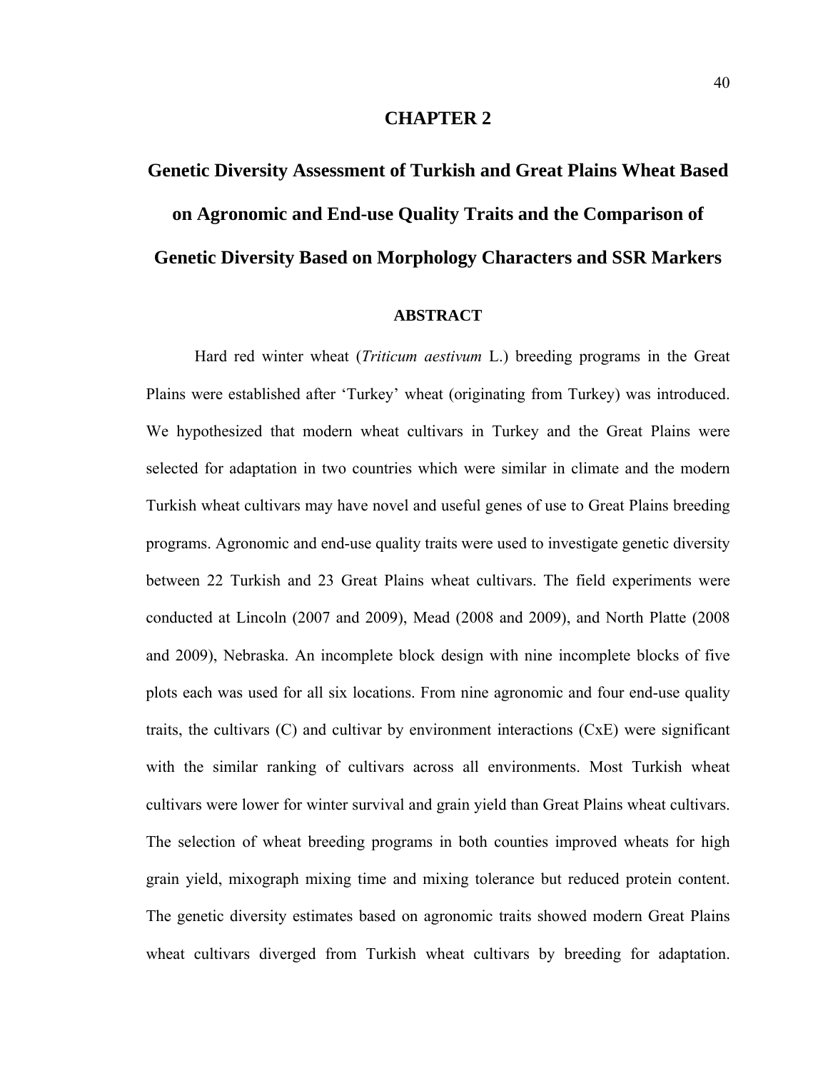# CHAPTER 2

# Genetic Diversity Assessment of Turkish and Great Plains Wheat Based on Agronomic and End-use Quality Traits and the Comparison of Genetic Diversity Based on Morphology Characters and SSR Markers

## ABSTRACT

Hard red winter wheat (*Triticum aestivum* L.) breeding programs in the Great Plains were established after 'Turkey' wheat (originating from Turkey) was introduced. We hypothesized that modern wheat cultivars in Turkey and the Great Plains were selected for adaptation in two countries which were similar in climate and the modern Turkish wheat cultivars may have novel and useful genes of use to Great Plains breeding programs. Agronomic and end-use quality traits were used to investigate genetic diversity between 22 Turkish and 23 Great Plains wheat cultivars. The field experiments were conducted at Lincoln (2007 and 2009), Mead (2008 and 2009), and North Platte (2008 and 2009), Nebraska. An incomplete block design with nine incomplete blocks of five plots each was used for all six locations. From nine agronomic and four end-use quality traits, the cultivars (C) and cultivar by environment interactions (CxE) were significant with the similar ranking of cultivars across all environments. Most Turkish wheat cultivars were lower for winter survival and grain yield than Great Plains wheat cultivars. The selection of wheat breeding programs in both counties improved wheats for high grain yield, mixograph mixing time and mixing tolerance but reduced protein content. The genetic diversity estimates based on agronomic traits showed modern Great Plains wheat cultivars diverged from Turkish wheat cultivars by breeding for adaptation.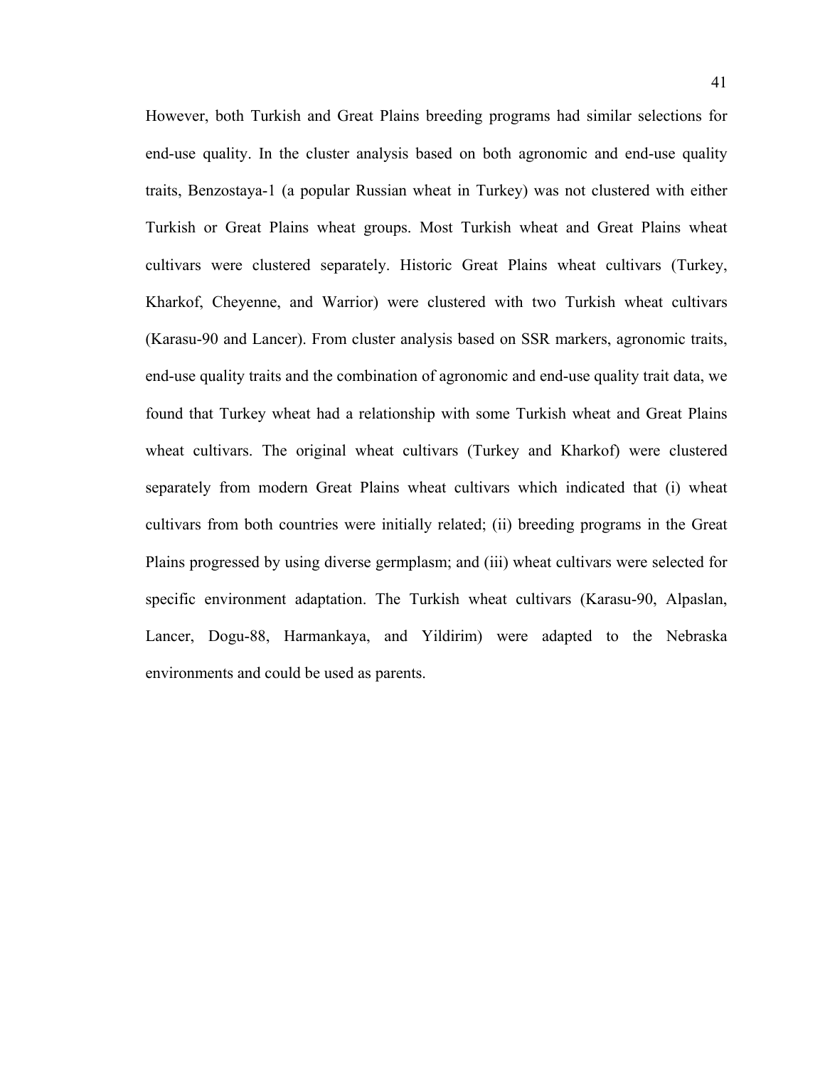However, both Turkish and Great Plains breeding programs had similar selections for end-use quality. In the cluster analysis based on both agronomic and end-use quality traits, Benzostaya-1 (a popular Russian wheat in Turkey) was not clustered with either Turkish or Great Plains wheat groups. Most Turkish wheat and Great Plains wheat cultivars were clustered separately. Historic Great Plains wheat cultivars (Turkey, Kharkof, Cheyenne, and Warrior) were clustered with two Turkish wheat cultivars (Karasu-90 and Lancer). From cluster analysis based on SSR markers, agronomic traits, end-use quality traits and the combination of agronomic and end-use quality trait data, we found that Turkey wheat had a relationship with some Turkish wheat and Great Plains wheat cultivars. The original wheat cultivars (Turkey and Kharkof) were clustered separately from modern Great Plains wheat cultivars which indicated that (i) wheat cultivars from both countries were initially related; (ii) breeding programs in the Great Plains progressed by using diverse germplasm; and (iii) wheat cultivars were selected for specific environment adaptation. The Turkish wheat cultivars (Karasu-90, Alpaslan, Lancer, Dogu-88, Harmankaya, and Yildirim) were adapted to the Nebraska environments and could be used as parents.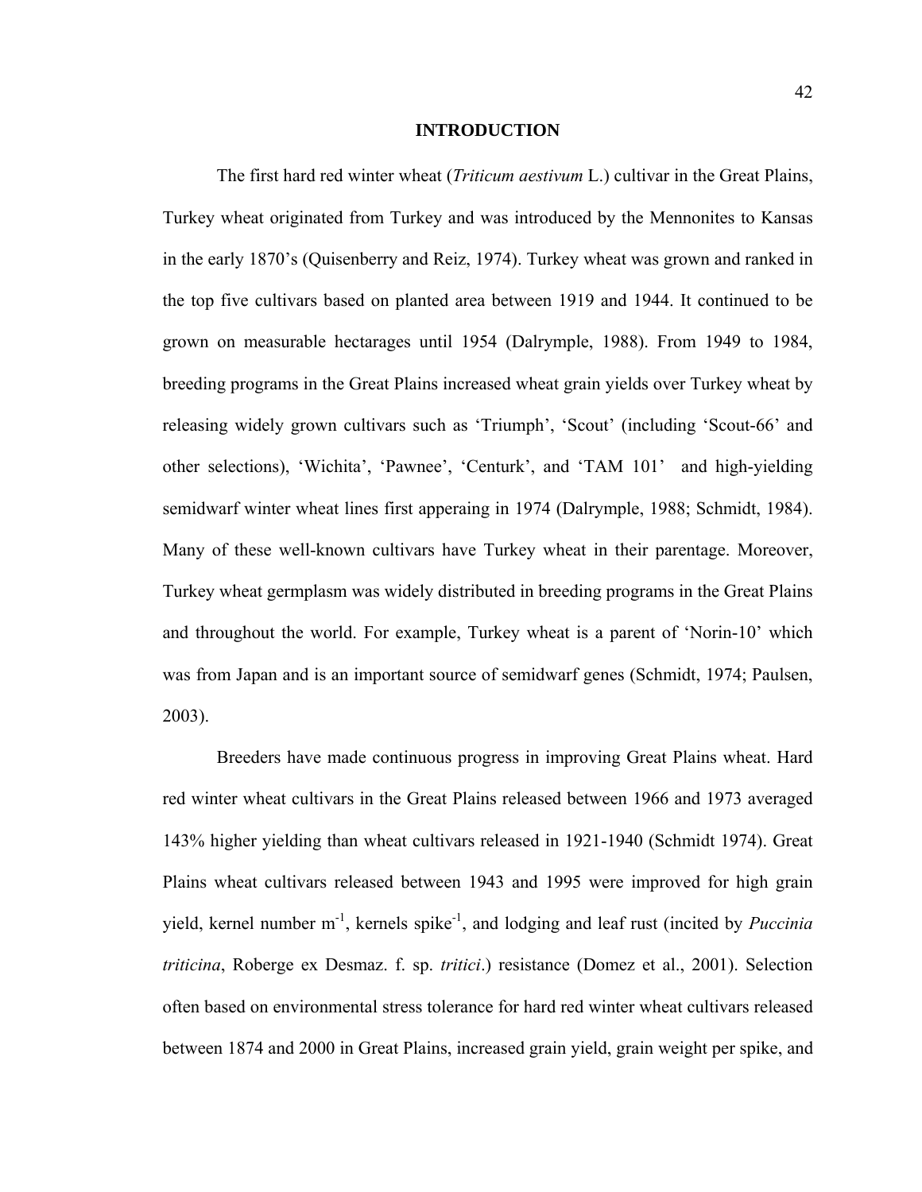## INTRODUCTION

The first hard red winter wheat (*Triticum aestivum* L.) cultivar in the Great Plains, Turkey wheat originated from Turkey and was introduced by the Mennonites to Kansas in the early 1870's (Quisenberry and Reiz, 1974). Turkey wheat was grown and ranked in the top five cultivars based on planted area between 1919 and 1944. It continued to be grown on measurable hectarages until 1954 (Dalrymple, 1988). From 1949 to 1984, breeding programs in the Great Plains increased wheat grain yields over Turkey wheat by releasing widely grown cultivars such as 'Triumph', 'Scout' (including 'Scout-66' and other selections), 'Wichita', 'Pawnee', 'Centurk', and 'TAM 101' and high-yielding semidwarf winter wheat lines first apperaing in 1974 (Dalrymple, 1988; Schmidt, 1984). Many of these well-known cultivars have Turkey wheat in their parentage. Moreover, Turkey wheat germplasm was widely distributed in breeding programs in the Great Plains and throughout the world. For example, Turkey wheat is a parent of 'Norin-10' which was from Japan and is an important source of semidwarf genes (Schmidt, 1974; Paulsen, 2003).

Breeders have made continuous progress in improving Great Plains wheat. Hard red winter wheat cultivars in the Great Plains released between 1966 and 1973 averaged 143% higher yielding than wheat cultivars released in 1921-1940 (Schmidt 1974). Great Plains wheat cultivars released between 1943 and 1995 were improved for high grain yield, kernel number $m^{-1}$, kernels $spike^{-1}$, and lodging and leaf rust (incited by *Puccinia triticina*, Roberge ex Desmaz. f. sp. *tritici*.) resistance (Domez et al., 2001). Selection often based on environmental stress tolerance for hard red winter wheat cultivars released between 1874 and 2000 in Great Plains, increased grain yield, grain weight per spike, and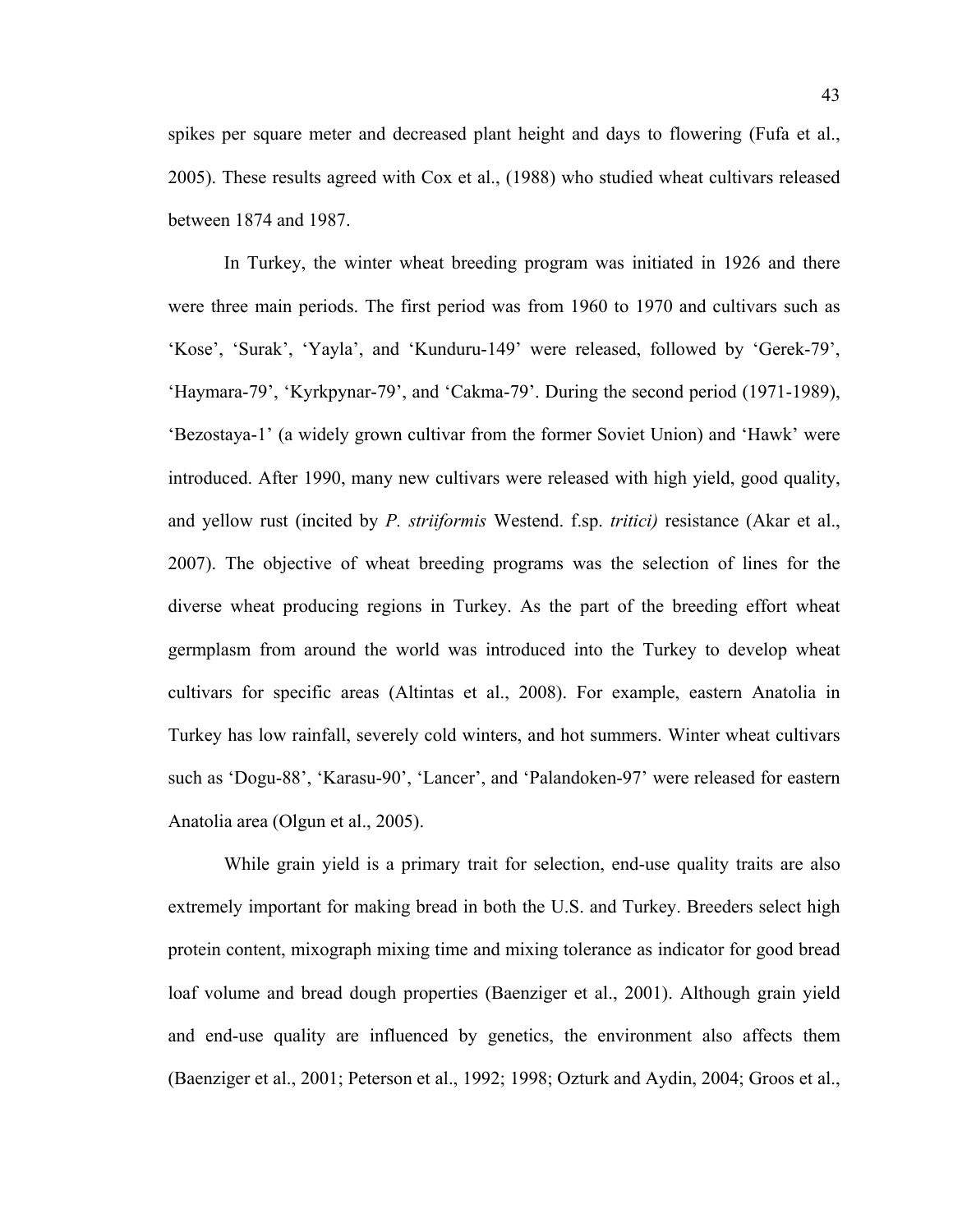spikes per square meter and decreased plant height and days to flowering (Fufa et al., 2005). These results agreed with Cox et al., (1988) who studied wheat cultivars released between 1874 and 1987.

In Turkey, the winter wheat breeding program was initiated in 1926 and there were three main periods. The first period was from 1960 to 1970 and cultivars such as 'Kose', 'Surak', 'Yayla', and 'Kunduru-149' were released, followed by 'Gerek-79', 'Haymara-79', 'Kyrkpynar-79', and 'Cakma-79'. During the second period (1971-1989), 'Bezostaya-1' (a widely grown cultivar from the former Soviet Union) and 'Hawk' were introduced. After 1990, many new cultivars were released with high yield, good quality, and yellow rust (incited by *P. striiformis* Westend. f.sp. *tritici)* resistance (Akar et al., 2007). The objective of wheat breeding programs was the selection of lines for the diverse wheat producing regions in Turkey. As the part of the breeding effort wheat germplasm from around the world was introduced into the Turkey to develop wheat cultivars for specific areas (Altintas et al., 2008). For example, eastern Anatolia in Turkey has low rainfall, severely cold winters, and hot summers. Winter wheat cultivars such as 'Dogu-88', 'Karasu-90', 'Lancer', and 'Palandoken-97' were released for eastern Anatolia area (Olgun et al., 2005).

While grain yield is a primary trait for selection, end-use quality traits are also extremely important for making bread in both the U.S. and Turkey. Breeders select high protein content, mixograph mixing time and mixing tolerance as indicator for good bread loaf volume and bread dough properties (Baenziger et al., 2001). Although grain yield and end-use quality are influenced by genetics, the environment also affects them (Baenziger et al., 2001; Peterson et al., 1992; 1998; Ozturk and Aydin, 2004; Groos et al.,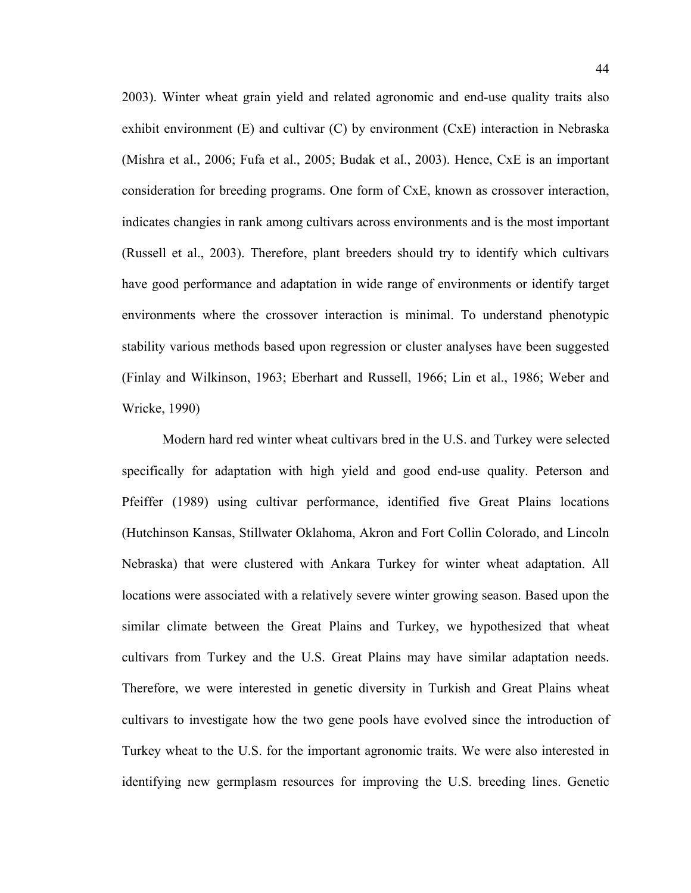2003). Winter wheat grain yield and related agronomic and end-use quality traits also exhibit environment (E) and cultivar (C) by environment (CxE) interaction in Nebraska (Mishra et al., 2006; Fufa et al., 2005; Budak et al., 2003). Hence, CxE is an important consideration for breeding programs. One form of CxE, known as crossover interaction, indicates changies in rank among cultivars across environments and is the most important (Russell et al., 2003). Therefore, plant breeders should try to identify which cultivars have good performance and adaptation in wide range of environments or identify target environments where the crossover interaction is minimal. To understand phenotypic stability various methods based upon regression or cluster analyses have been suggested (Finlay and Wilkinson, 1963; Eberhart and Russell, 1966; Lin et al., 1986; Weber and Wricke, 1990)

Modern hard red winter wheat cultivars bred in the U.S. and Turkey were selected specifically for adaptation with high yield and good end-use quality. Peterson and Pfeiffer (1989) using cultivar performance, identified five Great Plains locations (Hutchinson Kansas, Stillwater Oklahoma, Akron and Fort Collin Colorado, and Lincoln Nebraska) that were clustered with Ankara Turkey for winter wheat adaptation. All locations were associated with a relatively severe winter growing season. Based upon the similar climate between the Great Plains and Turkey, we hypothesized that wheat cultivars from Turkey and the U.S. Great Plains may have similar adaptation needs. Therefore, we were interested in genetic diversity in Turkish and Great Plains wheat cultivars to investigate how the two gene pools have evolved since the introduction of Turkey wheat to the U.S. for the important agronomic traits. We were also interested in identifying new germplasm resources for improving the U.S. breeding lines. Genetic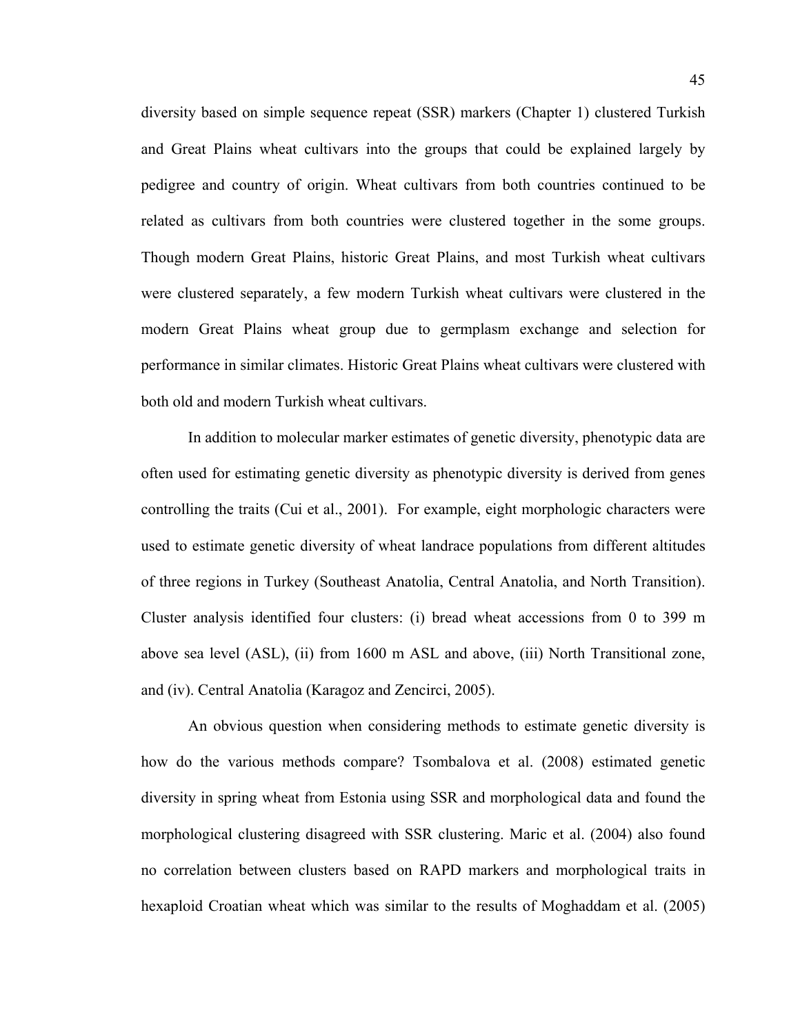diversity based on simple sequence repeat (SSR) markers (Chapter 1) clustered Turkish and Great Plains wheat cultivars into the groups that could be explained largely by pedigree and country of origin. Wheat cultivars from both countries continued to be related as cultivars from both countries were clustered together in the some groups. Though modern Great Plains, historic Great Plains, and most Turkish wheat cultivars were clustered separately, a few modern Turkish wheat cultivars were clustered in the modern Great Plains wheat group due to germplasm exchange and selection for performance in similar climates. Historic Great Plains wheat cultivars were clustered with both old and modern Turkish wheat cultivars.

In addition to molecular marker estimates of genetic diversity, phenotypic data are often used for estimating genetic diversity as phenotypic diversity is derived from genes controlling the traits (Cui et al., 2001). For example, eight morphologic characters were used to estimate genetic diversity of wheat landrace populations from different altitudes of three regions in Turkey (Southeast Anatolia, Central Anatolia, and North Transition). Cluster analysis identified four clusters: (i) bread wheat accessions from 0 to 399 m above sea level (ASL), (ii) from 1600 m ASL and above, (iii) North Transitional zone, and (iv). Central Anatolia (Karagoz and Zencirci, 2005).

An obvious question when considering methods to estimate genetic diversity is how do the various methods compare? Tsombalova et al. (2008) estimated genetic diversity in spring wheat from Estonia using SSR and morphological data and found the morphological clustering disagreed with SSR clustering. Maric et al. (2004) also found no correlation between clusters based on RAPD markers and morphological traits in hexaploid Croatian wheat which was similar to the results of Moghaddam et al. (2005)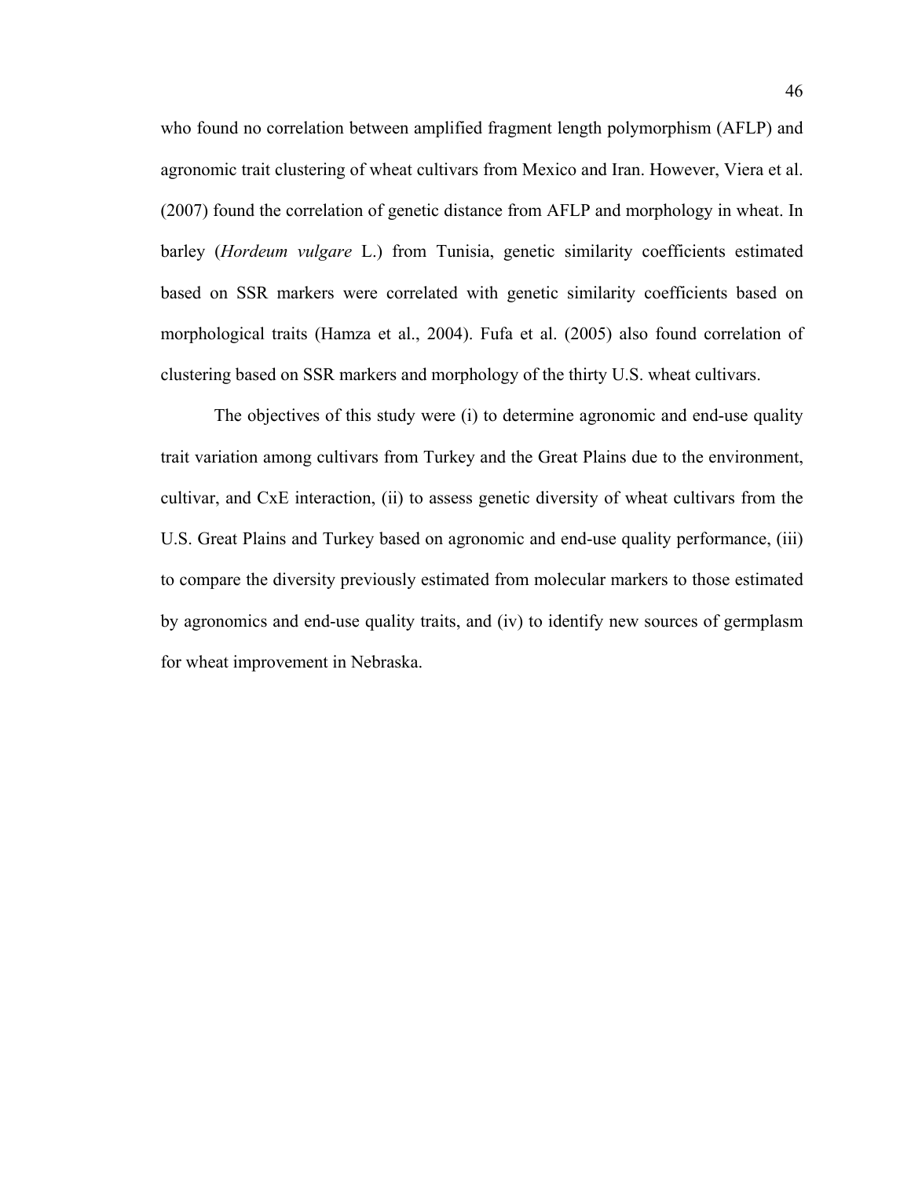who found no correlation between amplified fragment length polymorphism (AFLP) and agronomic trait clustering of wheat cultivars from Mexico and Iran. However, Viera et al. (2007) found the correlation of genetic distance from AFLP and morphology in wheat. In barley (*Hordeum vulgare* L.) from Tunisia, genetic similarity coefficients estimated based on SSR markers were correlated with genetic similarity coefficients based on morphological traits (Hamza et al., 2004). Fufa et al. (2005) also found correlation of clustering based on SSR markers and morphology of the thirty U.S. wheat cultivars.

The objectives of this study were (i) to determine agronomic and end-use quality trait variation among cultivars from Turkey and the Great Plains due to the environment, cultivar, and CxE interaction, (ii) to assess genetic diversity of wheat cultivars from the U.S. Great Plains and Turkey based on agronomic and end-use quality performance, (iii) to compare the diversity previously estimated from molecular markers to those estimated by agronomics and end-use quality traits, and (iv) to identify new sources of germplasm for wheat improvement in Nebraska.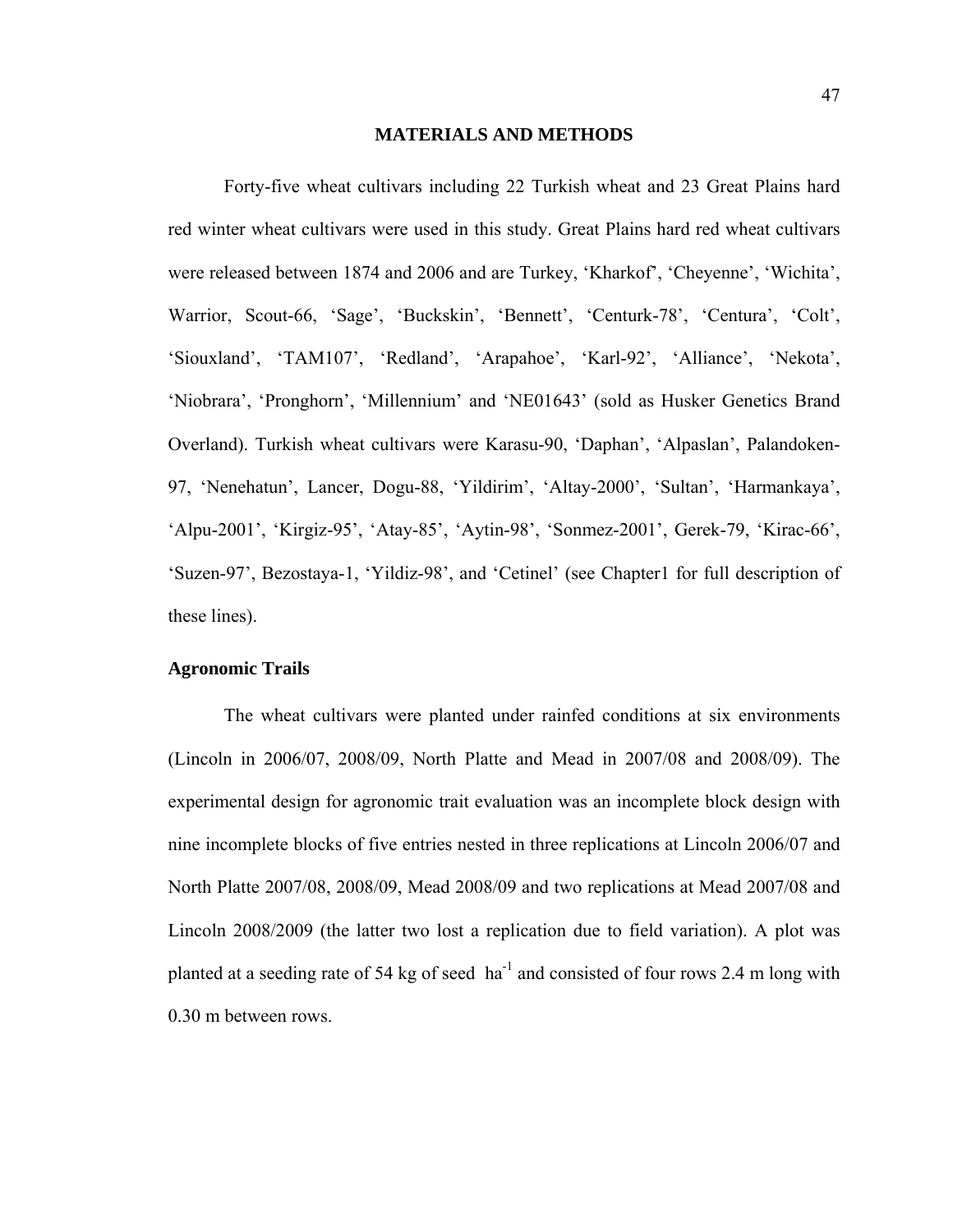## MATERIALS AND METHODS

Forty-five wheat cultivars including 22 Turkish wheat and 23 Great Plains hard red winter wheat cultivars were used in this study. Great Plains hard red wheat cultivars were released between 1874 and 2006 and are Turkey, 'Kharkof', 'Cheyenne', 'Wichita', Warrior, Scout-66, 'Sage', 'Buckskin', 'Bennett', 'Centurk-78', 'Centura', 'Colt', 'Siouxland', 'TAM107', 'Redland', 'Arapahoe', 'Karl-92', 'Alliance', 'Nekota', 'Niobrara', 'Pronghorn', 'Millennium' and 'NE01643' (sold as Husker Genetics Brand Overland). Turkish wheat cultivars were Karasu-90, 'Daphan', 'Alpaslan', Palandoken-97, 'Nenehatun', Lancer, Dogu-88, 'Yildirim', 'Altay-2000', 'Sultan', 'Harmankaya', 'Alpu-2001', 'Kirgiz-95', 'Atay-85', 'Aytin-98', 'Sonmez-2001', Gerek-79, 'Kirac-66', 'Suzen-97', Bezostaya-1, 'Yildiz-98', and 'Cetinel' (see Chapter1 for full description of these lines).

### Agronomic Trails

The wheat cultivars were planted under rainfed conditions at six environments (Lincoln in 2006/07, 2008/09, North Platte and Mead in 2007/08 and 2008/09). The experimental design for agronomic trait evaluation was an incomplete block design with nine incomplete blocks of five entries nested in three replications at Lincoln 2006/07 and North Platte 2007/08, 2008/09, Mead 2008/09 and two replications at Mead 2007/08 and Lincoln 2008/2009 (the latter two lost a replication due to field variation). A plot was planted at a seeding rate of 54 kg of seed $ha^{-1}$ and consisted of four rows 2.4 m long with 0.30 m between rows.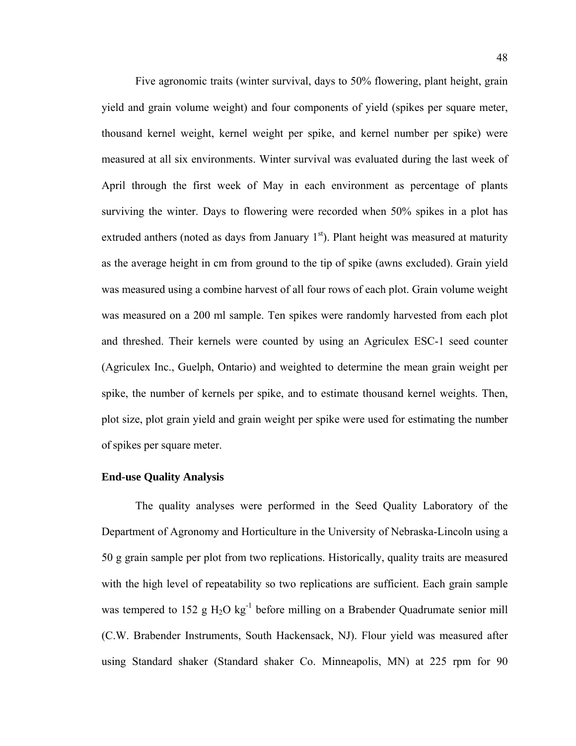Five agronomic traits (winter survival, days to 50% flowering, plant height, grain yield and grain volume weight) and four components of yield (spikes per square meter, thousand kernel weight, kernel weight per spike, and kernel number per spike) were measured at all six environments. Winter survival was evaluated during the last week of April through the first week of May in each environment as percentage of plants surviving the winter. Days to flowering were recorded when 50% spikes in a plot has extruded anthers (noted as days from January $1^{st}$). Plant height was measured at maturity as the average height in cm from ground to the tip of spike (awns excluded). Grain yield was measured using a combine harvest of all four rows of each plot. Grain volume weight was measured on a 200 ml sample. Ten spikes were randomly harvested from each plot and threshed. Their kernels were counted by using an Agriculex ESC-1 seed counter (Agriculex Inc., Guelph, Ontario) and weighted to determine the mean grain weight per spike, the number of kernels per spike, and to estimate thousand kernel weights. Then, plot size, plot grain yield and grain weight per spike were used for estimating the number of spikes per square meter.

**End-use Quality Analysis**

The quality analyses were performed in the Seed Quality Laboratory of the Department of Agronomy and Horticulture in the University of Nebraska-Lincoln using a 50 g grain sample per plot from two replications. Historically, quality traits are measured with the high level of repeatability so two replications are sufficient. Each grain sample was tempered to 152 g $H_2O$ $kg^{-1}$ before milling on a Brabender Quadrumate senior mill (C.W. Brabender Instruments, South Hackensack, NJ). Flour yield was measured after using Standard shaker (Standard shaker Co. Minneapolis, MN) at 225 rpm for 90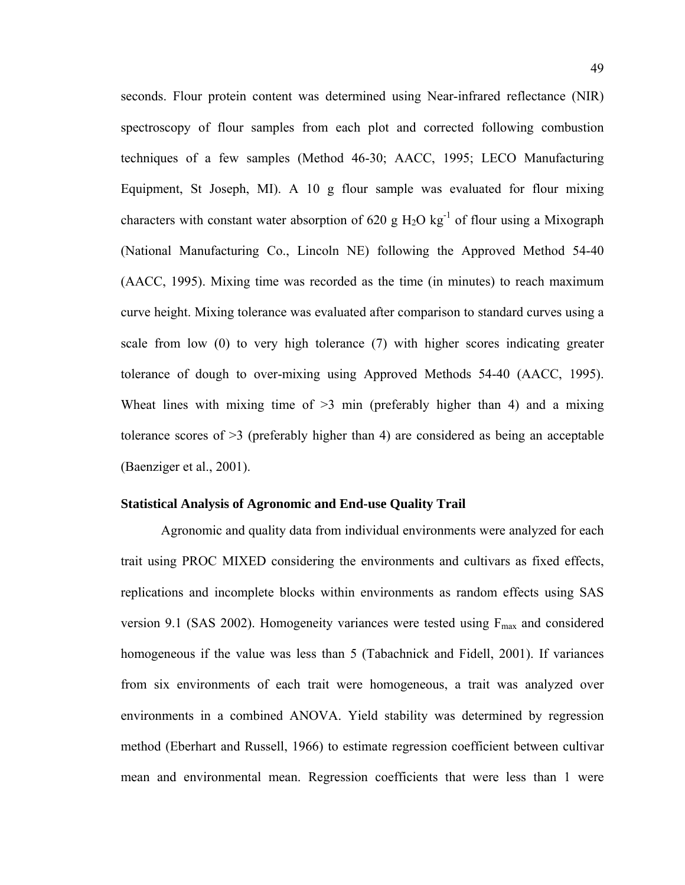seconds. Flour protein content was determined using Near-infrared reflectance (NIR) spectroscopy of flour samples from each plot and corrected following combustion techniques of a few samples (Method 46-30; AACC, 1995; LECO Manufacturing Equipment, St Joseph, MI). A 10 g flour sample was evaluated for flour mixing characters with constant water absorption of 620 g $H_2O$ $kg^{-1}$ of flour using a Mixograph (National Manufacturing Co., Lincoln NE) following the Approved Method 54-40 (AACC, 1995). Mixing time was recorded as the time (in minutes) to reach maximum curve height. Mixing tolerance was evaluated after comparison to standard curves using a scale from low (0) to very high tolerance (7) with higher scores indicating greater tolerance of dough to over-mixing using Approved Methods 54-40 (AACC, 1995). Wheat lines with mixing time of >3 min (preferably higher than 4) and a mixing tolerance scores of >3 (preferably higher than 4) are considered as being an acceptable (Baenziger et al., 2001).

**Statistical Analysis of Agronomic and End-use Quality Trail**

Agronomic and quality data from individual environments were analyzed for each trait using PROC MIXED considering the environments and cultivars as fixed effects, replications and incomplete blocks within environments as random effects using SAS version 9.1 (SAS 2002). Homogeneity variances were tested using $F_{max}$ and considered homogeneous if the value was less than 5 (Tabachnick and Fidell, 2001). If variances from six environments of each trait were homogeneous, a trait was analyzed over environments in a combined ANOVA. Yield stability was determined by regression method (Eberhart and Russell, 1966) to estimate regression coefficient between cultivar mean and environmental mean. Regression coefficients that were less than 1 were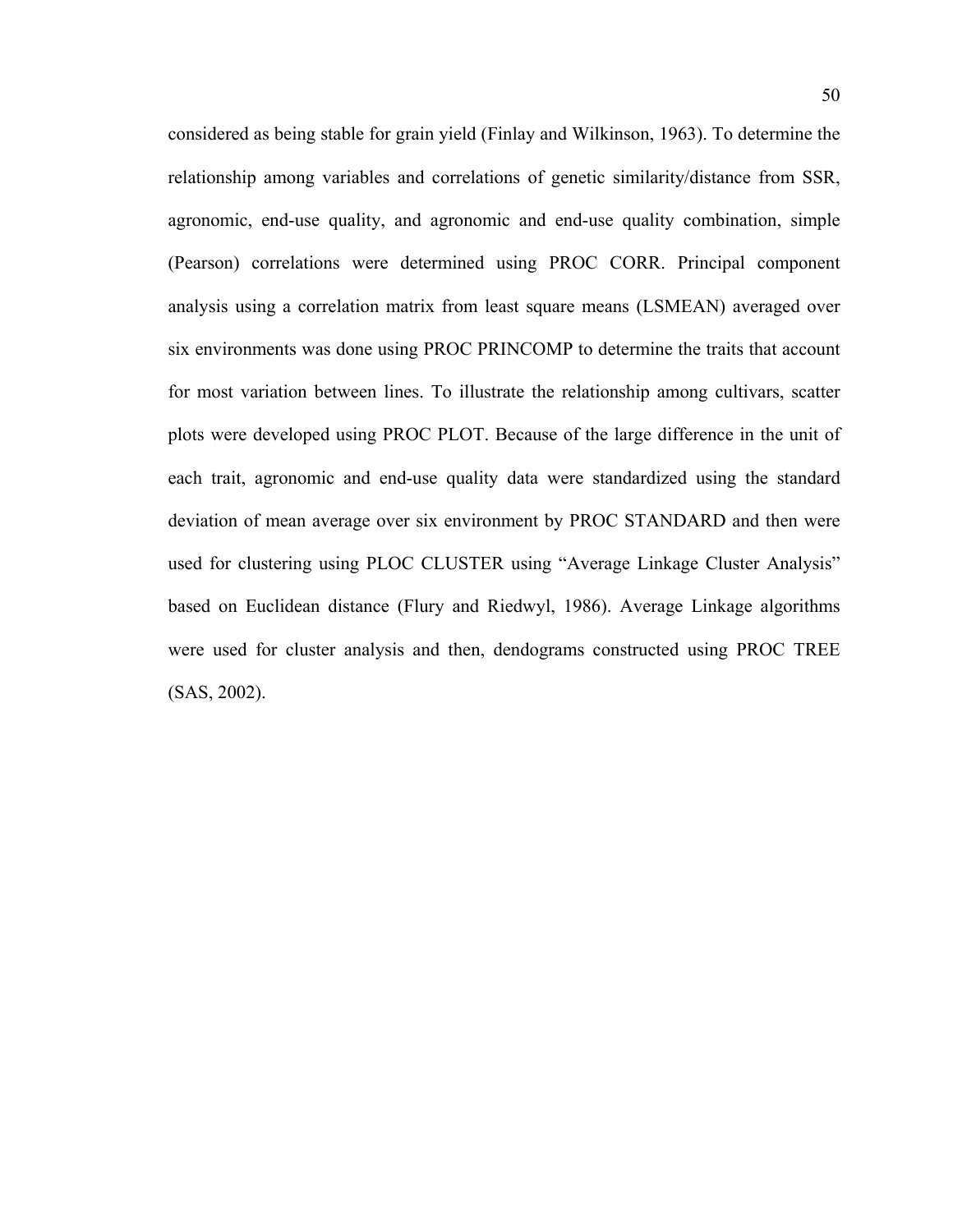considered as being stable for grain yield (Finlay and Wilkinson, 1963). To determine the relationship among variables and correlations of genetic similarity/distance from SSR, agronomic, end-use quality, and agronomic and end-use quality combination, simple (Pearson) correlations were determined using PROC CORR. Principal component analysis using a correlation matrix from least square means (LSMEAN) averaged over six environments was done using PROC PRINCOMP to determine the traits that account for most variation between lines. To illustrate the relationship among cultivars, scatter plots were developed using PROC PLOT. Because of the large difference in the unit of each trait, agronomic and end-use quality data were standardized using the standard deviation of mean average over six environment by PROC STANDARD and then were used for clustering using PLOC CLUSTER using "Average Linkage Cluster Analysis" based on Euclidean distance (Flury and Riedwyl, 1986). Average Linkage algorithms were used for cluster analysis and then, dendograms constructed using PROC TREE (SAS, 2002).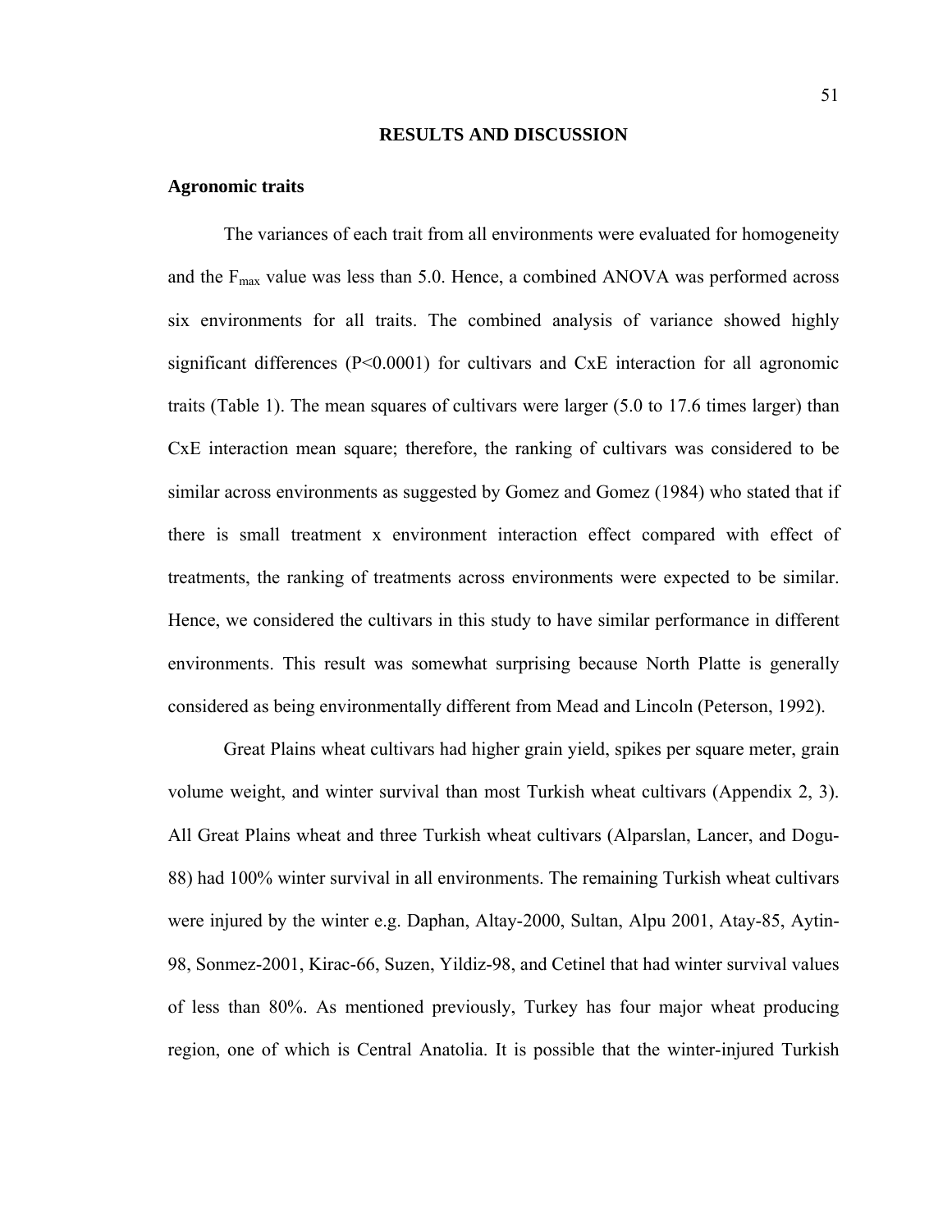## RESULTS AND DISCUSSION

### Agronomic traits

The variances of each trait from all environments were evaluated for homogeneity and the $F_{max}$ value was less than 5.0. Hence, a combined ANOVA was performed across six environments for all traits. The combined analysis of variance showed highly significant differences ($P<0.0001$) for cultivars and CxE interaction for all agronomic traits (Table 1). The mean squares of cultivars were larger (5.0 to 17.6 times larger) than CxE interaction mean square; therefore, the ranking of cultivars was considered to be similar across environments as suggested by Gomez and Gomez (1984) who stated that if there is small treatment x environment interaction effect compared with effect of treatments, the ranking of treatments across environments were expected to be similar. Hence, we considered the cultivars in this study to have similar performance in different environments. This result was somewhat surprising because North Platte is generally considered as being environmentally different from Mead and Lincoln (Peterson, 1992).

Great Plains wheat cultivars had higher grain yield, spikes per square meter, grain volume weight, and winter survival than most Turkish wheat cultivars (Appendix 2, 3). All Great Plains wheat and three Turkish wheat cultivars (Alparslan, Lancer, and Dogu-88) had 100% winter survival in all environments. The remaining Turkish wheat cultivars were injured by the winter e.g. Daphan, Altay-2000, Sultan, Alpu 2001, Atay-85, Aytin-98, Sonmez-2001, Kirac-66, Suzen, Yildiz-98, and Cetinel that had winter survival values of less than 80%. As mentioned previously, Turkey has four major wheat producing region, one of which is Central Anatolia. It is possible that the winter-injured Turkish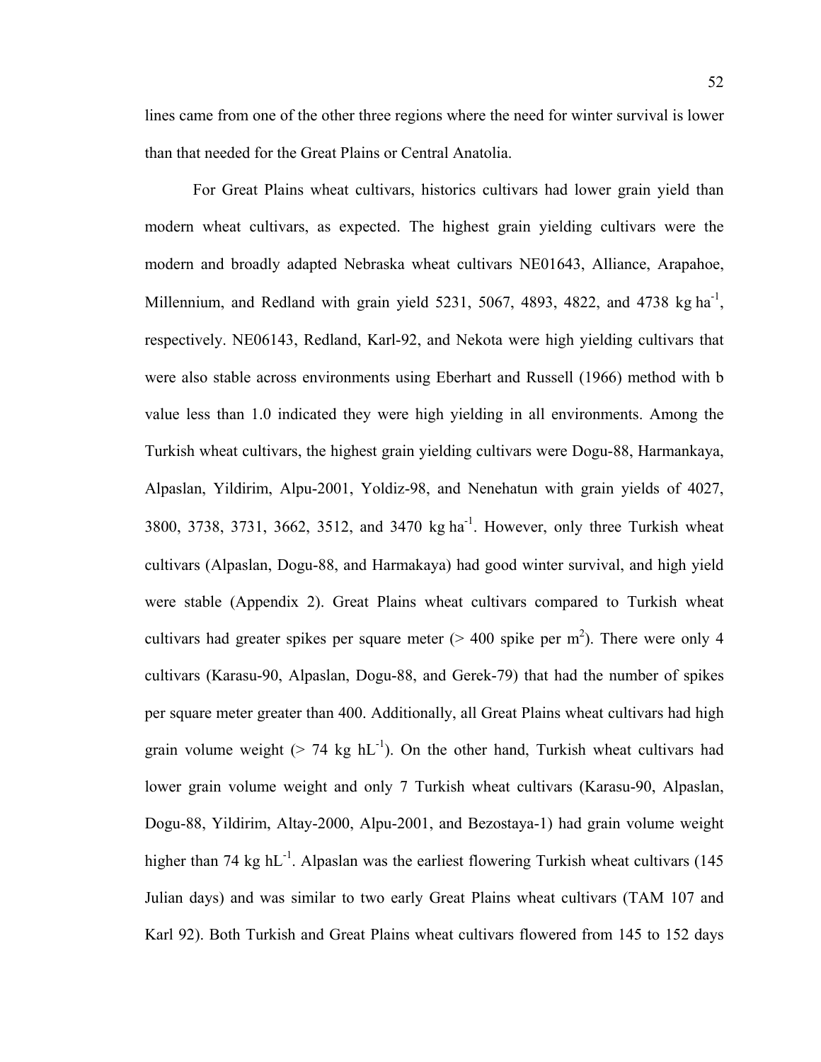lines came from one of the other three regions where the need for winter survival is lower than that needed for the Great Plains or Central Anatolia.

For Great Plains wheat cultivars, historics cultivars had lower grain yield than modern wheat cultivars, as expected. The highest grain yielding cultivars were the modern and broadly adapted Nebraska wheat cultivars NE01643, Alliance, Arapahoe, Millennium, and Redland with grain yield 5231, 5067, 4893, 4822, and 4738 kg ha$^{-1}$, respectively. NE06143, Redland, Karl-92, and Nekota were high yielding cultivars that were also stable across environments using Eberhart and Russell (1966) method with b value less than 1.0 indicated they were high yielding in all environments. Among the Turkish wheat cultivars, the highest grain yielding cultivars were Dogu-88, Harmankaya, Alpaslan, Yildirim, Alpu-2001, Yoldiz-98, and Nenehatun with grain yields of 4027, 3800, 3738, 3731, 3662, 3512, and 3470 kg ha$^{-1}$. However, only three Turkish wheat cultivars (Alpaslan, Dogu-88, and Harmakaya) had good winter survival, and high yield were stable (Appendix 2). Great Plains wheat cultivars compared to Turkish wheat cultivars had greater spikes per square meter (> 400 spike per m$^2$). There were only 4 cultivars (Karasu-90, Alpaslan, Dogu-88, and Gerek-79) that had the number of spikes per square meter greater than 400. Additionally, all Great Plains wheat cultivars had high grain volume weight (> 74 kg hL$^{-1}$). On the other hand, Turkish wheat cultivars had lower grain volume weight and only 7 Turkish wheat cultivars (Karasu-90, Alpaslan, Dogu-88, Yildirim, Altay-2000, Alpu-2001, and Bezostaya-1) had grain volume weight higher than 74 kg hL$^{-1}$. Alpaslan was the earliest flowering Turkish wheat cultivars (145 Julian days) and was similar to two early Great Plains wheat cultivars (TAM 107 and Karl 92). Both Turkish and Great Plains wheat cultivars flowered from 145 to 152 days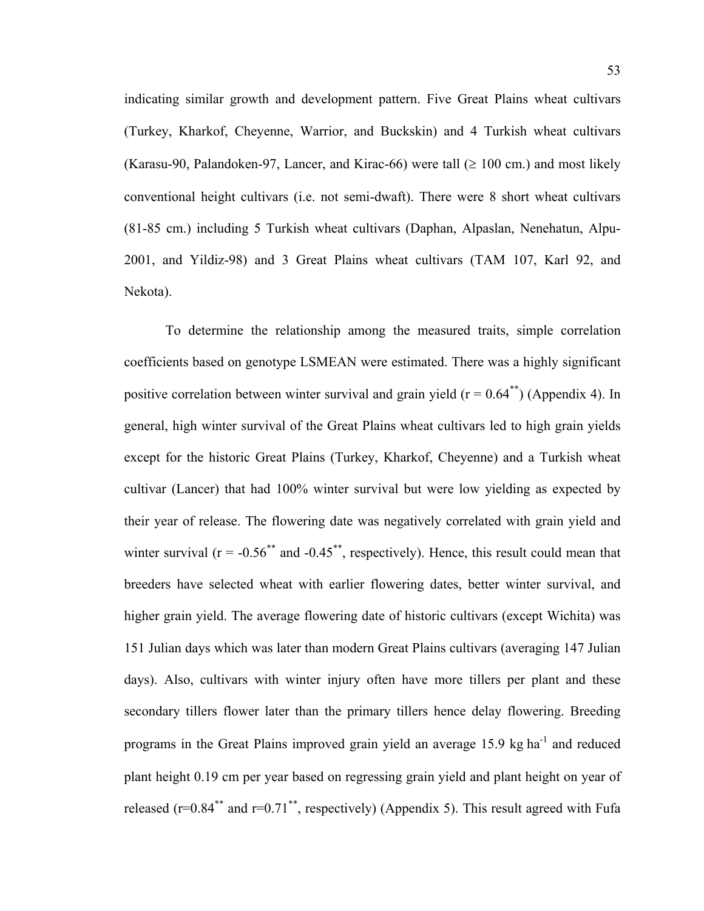indicating similar growth and development pattern. Five Great Plains wheat cultivars (Turkey, Kharkof, Cheyenne, Warrior, and Buckskin) and 4 Turkish wheat cultivars (Karasu-90, Palandoken-97, Lancer, and Kirac-66) were tall (≥ 100 cm.) and most likely conventional height cultivars (i.e. not semi-dwaft). There were 8 short wheat cultivars (81-85 cm.) including 5 Turkish wheat cultivars (Daphan, Alpaslan, Nenehatun, Alpu-2001, and Yildiz-98) and 3 Great Plains wheat cultivars (TAM 107, Karl 92, and Nekota).

To determine the relationship among the measured traits, simple correlation coefficients based on genotype LSMEAN were estimated. There was a highly significant positive correlation between winter survival and grain yield ($r = 0.64^{**}$) (Appendix 4). In general, high winter survival of the Great Plains wheat cultivars led to high grain yields except for the historic Great Plains (Turkey, Kharkof, Cheyenne) and a Turkish wheat cultivar (Lancer) that had 100% winter survival but were low yielding as expected by their year of release. The flowering date was negatively correlated with grain yield and winter survival ($r = -0.56^{**}$ and $-0.45^{**}$, respectively). Hence, this result could mean that breeders have selected wheat with earlier flowering dates, better winter survival, and higher grain yield. The average flowering date of historic cultivars (except Wichita) was 151 Julian days which was later than modern Great Plains cultivars (averaging 147 Julian days). Also, cultivars with winter injury often have more tillers per plant and these secondary tillers flower later than the primary tillers hence delay flowering. Breeding programs in the Great Plains improved grain yield an average 15.9 kg $ha^{-1}$ and reduced plant height 0.19 cm per year based on regressing grain yield and plant height on year of released ($r=0.84^{**}$ and $r=0.71^{**}$, respectively) (Appendix 5). This result agreed with Fufa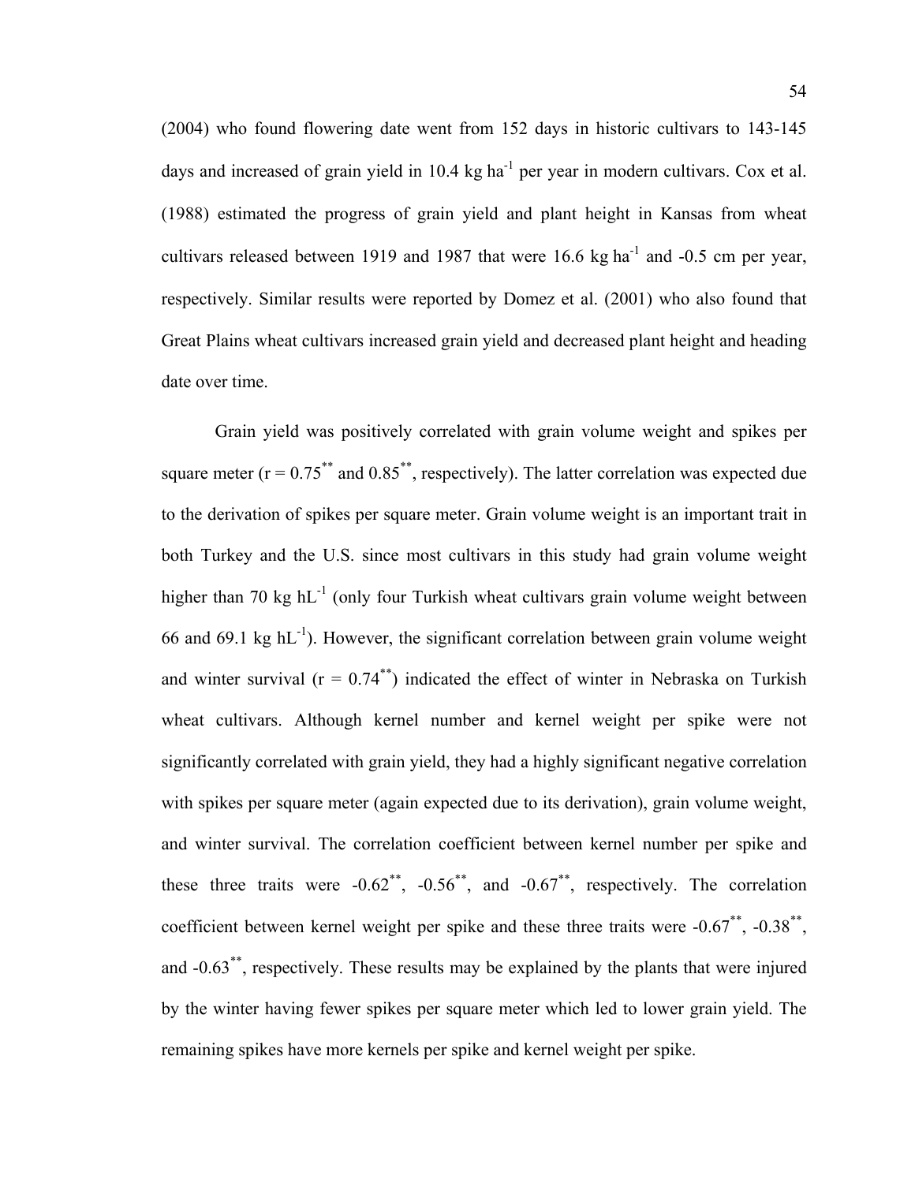(2004) who found flowering date went from 152 days in historic cultivars to 143-145 days and increased of grain yield in 10.4 kg $ha^{-1}$ per year in modern cultivars. Cox et al. (1988) estimated the progress of grain yield and plant height in Kansas from wheat cultivars released between 1919 and 1987 that were 16.6 kg $ha^{-1}$ and -0.5 cm per year, respectively. Similar results were reported by Domez et al. (2001) who also found that Great Plains wheat cultivars increased grain yield and decreased plant height and heading date over time.

Grain yield was positively correlated with grain volume weight and spikes per square meter ($r = 0.75^{**}$ and $0.85^{**}$, respectively). The latter correlation was expected due to the derivation of spikes per square meter. Grain volume weight is an important trait in both Turkey and the U.S. since most cultivars in this study had grain volume weight higher than 70 kg $hL^{-1}$ (only four Turkish wheat cultivars grain volume weight between 66 and 69.1 kg $hL^{-1}$). However, the significant correlation between grain volume weight and winter survival ($r = 0.74^{**}$) indicated the effect of winter in Nebraska on Turkish wheat cultivars. Although kernel number and kernel weight per spike were not significantly correlated with grain yield, they had a highly significant negative correlation with spikes per square meter (again expected due to its derivation), grain volume weight, and winter survival. The correlation coefficient between kernel number per spike and these three traits were $-0.62^{**}$, $-0.56^{**}$, and $-0.67^{**}$, respectively. The correlation coefficient between kernel weight per spike and these three traits were $-0.67^{**}$, $-0.38^{**}$, and $-0.63^{**}$, respectively. These results may be explained by the plants that were injured by the winter having fewer spikes per square meter which led to lower grain yield. The remaining spikes have more kernels per spike and kernel weight per spike.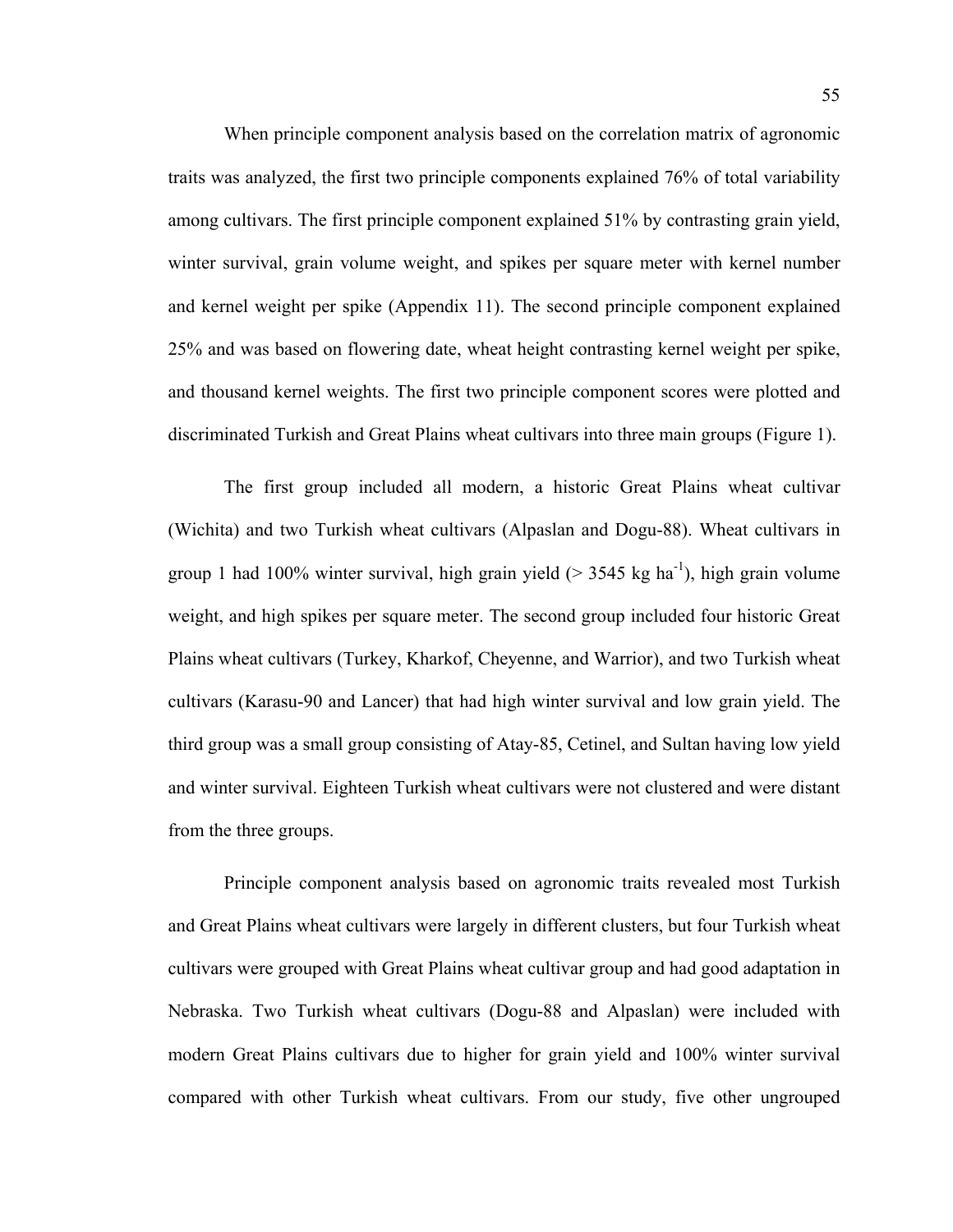When principle component analysis based on the correlation matrix of agronomic traits was analyzed, the first two principle components explained 76% of total variability among cultivars. The first principle component explained 51% by contrasting grain yield, winter survival, grain volume weight, and spikes per square meter with kernel number and kernel weight per spike (Appendix 11). The second principle component explained 25% and was based on flowering date, wheat height contrasting kernel weight per spike, and thousand kernel weights. The first two principle component scores were plotted and discriminated Turkish and Great Plains wheat cultivars into three main groups (Figure 1).

The first group included all modern, a historic Great Plains wheat cultivar (Wichita) and two Turkish wheat cultivars (Alpaslan and Dogu-88). Wheat cultivars in group 1 had 100% winter survival, high grain yield (> 3545 kg $ha^{-1}$), high grain volume weight, and high spikes per square meter. The second group included four historic Great Plains wheat cultivars (Turkey, Kharkof, Cheyenne, and Warrior), and two Turkish wheat cultivars (Karasu-90 and Lancer) that had high winter survival and low grain yield. The third group was a small group consisting of Atay-85, Cetinel, and Sultan having low yield and winter survival. Eighteen Turkish wheat cultivars were not clustered and were distant from the three groups.

Principle component analysis based on agronomic traits revealed most Turkish and Great Plains wheat cultivars were largely in different clusters, but four Turkish wheat cultivars were grouped with Great Plains wheat cultivar group and had good adaptation in Nebraska. Two Turkish wheat cultivars (Dogu-88 and Alpaslan) were included with modern Great Plains cultivars due to higher for grain yield and 100% winter survival compared with other Turkish wheat cultivars. From our study, five other ungrouped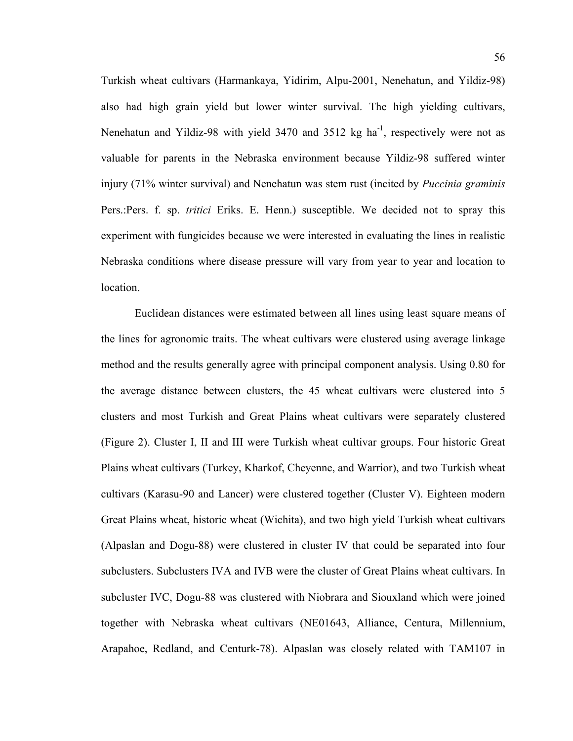Turkish wheat cultivars (Harmankaya, Yidirim, Alpu-2001, Nenehatun, and Yildiz-98) also had high grain yield but lower winter survival. The high yielding cultivars, Nenehatun and Yildiz-98 with yield 3470 and 3512 kg ha$^{-1}$, respectively were not as valuable for parents in the Nebraska environment because Yildiz-98 suffered winter injury (71% winter survival) and Nenehatun was stem rust (incited by *Puccinia graminis* Pers.:Pers. f. sp. *tritici* Eriks. E. Henn.) susceptible. We decided not to spray this experiment with fungicides because we were interested in evaluating the lines in realistic Nebraska conditions where disease pressure will vary from year to year and location to location.

Euclidean distances were estimated between all lines using least square means of the lines for agronomic traits. The wheat cultivars were clustered using average linkage method and the results generally agree with principal component analysis. Using 0.80 for the average distance between clusters, the 45 wheat cultivars were clustered into 5 clusters and most Turkish and Great Plains wheat cultivars were separately clustered (Figure 2). Cluster I, II and III were Turkish wheat cultivar groups. Four historic Great Plains wheat cultivars (Turkey, Kharkof, Cheyenne, and Warrior), and two Turkish wheat cultivars (Karasu-90 and Lancer) were clustered together (Cluster V). Eighteen modern Great Plains wheat, historic wheat (Wichita), and two high yield Turkish wheat cultivars (Alpaslan and Dogu-88) were clustered in cluster IV that could be separated into four subclusters. Subclusters IVA and IVB were the cluster of Great Plains wheat cultivars. In subcluster IVC, Dogu-88 was clustered with Niobrara and Siouxland which were joined together with Nebraska wheat cultivars (NE01643, Alliance, Centura, Millennium, Arapahoe, Redland, and Centurk-78). Alpaslan was closely related with TAM107 in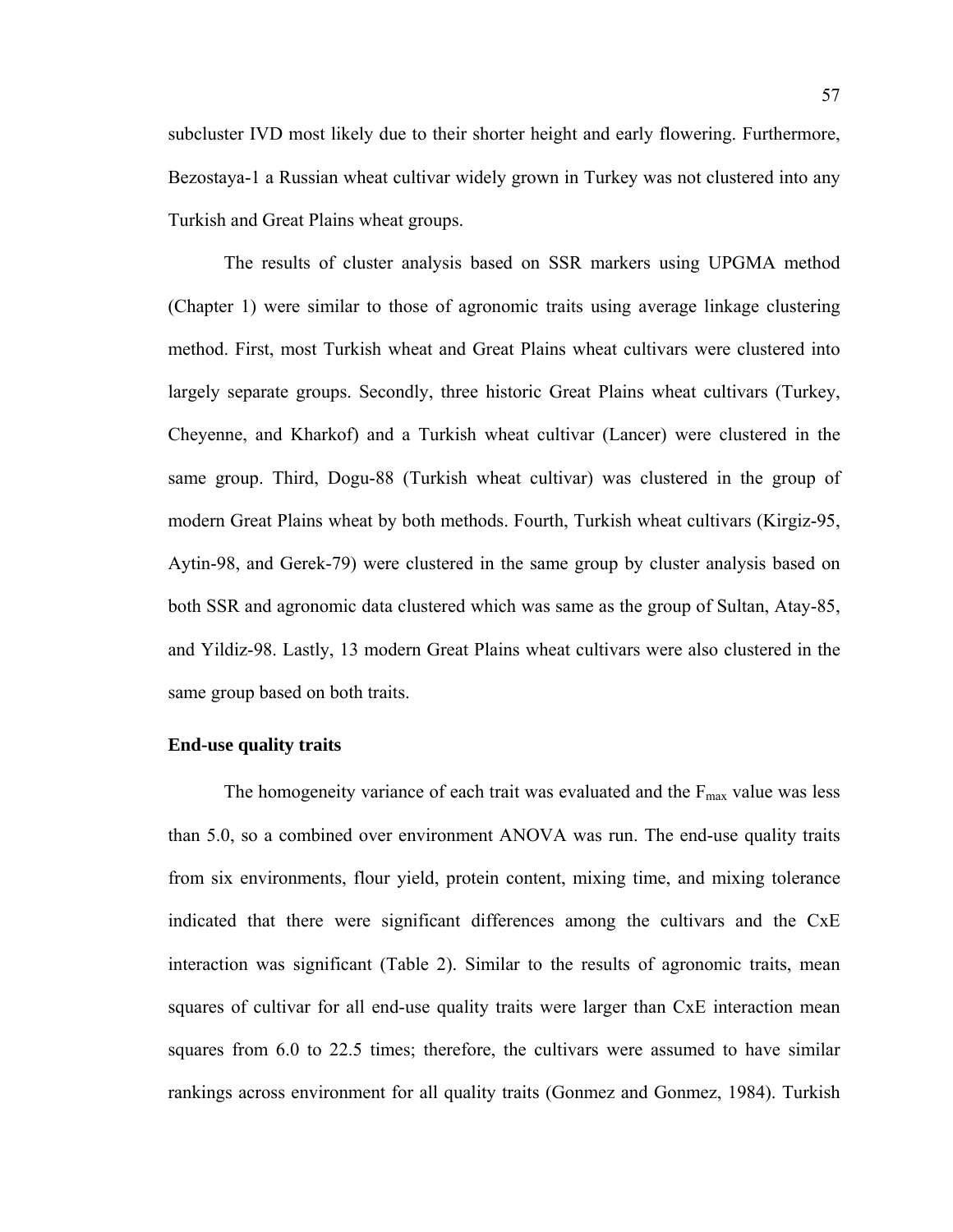subcluster IVD most likely due to their shorter height and early flowering. Furthermore, Bezostaya-1 a Russian wheat cultivar widely grown in Turkey was not clustered into any Turkish and Great Plains wheat groups.

The results of cluster analysis based on SSR markers using UPGMA method (Chapter 1) were similar to those of agronomic traits using average linkage clustering method. First, most Turkish wheat and Great Plains wheat cultivars were clustered into largely separate groups. Secondly, three historic Great Plains wheat cultivars (Turkey, Cheyenne, and Kharkof) and a Turkish wheat cultivar (Lancer) were clustered in the same group. Third, Dogu-88 (Turkish wheat cultivar) was clustered in the group of modern Great Plains wheat by both methods. Fourth, Turkish wheat cultivars (Kirgiz-95, Aytin-98, and Gerek-79) were clustered in the same group by cluster analysis based on both SSR and agronomic data clustered which was same as the group of Sultan, Atay-85, and Yildiz-98. Lastly, 13 modern Great Plains wheat cultivars were also clustered in the same group based on both traits.

**End-use quality traits**

The homogeneity variance of each trait was evaluated and the $F_{max}$ value was less than 5.0, so a combined over environment ANOVA was run. The end-use quality traits from six environments, flour yield, protein content, mixing time, and mixing tolerance indicated that there were significant differences among the cultivars and the CxE interaction was significant (Table 2). Similar to the results of agronomic traits, mean squares of cultivar for all end-use quality traits were larger than CxE interaction mean squares from 6.0 to 22.5 times; therefore, the cultivars were assumed to have similar rankings across environment for all quality traits (Gonmez and Gonmez, 1984). Turkish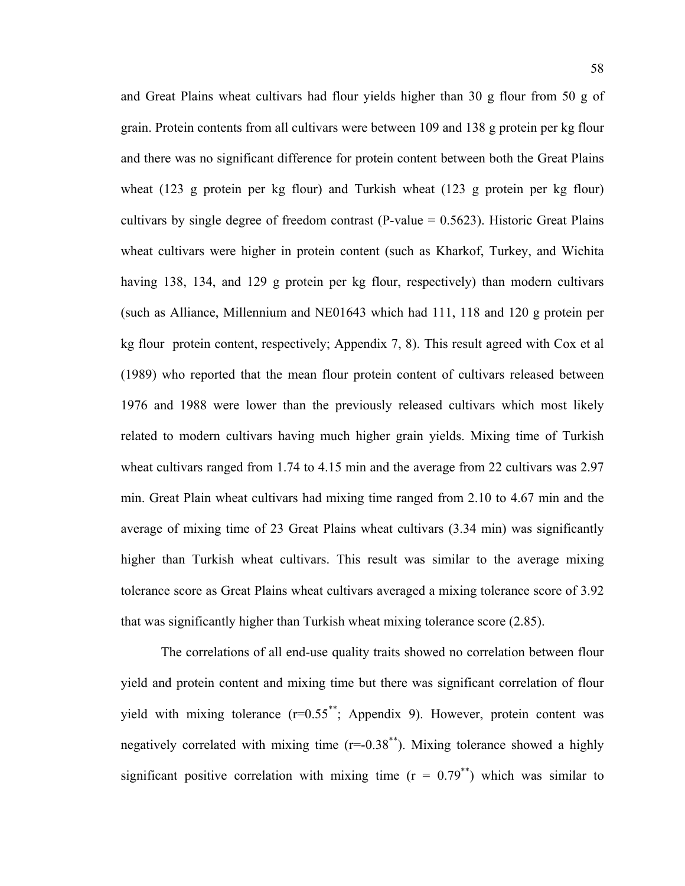and Great Plains wheat cultivars had flour yields higher than 30 g flour from 50 g of grain. Protein contents from all cultivars were between 109 and 138 g protein per kg flour and there was no significant difference for protein content between both the Great Plains wheat (123 g protein per kg flour) and Turkish wheat (123 g protein per kg flour) cultivars by single degree of freedom contrast (P-value = 0.5623). Historic Great Plains wheat cultivars were higher in protein content (such as Kharkof, Turkey, and Wichita having 138, 134, and 129 g protein per kg flour, respectively) than modern cultivars (such as Alliance, Millennium and NE01643 which had 111, 118 and 120 g protein per kg flour protein content, respectively; Appendix 7, 8). This result agreed with Cox et al (1989) who reported that the mean flour protein content of cultivars released between 1976 and 1988 were lower than the previously released cultivars which most likely related to modern cultivars having much higher grain yields. Mixing time of Turkish wheat cultivars ranged from 1.74 to 4.15 min and the average from 22 cultivars was 2.97 min. Great Plain wheat cultivars had mixing time ranged from 2.10 to 4.67 min and the average of mixing time of 23 Great Plains wheat cultivars (3.34 min) was significantly higher than Turkish wheat cultivars. This result was similar to the average mixing tolerance score as Great Plains wheat cultivars averaged a mixing tolerance score of 3.92 that was significantly higher than Turkish wheat mixing tolerance score (2.85).

The correlations of all end-use quality traits showed no correlation between flour yield and protein content and mixing time but there was significant correlation of flour yield with mixing tolerance ($r=0.55^{**}$; Appendix 9). However, protein content was negatively correlated with mixing time ($r=-0.38^{**}$). Mixing tolerance showed a highly significant positive correlation with mixing time ($r = 0.79^{**}$) which was similar to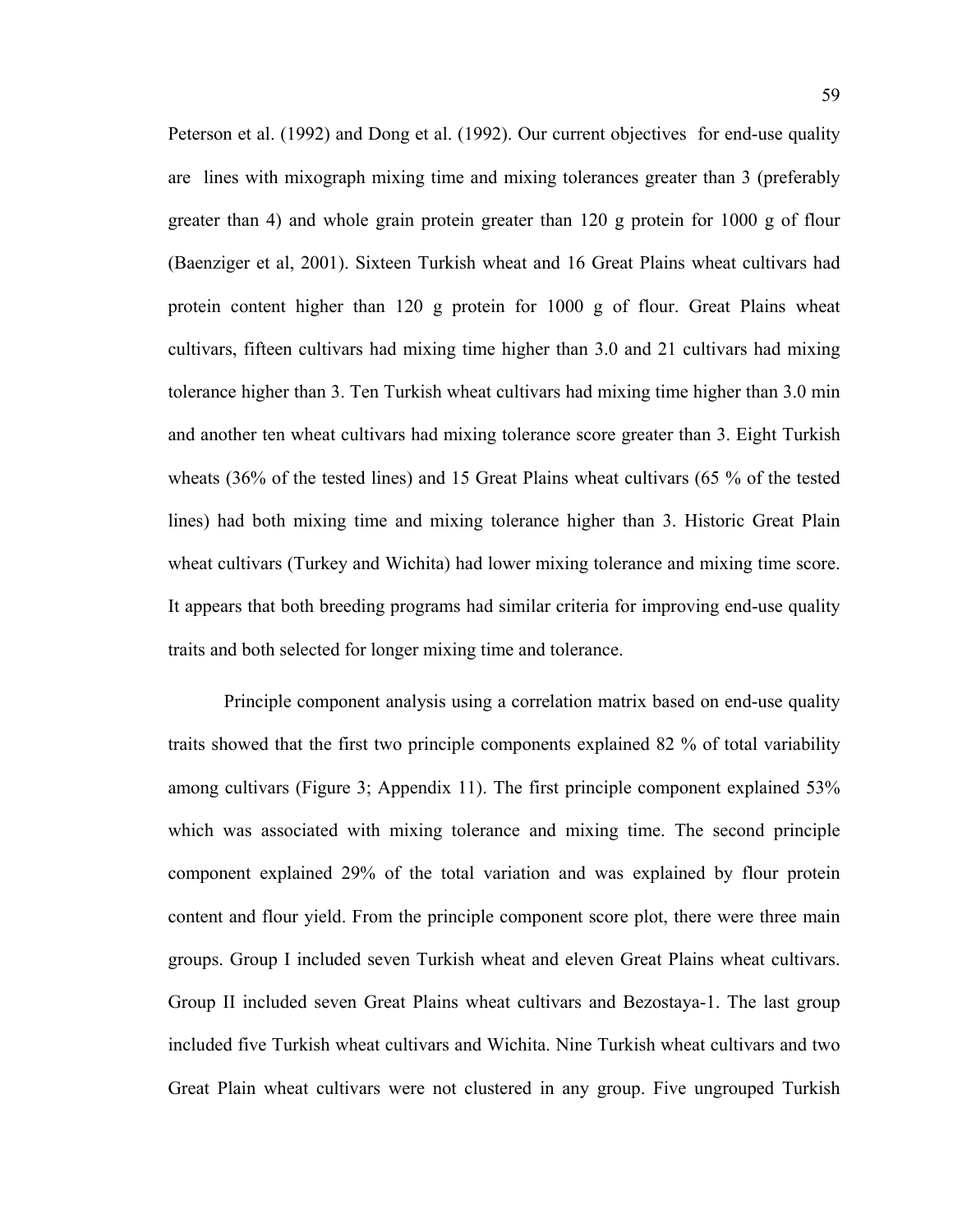Peterson et al. (1992) and Dong et al. (1992). Our current objectives  for end-use quality are  lines with mixograph mixing time and mixing tolerances greater than 3 (preferably greater than 4) and whole grain protein greater than 120 g protein for 1000 g of flour (Baenziger et al, 2001). Sixteen Turkish wheat and 16 Great Plains wheat cultivars had protein content higher than 120 g protein for 1000 g of flour. Great Plains wheat cultivars, fifteen cultivars had mixing time higher than 3.0 and 21 cultivars had mixing tolerance higher than 3. Ten Turkish wheat cultivars had mixing time higher than 3.0 min and another ten wheat cultivars had mixing tolerance score greater than 3. Eight Turkish wheats (36% of the tested lines) and 15 Great Plains wheat cultivars (65 % of the tested lines) had both mixing time and mixing tolerance higher than 3. Historic Great Plain wheat cultivars (Turkey and Wichita) had lower mixing tolerance and mixing time score. It appears that both breeding programs had similar criteria for improving end-use quality traits and both selected for longer mixing time and tolerance.

Principle component analysis using a correlation matrix based on end-use quality traits showed that the first two principle components explained 82 % of total variability among cultivars (Figure 3; Appendix 11). The first principle component explained 53% which was associated with mixing tolerance and mixing time. The second principle component explained 29% of the total variation and was explained by flour protein content and flour yield. From the principle component score plot, there were three main groups. Group I included seven Turkish wheat and eleven Great Plains wheat cultivars. Group II included seven Great Plains wheat cultivars and Bezostaya-1. The last group included five Turkish wheat cultivars and Wichita. Nine Turkish wheat cultivars and two Great Plain wheat cultivars were not clustered in any group. Five ungrouped Turkish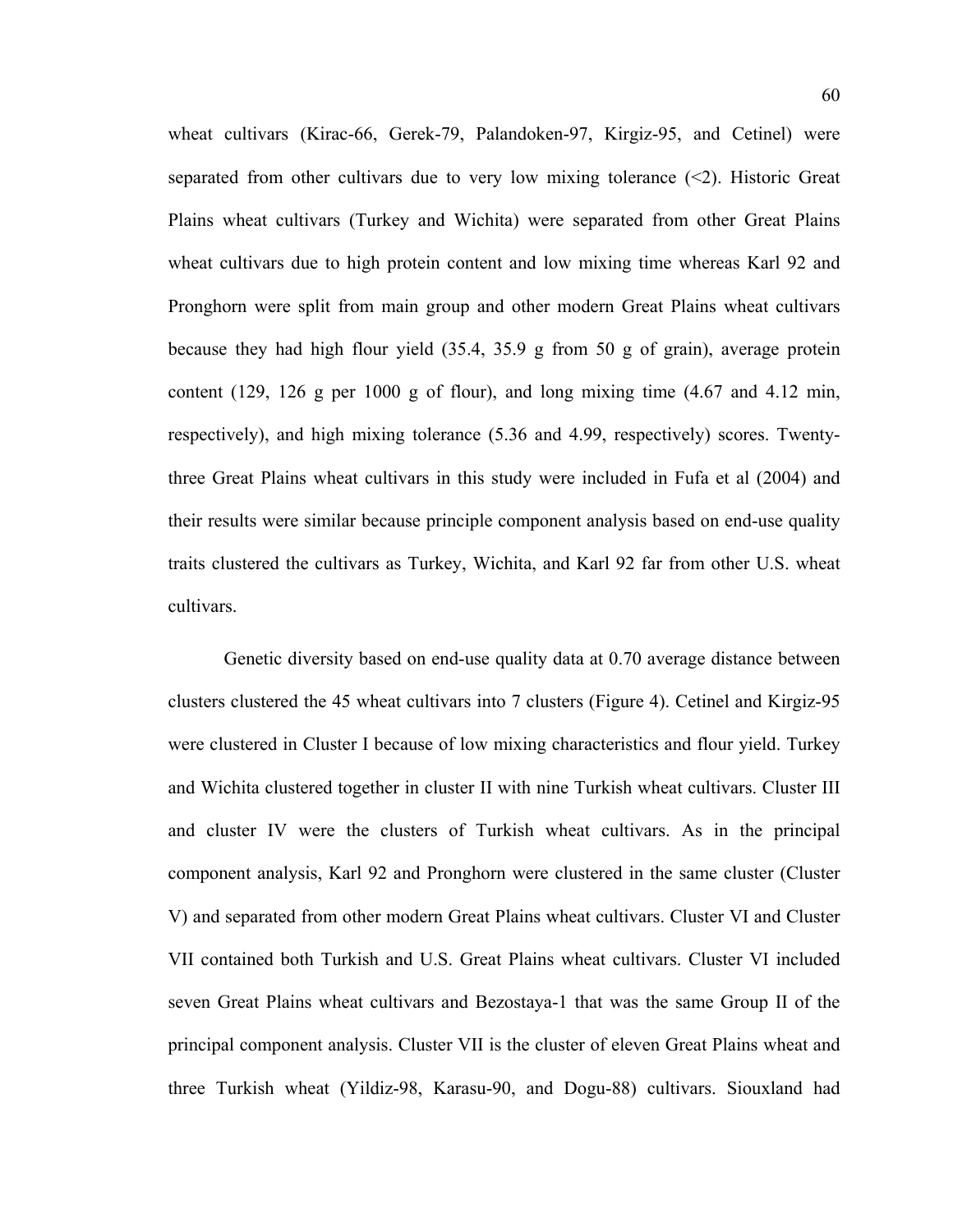wheat cultivars (Kirac-66, Gerek-79, Palandoken-97, Kirgiz-95, and Cetinel) were separated from other cultivars due to very low mixing tolerance (<2). Historic Great Plains wheat cultivars (Turkey and Wichita) were separated from other Great Plains wheat cultivars due to high protein content and low mixing time whereas Karl 92 and Pronghorn were split from main group and other modern Great Plains wheat cultivars because they had high flour yield (35.4, 35.9 g from 50 g of grain), average protein content (129, 126 g per 1000 g of flour), and long mixing time (4.67 and 4.12 min, respectively), and high mixing tolerance (5.36 and 4.99, respectively) scores. Twenty-three Great Plains wheat cultivars in this study were included in Fufa et al (2004) and their results were similar because principle component analysis based on end-use quality traits clustered the cultivars as Turkey, Wichita, and Karl 92 far from other U.S. wheat cultivars.

Genetic diversity based on end-use quality data at 0.70 average distance between clusters clustered the 45 wheat cultivars into 7 clusters (Figure 4). Cetinel and Kirgiz-95 were clustered in Cluster I because of low mixing characteristics and flour yield. Turkey and Wichita clustered together in cluster II with nine Turkish wheat cultivars. Cluster III and cluster IV were the clusters of Turkish wheat cultivars. As in the principal component analysis, Karl 92 and Pronghorn were clustered in the same cluster (Cluster V) and separated from other modern Great Plains wheat cultivars. Cluster VI and Cluster VII contained both Turkish and U.S. Great Plains wheat cultivars. Cluster VI included seven Great Plains wheat cultivars and Bezostaya-1 that was the same Group II of the principal component analysis. Cluster VII is the cluster of eleven Great Plains wheat and three Turkish wheat (Yildiz-98, Karasu-90, and Dogu-88) cultivars. Siouxland had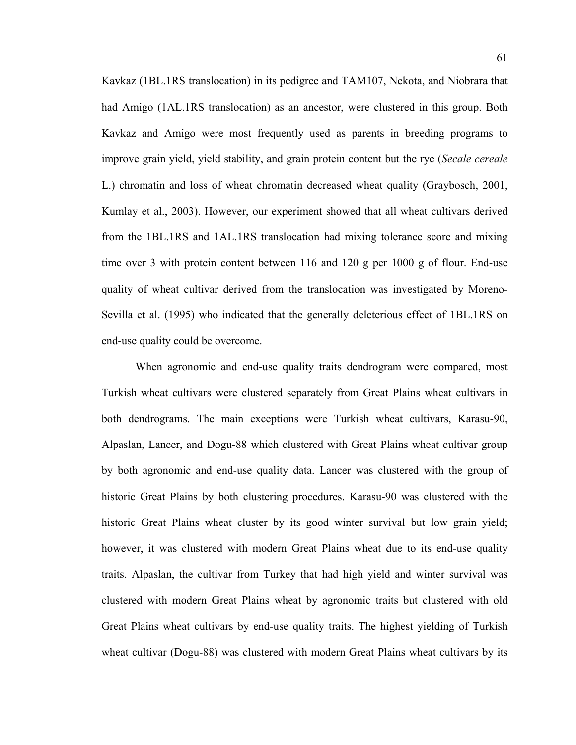Kavkaz (1BL.1RS translocation) in its pedigree and TAM107, Nekota, and Niobrara that had Amigo (1AL.1RS translocation) as an ancestor, were clustered in this group. Both Kavkaz and Amigo were most frequently used as parents in breeding programs to improve grain yield, yield stability, and grain protein content but the rye (*Secale cereale* L.) chromatin and loss of wheat chromatin decreased wheat quality (Graybosch, 2001, Kumlay et al., 2003). However, our experiment showed that all wheat cultivars derived from the 1BL.1RS and 1AL.1RS translocation had mixing tolerance score and mixing time over 3 with protein content between 116 and 120 g per 1000 g of flour. End-use quality of wheat cultivar derived from the translocation was investigated by Moreno-Sevilla et al. (1995) who indicated that the generally deleterious effect of 1BL.1RS on end-use quality could be overcome.

When agronomic and end-use quality traits dendrogram were compared, most Turkish wheat cultivars were clustered separately from Great Plains wheat cultivars in both dendrograms. The main exceptions were Turkish wheat cultivars, Karasu-90, Alpaslan, Lancer, and Dogu-88 which clustered with Great Plains wheat cultivar group by both agronomic and end-use quality data. Lancer was clustered with the group of historic Great Plains by both clustering procedures. Karasu-90 was clustered with the historic Great Plains wheat cluster by its good winter survival but low grain yield; however, it was clustered with modern Great Plains wheat due to its end-use quality traits. Alpaslan, the cultivar from Turkey that had high yield and winter survival was clustered with modern Great Plains wheat by agronomic traits but clustered with old Great Plains wheat cultivars by end-use quality traits. The highest yielding of Turkish wheat cultivar (Dogu-88) was clustered with modern Great Plains wheat cultivars by its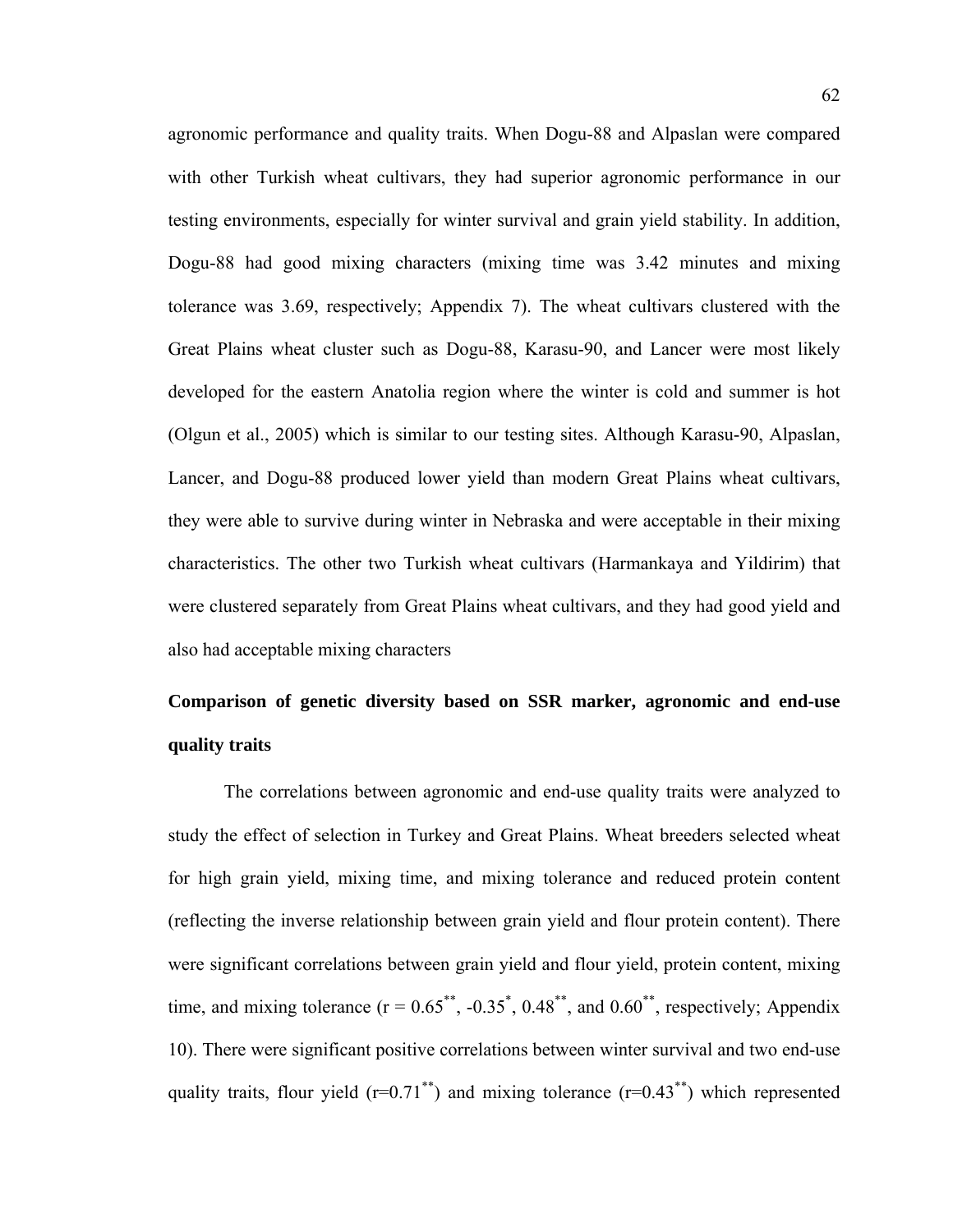agronomic performance and quality traits. When Dogu-88 and Alpaslan were compared with other Turkish wheat cultivars, they had superior agronomic performance in our testing environments, especially for winter survival and grain yield stability. In addition, Dogu-88 had good mixing characters (mixing time was 3.42 minutes and mixing tolerance was 3.69, respectively; Appendix 7). The wheat cultivars clustered with the Great Plains wheat cluster such as Dogu-88, Karasu-90, and Lancer were most likely developed for the eastern Anatolia region where the winter is cold and summer is hot (Olgun et al., 2005) which is similar to our testing sites. Although Karasu-90, Alpaslan, Lancer, and Dogu-88 produced lower yield than modern Great Plains wheat cultivars, they were able to survive during winter in Nebraska and were acceptable in their mixing characteristics. The other two Turkish wheat cultivars (Harmankaya and Yildirim) that were clustered separately from Great Plains wheat cultivars, and they had good yield and also had acceptable mixing characters

## Comparison of genetic diversity based on SSR marker, agronomic and end-use quality traits

The correlations between agronomic and end-use quality traits were analyzed to study the effect of selection in Turkey and Great Plains. Wheat breeders selected wheat for high grain yield, mixing time, and mixing tolerance and reduced protein content (reflecting the inverse relationship between grain yield and flour protein content). There were significant correlations between grain yield and flour yield, protein content, mixing time, and mixing tolerance ($r = 0.65^{**}$, $-0.35^{*}$, $0.48^{**}$, and $0.60^{**}$, respectively; Appendix 10). There were significant positive correlations between winter survival and two end-use quality traits, flour yield ($r=0.71^{**}$) and mixing tolerance ($r=0.43^{**}$) which represented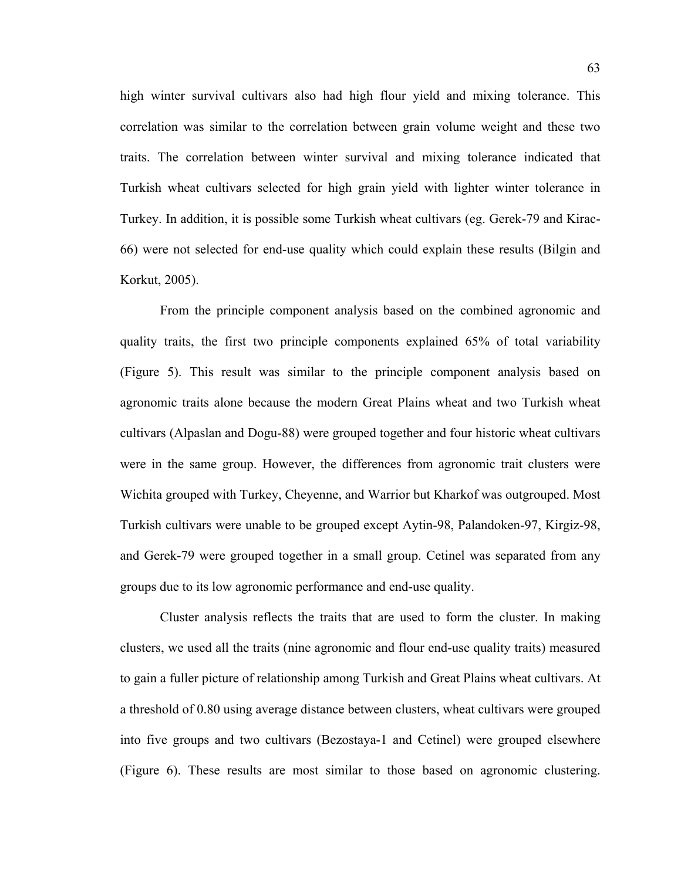high winter survival cultivars also had high flour yield and mixing tolerance. This correlation was similar to the correlation between grain volume weight and these two traits. The correlation between winter survival and mixing tolerance indicated that Turkish wheat cultivars selected for high grain yield with lighter winter tolerance in Turkey. In addition, it is possible some Turkish wheat cultivars (eg. Gerek-79 and Kirac-66) were not selected for end-use quality which could explain these results (Bilgin and Korkut, 2005).

From the principle component analysis based on the combined agronomic and quality traits, the first two principle components explained 65% of total variability (Figure 5). This result was similar to the principle component analysis based on agronomic traits alone because the modern Great Plains wheat and two Turkish wheat cultivars (Alpaslan and Dogu-88) were grouped together and four historic wheat cultivars were in the same group. However, the differences from agronomic trait clusters were Wichita grouped with Turkey, Cheyenne, and Warrior but Kharkof was outgrouped. Most Turkish cultivars were unable to be grouped except Aytin-98, Palandoken-97, Kirgiz-98, and Gerek-79 were grouped together in a small group. Cetinel was separated from any groups due to its low agronomic performance and end-use quality.

Cluster analysis reflects the traits that are used to form the cluster. In making clusters, we used all the traits (nine agronomic and flour end-use quality traits) measured to gain a fuller picture of relationship among Turkish and Great Plains wheat cultivars. At a threshold of 0.80 using average distance between clusters, wheat cultivars were grouped into five groups and two cultivars (Bezostaya-1 and Cetinel) were grouped elsewhere (Figure 6). These results are most similar to those based on agronomic clustering.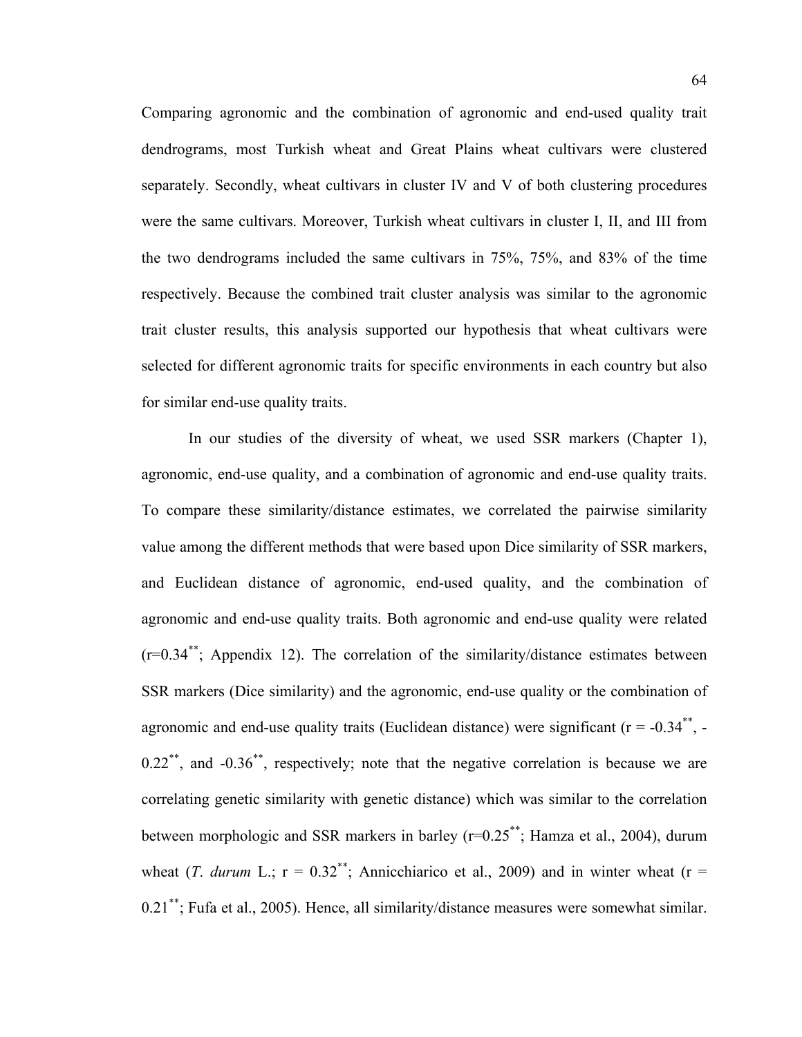Comparing agronomic and the combination of agronomic and end-used quality trait dendrograms, most Turkish wheat and Great Plains wheat cultivars were clustered separately. Secondly, wheat cultivars in cluster IV and V of both clustering procedures were the same cultivars. Moreover, Turkish wheat cultivars in cluster I, II, and III from the two dendrograms included the same cultivars in 75%, 75%, and 83% of the time respectively. Because the combined trait cluster analysis was similar to the agronomic trait cluster results, this analysis supported our hypothesis that wheat cultivars were selected for different agronomic traits for specific environments in each country but also for similar end-use quality traits.

In our studies of the diversity of wheat, we used SSR markers (Chapter 1), agronomic, end-use quality, and a combination of agronomic and end-use quality traits. To compare these similarity/distance estimates, we correlated the pairwise similarity value among the different methods that were based upon Dice similarity of SSR markers, and Euclidean distance of agronomic, end-used quality, and the combination of agronomic and end-use quality traits. Both agronomic and end-use quality were related ($r=0.34^{**}$; Appendix 12). The correlation of the similarity/distance estimates between SSR markers (Dice similarity) and the agronomic, end-use quality or the combination of agronomic and end-use quality traits (Euclidean distance) were significant ($r = -0.34^{**}$, $-0.22^{**}$, and $-0.36^{**}$, respectively; note that the negative correlation is because we are correlating genetic similarity with genetic distance) which was similar to the correlation between morphologic and SSR markers in barley ($r=0.25^{**}$; Hamza et al., 2004), durum wheat (*T. durum* L.; $r = 0.32^{**}$; Annicchiarico et al., 2009) and in winter wheat ($r = 0.21^{**}$; Fufa et al., 2005). Hence, all similarity/distance measures were somewhat similar.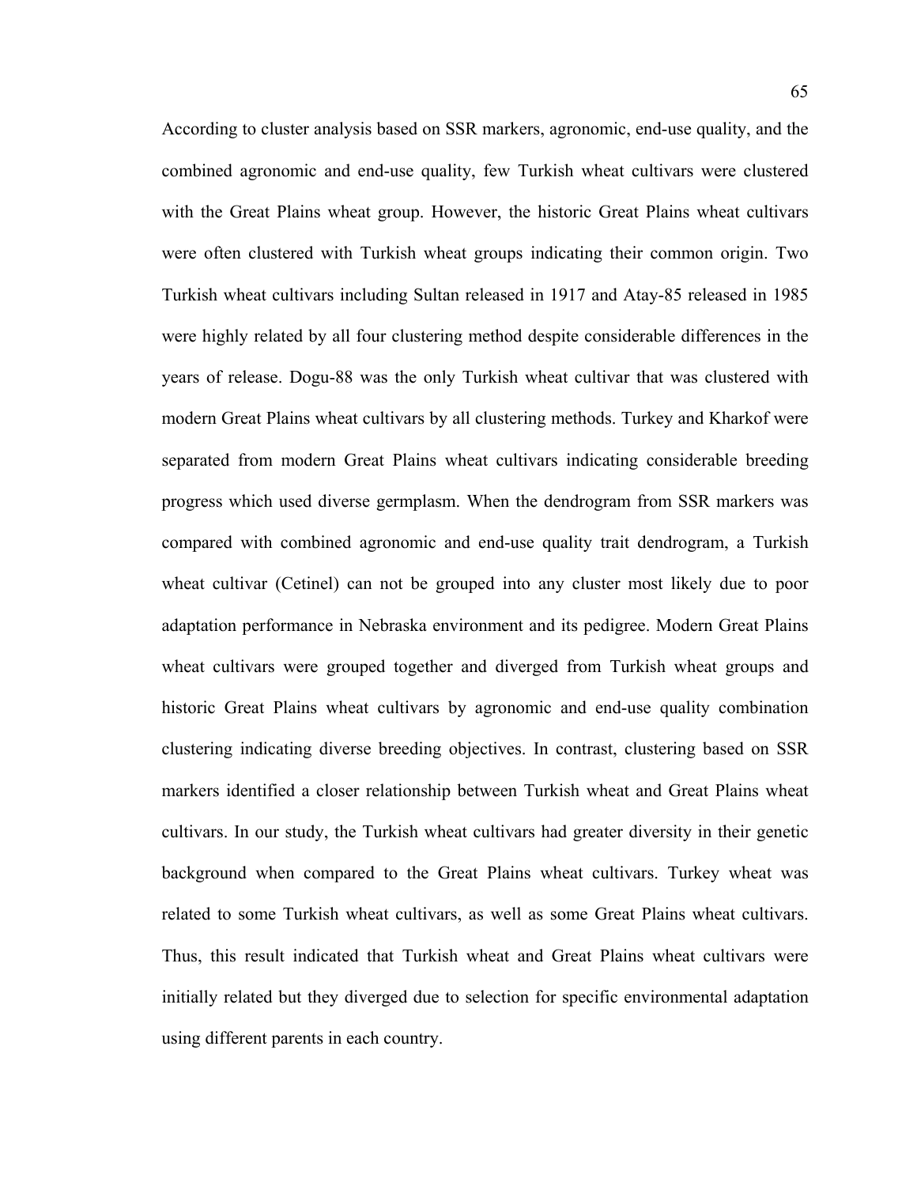According to cluster analysis based on SSR markers, agronomic, end-use quality, and the combined agronomic and end-use quality, few Turkish wheat cultivars were clustered with the Great Plains wheat group. However, the historic Great Plains wheat cultivars were often clustered with Turkish wheat groups indicating their common origin. Two Turkish wheat cultivars including Sultan released in 1917 and Atay-85 released in 1985 were highly related by all four clustering method despite considerable differences in the years of release. Dogu-88 was the only Turkish wheat cultivar that was clustered with modern Great Plains wheat cultivars by all clustering methods. Turkey and Kharkof were separated from modern Great Plains wheat cultivars indicating considerable breeding progress which used diverse germplasm. When the dendrogram from SSR markers was compared with combined agronomic and end-use quality trait dendrogram, a Turkish wheat cultivar (Cetinel) can not be grouped into any cluster most likely due to poor adaptation performance in Nebraska environment and its pedigree. Modern Great Plains wheat cultivars were grouped together and diverged from Turkish wheat groups and historic Great Plains wheat cultivars by agronomic and end-use quality combination clustering indicating diverse breeding objectives. In contrast, clustering based on SSR markers identified a closer relationship between Turkish wheat and Great Plains wheat cultivars. In our study, the Turkish wheat cultivars had greater diversity in their genetic background when compared to the Great Plains wheat cultivars. Turkey wheat was related to some Turkish wheat cultivars, as well as some Great Plains wheat cultivars. Thus, this result indicated that Turkish wheat and Great Plains wheat cultivars were initially related but they diverged due to selection for specific environmental adaptation using different parents in each country.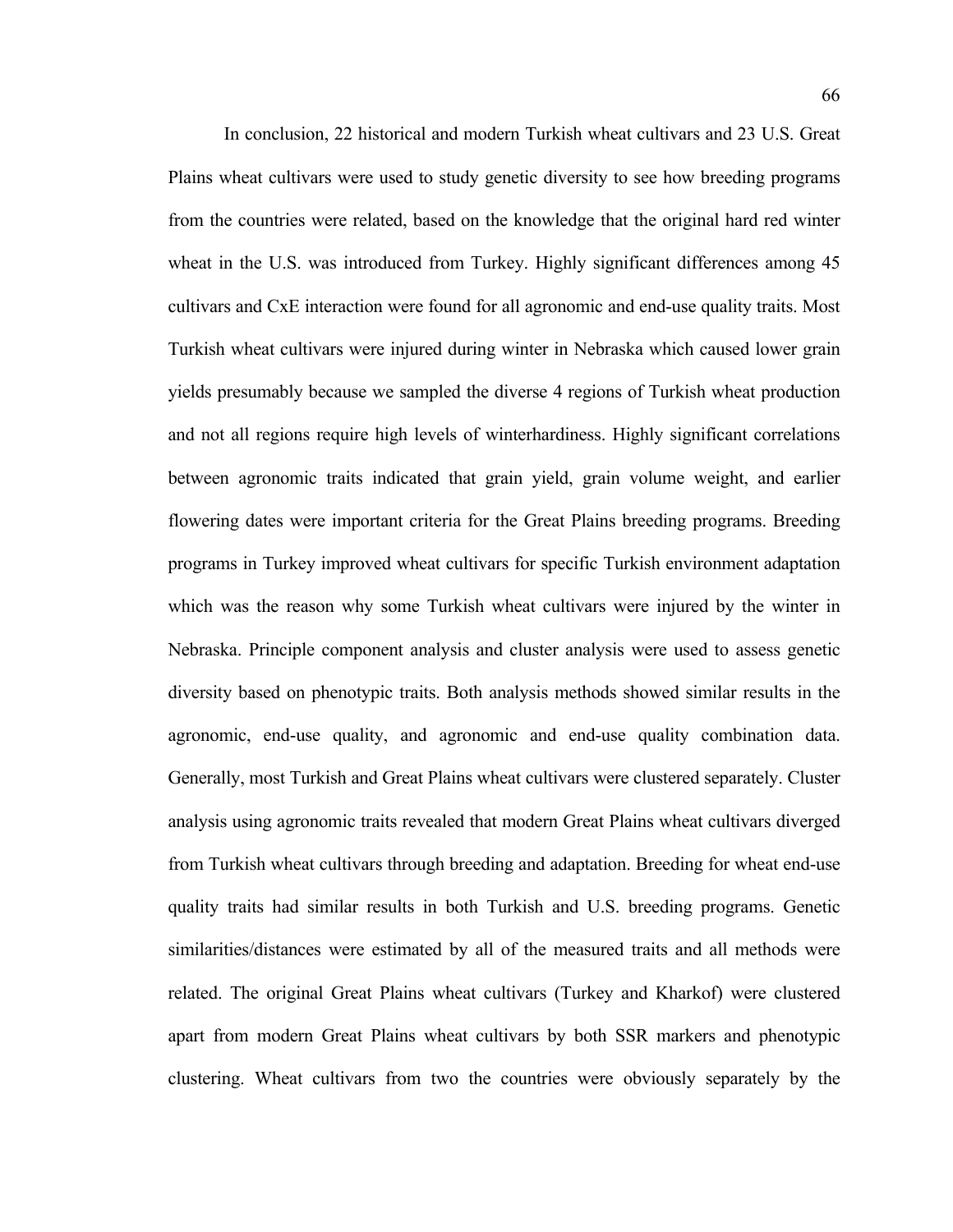In conclusion, 22 historical and modern Turkish wheat cultivars and 23 U.S. Great Plains wheat cultivars were used to study genetic diversity to see how breeding programs from the countries were related, based on the knowledge that the original hard red winter wheat in the U.S. was introduced from Turkey. Highly significant differences among 45 cultivars and CxE interaction were found for all agronomic and end-use quality traits. Most Turkish wheat cultivars were injured during winter in Nebraska which caused lower grain yields presumably because we sampled the diverse 4 regions of Turkish wheat production and not all regions require high levels of winterhardiness. Highly significant correlations between agronomic traits indicated that grain yield, grain volume weight, and earlier flowering dates were important criteria for the Great Plains breeding programs. Breeding programs in Turkey improved wheat cultivars for specific Turkish environment adaptation which was the reason why some Turkish wheat cultivars were injured by the winter in Nebraska. Principle component analysis and cluster analysis were used to assess genetic diversity based on phenotypic traits. Both analysis methods showed similar results in the agronomic, end-use quality, and agronomic and end-use quality combination data. Generally, most Turkish and Great Plains wheat cultivars were clustered separately. Cluster analysis using agronomic traits revealed that modern Great Plains wheat cultivars diverged from Turkish wheat cultivars through breeding and adaptation. Breeding for wheat end-use quality traits had similar results in both Turkish and U.S. breeding programs. Genetic similarities/distances were estimated by all of the measured traits and all methods were related. The original Great Plains wheat cultivars (Turkey and Kharkof) were clustered apart from modern Great Plains wheat cultivars by both SSR markers and phenotypic clustering. Wheat cultivars from two the countries were obviously separately by the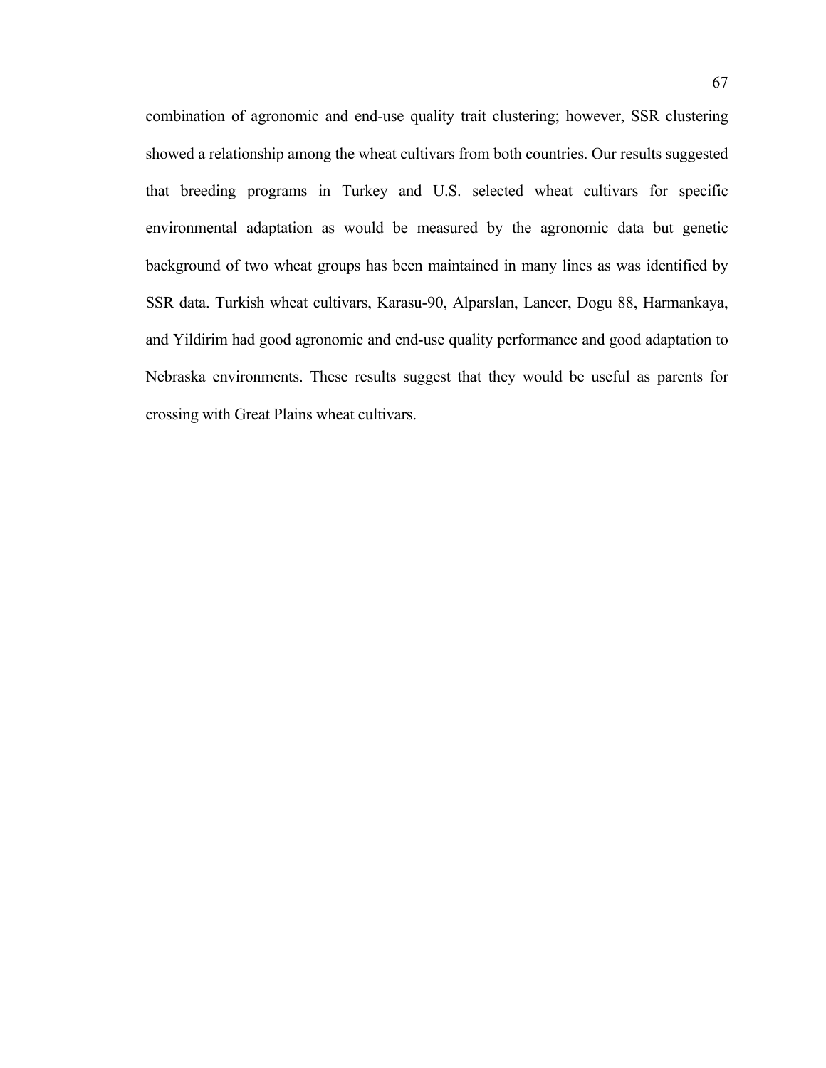combination of agronomic and end-use quality trait clustering; however, SSR clustering showed a relationship among the wheat cultivars from both countries. Our results suggested that breeding programs in Turkey and U.S. selected wheat cultivars for specific environmental adaptation as would be measured by the agronomic data but genetic background of two wheat groups has been maintained in many lines as was identified by SSR data. Turkish wheat cultivars, Karasu-90, Alparslan, Lancer, Dogu 88, Harmankaya, and Yildirim had good agronomic and end-use quality performance and good adaptation to Nebraska environments. These results suggest that they would be useful as parents for crossing with Great Plains wheat cultivars.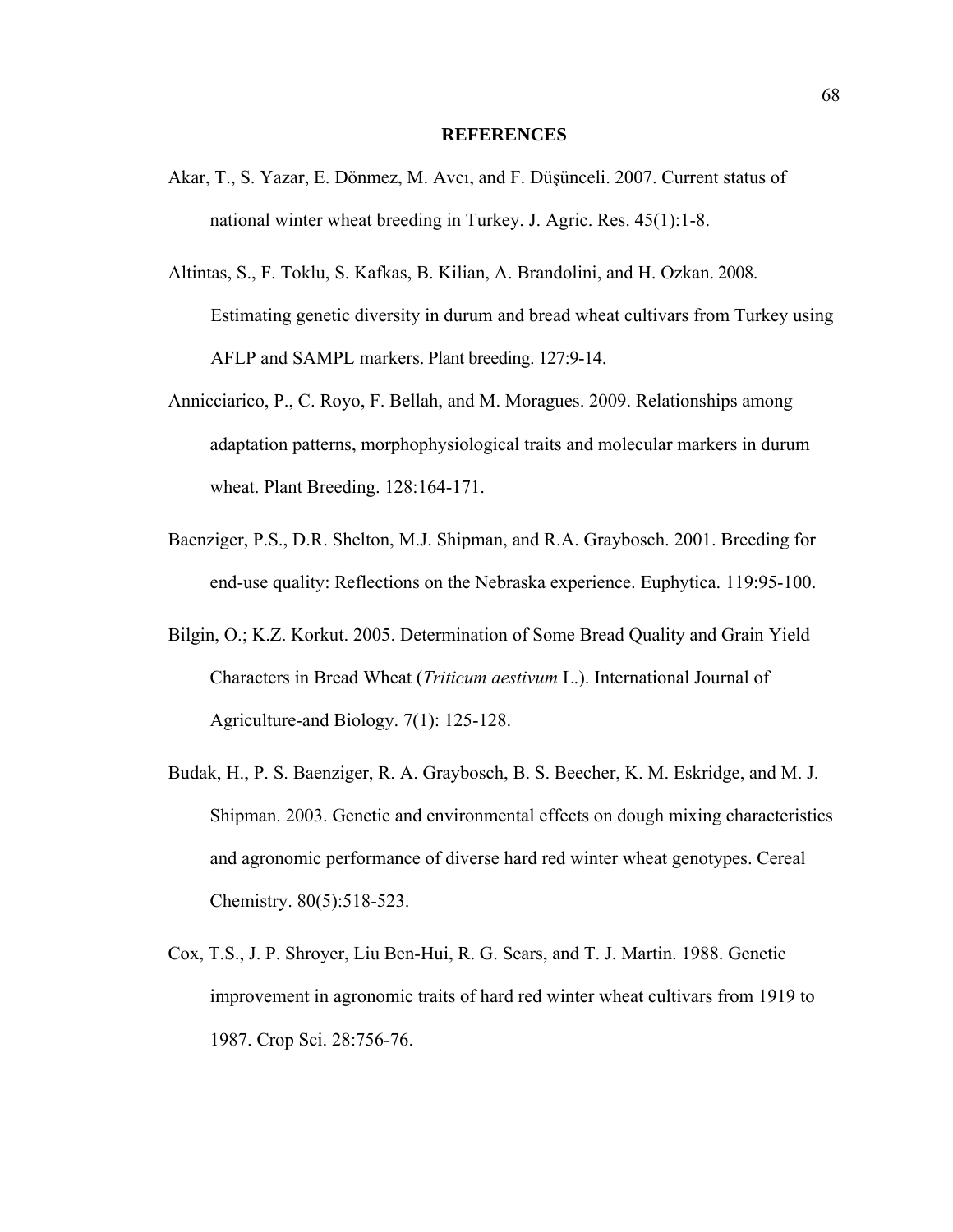# REFERENCES

Akar, T., S. Yazar, E. Dönmez, M. Avcı, and F. Düşünceli. 2007. Current status of national winter wheat breeding in Turkey. J. Agric. Res. 45(1):1-8.

Altintas, S., F. Toklu, S. Kafkas, B. Kilian, A. Brandolini, and H. Ozkan. 2008. Estimating genetic diversity in durum and bread wheat cultivars from Turkey using AFLP and SAMPL markers. Plant breeding. 127:9-14.

Annicciarico, P., C. Royo, F. Bellah, and M. Moragues. 2009. Relationships among adaptation patterns, morphophysiological traits and molecular markers in durum wheat. Plant Breeding. 128:164-171.

Baenziger, P.S., D.R. Shelton, M.J. Shipman, and R.A. Graybosch. 2001. Breeding for end-use quality: Reflections on the Nebraska experience. Euphytica. 119:95-100.

Bilgin, O.; K.Z. Korkut. 2005. Determination of Some Bread Quality and Grain Yield Characters in Bread Wheat (*Triticum aestivum* L.). International Journal of Agriculture-and Biology. 7(1): 125-128.

Budak, H., P. S. Baenziger, R. A. Graybosch, B. S. Beecher, K. M. Eskridge, and M. J. Shipman. 2003. Genetic and environmental effects on dough mixing characteristics and agronomic performance of diverse hard red winter wheat genotypes. Cereal Chemistry. 80(5):518-523.

Cox, T.S., J. P. Shroyer, Liu Ben-Hui, R. G. Sears, and T. J. Martin. 1988. Genetic improvement in agronomic traits of hard red winter wheat cultivars from 1919 to 1987. Crop Sci. 28:756-76.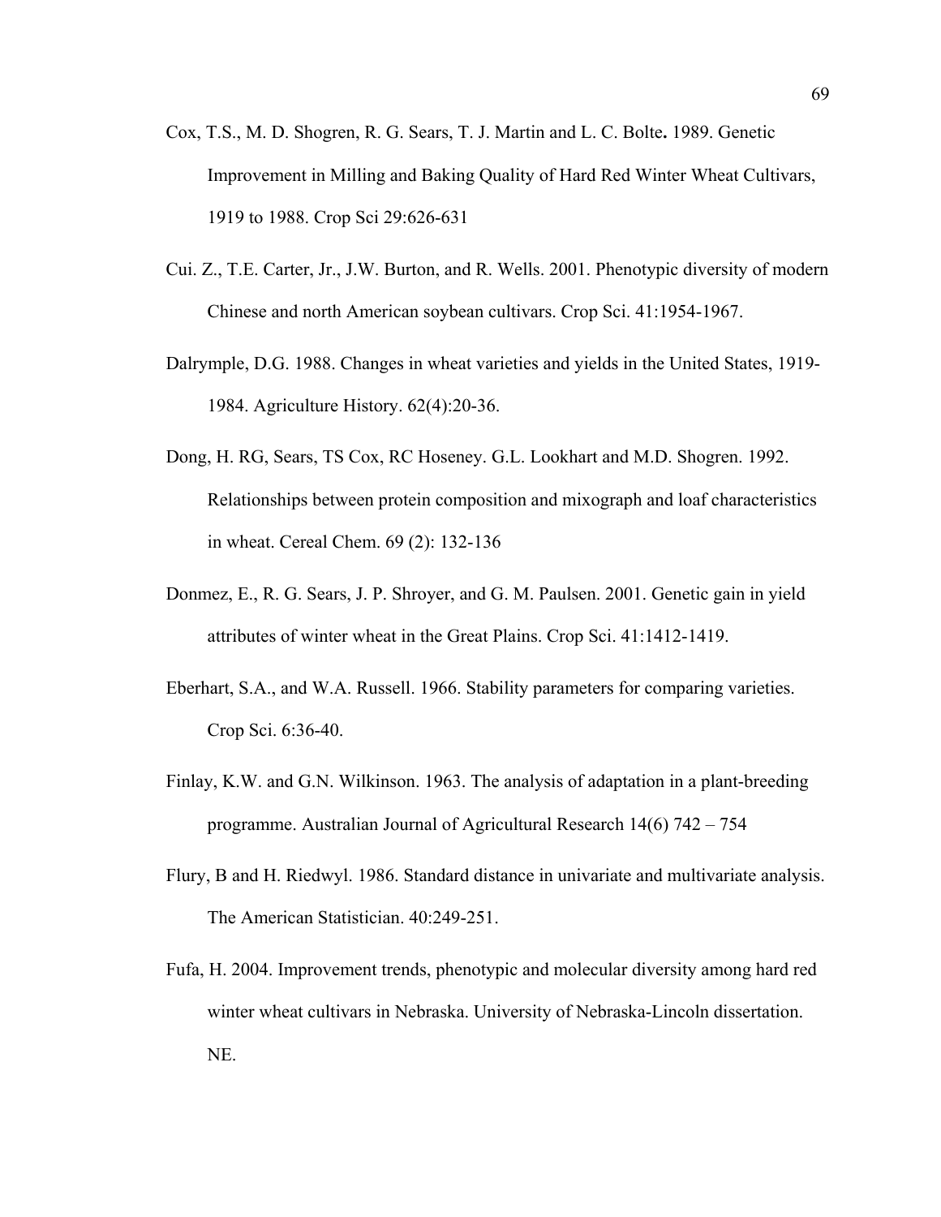Cox, T.S., M. D. Shogren, R. G. Sears, T. J. Martin and L. C. Bolte**.** 1989. Genetic Improvement in Milling and Baking Quality of Hard Red Winter Wheat Cultivars, 1919 to 1988. Crop Sci 29:626-631

Cui. Z., T.E. Carter, Jr., J.W. Burton, and R. Wells. 2001. Phenotypic diversity of modern Chinese and north American soybean cultivars. Crop Sci. 41:1954-1967.

Dalrymple, D.G. 1988. Changes in wheat varieties and yields in the United States, 1919-1984. Agriculture History. 62(4):20-36.

Dong, H. RG, Sears, TS Cox, RC Hoseney. G.L. Lookhart and M.D. Shogren. 1992. Relationships between protein composition and mixograph and loaf characteristics in wheat. Cereal Chem. 69 (2): 132-136

Donmez, E., R. G. Sears, J. P. Shroyer, and G. M. Paulsen. 2001. Genetic gain in yield attributes of winter wheat in the Great Plains. Crop Sci. 41:1412-1419.

Eberhart, S.A., and W.A. Russell. 1966. Stability parameters for comparing varieties. Crop Sci. 6:36-40.

Finlay, K.W. and G.N. Wilkinson. 1963. The analysis of adaptation in a plant-breeding programme. Australian Journal of Agricultural Research 14(6) 742 – 754

Flury, B and H. Riedwyl. 1986. Standard distance in univariate and multivariate analysis. The American Statistician. 40:249-251.

Fufa, H. 2004. Improvement trends, phenotypic and molecular diversity among hard red winter wheat cultivars in Nebraska. University of Nebraska-Lincoln dissertation. NE.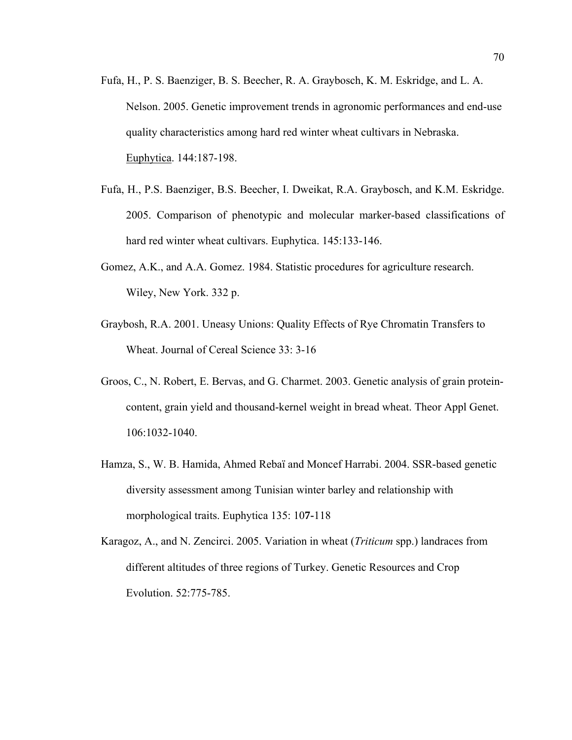Fufa, H., P. S. Baenziger, B. S. Beecher, R. A. Graybosch, K. M. Eskridge, and L. A. Nelson. 2005. Genetic improvement trends in agronomic performances and end-use quality characteristics among hard red winter wheat cultivars in Nebraska. Euphytica. 144:187-198.

Fufa, H., P.S. Baenziger, B.S. Beecher, I. Dweikat, R.A. Graybosch, and K.M. Eskridge. 2005. Comparison of phenotypic and molecular marker-based classifications of hard red winter wheat cultivars. Euphytica. 145:133-146.

Gomez, A.K., and A.A. Gomez. 1984. Statistic procedures for agriculture research. Wiley, New York. 332 p.

Graybosh, R.A. 2001. Uneasy Unions: Quality Effects of Rye Chromatin Transfers to Wheat. Journal of Cereal Science 33: 3-16

Groos, C., N. Robert, E. Bervas, and G. Charmet. 2003. Genetic analysis of grain protein-content, grain yield and thousand-kernel weight in bread wheat. Theor Appl Genet. 106:1032-1040.

Hamza, S., W. B. Hamida, Ahmed Rebaï and Moncef Harrabi. 2004. SSR-based genetic diversity assessment among Tunisian winter barley and relationship with morphological traits. Euphytica 135: 107-118

Karagoz, A., and N. Zencirci. 2005. Variation in wheat (*Triticum* spp.) landraces from different altitudes of three regions of Turkey. Genetic Resources and Crop Evolution. 52:775-785.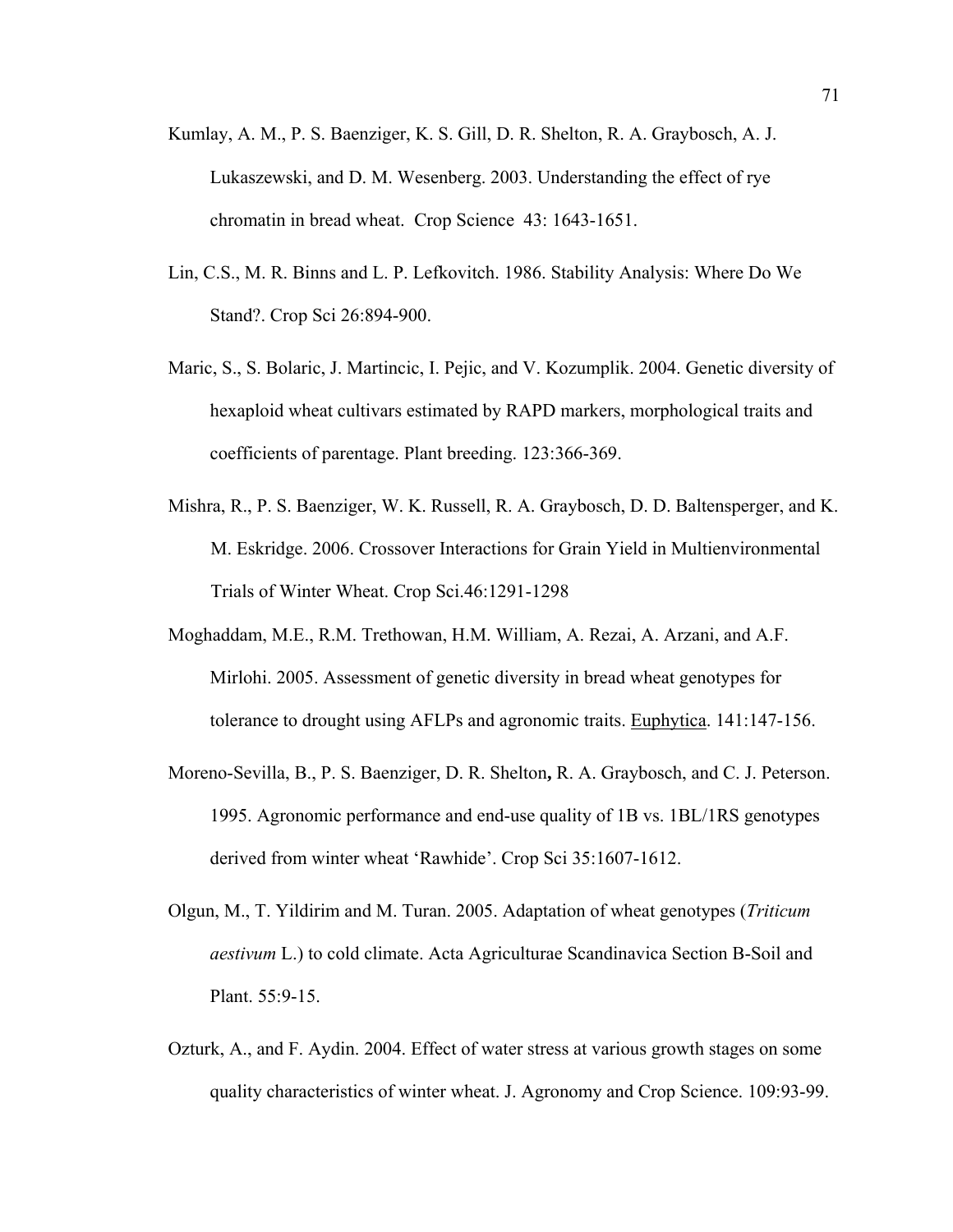Kumlay, A. M., P. S. Baenziger, K. S. Gill, D. R. Shelton, R. A. Graybosch, A. J. Lukaszewski, and D. M. Wesenberg. 2003. Understanding the effect of rye chromatin in bread wheat. Crop Science 43: 1643-1651.

Lin, C.S., M. R. Binns and L. P. Lefkovitch. 1986. Stability Analysis: Where Do We Stand?. Crop Sci 26:894-900.

Maric, S., S. Bolaric, J. Martincic, I. Pejic, and V. Kozumplik. 2004. Genetic diversity of hexaploid wheat cultivars estimated by RAPD markers, morphological traits and coefficients of parentage. Plant breeding. 123:366-369.

Mishra, R., P. S. Baenziger, W. K. Russell, R. A. Graybosch, D. D. Baltensperger, and K. M. Eskridge. 2006. Crossover Interactions for Grain Yield in Multienvironmental Trials of Winter Wheat. Crop Sci.46:1291-1298

Moghaddam, M.E., R.M. Trethowan, H.M. William, A. Rezai, A. Arzani, and A.F. Mirlohi. 2005. Assessment of genetic diversity in bread wheat genotypes for tolerance to drought using AFLPs and agronomic traits. Euphytica. 141:147-156.

Moreno-Sevilla, B., P. S. Baenziger, D. R. Shelton**,** R. A. Graybosch, and C. J. Peterson. 1995. Agronomic performance and end-use quality of 1B vs. 1BL/1RS genotypes derived from winter wheat 'Rawhide'. Crop Sci 35:1607-1612.

Olgun, M., T. Yildirim and M. Turan. 2005. Adaptation of wheat genotypes (*Triticum aestivum* L.) to cold climate. Acta Agriculturae Scandinavica Section B-Soil and Plant. 55:9-15.

Ozturk, A., and F. Aydin. 2004. Effect of water stress at various growth stages on some quality characteristics of winter wheat. J. Agronomy and Crop Science. 109:93-99.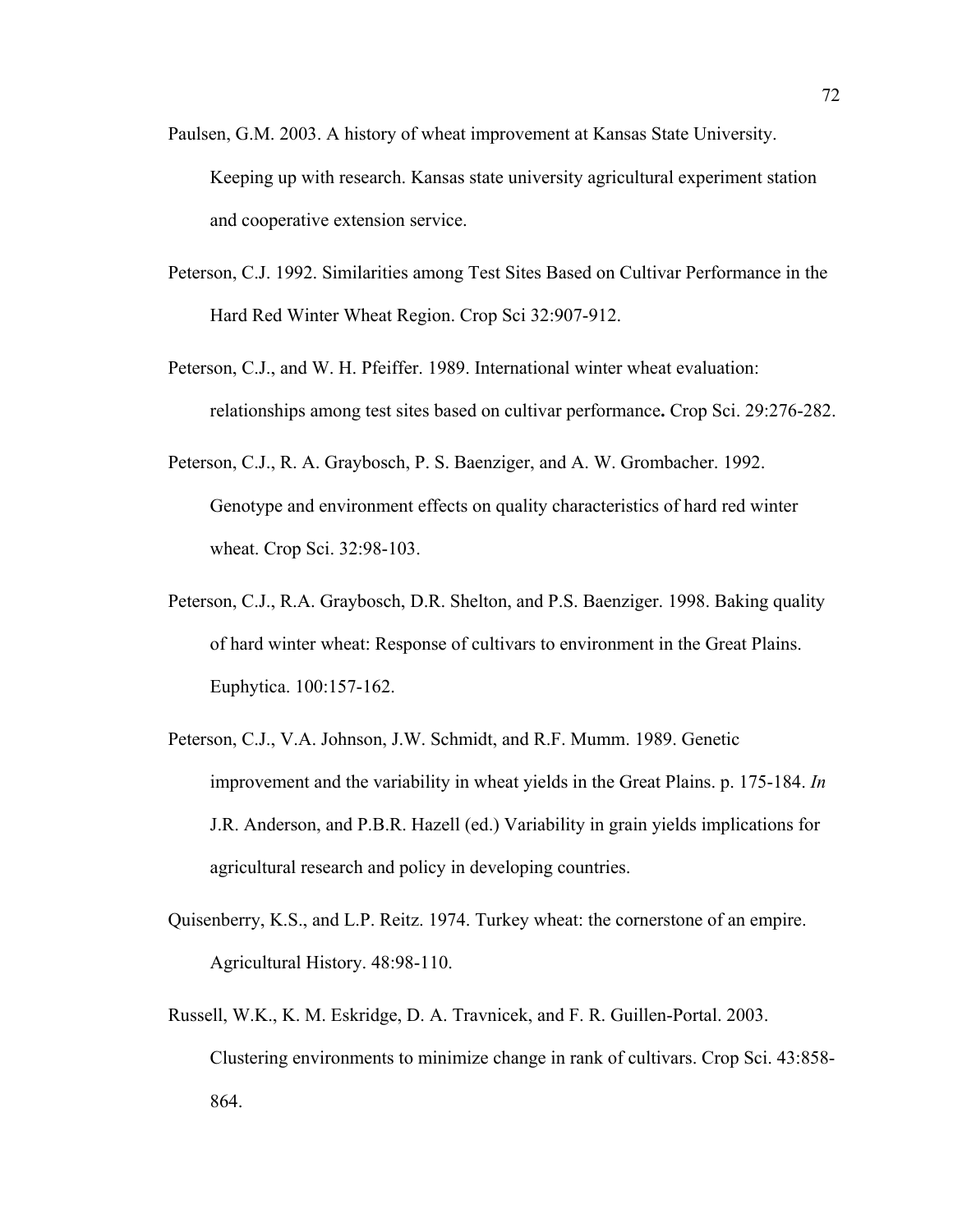Paulsen, G.M. 2003. A history of wheat improvement at Kansas State University. Keeping up with research. Kansas state university agricultural experiment station and cooperative extension service.

Peterson, C.J. 1992. Similarities among Test Sites Based on Cultivar Performance in the Hard Red Winter Wheat Region. Crop Sci 32:907-912.

Peterson, C.J., and W. H. Pfeiffer. 1989. International winter wheat evaluation: relationships among test sites based on cultivar performance**.** Crop Sci. 29:276-282.

Peterson, C.J., R. A. Graybosch, P. S. Baenziger, and A. W. Grombacher. 1992. Genotype and environment effects on quality characteristics of hard red winter wheat. Crop Sci. 32:98-103.

Peterson, C.J., R.A. Graybosch, D.R. Shelton, and P.S. Baenziger. 1998. Baking quality of hard winter wheat: Response of cultivars to environment in the Great Plains. Euphytica. 100:157-162.

Peterson, C.J., V.A. Johnson, J.W. Schmidt, and R.F. Mumm. 1989. Genetic improvement and the variability in wheat yields in the Great Plains. p. 175-184. *In* J.R. Anderson, and P.B.R. Hazell (ed.) Variability in grain yields implications for agricultural research and policy in developing countries.

Quisenberry, K.S., and L.P. Reitz. 1974. Turkey wheat: the cornerstone of an empire. Agricultural History. 48:98-110.

Russell, W.K., K. M. Eskridge, D. A. Travnicek, and F. R. Guillen-Portal. 2003. Clustering environments to minimize change in rank of cultivars. Crop Sci. 43:858-864.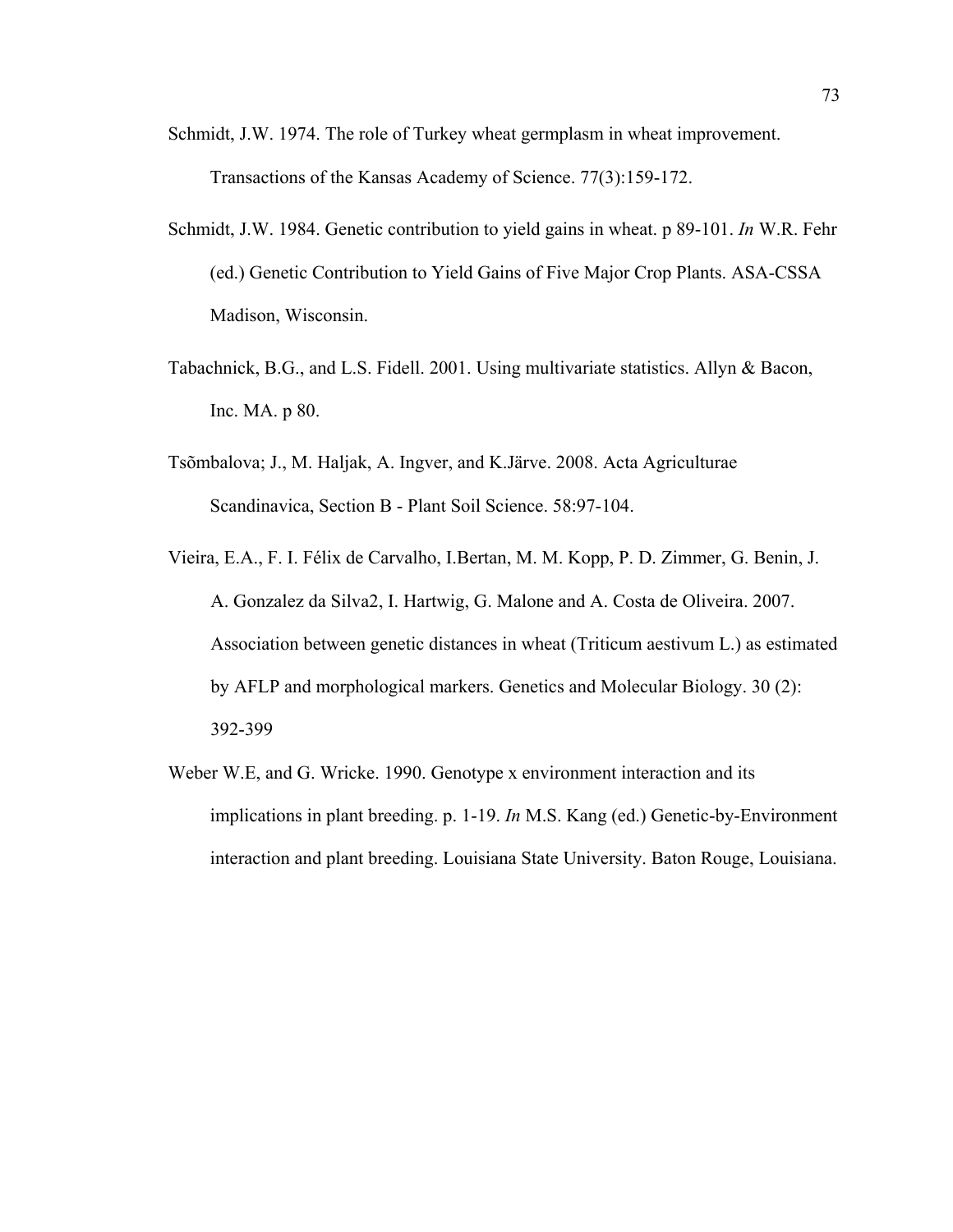Schmidt, J.W. 1974. The role of Turkey wheat germplasm in wheat improvement. Transactions of the Kansas Academy of Science. 77(3):159-172.

Schmidt, J.W. 1984. Genetic contribution to yield gains in wheat. p 89-101. *In* W.R. Fehr (ed.) Genetic Contribution to Yield Gains of Five Major Crop Plants. ASA-CSSA Madison, Wisconsin.

Tabachnick, B.G., and L.S. Fidell. 2001. Using multivariate statistics. Allyn & Bacon, Inc. MA. p 80.

Tsõmbalova; J., M. Haljak, A. Ingver, and K.Järve. 2008. Acta Agriculturae Scandinavica, Section B - Plant Soil Science. 58:97-104.

Vieira, E.A., F. I. Félix de Carvalho, I.Bertan, M. M. Kopp, P. D. Zimmer, G. Benin, J. A. Gonzalez da Silva2, I. Hartwig, G. Malone and A. Costa de Oliveira. 2007. Association between genetic distances in wheat (Triticum aestivum L.) as estimated by AFLP and morphological markers. Genetics and Molecular Biology. 30 (2): 392-399

Weber W.E, and G. Wricke. 1990. Genotype x environment interaction and its implications in plant breeding. p. 1-19. *In* M.S. Kang (ed.) Genetic-by-Environment interaction and plant breeding. Louisiana State University. Baton Rouge, Louisiana.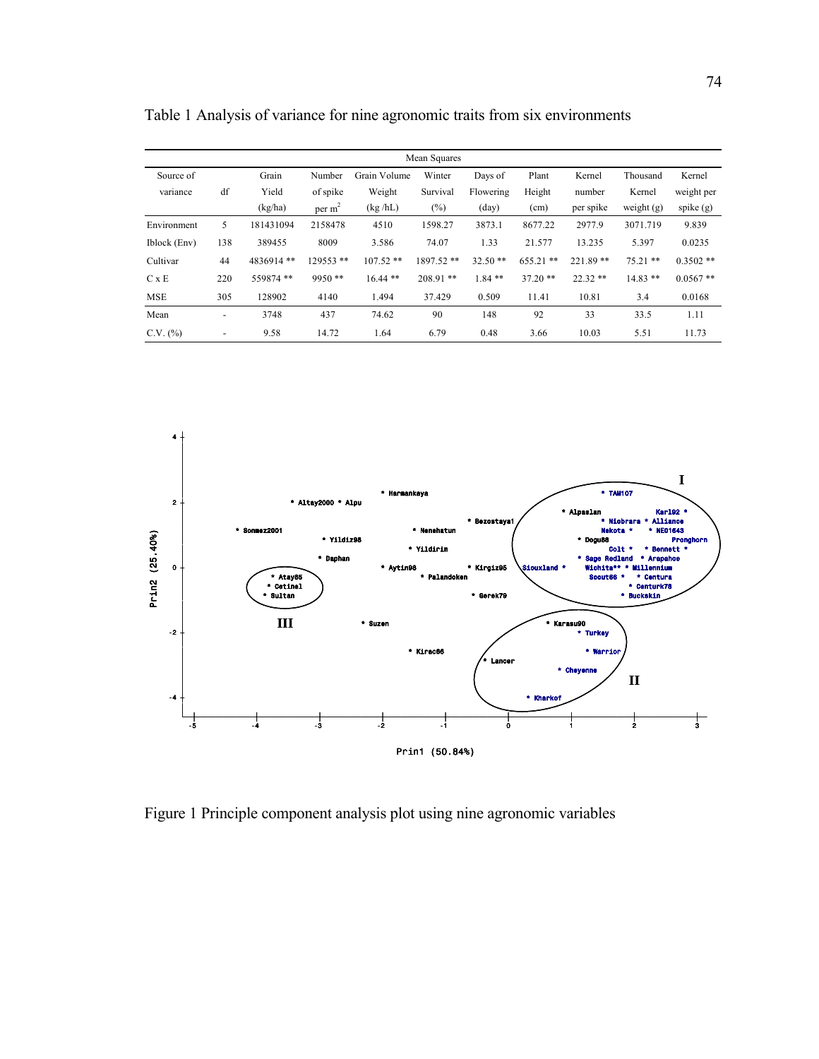Table 1 Analysis of variance for nine agronomic traits from six environments

| Source of variance | df | Grain Yield (kg/ha) | Number of spike per $m^2$ | Grain Volume Weight (kg /hL) | Winter Survival (%) | Days of Flowering (day) | Plant Height (cm) | Kernel number per spike | Thousand Kernel weight (g) | Kernel weight per spike (g) |
|---|---|---|---|---|---|---|---|---|---|---|
| | | Mean Squares | | | | | | | | |
| Environment | 5 | 181431094 | 2158478 | 4510 | 1598.27 | 3873.1 | 8677.22 | 2977.9 | 3071.719 | 9.839 |
| Iblock (Env) | 138 | 389455 | 8009 | 3.586 | 74.07 | 1.33 | 21.577 | 13.235 | 5.397 | 0.0235 |
| Cultivar | 44 | 4836914 ** | 129553 ** | 107.52 ** | 1897.52 ** | 32.50 ** | 655.21 ** | 221.89 ** | 75.21 ** | 0.3502 ** |
| C x E | 220 | 559874 ** | 9950 ** | 16.44 ** | 208.91 ** | 1.84 ** | 37.20 ** | 22.32 ** | 14.83 ** | 0.0567 ** |
| MSE | 305 | 128902 | 4140 | 1.494 | 37.429 | 0.509 | 11.41 | 10.81 | 3.4 | 0.0168 |
| Mean | - | 3748 | 437 | 74.62 | 90 | 148 | 92 | 33 | 33.5 | 1.11 |
| C.V. (%) | - | 9.58 | 14.72 | 1.64 | 6.79 | 0.48 | 3.66 | 10.03 | 5.51 | 11.73 |

Figure 1 Principle component analysis plot using nine agronomic variables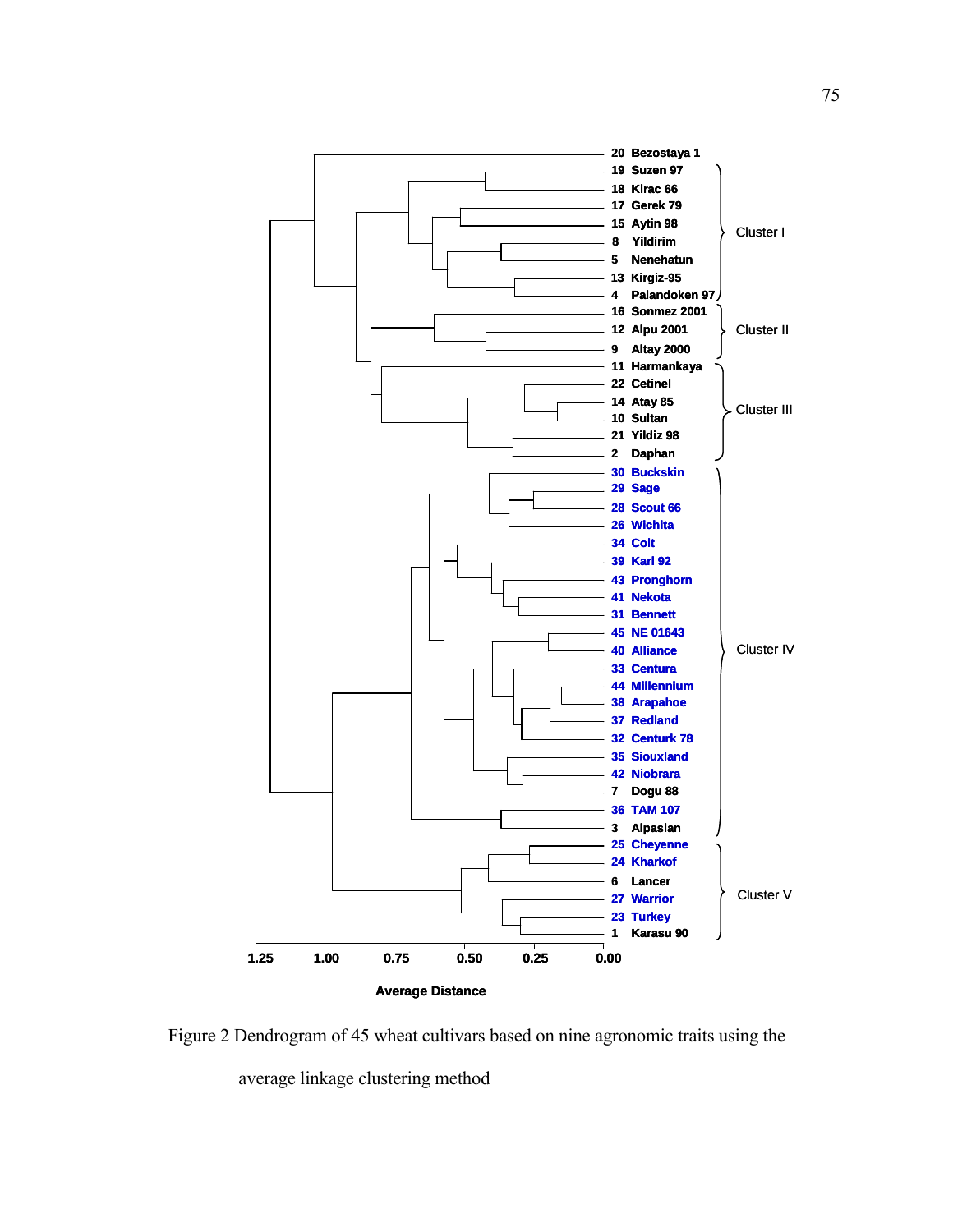20 Bezostaya 1
19 Suzen 97
18 Kirac 66
17 Gerek 79
15 Aytin 98
8 Yildirim
5 Nenehatun
13 Kirgiz-95
4 Palandoken 97
16 Sonmez 2001
12 Alpu 2001
9 Altay 2000
11 Harmankaya
22 Cetinel
14 Atay 85
10 Sultan
21 Yildiz 98
2 Daphan
30 Buckskin
29 Sage
28 Scout 66
26 Wichita
34 Colt
39 Karl 92
43 Pronghorn
41 Nekota
31 Bennett
45 NE 01643
40 Alliance
33 Centura
44 Millennium
38 Arapahoe
37 Redland
32 Centurk 78
35 Siouxland
42 Niobrara
7 Dogu 88
36 TAM 107
3 Alpaslan
25 Cheyenne
24 Kharkof
6 Lancer
27 Warrior
23 Turkey
1 Karasu 90

Cluster I
Cluster II
Cluster III
Cluster IV
Cluster V

1.25 1.00 0.75 0.50 0.25 0.00

Average Distance

Figure 2 Dendrogram of 45 wheat cultivars based on nine agronomic traits using the average linkage clustering method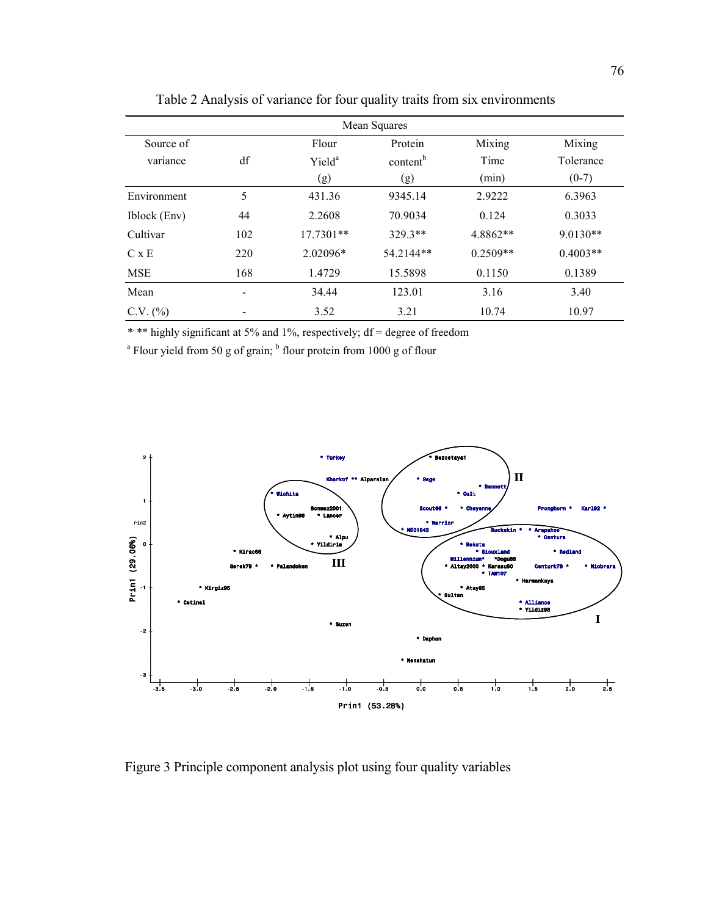Table 2 Analysis of variance for four quality traits from six environments

| Source of variance | df | Mean Squares | | | |
|---|---|---|---|---|---|
| | | Flour Yield[a] (g) | Protein content[b] (g) | Mixing Time (min) | Mixing Tolerance (0-7) |
| Environment | 5 | 431.36 | 9345.14 | 2.9222 | 6.3963 |
| Iblock (Env) | 44 | 2.2608 | 70.9034 | 0.124 | 0.3033 |
| Cultivar | 102 | 17.7301** | 329.3** | 4.8862** | 9.0130** |
| C x E | 220 | 2.02096* | 54.2144** | 0.2509** | 0.4003** |
| MSE | 168 | 1.4729 | 15.5898 | 0.1150 | 0.1389 |
| Mean | - | 34.44 | 123.01 | 3.16 | 3.40 |
| C.V. (%) | - | 3.52 | 3.21 | 10.74 | 10.97 |

*, ** highly significant at 5% and 1%, respectively; df = degree of freedom

[a] Flour yield from 50 g of grain; [b] flour protein from 1000 g of flour

Figure 3 Principle component analysis plot using four quality variables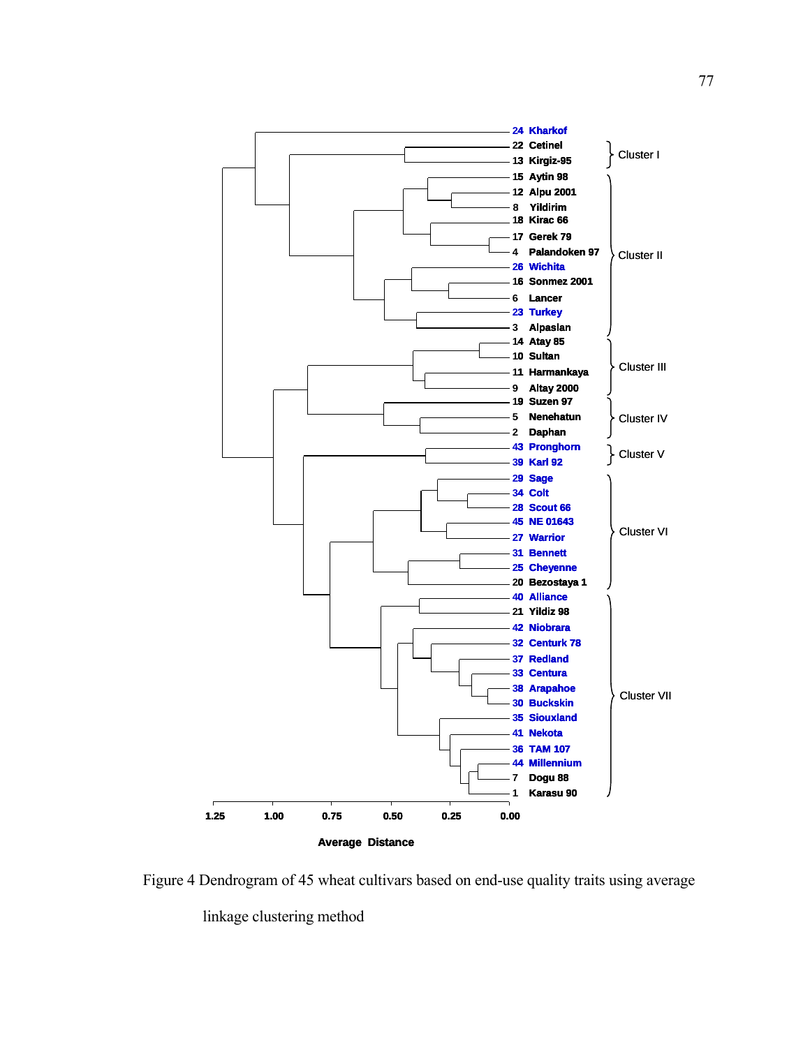Figure 4 Dendrogram of 45 wheat cultivars based on end-use quality traits using average linkage clustering method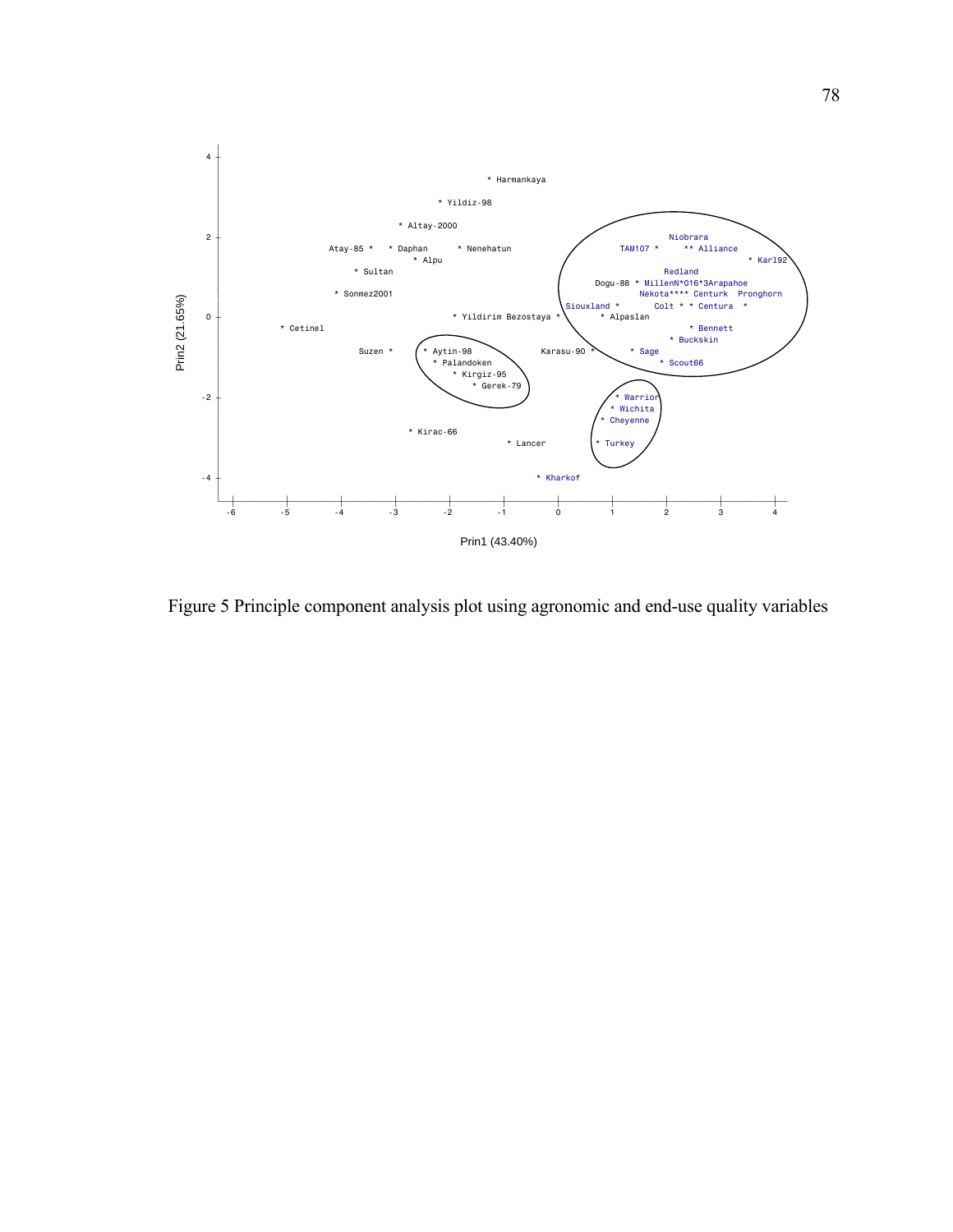Figure 5 Principle component analysis plot using agronomic and end-use quality variables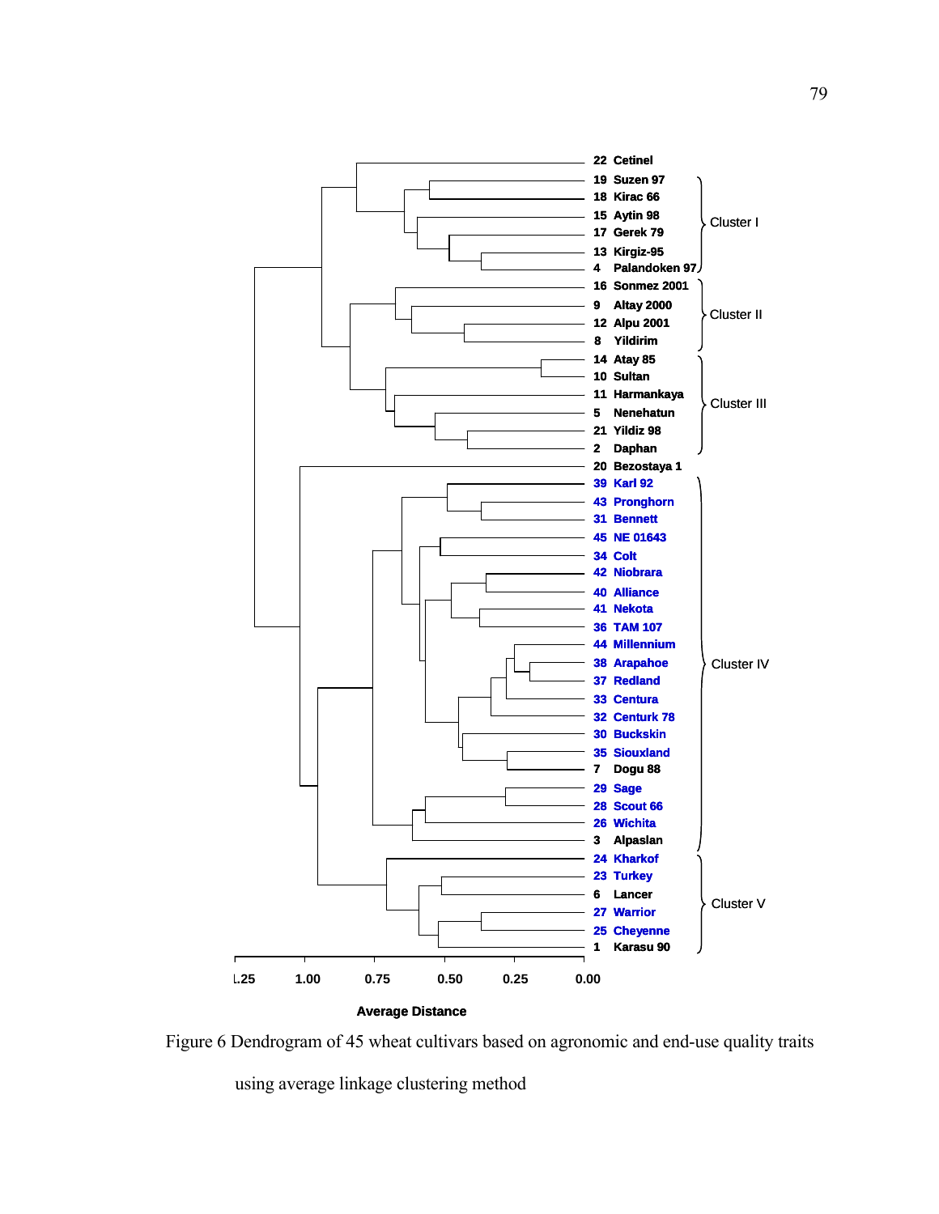| Cultivar | Cluster |
|---|---|
| 22 Cetinel | |
| 19 Suzen 97 | Cluster I |
| 18 Kirac 66 | Cluster I |
| 15 Aytin 98 | Cluster I |
| 17 Gerek 79 | Cluster I |
| 13 Kirgiz-95 | Cluster I |
| 4 Palandoken 97 | Cluster I |
| 16 Sonmez 2001 | Cluster II |
| 9 Altay 2000 | Cluster II |
| 12 Alpu 2001 | Cluster II |
| 8 Yildirim | Cluster II |
| 14 Atay 85 | Cluster III |
| 10 Sultan | Cluster III |
| 11 Harmankaya | Cluster III |
| 5 Nenehatun | Cluster III |
| 21 Yildiz 98 | Cluster III |
| 2 Daphan | Cluster III |
| 20 Bezostaya 1 | |
| 39 Karl 92 | Cluster IV |
| 43 Pronghorn | Cluster IV |
| 31 Bennett | Cluster IV |
| 45 NE 01643 | Cluster IV |
| 34 Colt | Cluster IV |
| 42 Niobrara | Cluster IV |
| 40 Alliance | Cluster IV |
| 41 Nekota | Cluster IV |
| 36 TAM 107 | Cluster IV |
| 44 Millennium | Cluster IV |
| 38 Arapahoe | Cluster IV |
| 37 Redland | Cluster IV |
| 33 Centura | Cluster IV |
| 32 Centurk 78 | Cluster IV |
| 30 Buckskin | Cluster IV |
| 35 Siouxland | Cluster IV |
| 7 Dogu 88 | Cluster IV |
| 29 Sage | Cluster IV |
| 28 Scout 66 | Cluster IV |
| 26 Wichita | Cluster IV |
| 3 Alpaslan | Cluster IV |
| 24 Kharkof | Cluster V |
| 23 Turkey | Cluster V |
| 6 Lancer | Cluster V |
| 27 Warrior | Cluster V |
| 25 Cheyenne | Cluster V |
| 1 Karasu 90 | Cluster V |

Average Distance axis: 1.25, 1.00, 0.75, 0.50, 0.25, 0.00

Figure 6 Dendrogram of 45 wheat cultivars based on agronomic and end-use quality traits using average linkage clustering method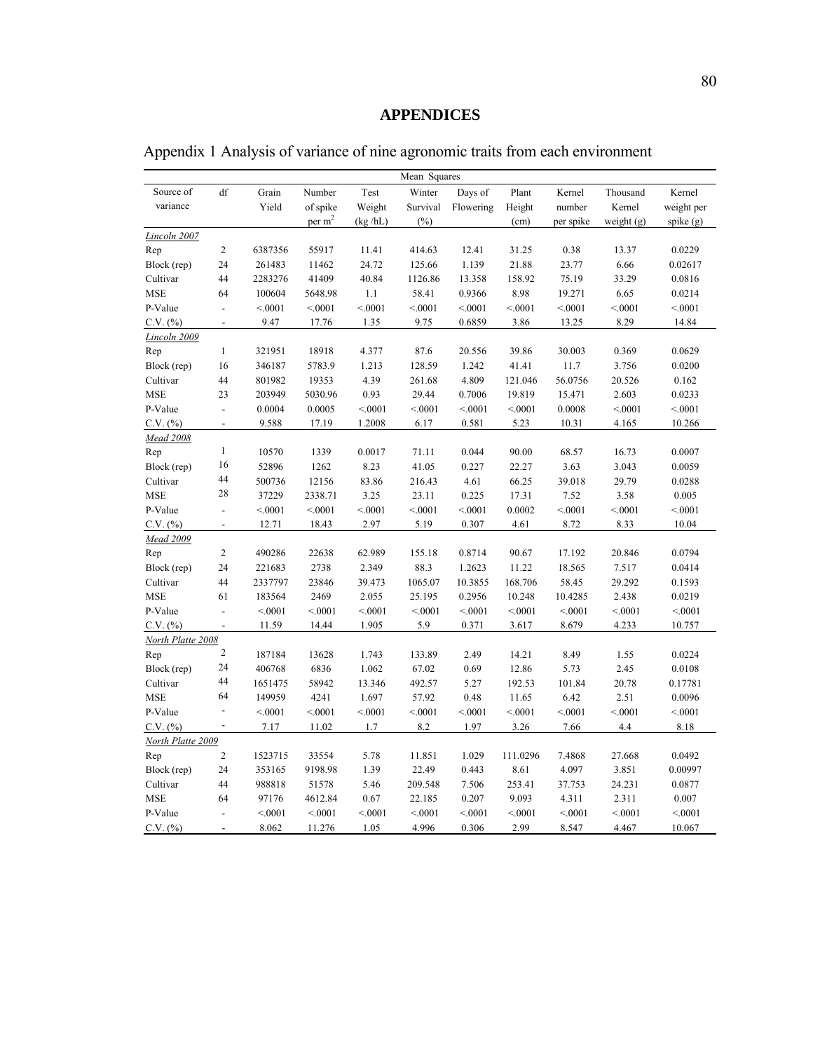# APPENDICES

Appendix 1 Analysis of variance of nine agronomic traits from each environment

| | | Mean Squares | | | | | | | | |
|---|---|---|---|---|---|---|---|---|---|---|
| Source of variance | df | Grain Yield | Number of spike per $m^2$ | Test Weight (kg /hL) | Winter Survival (%) | Days of Flowering | Plant Height (cm) | Kernel number per spike | Thousand Kernel weight (g) | Kernel weight per spike (g) |
| *Lincoln 2007* | | | | | | | | | | |
| Rep | 2 | 6387356 | 55917 | 11.41 | 414.63 | 12.41 | 31.25 | 0.38 | 13.37 | 0.0229 |
| Block (rep) | 24 | 261483 | 11462 | 24.72 | 125.66 | 1.139 | 21.88 | 23.77 | 6.66 | 0.02617 |
| Cultivar | 44 | 2283276 | 41409 | 40.84 | 1126.86 | 13.358 | 158.92 | 75.19 | 33.29 | 0.0816 |
| MSE | 64 | 100604 | 5648.98 | 1.1 | 58.41 | 0.9366 | 8.98 | 19.271 | 6.65 | 0.0214 |
| P-Value | - | <.0001 | <.0001 | <.0001 | <.0001 | <.0001 | <.0001 | <.0001 | <.0001 | <.0001 |
| C.V. (%) | - | 9.47 | 17.76 | 1.35 | 9.75 | 0.6859 | 3.86 | 13.25 | 8.29 | 14.84 |
| *Lincoln 2009* | | | | | | | | | | |
| Rep | 1 | 321951 | 18918 | 4.377 | 87.6 | 20.556 | 39.86 | 30.003 | 0.369 | 0.0629 |
| Block (rep) | 16 | 346187 | 5783.9 | 1.213 | 128.59 | 1.242 | 41.41 | 11.7 | 3.756 | 0.0200 |
| Cultivar | 44 | 801982 | 19353 | 4.39 | 261.68 | 4.809 | 121.046 | 56.0756 | 20.526 | 0.162 |
| MSE | 23 | 203949 | 5030.96 | 0.93 | 29.44 | 0.7006 | 19.819 | 15.471 | 2.603 | 0.0233 |
| P-Value | - | 0.0004 | 0.0005 | <.0001 | <.0001 | <.0001 | <.0001 | 0.0008 | <.0001 | <.0001 |
| C.V. (%) | - | 9.588 | 17.19 | 1.2008 | 6.17 | 0.581 | 5.23 | 10.31 | 4.165 | 10.266 |
| *Mead 2008* | | | | | | | | | | |
| Rep | 1 | 10570 | 1339 | 0.0017 | 71.11 | 0.044 | 90.00 | 68.57 | 16.73 | 0.0007 |
| Block (rep) | 16 | 52896 | 1262 | 8.23 | 41.05 | 0.227 | 22.27 | 3.63 | 3.043 | 0.0059 |
| Cultivar | 44 | 500736 | 12156 | 83.86 | 216.43 | 4.61 | 66.25 | 39.018 | 29.79 | 0.0288 |
| MSE | 28 | 37229 | 2338.71 | 3.25 | 23.11 | 0.225 | 17.31 | 7.52 | 3.58 | 0.005 |
| P-Value | - | <.0001 | <.0001 | <.0001 | <.0001 | <.0001 | 0.0002 | <.0001 | <.0001 | <.0001 |
| C.V. (%) | - | 12.71 | 18.43 | 2.97 | 5.19 | 0.307 | 4.61 | 8.72 | 8.33 | 10.04 |
| *Mead 2009* | | | | | | | | | | |
| Rep | 2 | 490286 | 22638 | 62.989 | 155.18 | 0.8714 | 90.67 | 17.192 | 20.846 | 0.0794 |
| Block (rep) | 24 | 221683 | 2738 | 2.349 | 88.3 | 1.2623 | 11.22 | 18.565 | 7.517 | 0.0414 |
| Cultivar | 44 | 2337797 | 23846 | 39.473 | 1065.07 | 10.3855 | 168.706 | 58.45 | 29.292 | 0.1593 |
| MSE | 61 | 183564 | 2469 | 2.055 | 25.195 | 0.2956 | 10.248 | 10.4285 | 2.438 | 0.0219 |
| P-Value | - | <.0001 | <.0001 | <.0001 | <.0001 | <.0001 | <.0001 | <.0001 | <.0001 | <.0001 |
| C.V. (%) | - | 11.59 | 14.44 | 1.905 | 5.9 | 0.371 | 3.617 | 8.679 | 4.233 | 10.757 |
| *North Platte 2008* | | | | | | | | | | |
| Rep | 2 | 187184 | 13628 | 1.743 | 133.89 | 2.49 | 14.21 | 8.49 | 1.55 | 0.0224 |
| Block (rep) | 24 | 406768 | 6836 | 1.062 | 67.02 | 0.69 | 12.86 | 5.73 | 2.45 | 0.0108 |
| Cultivar | 44 | 1651475 | 58942 | 13.346 | 492.57 | 5.27 | 192.53 | 101.84 | 20.78 | 0.17781 |
| MSE | 64 | 149959 | 4241 | 1.697 | 57.92 | 0.48 | 11.65 | 6.42 | 2.51 | 0.0096 |
| P-Value | - | <.0001 | <.0001 | <.0001 | <.0001 | <.0001 | <.0001 | <.0001 | <.0001 | <.0001 |
| C.V. (%) | - | 7.17 | 11.02 | 1.7 | 8.2 | 1.97 | 3.26 | 7.66 | 4.4 | 8.18 |
| *North Platte 2009* | | | | | | | | | | |
| Rep | 2 | 1523715 | 33554 | 5.78 | 11.851 | 1.029 | 111.0296 | 7.4868 | 27.668 | 0.0492 |
| Block (rep) | 24 | 353165 | 9198.98 | 1.39 | 22.49 | 0.443 | 8.61 | 4.097 | 3.851 | 0.00997 |
| Cultivar | 44 | 988818 | 51578 | 5.46 | 209.548 | 7.506 | 253.41 | 37.753 | 24.231 | 0.0877 |
| MSE | 64 | 97176 | 4612.84 | 0.67 | 22.185 | 0.207 | 9.093 | 4.311 | 2.311 | 0.007 |
| P-Value | - | <.0001 | <.0001 | <.0001 | <.0001 | <.0001 | <.0001 | <.0001 | <.0001 | <.0001 |
| C.V. (%) | - | 8.062 | 11.276 | 1.05 | 4.996 | 0.306 | 2.99 | 8.547 | 4.467 | 10.067 |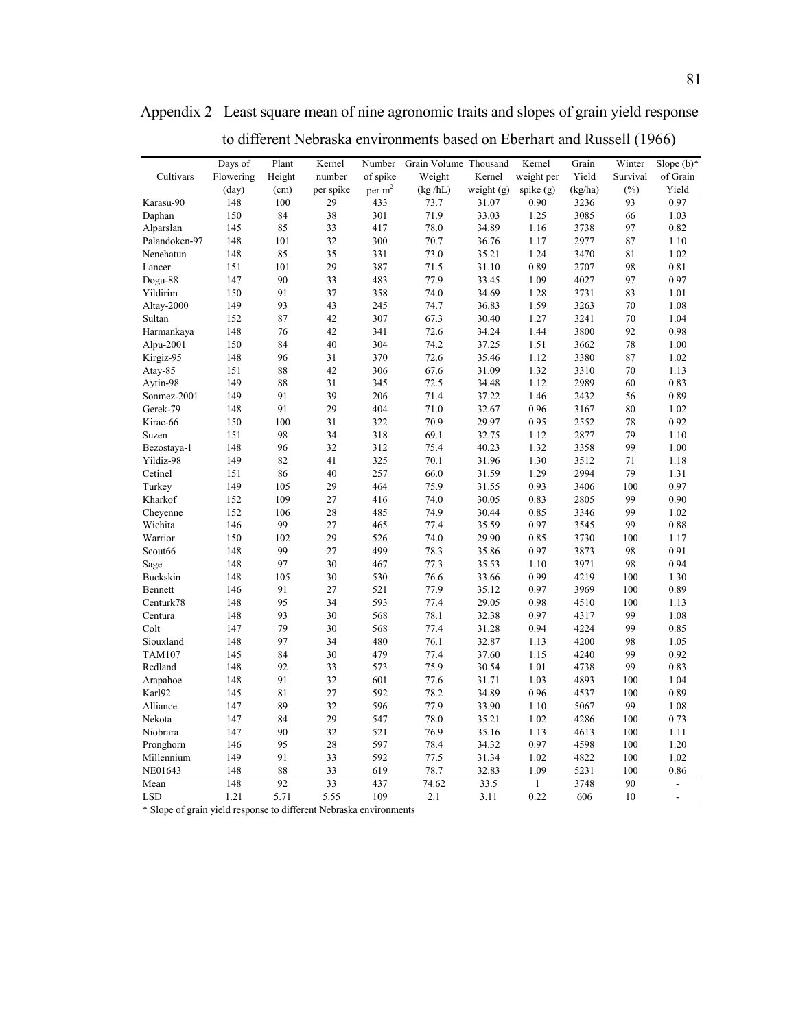Appendix 2 Least square mean of nine agronomic traits and slopes of grain yield response to different Nebraska environments based on Eberhart and Russell (1966)

| Cultivars | Days of Flowering (day) | Plant Height (cm) | Kernel number per spike | Number of spike per $m^2$ | Grain Volume Weight (kg /hL) | Thousand Kernel weight (g) | Kernel weight per spike (g) | Grain Yield (kg/ha) | Winter Survival (%) | Slope (b)* of Grain Yield |
|---|---|---|---|---|---|---|---|---|---|---|
| Karasu-90 | 148 | 100 | 29 | 433 | 73.7 | 31.07 | 0.90 | 3236 | 93 | 0.97 |
| Daphan | 150 | 84 | 38 | 301 | 71.9 | 33.03 | 1.25 | 3085 | 66 | 1.03 |
| Alparslan | 145 | 85 | 33 | 417 | 78.0 | 34.89 | 1.16 | 3738 | 97 | 0.82 |
| Palandoken-97 | 148 | 101 | 32 | 300 | 70.7 | 36.76 | 1.17 | 2977 | 87 | 1.10 |
| Nenehatun | 148 | 85 | 35 | 331 | 73.0 | 35.21 | 1.24 | 3470 | 81 | 1.02 |
| Lancer | 151 | 101 | 29 | 387 | 71.5 | 31.10 | 0.89 | 2707 | 98 | 0.81 |
| Dogu-88 | 147 | 90 | 33 | 483 | 77.9 | 33.45 | 1.09 | 4027 | 97 | 0.97 |
| Yildirim | 150 | 91 | 37 | 358 | 74.0 | 34.69 | 1.28 | 3731 | 83 | 1.01 |
| Altay-2000 | 149 | 93 | 43 | 245 | 74.7 | 36.83 | 1.59 | 3263 | 70 | 1.08 |
| Sultan | 152 | 87 | 42 | 307 | 67.3 | 30.40 | 1.27 | 3241 | 70 | 1.04 |
| Harmankaya | 148 | 76 | 42 | 341 | 72.6 | 34.24 | 1.44 | 3800 | 92 | 0.98 |
| Alpu-2001 | 150 | 84 | 40 | 304 | 74.2 | 37.25 | 1.51 | 3662 | 78 | 1.00 |
| Kirgiz-95 | 148 | 96 | 31 | 370 | 72.6 | 35.46 | 1.12 | 3380 | 87 | 1.02 |
| Atay-85 | 151 | 88 | 42 | 306 | 67.6 | 31.09 | 1.32 | 3310 | 70 | 1.13 |
| Aytin-98 | 149 | 88 | 31 | 345 | 72.5 | 34.48 | 1.12 | 2989 | 60 | 0.83 |
| Sonmez-2001 | 149 | 91 | 39 | 206 | 71.4 | 37.22 | 1.46 | 2432 | 56 | 0.89 |
| Gerek-79 | 148 | 91 | 29 | 404 | 71.0 | 32.67 | 0.96 | 3167 | 80 | 1.02 |
| Kirac-66 | 150 | 100 | 31 | 322 | 70.9 | 29.97 | 0.95 | 2552 | 78 | 0.92 |
| Suzen | 151 | 98 | 34 | 318 | 69.1 | 32.75 | 1.12 | 2877 | 79 | 1.10 |
| Bezostaya-1 | 148 | 96 | 32 | 312 | 75.4 | 40.23 | 1.32 | 3358 | 99 | 1.00 |
| Yildiz-98 | 149 | 82 | 41 | 325 | 70.1 | 31.96 | 1.30 | 3512 | 71 | 1.18 |
| Cetinel | 151 | 86 | 40 | 257 | 66.0 | 31.59 | 1.29 | 2994 | 79 | 1.31 |
| Turkey | 149 | 105 | 29 | 464 | 75.9 | 31.55 | 0.93 | 3406 | 100 | 0.97 |
| Kharkof | 152 | 109 | 27 | 416 | 74.0 | 30.05 | 0.83 | 2805 | 99 | 0.90 |
| Cheyenne | 152 | 106 | 28 | 485 | 74.9 | 30.44 | 0.85 | 3346 | 99 | 1.02 |
| Wichita | 146 | 99 | 27 | 465 | 77.4 | 35.59 | 0.97 | 3545 | 99 | 0.88 |
| Warrior | 150 | 102 | 29 | 526 | 74.0 | 29.90 | 0.85 | 3730 | 100 | 1.17 |
| Scout66 | 148 | 99 | 27 | 499 | 78.3 | 35.86 | 0.97 | 3873 | 98 | 0.91 |
| Sage | 148 | 97 | 30 | 467 | 77.3 | 35.53 | 1.10 | 3971 | 98 | 0.94 |
| Buckskin | 148 | 105 | 30 | 530 | 76.6 | 33.66 | 0.99 | 4219 | 100 | 1.30 |
| Bennett | 146 | 91 | 27 | 521 | 77.9 | 35.12 | 0.97 | 3969 | 100 | 0.89 |
| Centurk78 | 148 | 95 | 34 | 593 | 77.4 | 29.05 | 0.98 | 4510 | 100 | 1.13 |
| Centura | 148 | 93 | 30 | 568 | 78.1 | 32.38 | 0.97 | 4317 | 99 | 1.08 |
| Colt | 147 | 79 | 30 | 568 | 77.4 | 31.28 | 0.94 | 4224 | 99 | 0.85 |
| Siouxland | 148 | 97 | 34 | 480 | 76.1 | 32.87 | 1.13 | 4200 | 98 | 1.05 |
| TAM107 | 145 | 84 | 30 | 479 | 77.4 | 37.60 | 1.15 | 4240 | 99 | 0.92 |
| Redland | 148 | 92 | 33 | 573 | 75.9 | 30.54 | 1.01 | 4738 | 99 | 0.83 |
| Arapahoe | 148 | 91 | 32 | 601 | 77.6 | 31.71 | 1.03 | 4893 | 100 | 1.04 |
| Karl92 | 145 | 81 | 27 | 592 | 78.2 | 34.89 | 0.96 | 4537 | 100 | 0.89 |
| Alliance | 147 | 89 | 32 | 596 | 77.9 | 33.90 | 1.10 | 5067 | 99 | 1.08 |
| Nekota | 147 | 84 | 29 | 547 | 78.0 | 35.21 | 1.02 | 4286 | 100 | 0.73 |
| Niobrara | 147 | 90 | 32 | 521 | 76.9 | 35.16 | 1.13 | 4613 | 100 | 1.11 |
| Pronghorn | 146 | 95 | 28 | 597 | 78.4 | 34.32 | 0.97 | 4598 | 100 | 1.20 |
| Millennium | 149 | 91 | 33 | 592 | 77.5 | 31.34 | 1.02 | 4822 | 100 | 1.02 |
| NE01643 | 148 | 88 | 33 | 619 | 78.7 | 32.83 | 1.09 | 5231 | 100 | 0.86 |
| Mean | 148 | 92 | 33 | 437 | 74.62 | 33.5 | 1 | 3748 | 90 | - |
| LSD | 1.21 | 5.71 | 5.55 | 109 | 2.1 | 3.11 | 0.22 | 606 | 10 | - |

* Slope of grain yield response to different Nebraska environments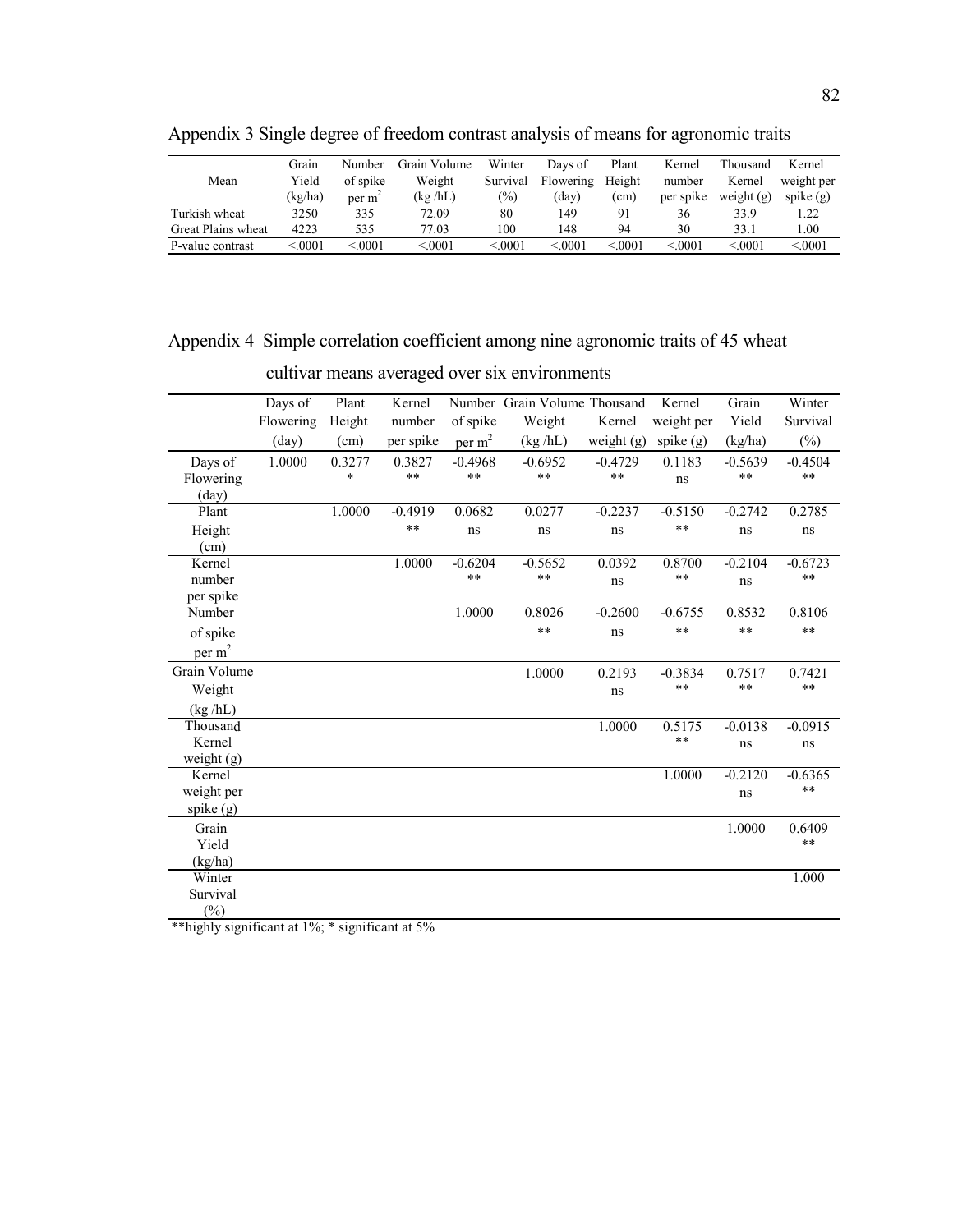Appendix 3 Single degree of freedom contrast analysis of means for agronomic traits

| Mean | Grain Yield (kg/ha) | Number of spike per $m^2$ | Grain Volume Weight (kg /hL) | Winter Survival (%) | Days of Flowering (day) | Plant Height (cm) | Kernel number per spike | Thousand Kernel weight (g) | Kernel weight per spike (g) |
|---|---|---|---|---|---|---|---|---|---|
| Turkish wheat | 3250 | 335 | 72.09 | 80 | 149 | 91 | 36 | 33.9 | 1.22 |
| Great Plains wheat | 4223 | 535 | 77.03 | 100 | 148 | 94 | 30 | 33.1 | 1.00 |
| P-value contrast | <.0001 | <.0001 | <.0001 | <.0001 | <.0001 | <.0001 | <.0001 | <.0001 | <.0001 |

Appendix 4 Simple correlation coefficient among nine agronomic traits of 45 wheat cultivar means averaged over six environments

| | Days of Flowering (day) | Plant Height (cm) | Kernel number per spike | Number of spike per $m^2$ | Grain Volume Weight (kg /hL) | Thousand Kernel weight (g) | Kernel weight per spike (g) | Grain Yield (kg/ha) | Winter Survival (%) |
|---|---|---|---|---|---|---|---|---|---|
| Days of Flowering (day) | 1.0000 | 0.3277 * | 0.3827 ** | -0.4968 ** | -0.6952 ** | -0.4729 ** | 0.1183 ns | -0.5639 ** | -0.4504 ** |
| Plant Height (cm) | | 1.0000 | -0.4919 ** | 0.0682 ns | 0.0277 ns | -0.2237 ns | -0.5150 ** | -0.2742 ns | 0.2785 ns |
| Kernel number per spike | | | 1.0000 | -0.6204 ** | -0.5652 ** | 0.0392 ns | 0.8700 ** | -0.2104 ns | -0.6723 ** |
| Number of spike per $m^2$ | | | | 1.0000 | 0.8026 ** | -0.2600 ns | -0.6755 ** | 0.8532 ** | 0.8106 ** |
| Grain Volume Weight (kg /hL) | | | | | 1.0000 | 0.2193 ns | -0.3834 ** | 0.7517 ** | 0.7421 ** |
| Thousand Kernel weight (g) | | | | | | 1.0000 | 0.5175 ** | -0.0138 ns | -0.0915 ns |
| Kernel weight per spike (g) | | | | | | | 1.0000 | -0.2120 ns | -0.6365 ** |
| Grain Yield (kg/ha) | | | | | | | | 1.0000 | 0.6409 ** |
| Winter Survival (%) | | | | | | | | | 1.000 |

**highly significant at 1%; * significant at 5%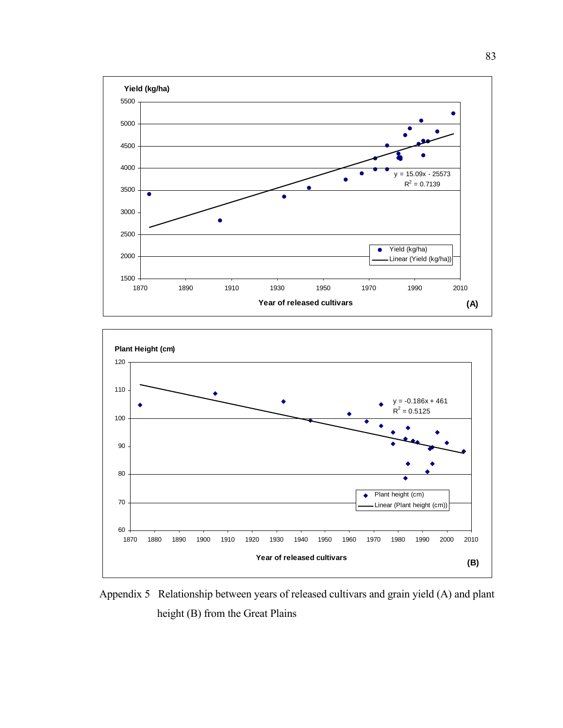Appendix 5 Relationship between years of released cultivars and grain yield (A) and plant height (B) from the Great Plains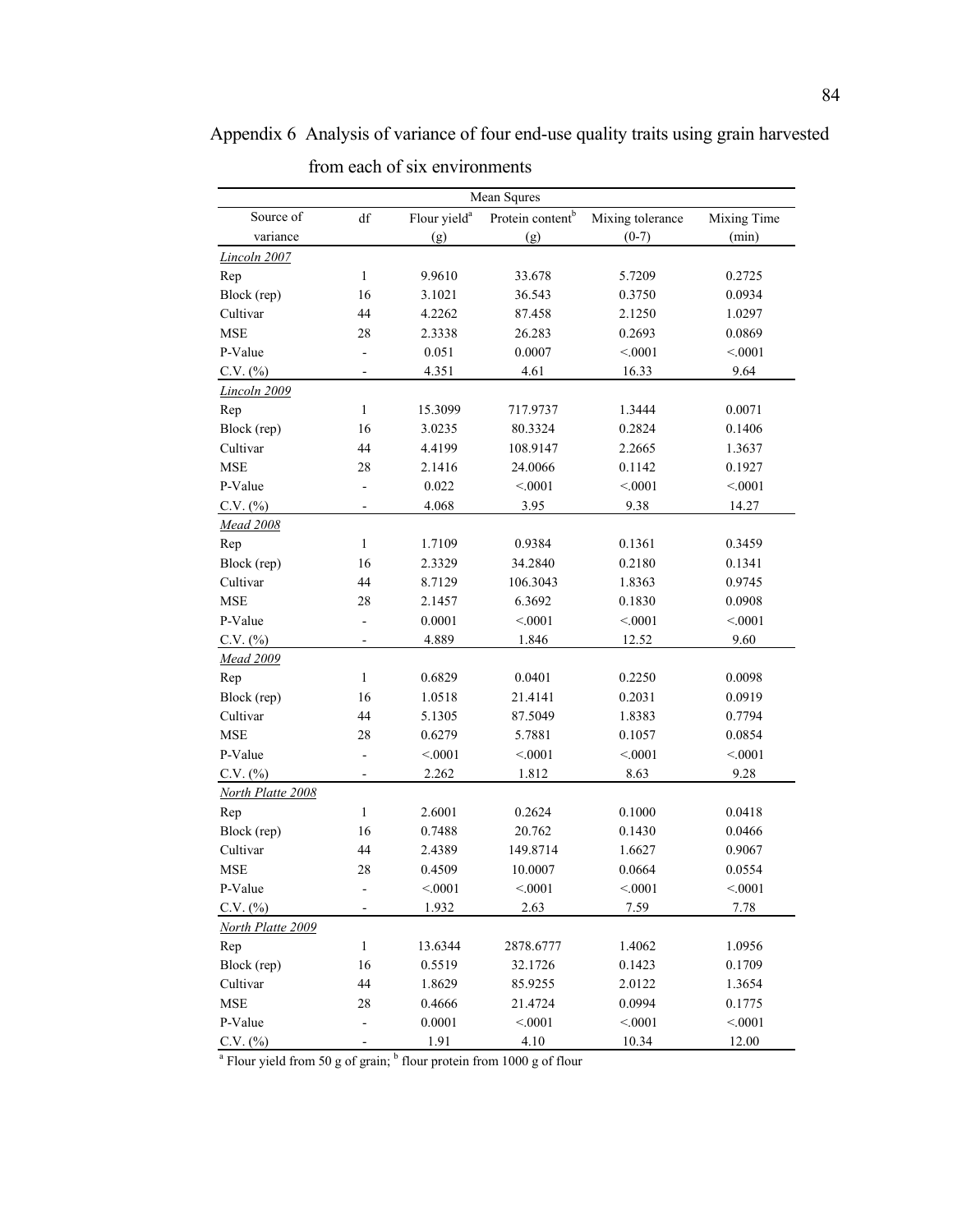Appendix 6 Analysis of variance of four end-use quality traits using grain harvested from each of six environments

| | | Mean Squres | | | |
|---|---|---|---|---|---|
| Source of variance | df | Flour yield[a] (g) | Protein content[b] (g) | Mixing tolerance (0-7) | Mixing Time (min) |
| *Lincoln 2007* | | | | | |
| Rep | 1 | 9.9610 | 33.678 | 5.7209 | 0.2725 |
| Block (rep) | 16 | 3.1021 | 36.543 | 0.3750 | 0.0934 |
| Cultivar | 44 | 4.2262 | 87.458 | 2.1250 | 1.0297 |
| MSE | 28 | 2.3338 | 26.283 | 0.2693 | 0.0869 |
| P-Value | - | 0.051 | 0.0007 | <.0001 | <.0001 |
| C.V. (%) | - | 4.351 | 4.61 | 16.33 | 9.64 |
| *Lincoln 2009* | | | | | |
| Rep | 1 | 15.3099 | 717.9737 | 1.3444 | 0.0071 |
| Block (rep) | 16 | 3.0235 | 80.3324 | 0.2824 | 0.1406 |
| Cultivar | 44 | 4.4199 | 108.9147 | 2.2665 | 1.3637 |
| MSE | 28 | 2.1416 | 24.0066 | 0.1142 | 0.1927 |
| P-Value | - | 0.022 | <.0001 | <.0001 | <.0001 |
| C.V. (%) | - | 4.068 | 3.95 | 9.38 | 14.27 |
| *Mead 2008* | | | | | |
| Rep | 1 | 1.7109 | 0.9384 | 0.1361 | 0.3459 |
| Block (rep) | 16 | 2.3329 | 34.2840 | 0.2180 | 0.1341 |
| Cultivar | 44 | 8.7129 | 106.3043 | 1.8363 | 0.9745 |
| MSE | 28 | 2.1457 | 6.3692 | 0.1830 | 0.0908 |
| P-Value | - | 0.0001 | <.0001 | <.0001 | <.0001 |
| C.V. (%) | - | 4.889 | 1.846 | 12.52 | 9.60 |
| *Mead 2009* | | | | | |
| Rep | 1 | 0.6829 | 0.0401 | 0.2250 | 0.0098 |
| Block (rep) | 16 | 1.0518 | 21.4141 | 0.2031 | 0.0919 |
| Cultivar | 44 | 5.1305 | 87.5049 | 1.8383 | 0.7794 |
| MSE | 28 | 0.6279 | 5.7881 | 0.1057 | 0.0854 |
| P-Value | - | <.0001 | <.0001 | <.0001 | <.0001 |
| C.V. (%) | - | 2.262 | 1.812 | 8.63 | 9.28 |
| *North Platte 2008* | | | | | |
| Rep | 1 | 2.6001 | 0.2624 | 0.1000 | 0.0418 |
| Block (rep) | 16 | 0.7488 | 20.762 | 0.1430 | 0.0466 |
| Cultivar | 44 | 2.4389 | 149.8714 | 1.6627 | 0.9067 |
| MSE | 28 | 0.4509 | 10.0007 | 0.0664 | 0.0554 |
| P-Value | - | <.0001 | <.0001 | <.0001 | <.0001 |
| C.V. (%) | - | 1.932 | 2.63 | 7.59 | 7.78 |
| *North Platte 2009* | | | | | |
| Rep | 1 | 13.6344 | 2878.6777 | 1.4062 | 1.0956 |
| Block (rep) | 16 | 0.5519 | 32.1726 | 0.1423 | 0.1709 |
| Cultivar | 44 | 1.8629 | 85.9255 | 2.0122 | 1.3654 |
| MSE | 28 | 0.4666 | 21.4724 | 0.0994 | 0.1775 |
| P-Value | - | 0.0001 | <.0001 | <.0001 | <.0001 |
| C.V. (%) | - | 1.91 | 4.10 | 10.34 | 12.00 |

[a] Flour yield from 50 g of grain; [b] flour protein from 1000 g of flour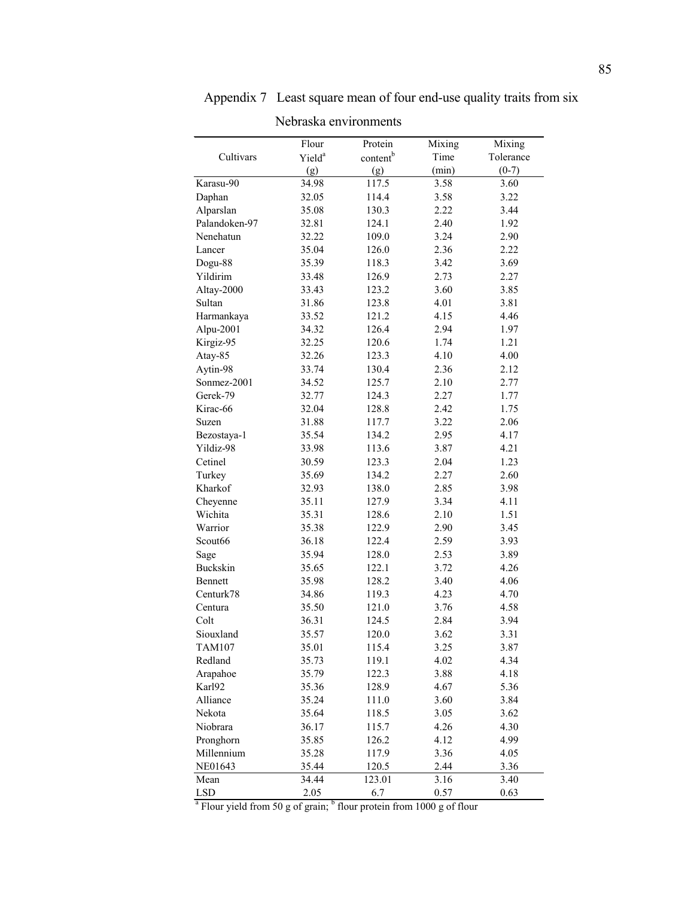Appendix 7 Least square mean of four end-use quality traits from six Nebraska environments

| Cultivars | Flour Yield[a] (g) | Protein content[b] (g) | Mixing Time (min) | Mixing Tolerance (0-7) |
|---|---|---|---|---|
| Karasu-90 | 34.98 | 117.5 | 3.58 | 3.60 |
| Daphan | 32.05 | 114.4 | 3.58 | 3.22 |
| Alparslan | 35.08 | 130.3 | 2.22 | 3.44 |
| Palandoken-97 | 32.81 | 124.1 | 2.40 | 1.92 |
| Nenehatun | 32.22 | 109.0 | 3.24 | 2.90 |
| Lancer | 35.04 | 126.0 | 2.36 | 2.22 |
| Dogu-88 | 35.39 | 118.3 | 3.42 | 3.69 |
| Yildirim | 33.48 | 126.9 | 2.73 | 2.27 |
| Altay-2000 | 33.43 | 123.2 | 3.60 | 3.85 |
| Sultan | 31.86 | 123.8 | 4.01 | 3.81 |
| Harmankaya | 33.52 | 121.2 | 4.15 | 4.46 |
| Alpu-2001 | 34.32 | 126.4 | 2.94 | 1.97 |
| Kirgiz-95 | 32.25 | 120.6 | 1.74 | 1.21 |
| Atay-85 | 32.26 | 123.3 | 4.10 | 4.00 |
| Aytin-98 | 33.74 | 130.4 | 2.36 | 2.12 |
| Sonmez-2001 | 34.52 | 125.7 | 2.10 | 2.77 |
| Gerek-79 | 32.77 | 124.3 | 2.27 | 1.77 |
| Kirac-66 | 32.04 | 128.8 | 2.42 | 1.75 |
| Suzen | 31.88 | 117.7 | 3.22 | 2.06 |
| Bezostaya-1 | 35.54 | 134.2 | 2.95 | 4.17 |
| Yildiz-98 | 33.98 | 113.6 | 3.87 | 4.21 |
| Cetinel | 30.59 | 123.3 | 2.04 | 1.23 |
| Turkey | 35.69 | 134.2 | 2.27 | 2.60 |
| Kharkof | 32.93 | 138.0 | 2.85 | 3.98 |
| Cheyenne | 35.11 | 127.9 | 3.34 | 4.11 |
| Wichita | 35.31 | 128.6 | 2.10 | 1.51 |
| Warrior | 35.38 | 122.9 | 2.90 | 3.45 |
| Scout66 | 36.18 | 122.4 | 2.59 | 3.93 |
| Sage | 35.94 | 128.0 | 2.53 | 3.89 |
| Buckskin | 35.65 | 122.1 | 3.72 | 4.26 |
| Bennett | 35.98 | 128.2 | 3.40 | 4.06 |
| Centurk78 | 34.86 | 119.3 | 4.23 | 4.70 |
| Centura | 35.50 | 121.0 | 3.76 | 4.58 |
| Colt | 36.31 | 124.5 | 2.84 | 3.94 |
| Siouxland | 35.57 | 120.0 | 3.62 | 3.31 |
| TAM107 | 35.01 | 115.4 | 3.25 | 3.87 |
| Redland | 35.73 | 119.1 | 4.02 | 4.34 |
| Arapahoe | 35.79 | 122.3 | 3.88 | 4.18 |
| Karl92 | 35.36 | 128.9 | 4.67 | 5.36 |
| Alliance | 35.24 | 111.0 | 3.60 | 3.84 |
| Nekota | 35.64 | 118.5 | 3.05 | 3.62 |
| Niobrara | 36.17 | 115.7 | 4.26 | 4.30 |
| Pronghorn | 35.85 | 126.2 | 4.12 | 4.99 |
| Millennium | 35.28 | 117.9 | 3.36 | 4.05 |
| NE01643 | 35.44 | 120.5 | 2.44 | 3.36 |
| Mean | 34.44 | 123.01 | 3.16 | 3.40 |
| LSD | 2.05 | 6.7 | 0.57 | 0.63 |

[a] Flour yield from 50 g of grain; [b] flour protein from 1000 g of flour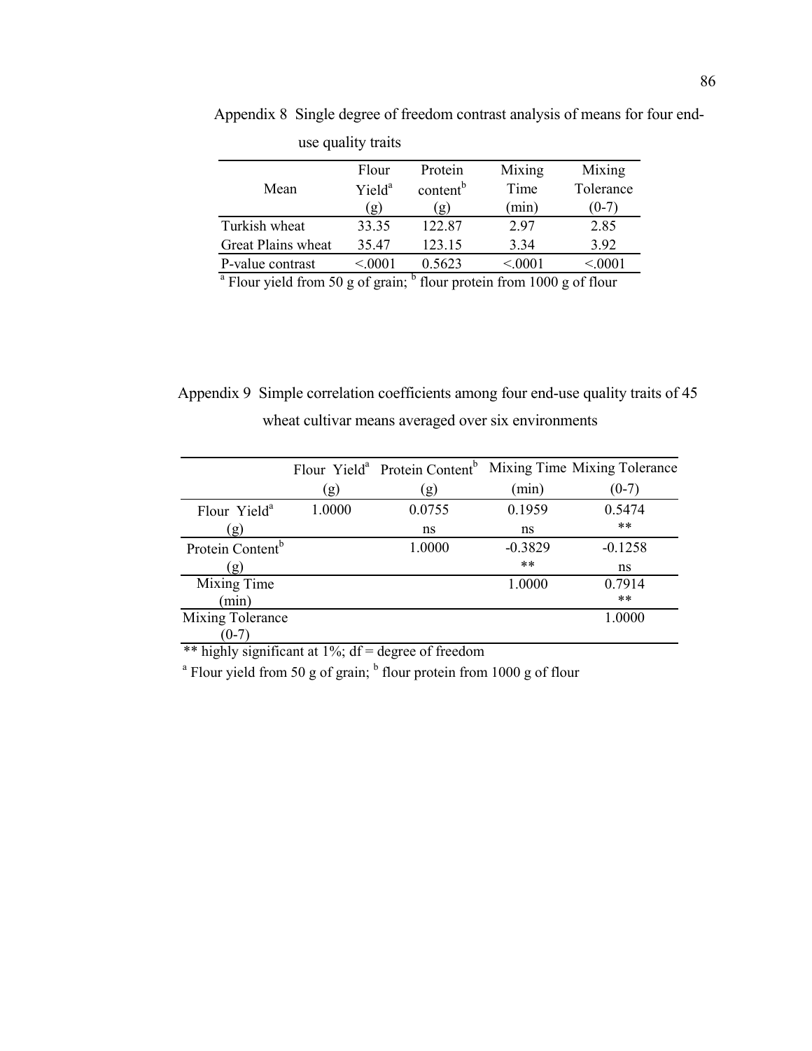Appendix 8 Single degree of freedom contrast analysis of means for four end-use quality traits

| Mean | Flour Yield[a] (g) | Protein content[b] (g) | Mixing Time (min) | Mixing Tolerance (0-7) |
|---|---|---|---|---|
| Turkish wheat | 33.35 | 122.87 | 2.97 | 2.85 |
| Great Plains wheat | 35.47 | 123.15 | 3.34 | 3.92 |
| P-value contrast | <.0001 | 0.5623 | <.0001 | <.0001 |

[a] Flour yield from 50 g of grain; [b] flour protein from 1000 g of flour

Appendix 9 Simple correlation coefficients among four end-use quality traits of 45 wheat cultivar means averaged over six environments

| | Flour Yield[a] (g) | Protein Content[b] (g) | Mixing Time (min) | Mixing Tolerance (0-7) |
|---|---|---|---|---|
| Flour Yield[a] (g) | 1.0000 | 0.0755 ns | 0.1959 ns | 0.5474 ** |
| Protein Content[b] (g) | | 1.0000 | -0.3829 ** | -0.1258 ns |
| Mixing Time (min) | | | 1.0000 | 0.7914 ** |
| Mixing Tolerance (0-7) | | | | 1.0000 |

** highly significant at 1%; df = degree of freedom

[a] Flour yield from 50 g of grain; [b] flour protein from 1000 g of flour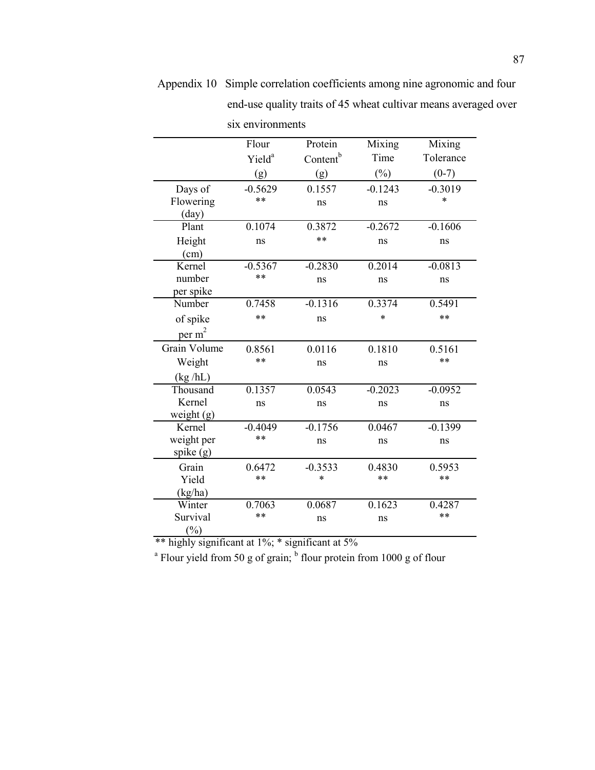Appendix 10 Simple correlation coefficients among nine agronomic and four end-use quality traits of 45 wheat cultivar means averaged over six environments

| | Flour Yield[a] (g) | Protein Content[b] (g) | Mixing Time (%) | Mixing Tolerance (0-7) |
|---|---|---|---|---|
| Days of Flowering (day) | -0.5629 ** | 0.1557 ns | -0.1243 ns | -0.3019 * |
| Plant Height (cm) | 0.1074 ns | 0.3872 ** | -0.2672 ns | -0.1606 ns |
| Kernel number per spike | -0.5367 ** | -0.2830 ns | 0.2014 ns | -0.0813 ns |
| Number of spike per $m^2$ | 0.7458 ** | -0.1316 ns | 0.3374 * | 0.5491 ** |
| Grain Volume Weight (kg /hL) | 0.8561 ** | 0.0116 ns | 0.1810 ns | 0.5161 ** |
| Thousand Kernel weight (g) | 0.1357 ns | 0.0543 ns | -0.2023 ns | -0.0952 ns |
| Kernel weight per spike (g) | -0.4049 ** | -0.1756 ns | 0.0467 ns | -0.1399 ns |
| Grain Yield (kg/ha) | 0.6472 ** | -0.3533 * | 0.4830 ** | 0.5953 ** |
| Winter Survival (%) | 0.7063 ** | 0.0687 ns | 0.1623 ns | 0.4287 ** |

** highly significant at 1%; * significant at 5%

[a] Flour yield from 50 g of grain; [b] flour protein from 1000 g of flour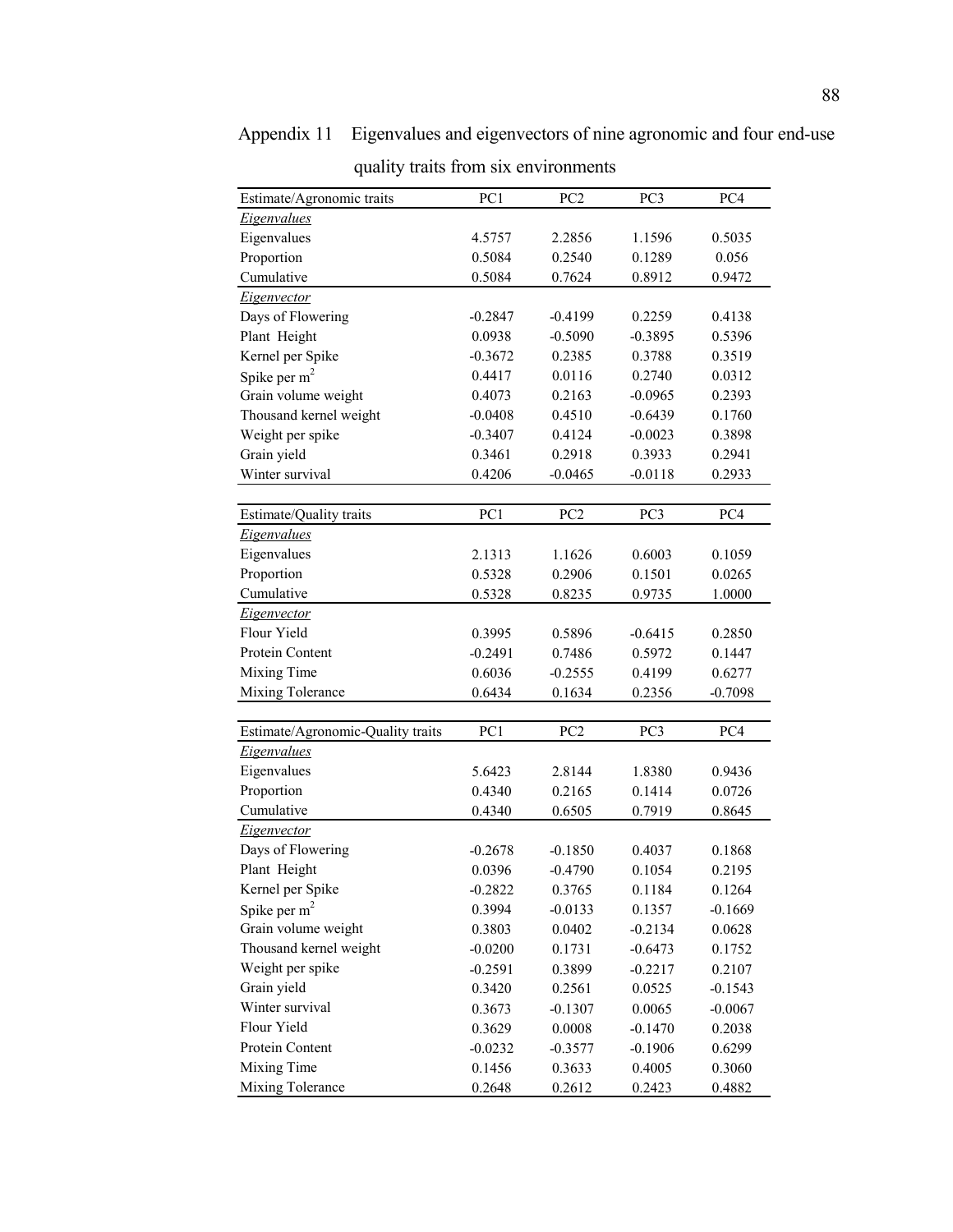Appendix 11 Eigenvalues and eigenvectors of nine agronomic and four end-use quality traits from six environments

| Estimate/Agronomic traits | PC1 | PC2 | PC3 | PC4 |
|---|---|---|---|---|
| *Eigenvalues* | | | | |
| Eigenvalues | 4.5757 | 2.2856 | 1.1596 | 0.5035 |
| Proportion | 0.5084 | 0.2540 | 0.1289 | 0.056 |
| Cumulative | 0.5084 | 0.7624 | 0.8912 | 0.9472 |
| *Eigenvector* | | | | |
| Days of Flowering | -0.2847 | -0.4199 | 0.2259 | 0.4138 |
| Plant Height | 0.0938 | -0.5090 | -0.3895 | 0.5396 |
| Kernel per Spike | -0.3672 | 0.2385 | 0.3788 | 0.3519 |
| Spike per $m^2$ | 0.4417 | 0.0116 | 0.2740 | 0.0312 |
| Grain volume weight | 0.4073 | 0.2163 | -0.0965 | 0.2393 |
| Thousand kernel weight | -0.0408 | 0.4510 | -0.6439 | 0.1760 |
| Weight per spike | -0.3407 | 0.4124 | -0.0023 | 0.3898 |
| Grain yield | 0.3461 | 0.2918 | 0.3933 | 0.2941 |
| Winter survival | 0.4206 | -0.0465 | -0.0118 | 0.2933 |

| Estimate/Quality traits | PC1 | PC2 | PC3 | PC4 |
|---|---|---|---|---|
| *Eigenvalues* | | | | |
| Eigenvalues | 2.1313 | 1.1626 | 0.6003 | 0.1059 |
| Proportion | 0.5328 | 0.2906 | 0.1501 | 0.0265 |
| Cumulative | 0.5328 | 0.8235 | 0.9735 | 1.0000 |
| *Eigenvector* | | | | |
| Flour Yield | 0.3995 | 0.5896 | -0.6415 | 0.2850 |
| Protein Content | -0.2491 | 0.7486 | 0.5972 | 0.1447 |
| Mixing Time | 0.6036 | -0.2555 | 0.4199 | 0.6277 |
| Mixing Tolerance | 0.6434 | 0.1634 | 0.2356 | -0.7098 |

| Estimate/Agronomic-Quality traits | PC1 | PC2 | PC3 | PC4 |
|---|---|---|---|---|
| *Eigenvalues* | | | | |
| Eigenvalues | 5.6423 | 2.8144 | 1.8380 | 0.9436 |
| Proportion | 0.4340 | 0.2165 | 0.1414 | 0.0726 |
| Cumulative | 0.4340 | 0.6505 | 0.7919 | 0.8645 |
| *Eigenvector* | | | | |
| Days of Flowering | -0.2678 | -0.1850 | 0.4037 | 0.1868 |
| Plant Height | 0.0396 | -0.4790 | 0.1054 | 0.2195 |
| Kernel per Spike | -0.2822 | 0.3765 | 0.1184 | 0.1264 |
| Spike per $m^2$ | 0.3994 | -0.0133 | 0.1357 | -0.1669 |
| Grain volume weight | 0.3803 | 0.0402 | -0.2134 | 0.0628 |
| Thousand kernel weight | -0.0200 | 0.1731 | -0.6473 | 0.1752 |
| Weight per spike | -0.2591 | 0.3899 | -0.2217 | 0.2107 |
| Grain yield | 0.3420 | 0.2561 | 0.0525 | -0.1543 |
| Winter survival | 0.3673 | -0.1307 | 0.0065 | -0.0067 |
| Flour Yield | 0.3629 | 0.0008 | -0.1470 | 0.2038 |
| Protein Content | -0.0232 | -0.3577 | -0.1906 | 0.6299 |
| Mixing Time | 0.1456 | 0.3633 | 0.4005 | 0.3060 |
| Mixing Tolerance | 0.2648 | 0.2612 | 0.2423 | 0.4882 |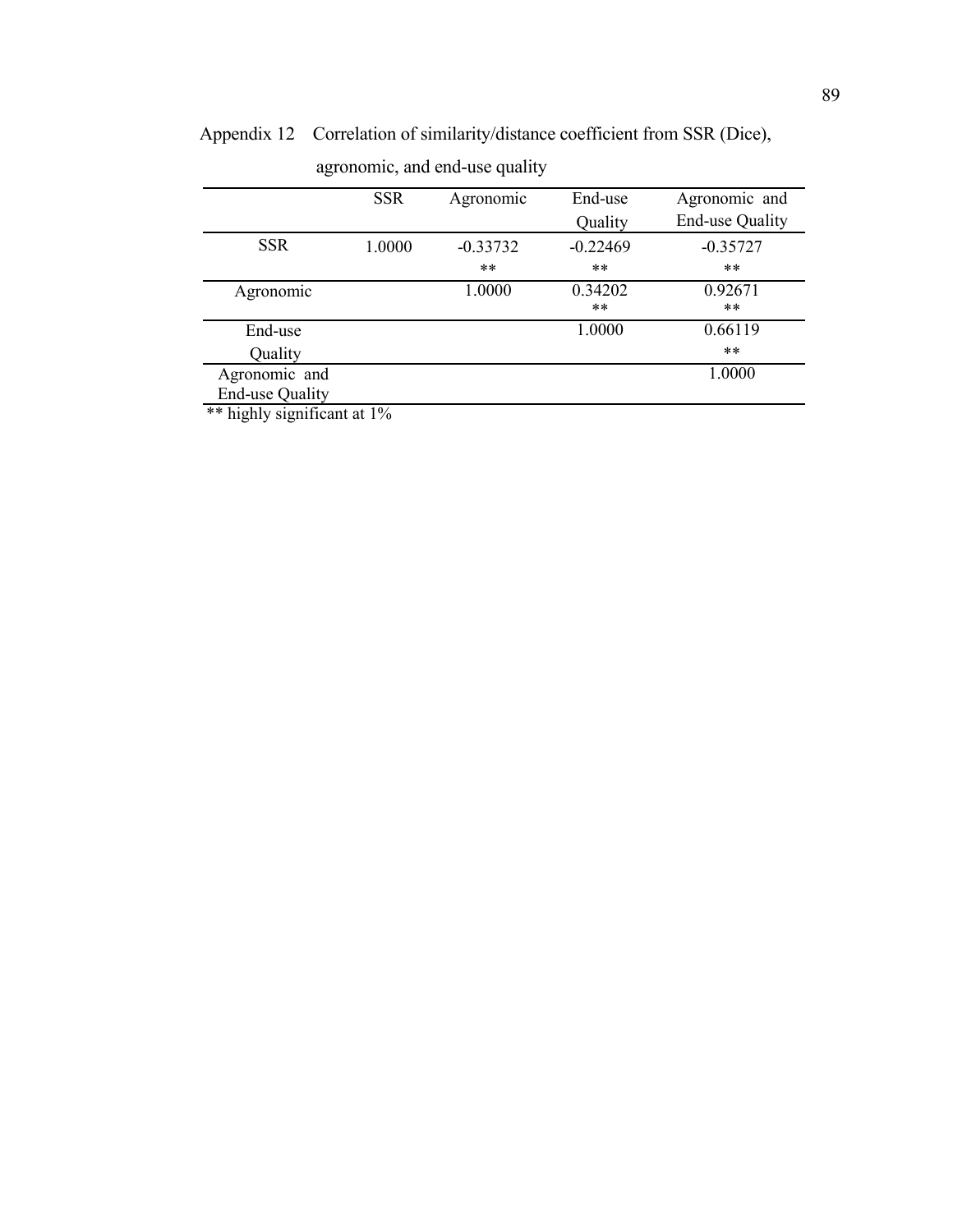Appendix 12 Correlation of similarity/distance coefficient from SSR (Dice), agronomic, and end-use quality

| | SSR | Agronomic | End-use Quality | Agronomic and End-use Quality |
|---|---|---|---|---|
| SSR | 1.0000 | -0.33732 ** | -0.22469 ** | -0.35727 ** |
| Agronomic | | 1.0000 | 0.34202 ** | 0.92671 ** |
| End-use Quality | | | 1.0000 | 0.66119 ** |
| Agronomic and End-use Quality | | | | 1.0000 |

** highly significant at 1%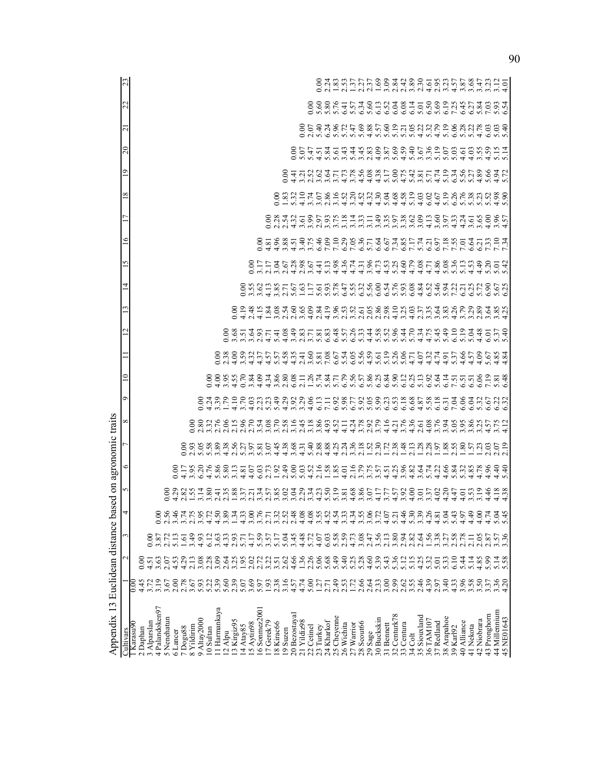# Appendix 13 Euclidean distance based on agronomic traits

| Cultivars | 1 | 2 | 3 | 4 | 5 | 6 | 7 | 8 | 9 | 10 | 11 | 12 | 13 | 14 | 15 | 16 | 17 | 18 | 19 | 20 | 21 | 22 | 23 |
|---|---|---|---|---|---|---|---|---|---|---|---|---|---|---|---|---|---|---|---|---|---|---|---|
| 1 Karasu90 | 0.00 | | | | | | | | | | | | | | | | | | | | | | |
| 2 Daphan | 4.45 | 0.00 | | | | | | | | | | | | | | | | | | | | | |
| 3 Alparslan | 3.72 | 4.51 | 0.00 | | | | | | | | | | | | | | | | | | | | |
| 4 Palandoken97 | 3.19 | 3.63 | 3.87 | 0.00 | | | | | | | | | | | | | | | | | | | |
| 5 Nenehatun | 3.67 | 2.07 | 2.72 | 2.56 | 0.00 | | | | | | | | | | | | | | | | | | |
| 6 Lancer | 2.00 | 4.53 | 5.13 | 3.46 | 4.29 | 0.00 | | | | | | | | | | | | | | | | | |
| 7 Dogu88 | 2.78 | 4.29 | 1.61 | 3.74 | 2.82 | 4.17 | 0.00 | | | | | | | | | | | | | | | | |
| 8 Yildirim | 3.67 | 2.13 | 3.49 | 2.75 | 1.55 | 3.95 | 2.93 | 0.00 | | | | | | | | | | | | | | | |
| 9 Altay2000 | 5.93 | 3.08 | 4.93 | 3.95 | 3.14 | 6.20 | 5.05 | 2.80 | 0.00 | | | | | | | | | | | | | | |
| 10 Sultan | 5.22 | 2.28 | 6.12 | 4.72 | 3.80 | 4.76 | 5.58 | 3.32 | 4.24 | 0.00 | | | | | | | | | | | | | |
| 11 Harmankaya | 5.39 | 3.09 | 3.63 | 4.50 | 2.41 | 5.86 | 3.89 | 2.76 | 3.39 | 4.00 | 0.00 | | | | | | | | | | | | |
| 12 Alpu | 5.60 | 2.64 | 4.33 | 3.89 | 2.35 | 5.80 | 4.38 | 2.06 | 1.79 | 3.95 | 2.38 | 0.00 | | | | | | | | | | | |
| 13 Kirgiz95 | 2.39 | 3.25 | 2.93 | 1.34 | 1.88 | 3.13 | 2.56 | 2.15 | 4.10 | 4.55 | 4.00 | 3.68 | 0.00 | | | | | | | | | | |
| 14 Atay85 | 5.07 | 1.95 | 5.71 | 4.33 | 3.37 | 4.81 | 5.27 | 2.96 | 3.70 | 0.70 | 3.59 | 3.51 | 4.19 | 0.00 | | | | | | | | | |
| 15 Aytin98 | 3.69 | 4.17 | 4.17 | 3.00 | 2.21 | 4.07 | 3.97 | 2.70 | 4.03 | 3.84 | 4.32 | 3.64 | 2.48 | 3.55 | 0.00 | | | | | | | | |
| 16 Sonmez2001 | 5.97 | 2.72 | 5.59 | 3.76 | 3.34 | 6.03 | 5.81 | 3.54 | 2.23 | 4.09 | 4.37 | 2.93 | 4.15 | 3.62 | 3.17 | 0.00 | | | | | | | |
| 17 Gerek79 | 1.93 | 3.22 | 3.57 | 2.71 | 2.57 | 2.73 | 3.07 | 3.08 | 5.23 | 4.34 | 4.57 | 4.71 | 1.84 | 4.13 | 2.17 | 4.81 | 0.00 | | | | | | |
| 18 Kirac66 | 2.38 | 3.51 | 5.17 | 3.32 | 3.85 | 1.92 | 4.45 | 3.70 | 5.49 | 3.86 | 5.57 | 5.41 | 3.08 | 3.85 | 3.04 | 4.96 | 2.28 | 0.00 | | | | | |
| 19 Suzen | 3.16 | 2.62 | 5.04 | 2.52 | 3.02 | 2.49 | 4.38 | 2.58 | 4.29 | 2.80 | 4.58 | 4.08 | 2.54 | 2.71 | 2.67 | 3.88 | 2.54 | 1.83 | 0.00 | | | | |
| 20 Bezostaya1 | 4.57 | 4.66 | 3.45 | 2.48 | 3.04 | 5.00 | 3.68 | 3.16 | 3.92 | 6.08 | 4.35 | 3.49 | 2.60 | 5.67 | 4.28 | 4.51 | 4.32 | 5.32 | 4.41 | 0.00 | | | |
| 21 Yildiz98 | 4.74 | 1.36 | 4.48 | 4.08 | 2.29 | 5.03 | 4.31 | 2.45 | 3.29 | 2.11 | 2.41 | 2.83 | 3.65 | 1.63 | 2.98 | 3.40 | 3.61 | 4.10 | 3.21 | 5.07 | 0.00 | | |
| 22 Cetinel | 5.00 | 2.26 | 5.72 | 4.08 | 3.34 | 4.52 | 5.40 | 3.18 | 4.06 | 1.26 | 3.60 | 3.71 | 4.09 | 1.17 | 3.67 | 3.75 | 3.99 | 3.74 | 2.52 | 5.47 | 2.07 | 0.00 | |
| 23 Turkey | 1.27 | 5.06 | 4.07 | 3.55 | 4.23 | 2.16 | 2.88 | 3.86 | 6.13 | 5.74 | 5.81 | 5.81 | 2.84 | 5.61 | 4.41 | 6.46 | 2.97 | 3.07 | 3.62 | 4.51 | 5.40 | 5.60 | 0.00 |
| 24 Kharkof | 2.71 | 5.68 | 6.03 | 4.52 | 5.50 | 1.58 | 4.88 | 4.93 | 7.11 | 5.84 | 7.08 | 6.83 | 4.19 | 5.93 | 5.13 | 7.09 | 3.93 | 2.86 | 3.64 | 5.84 | 6.24 | 5.80 | 2.24 |
| 25 Cheyenne | 2.49 | 5.49 | 5.58 | 4.54 | 5.19 | 1.85 | 4.25 | 4.52 | 6.92 | 5.71 | 6.67 | 6.48 | 3.96 | 5.78 | 4.98 | 7.10 | 3.75 | 3.16 | 3.71 | 5.61 | 5.96 | 5.76 | 1.83 |
| 26 Wichita | 2.53 | 5.40 | 2.59 | 3.33 | 3.81 | 4.01 | 2.24 | 4.11 | 5.98 | 6.79 | 5.54 | 5.57 | 2.53 | 6.47 | 4.36 | 6.29 | 3.18 | 4.52 | 4.73 | 3.43 | 5.72 | 6.41 | 2.53 |
| 27 Warrior | 1.72 | 5.25 | 4.73 | 4.34 | 4.68 | 2.16 | 3.36 | 4.24 | 6.77 | 5.56 | 6.05 | 6.26 | 3.52 | 5.55 | 4.74 | 7.05 | 3.14 | 3.20 | 3.78 | 5.44 | 5.47 | 5.57 | 1.37 |
| 28 Scout66 | 2.66 | 5.28 | 3.08 | 3.55 | 3.86 | 3.79 | 2.18 | 3.78 | 5.92 | 6.57 | 5.56 | 5.33 | 2.61 | 6.32 | 4.31 | 6.36 | 3.33 | 4.52 | 4.56 | 3.45 | 5.69 | 6.34 | 2.27 |
| 29 Sage | 2.64 | 4.60 | 2.47 | 3.06 | 3.07 | 3.75 | 1.52 | 2.92 | 5.05 | 5.86 | 4.59 | 4.44 | 2.05 | 5.56 | 3.96 | 5.71 | 3.11 | 4.32 | 4.08 | 2.83 | 4.88 | 5.60 | 2.37 |
| 30 Buckskin | 2.33 | 5.39 | 3.56 | 3.72 | 4.17 | 3.57 | 2.30 | 3.79 | 5.99 | 6.25 | 5.61 | 5.58 | 2.86 | 6.00 | 4.73 | 6.64 | 3.49 | 4.30 | 4.38 | 4.09 | 5.57 | 6.13 | 1.69 |
| 31 Bennett | 3.00 | 5.43 | 2.13 | 4.07 | 3.77 | 4.51 | 1.72 | 4.16 | 6.23 | 6.84 | 5.19 | 5.52 | 2.98 | 6.54 | 4.53 | 6.67 | 3.35 | 5.04 | 5.17 | 3.87 | 5.60 | 6.52 | 3.09 |
| 32 Centurk78 | 2.99 | 5.36 | 3.80 | 5.21 | 4.57 | 4.25 | 2.38 | 4.21 | 6.53 | 5.90 | 5.26 | 5.96 | 4.10 | 5.76 | 5.25 | 7.34 | 3.97 | 4.68 | 5.00 | 5.69 | 5.19 | 6.04 | 2.84 |
| 33 Centura | 2.62 | 5.12 | 2.94 | 4.46 | 3.92 | 3.96 | 1.48 | 3.76 | 6.18 | 6.12 | 5.06 | 5.44 | 3.25 | 5.93 | 4.60 | 6.85 | 3.38 | 4.58 | 4.75 | 4.59 | 5.21 | 6.08 | 2.42 |
| 34 Colt | 3.55 | 5.15 | 2.82 | 5.30 | 4.00 | 4.82 | 2.13 | 4.36 | 6.68 | 6.25 | 4.71 | 5.70 | 4.03 | 6.08 | 4.79 | 7.17 | 3.62 | 5.19 | 5.42 | 5.40 | 5.05 | 6.14 | 3.89 |
| 35 Siouxland | 2.46 | 4.25 | 2.64 | 3.39 | 3.01 | 3.64 | 1.28 | 2.61 | 4.87 | 5.13 | 4.07 | 4.34 | 2.37 | 4.84 | 4.08 | 5.74 | 3.09 | 4.03 | 3.81 | 3.67 | 4.22 | 5.01 | 2.30 |
| 36 TAM107 | 4.39 | 5.32 | 1.56 | 4.26 | 3.37 | 5.74 | 2.28 | 4.08 | 5.58 | 6.92 | 4.32 | 4.75 | 3.35 | 6.52 | 4.71 | 6.21 | 4.13 | 6.02 | 5.71 | 3.36 | 5.32 | 6.50 | 4.61 |
| 37 Redland | 2.97 | 5.01 | 3.38 | 4.81 | 4.02 | 4.22 | 1.97 | 3.76 | 6.18 | 5.64 | 4.74 | 5.45 | 3.64 | 5.46 | 4.86 | 6.97 | 3.60 | 4.67 | 4.74 | 5.19 | 4.79 | 5.69 | 2.95 |
| 38 Arapahoe | 3.40 | 5.33 | 3.27 | 5.04 | 4.20 | 4.66 | 1.88 | 3.94 | 6.31 | 6.14 | 4.91 | 5.49 | 3.83 | 5.94 | 5.08 | 7.18 | 3.97 | 5.19 | 5.19 | 5.07 | 5.19 | 6.19 | 3.23 |
| 39 Karl92 | 4.33 | 6.10 | 2.58 | 5.43 | 4.47 | 5.84 | 2.55 | 5.05 | 7.04 | 7.51 | 5.37 | 6.10 | 4.26 | 7.22 | 5.36 | 7.55 | 4.33 | 6.26 | 6.34 | 5.03 | 6.06 | 7.25 | 4.57 |
| 40 Alliance | 3.96 | 5.44 | 2.78 | 4.97 | 4.01 | 5.32 | 1.80 | 3.95 | 6.06 | 6.51 | 4.66 | 5.19 | 3.79 | 6.21 | 5.13 | 7.01 | 4.24 | 5.76 | 5.56 | 4.61 | 5.28 | 6.45 | 3.87 |
| 41 Nekota | 3.58 | 5.14 | 2.11 | 4.49 | 3.53 | 4.85 | 1.57 | 3.86 | 6.04 | 6.51 | 4.57 | 5.04 | 3.29 | 6.25 | 4.53 | 6.64 | 3.61 | 5.38 | 5.27 | 4.03 | 5.22 | 6.27 | 3.68 |
| 42 Niobrara | 3.50 | 4.85 | 2.05 | 4.00 | 3.19 | 4.78 | 1.23 | 3.25 | 5.32 | 6.06 | 4.09 | 4.48 | 2.89 | 5.72 | 4.49 | 6.21 | 3.65 | 5.23 | 4.89 | 3.55 | 4.78 | 5.84 | 3.47 |
| 43 Pronghorn | 3.37 | 5.99 | 2.87 | 4.74 | 4.46 | 4.96 | 2.03 | 4.57 | 6.67 | 7.19 | 5.67 | 6.01 | 3.64 | 6.90 | 5.20 | 7.33 | 4.00 | 5.52 | 5.66 | 4.59 | 6.03 | 7.03 | 3.23 |
| 44 Millennium | 3.36 | 5.14 | 3.57 | 5.04 | 4.18 | 4.40 | 2.07 | 3.75 | 5.81 | 5.81 | 4.85 | 5.37 | 3.85 | 5.67 | 5.01 | 7.10 | 3.96 | 4.98 | 4.94 | 5.15 | 5.03 | 5.93 | 3.12 |
| 45 NE01643 | 4.20 | 5.58 | 3.36 | 5.45 | 4.38 | 5.40 | 2.19 | 4.12 | 6.32 | 6.48 | 4.84 | 5.40 | 4.25 | 6.25 | 5.42 | 7.34 | 4.57 | 5.90 | 5.72 | 5.14 | 5.40 | 6.54 | 4.01 |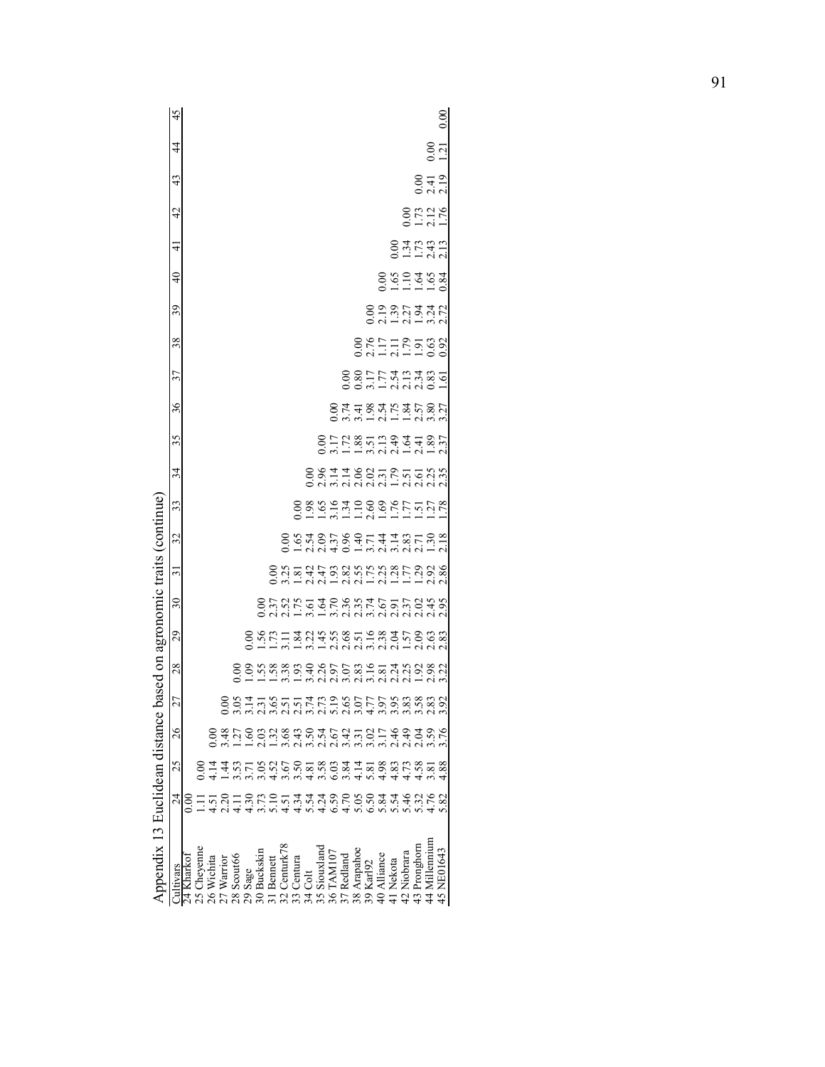Appendix 13 Euclidean distance based on agronomic traits (continue)

| Cultivars | 24 | 25 | 26 | 27 | 28 | 29 | 30 | 31 | 32 | 33 | 34 | 35 | 36 | 37 | 38 | 39 | 40 | 41 | 42 | 43 | 44 | 45 |
|---|---|---|---|---|---|---|---|---|---|---|---|---|---|---|---|---|---|---|---|---|---|---|
| 24 Kharkof | 0.00 | | | | | | | | | | | | | | | | | | | | | |
| 25 Cheyenne | 1.11 | 0.00 | | | | | | | | | | | | | | | | | | | | |
| 26 Wichita | 4.51 | 4.14 | 0.00 | | | | | | | | | | | | | | | | | | | |
| 27 Warrior | 2.20 | 1.44 | 3.48 | 0.00 | | | | | | | | | | | | | | | | | | |
| 28 Scout66 | 4.11 | 3.53 | 1.27 | 3.05 | 0.00 | | | | | | | | | | | | | | | | | |
| 29 Sage | 4.30 | 3.71 | 1.60 | 3.14 | 1.09 | 0.00 | | | | | | | | | | | | | | | | |
| 30 Buckskin | 3.73 | 3.05 | 2.03 | 2.31 | 1.55 | 1.56 | 0.00 | | | | | | | | | | | | | | | |
| 31 Bennett | 5.10 | 4.52 | 1.32 | 3.65 | 1.58 | 1.73 | 2.37 | 0.00 | | | | | | | | | | | | | | |
| 32 Centurk78 | 4.51 | 3.67 | 3.68 | 2.51 | 3.38 | 3.11 | 2.52 | 3.25 | 0.00 | | | | | | | | | | | | | |
| 33 Centura | 4.34 | 3.50 | 2.43 | 2.51 | 1.93 | 1.84 | 1.75 | 1.81 | 1.65 | 0.00 | | | | | | | | | | | | |
| 34 Colt | 5.54 | 4.81 | 3.50 | 3.74 | 3.40 | 3.22 | 3.61 | 2.42 | 2.54 | 1.98 | 0.00 | | | | | | | | | | | |
| 35 Siouxland | 4.24 | 3.58 | 2.54 | 2.73 | 2.26 | 1.45 | 1.64 | 2.47 | 2.09 | 1.65 | 2.96 | 0.00 | | | | | | | | | | |
| 36 TAM107 | 6.59 | 6.03 | 2.67 | 5.19 | 2.97 | 2.55 | 3.70 | 1.93 | 4.37 | 3.16 | 3.14 | 3.17 | 0.00 | | | | | | | | | |
| 37 Redland | 4.70 | 3.84 | 3.42 | 2.65 | 3.07 | 2.68 | 2.36 | 2.82 | 0.96 | 1.34 | 2.14 | 1.72 | 3.74 | 0.00 | | | | | | | | |
| 38 Arapahoe | 5.05 | 4.14 | 3.31 | 3.07 | 2.83 | 2.51 | 2.35 | 2.55 | 1.40 | 1.10 | 2.06 | 1.88 | 3.41 | 0.80 | 0.00 | | | | | | | |
| 39 Karl92 | 6.50 | 5.81 | 3.02 | 4.77 | 3.16 | 3.16 | 3.74 | 1.75 | 3.71 | 2.60 | 2.02 | 3.51 | 1.98 | 3.17 | 2.76 | 0.00 | | | | | | |
| 40 Alliance | 5.84 | 4.98 | 3.17 | 3.97 | 2.81 | 2.38 | 2.67 | 2.25 | 2.44 | 1.69 | 2.31 | 2.13 | 2.54 | 1.77 | 1.17 | 2.19 | 0.00 | | | | | |
| 41 Nekota | 5.54 | 4.83 | 2.46 | 3.95 | 2.24 | 2.04 | 2.91 | 1.28 | 3.14 | 1.76 | 1.79 | 2.49 | 1.75 | 2.54 | 2.11 | 1.39 | 1.65 | 0.00 | | | | |
| 42 Niobrara | 5.46 | 4.73 | 2.49 | 3.83 | 2.25 | 1.57 | 2.37 | 1.77 | 2.83 | 1.77 | 2.51 | 1.64 | 1.84 | 2.13 | 1.79 | 2.27 | 1.10 | 1.34 | 0.00 | | | |
| 43 Pronghorn | 5.32 | 4.58 | 2.04 | 3.58 | 1.92 | 2.09 | 2.02 | 1.29 | 2.71 | 1.51 | 2.61 | 2.41 | 2.57 | 2.34 | 1.91 | 1.94 | 1.64 | 1.73 | 1.73 | 0.00 | | |
| 44 Millennium | 4.76 | 3.81 | 3.59 | 2.83 | 2.98 | 2.63 | 2.45 | 2.92 | 1.30 | 1.27 | 2.25 | 1.89 | 3.80 | 0.83 | 0.63 | 3.24 | 1.65 | 2.43 | 2.12 | 2.41 | 0.00 | |
| 45 NE01643 | 5.82 | 4.88 | 3.76 | 3.92 | 3.22 | 2.83 | 2.95 | 2.86 | 2.18 | 1.78 | 2.35 | 2.37 | 3.27 | 1.61 | 0.92 | 2.72 | 0.84 | 2.13 | 1.76 | 2.19 | 1.21 | 0.00 |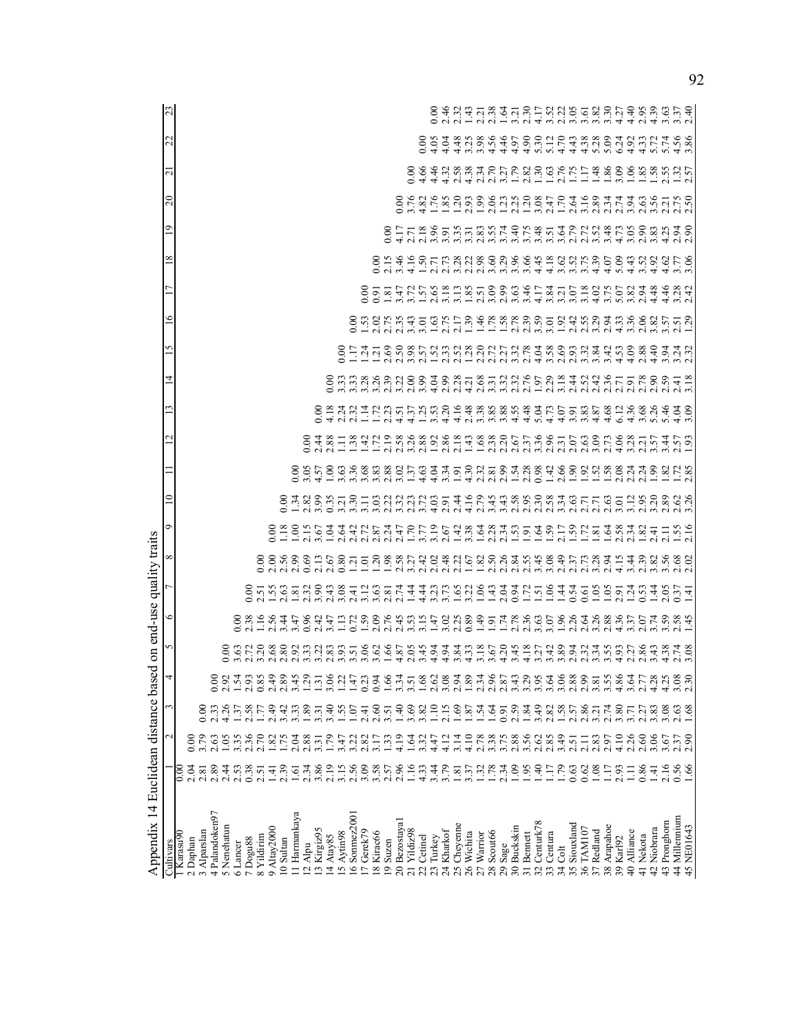# Appendix 14 Euclidean distance based on end-use quality traits

| Cultivars | 1 | 2 | 3 | 4 | 5 | 6 | 7 | 8 | 9 | 10 | 11 | 12 | 13 | 14 | 15 | 16 | 17 | 18 | 19 | 20 | 21 | 22 | 23 |
|---|---|---|---|---|---|---|---|---|---|---|---|---|---|---|---|---|---|---|---|---|---|---|---|
| 1 Karasu90 | 0.00 | | | | | | | | | | | | | | | | | | | | | | |
| 2 Daphan | 2.04 | 0.00 | | | | | | | | | | | | | | | | | | | | | |
| 3 Alparslan | 2.81 | 3.79 | 0.00 | | | | | | | | | | | | | | | | | | | | |
| 4 Palandoken97 | 2.89 | 2.63 | 2.33 | 0.00 | | | | | | | | | | | | | | | | | | | |
| 5 Nenehatun | 2.44 | 1.05 | 4.26 | 2.92 | 0.00 | | | | | | | | | | | | | | | | | | |
| 6 Lancer | 2.53 | 3.35 | 1.37 | 1.54 | 3.63 | 0.00 | | | | | | | | | | | | | | | | | |
| 7 Dogu88 | 0.38 | 2.36 | 2.58 | 2.93 | 2.72 | 2.38 | 0.00 | | | | | | | | | | | | | | | | |
| 8 Yildirim | 2.51 | 2.70 | 1.77 | 0.85 | 3.20 | 1.16 | 2.51 | 0.00 | | | | | | | | | | | | | | | |
| 9 Altay2000 | 1.41 | 1.82 | 2.49 | 2.49 | 2.68 | 2.56 | 1.55 | 2.00 | 0.00 | | | | | | | | | | | | | | |
| 10 Sultan | 2.39 | 1.75 | 3.42 | 2.89 | 2.80 | 3.44 | 2.63 | 2.56 | 1.18 | 0.00 | | | | | | | | | | | | | |
| 11 Harmankaya | 1.61 | 2.04 | 3.33 | 3.45 | 2.92 | 3.47 | 1.81 | 2.99 | 1.00 | 1.34 | 0.00 | | | | | | | | | | | | |
| 12 Alpu | 2.34 | 2.88 | 1.89 | 1.29 | 3.33 | 0.96 | 2.32 | 0.69 | 2.15 | 2.82 | 3.05 | 0.00 | | | | | | | | | | | |
| 13 Kirgiz95 | 3.86 | 3.31 | 3.31 | 1.31 | 3.22 | 2.42 | 3.90 | 2.13 | 3.67 | 3.99 | 4.57 | 2.44 | 0.00 | | | | | | | | | | |
| 14 Atay85 | 2.19 | 1.79 | 3.40 | 3.06 | 2.83 | 3.47 | 2.43 | 2.67 | 1.04 | 0.35 | 1.00 | 2.88 | 4.18 | 0.00 | | | | | | | | | |
| 15 Aytin98 | 3.15 | 3.47 | 1.55 | 1.22 | 3.93 | 1.13 | 3.08 | 0.80 | 2.64 | 3.21 | 3.63 | 1.11 | 2.24 | 3.33 | 0.00 | | | | | | | | |
| 16 Sonmez2001 | 2.56 | 3.22 | 1.07 | 1.47 | 3.51 | 0.72 | 2.41 | 1.21 | 2.42 | 3.30 | 3.36 | 1.38 | 2.32 | 3.33 | 1.17 | 0.00 | | | | | | | |
| 17 Gerek79 | 3.09 | 2.82 | 2.41 | 0.23 | 3.06 | 1.59 | 3.12 | 1.01 | 2.72 | 3.11 | 3.68 | 1.42 | 1.14 | 3.28 | 1.24 | 1.53 | 0.00 | | | | | | |
| 18 Kirac66 | 3.58 | 3.17 | 2.60 | 0.94 | 3.62 | 2.09 | 3.63 | 1.20 | 2.87 | 3.03 | 3.83 | 1.72 | 1.72 | 3.26 | 1.21 | 2.02 | 0.91 | 0.00 | | | | | |
| 19 Suzen | 2.57 | 1.33 | 3.51 | 1.66 | 1.66 | 2.76 | 2.81 | 1.98 | 2.24 | 2.22 | 2.88 | 2.19 | 2.23 | 2.39 | 2.69 | 2.75 | 1.81 | 2.15 | 0.00 | | | | |
| 20 Bezostaya1 | 2.96 | 4.19 | 1.40 | 3.34 | 4.87 | 2.45 | 2.74 | 2.58 | 2.47 | 3.32 | 3.02 | 2.58 | 4.51 | 3.22 | 2.50 | 2.35 | 3.47 | 3.46 | 4.17 | 0.00 | | | |
| 21 Yildiz98 | 1.16 | 1.64 | 3.69 | 3.51 | 2.05 | 3.53 | 1.44 | 3.27 | 1.70 | 2.23 | 1.37 | 3.26 | 4.37 | 2.00 | 3.98 | 3.43 | 3.72 | 4.16 | 2.71 | 3.76 | 0.00 | | |
| 22 Cetinel | 4.33 | 3.32 | 3.82 | 1.68 | 3.45 | 3.15 | 4.44 | 2.42 | 3.77 | 3.72 | 4.63 | 2.88 | 1.25 | 3.99 | 2.57 | 3.01 | 1.57 | 1.50 | 2.18 | 4.82 | 4.66 | 0.00 | |
| 23 Turkey | 3.44 | 4.47 | 1.10 | 2.62 | 4.94 | 1.47 | 3.23 | 2.02 | 3.19 | 4.03 | 4.04 | 1.92 | 3.53 | 4.04 | 1.52 | 1.63 | 2.65 | 2.71 | 3.96 | 1.76 | 4.46 | 4.05 | 0.00 |
| 24 Kharkof | 3.79 | 4.12 | 2.15 | 3.08 | 4.94 | 3.02 | 3.73 | 2.48 | 2.67 | 2.91 | 3.34 | 2.86 | 4.20 | 2.99 | 2.33 | 2.75 | 3.18 | 2.73 | 3.91 | 1.85 | 4.32 | 4.04 | 2.46 |
| 25 Cheyenne | 1.81 | 3.14 | 1.69 | 2.94 | 3.84 | 2.25 | 1.65 | 2.22 | 1.42 | 2.44 | 1.91 | 2.18 | 4.16 | 2.28 | 2.52 | 2.17 | 3.13 | 3.28 | 3.35 | 1.20 | 2.58 | 4.48 | 2.32 |
| 26 Wichita | 3.37 | 4.10 | 1.87 | 1.89 | 4.33 | 0.89 | 3.22 | 1.67 | 3.38 | 4.16 | 4.30 | 1.43 | 2.48 | 4.21 | 1.28 | 1.39 | 1.85 | 2.22 | 3.31 | 2.93 | 4.38 | 3.25 | 1.43 |
| 27 Warrior | 1.32 | 2.78 | 1.54 | 2.34 | 3.18 | 1.49 | 1.06 | 1.82 | 1.64 | 2.79 | 2.32 | 1.68 | 3.38 | 2.68 | 2.20 | 1.46 | 2.51 | 2.98 | 2.83 | 1.99 | 2.34 | 3.98 | 2.21 |
| 28 Scout66 | 1.78 | 3.38 | 1.64 | 2.96 | 3.67 | 1.91 | 1.43 | 2.50 | 2.28 | 3.45 | 2.81 | 2.38 | 3.85 | 3.31 | 2.72 | 1.78 | 3.09 | 3.60 | 3.55 | 2.06 | 2.70 | 4.56 | 2.38 |
| 29 Sage | 2.34 | 3.75 | 0.91 | 2.87 | 4.20 | 1.74 | 2.04 | 2.26 | 2.34 | 3.43 | 2.99 | 2.20 | 3.88 | 3.32 | 2.27 | 1.58 | 2.99 | 3.29 | 3.74 | 1.23 | 3.27 | 4.46 | 1.64 |
| 30 Buckskin | 1.09 | 2.88 | 2.59 | 3.43 | 3.45 | 2.78 | 0.94 | 2.84 | 1.53 | 2.58 | 1.54 | 2.67 | 3.53 | 2.32 | 3.32 | 2.78 | 3.63 | 3.96 | 3.40 | 2.25 | 1.79 | 4.97 | 3.21 |
| 31 Bennett | 1.95 | 3.56 | 1.84 | 3.29 | 4.18 | 2.36 | 1.72 | 2.55 | 1.91 | 2.95 | 2.28 | 2.37 | 4.48 | 2.76 | 2.78 | 2.39 | 3.46 | 3.66 | 3.75 | 1.20 | 2.82 | 4.90 | 2.30 |
| 32 Centurk78 | 1.40 | 2.62 | 3.49 | 3.95 | 3.27 | 3.63 | 1.51 | 3.45 | 1.64 | 2.30 | 0.98 | 3.36 | 5.04 | 1.97 | 4.04 | 3.59 | 4.17 | 4.45 | 3.48 | 3.08 | 1.30 | 5.30 | 4.17 |
| 33 Centura | 1.17 | 2.85 | 2.82 | 3.64 | 3.42 | 3.07 | 1.06 | 3.08 | 1.59 | 2.58 | 1.42 | 2.96 | 4.73 | 2.29 | 3.58 | 3.01 | 3.84 | 4.18 | 3.51 | 2.47 | 1.63 | 5.12 | 3.52 |
| 34 Colt | 1.79 | 3.49 | 1.58 | 3.06 | 3.89 | 1.96 | 1.44 | 2.49 | 2.17 | 3.34 | 2.66 | 2.31 | 4.07 | 3.18 | 2.69 | 1.92 | 3.21 | 3.62 | 3.64 | 1.70 | 2.76 | 4.70 | 2.22 |
| 35 Siouxland | 0.63 | 2.51 | 2.57 | 2.88 | 2.94 | 2.26 | 0.54 | 2.37 | 1.59 | 2.63 | 1.90 | 2.07 | 3.91 | 2.44 | 2.93 | 2.42 | 3.07 | 3.52 | 2.79 | 2.64 | 1.75 | 4.43 | 3.05 |
| 36 TAM107 | 0.62 | 2.11 | 2.86 | 2.99 | 2.32 | 2.64 | 0.61 | 2.73 | 1.72 | 2.71 | 1.92 | 2.63 | 3.83 | 2.52 | 3.32 | 2.55 | 3.18 | 3.75 | 2.72 | 3.16 | 1.17 | 4.38 | 3.61 |
| 37 Redland | 1.08 | 2.83 | 3.21 | 3.81 | 3.34 | 3.26 | 1.05 | 3.28 | 1.81 | 2.71 | 1.52 | 3.09 | 4.87 | 2.42 | 3.84 | 3.29 | 4.02 | 4.39 | 3.52 | 2.89 | 1.48 | 5.28 | 3.82 |
| 38 Arapahoe | 1.17 | 2.97 | 2.74 | 3.55 | 3.55 | 2.88 | 1.05 | 2.94 | 1.64 | 2.63 | 1.58 | 2.73 | 4.68 | 2.36 | 3.42 | 2.94 | 3.75 | 4.07 | 3.48 | 2.34 | 1.86 | 5.09 | 3.30 |
| 39 Karl92 | 2.93 | 4.10 | 3.80 | 4.86 | 4.93 | 4.36 | 2.91 | 4.15 | 2.58 | 3.01 | 2.08 | 4.06 | 6.12 | 2.71 | 4.53 | 4.33 | 5.07 | 5.09 | 4.73 | 2.74 | 3.09 | 6.24 | 4.27 |
| 40 Alliance | 1.11 | 2.26 | 3.71 | 3.64 | 2.27 | 3.37 | 1.24 | 3.44 | 2.34 | 3.12 | 2.24 | 3.28 | 4.35 | 2.91 | 4.09 | 3.36 | 3.82 | 4.43 | 3.05 | 3.94 | 1.06 | 4.92 | 4.40 |
| 41 Nekota | 0.86 | 2.60 | 2.27 | 2.77 | 2.86 | 2.07 | 0.53 | 2.39 | 1.82 | 2.95 | 2.24 | 2.21 | 3.68 | 2.78 | 2.88 | 2.06 | 2.94 | 3.52 | 2.90 | 2.63 | 1.85 | 4.33 | 2.95 |
| 42 Niobrara | 1.41 | 3.06 | 3.83 | 4.28 | 3.43 | 3.74 | 1.44 | 3.82 | 2.41 | 3.20 | 1.99 | 3.57 | 5.26 | 2.90 | 4.40 | 3.82 | 4.48 | 4.92 | 3.83 | 3.56 | 1.58 | 5.72 | 4.39 |
| 43 Pronghorn | 2.16 | 3.67 | 3.08 | 4.25 | 4.38 | 3.59 | 2.05 | 3.56 | 2.11 | 2.89 | 1.82 | 3.44 | 5.46 | 2.59 | 3.94 | 3.57 | 4.46 | 4.62 | 4.25 | 2.21 | 2.55 | 5.74 | 3.63 |
| 44 Millennium | 0.56 | 2.37 | 2.63 | 3.08 | 2.74 | 2.58 | 0.37 | 2.68 | 1.55 | 2.62 | 1.72 | 2.57 | 4.04 | 2.41 | 3.24 | 2.51 | 3.28 | 3.77 | 2.94 | 2.75 | 1.32 | 4.56 | 3.37 |
| 45 NE01643 | 1.66 | 2.90 | 1.68 | 2.30 | 3.08 | 1.45 | 1.41 | 2.02 | 2.16 | 3.26 | 2.85 | 1.93 | 3.09 | 3.18 | 2.32 | 1.29 | 2.42 | 3.06 | 2.90 | 2.50 | 2.57 | 3.86 | 2.40 |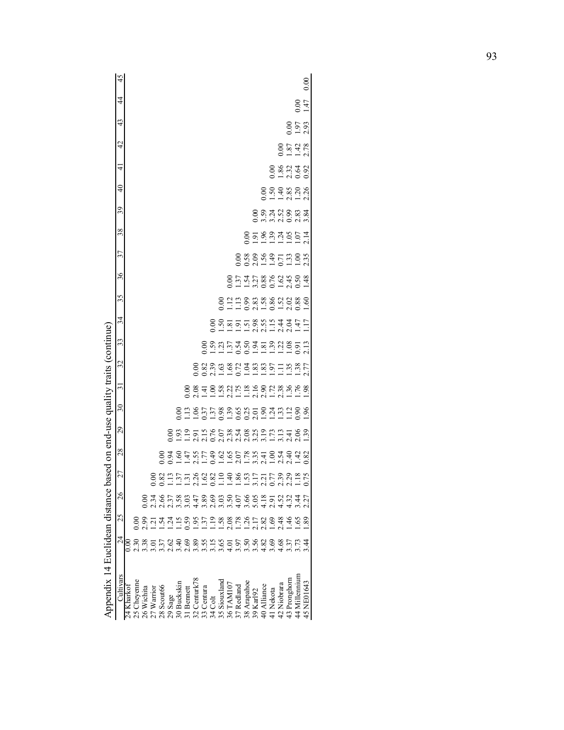Appendix 14 Euclidean distance based on end-use quality traits (continue)

| Cultivars | 24 | 25 | 26 | 27 | 28 | 29 | 30 | 31 | 32 | 33 | 34 | 35 | 36 | 37 | 38 | 39 | 40 | 41 | 42 | 43 | 44 | 45 |
|---|---|---|---|---|---|---|---|---|---|---|---|---|---|---|---|---|---|---|---|---|---|---|
| 24 Kharkof | 0.00 | | | | | | | | | | | | | | | | | | | | | |
| 25 Cheyenne | 2.30 | 0.00 | | | | | | | | | | | | | | | | | | | | |
| 26 Wichita | 3.38 | 2.99 | 0.00 | | | | | | | | | | | | | | | | | | | |
| 27 Warrior | 3.01 | 1.21 | 2.34 | 0.00 | | | | | | | | | | | | | | | | | | |
| 28 Scout66 | 3.37 | 1.54 | 2.66 | 0.82 | 0.00 | | | | | | | | | | | | | | | | | |
| 29 Sage | 2.62 | 1.24 | 2.37 | 1.13 | 0.94 | 0.00 | | | | | | | | | | | | | | | | |
| 30 Buckskin | 3.40 | 1.15 | 3.58 | 1.37 | 1.60 | 1.93 | 0.00 | | | | | | | | | | | | | | | |
| 31 Bennett | 2.69 | 0.59 | 3.03 | 1.31 | 1.47 | 1.19 | 1.13 | 0.00 | | | | | | | | | | | | | | |
| 32 Centurk78 | 3.89 | 1.95 | 4.47 | 2.26 | 2.55 | 2.91 | 1.06 | 2.08 | 0.00 | | | | | | | | | | | | | |
| 33 Centura | 3.55 | 1.37 | 3.89 | 1.62 | 1.77 | 2.15 | 0.37 | 1.41 | 0.82 | 0.00 | | | | | | | | | | | | |
| 34 Colt | 3.15 | 1.19 | 2.69 | 0.82 | 0.49 | 0.76 | 1.37 | 1.00 | 2.39 | 1.59 | 0.00 | | | | | | | | | | | |
| 35 Siouxland | 3.65 | 1.58 | 3.03 | 1.10 | 1.62 | 2.07 | 0.98 | 1.58 | 1.63 | 1.23 | 1.50 | 0.00 | | | | | | | | | | |
| 36 TAM107 | 4.01 | 2.08 | 3.50 | 1.40 | 1.65 | 2.38 | 1.39 | 2.22 | 1.68 | 1.37 | 1.81 | 1.12 | 0.00 | | | | | | | | | |
| 37 Redland | 3.97 | 1.78 | 4.07 | 1.86 | 2.07 | 2.54 | 0.65 | 1.75 | 0.72 | 0.54 | 1.91 | 1.13 | 1.37 | 0.00 | | | | | | | | |
| 38 Arapahoe | 3.50 | 1.26 | 3.66 | 1.53 | 1.78 | 2.08 | 0.25 | 1.18 | 1.04 | 0.50 | 1.51 | 0.99 | 1.54 | 0.58 | 0.00 | | | | | | | |
| 39 Karl92 | 3.56 | 2.17 | 5.05 | 3.17 | 3.35 | 3.25 | 2.01 | 2.16 | 1.83 | 1.94 | 2.98 | 2.83 | 3.27 | 2.09 | 1.91 | 0.00 | | | | | | |
| 40 Alliance | 4.82 | 2.82 | 4.18 | 2.21 | 2.41 | 3.19 | 1.90 | 2.90 | 1.83 | 1.81 | 2.55 | 1.58 | 0.88 | 1.56 | 1.96 | 3.59 | 0.00 | | | | | |
| 41 Nekota | 3.69 | 1.69 | 2.91 | 0.77 | 1.00 | 1.73 | 1.24 | 1.72 | 1.97 | 1.39 | 1.15 | 0.86 | 0.76 | 1.49 | 1.39 | 3.24 | 1.50 | 0.00 | | | | |
| 42 Niobrara | 4.68 | 2.48 | 4.52 | 2.39 | 2.54 | 3.13 | 1.33 | 2.38 | 1.11 | 1.22 | 2.44 | 1.52 | 1.62 | 0.71 | 1.24 | 2.52 | 1.40 | 1.86 | 0.00 | | | |
| 43 Pronghorn | 3.37 | 1.46 | 4.32 | 2.29 | 2.40 | 2.41 | 1.12 | 1.36 | 1.35 | 1.08 | 2.04 | 2.02 | 2.45 | 1.33 | 1.05 | 0.99 | 2.85 | 2.32 | 1.87 | 0.00 | | |
| 44 Millennium | 3.73 | 1.65 | 3.44 | 1.18 | 1.42 | 2.06 | 0.90 | 1.76 | 1.38 | 0.91 | 1.47 | 0.88 | 0.50 | 1.00 | 1.07 | 2.83 | 1.20 | 0.64 | 1.42 | 1.97 | 0.00 | |
| 45 NE01643 | 3.44 | 1.89 | 2.27 | 0.75 | 0.82 | 1.39 | 1.96 | 1.98 | 2.77 | 2.13 | 1.17 | 1.60 | 1.48 | 2.35 | 2.14 | 3.84 | 2.26 | 0.92 | 2.78 | 2.93 | 1.47 | 0.00 |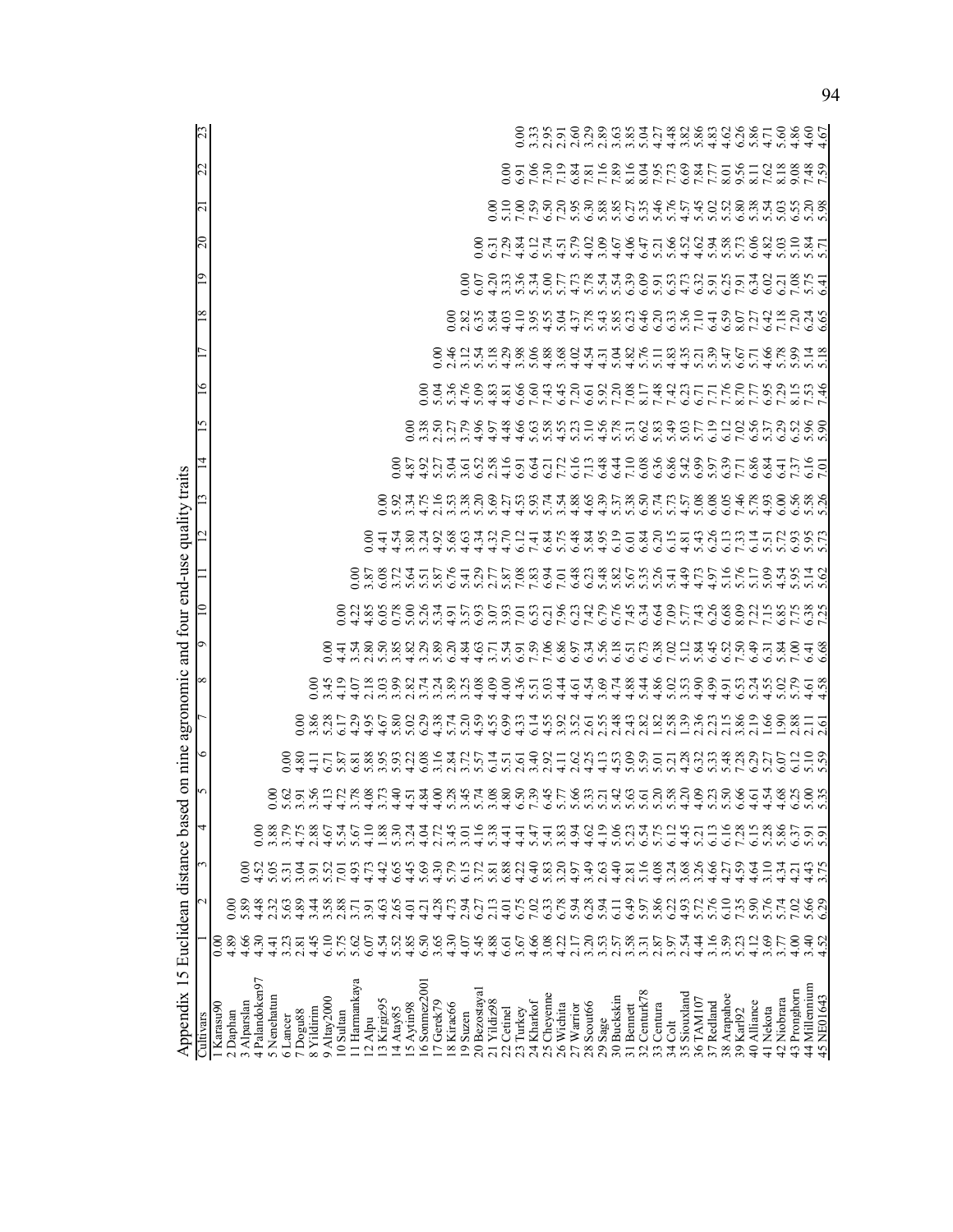Appendix 15 Euclidean distance based on nine agronomic and four end-use quality traits

| Cultivars | 1 | 2 | 3 | 4 | 5 | 6 | 7 | 8 | 9 | 10 | 11 | 12 | 13 | 14 | 15 | 16 | 17 | 18 | 19 | 20 | 21 | 22 | 23 |
|---|---|---|---|---|---|---|---|---|---|---|---|---|---|---|---|---|---|---|---|---|---|---|---|
| 1 Karasu90 | 0.00 | | | | | | | | | | | | | | | | | | | | | | |
| 2 Daphan | 4.89 | 0.00 | | | | | | | | | | | | | | | | | | | | | |
| 3 Alparslan | 4.66 | 5.89 | 0.00 | | | | | | | | | | | | | | | | | | | | |
| 4 Palandoken97 | 4.30 | 4.48 | 4.52 | 0.00 | | | | | | | | | | | | | | | | | | | |
| 5 Nenehatun | 4.41 | 2.32 | 5.05 | 3.88 | 0.00 | | | | | | | | | | | | | | | | | | |
| 6 Lancer | 3.23 | 5.63 | 5.31 | 3.79 | 5.62 | 0.00 | | | | | | | | | | | | | | | | | |
| 7 Dogu88 | 2.81 | 4.89 | 3.04 | 4.75 | 3.91 | 4.80 | 0.00 | | | | | | | | | | | | | | | | |
| 8 Yildirim | 4.45 | 3.44 | 3.91 | 2.88 | 3.56 | 4.11 | 3.86 | 0.00 | | | | | | | | | | | | | | | |
| 9 Altay2000 | 6.10 | 3.58 | 5.52 | 4.67 | 4.13 | 6.71 | 5.28 | 3.45 | 0.00 | | | | | | | | | | | | | | |
| 10 Sultan | 5.75 | 2.88 | 7.01 | 5.54 | 4.72 | 5.87 | 6.17 | 4.19 | 4.41 | 0.00 | | | | | | | | | | | | | |
| 11 Harmankaya | 5.62 | 3.71 | 4.93 | 5.67 | 3.78 | 6.81 | 4.29 | 4.07 | 3.54 | 4.22 | 0.00 | | | | | | | | | | | | |
| 12 Alpu | 6.07 | 3.91 | 4.73 | 4.10 | 4.08 | 5.88 | 4.95 | 2.18 | 2.80 | 4.85 | 3.87 | 0.00 | | | | | | | | | | | |
| 13 Kirgiz95 | 4.54 | 4.63 | 4.42 | 1.88 | 3.73 | 3.95 | 4.67 | 3.03 | 5.50 | 6.05 | 6.08 | 4.41 | 0.00 | | | | | | | | | | |
| 14 Atay85 | 5.52 | 2.65 | 6.65 | 5.30 | 4.40 | 5.93 | 5.80 | 3.99 | 3.85 | 0.78 | 3.72 | 4.54 | 5.92 | 0.00 | | | | | | | | | |
| 15 Aytin98 | 4.85 | 4.01 | 4.45 | 3.24 | 4.51 | 4.22 | 5.02 | 2.82 | 4.82 | 5.00 | 5.64 | 3.80 | 3.34 | 4.87 | 0.00 | | | | | | | | |
| 16 Sonmez2001 | 6.50 | 4.21 | 5.69 | 4.04 | 4.84 | 6.08 | 6.29 | 3.74 | 3.29 | 5.26 | 5.51 | 3.24 | 4.75 | 4.92 | 3.38 | 0.00 | | | | | | | |
| 17 Gerek79 | 3.65 | 4.28 | 4.30 | 2.72 | 4.00 | 3.16 | 4.38 | 3.24 | 5.89 | 5.34 | 5.87 | 4.92 | 2.16 | 5.27 | 2.50 | 5.04 | 0.00 | | | | | | |
| 18 Kirac66 | 4.30 | 4.73 | 5.79 | 3.45 | 5.28 | 2.84 | 5.74 | 3.89 | 6.20 | 4.91 | 6.76 | 5.68 | 3.53 | 5.04 | 3.27 | 5.36 | 2.46 | 0.00 | | | | | |
| 19 Suzen | 4.07 | 2.94 | 6.15 | 3.01 | 3.45 | 3.72 | 5.20 | 3.25 | 4.84 | 3.57 | 5.41 | 4.63 | 3.38 | 3.61 | 3.79 | 4.76 | 3.12 | 2.82 | 0.00 | | | | |
| 20 Bezostaya1 | 5.45 | 6.27 | 3.72 | 4.16 | 5.74 | 5.57 | 4.59 | 4.08 | 4.63 | 6.93 | 5.29 | 4.34 | 5.20 | 6.52 | 4.96 | 5.09 | 5.54 | 6.35 | 6.07 | 0.00 | | | |
| 21 Yildiz98 | 4.88 | 2.13 | 5.81 | 5.38 | 3.08 | 6.14 | 4.55 | 4.09 | 3.71 | 3.07 | 2.77 | 4.32 | 5.69 | 2.58 | 4.97 | 4.83 | 5.18 | 5.84 | 4.20 | 6.31 | 0.00 | | |
| 22 Cetinel | 6.61 | 4.01 | 6.88 | 4.41 | 4.80 | 5.51 | 6.99 | 4.00 | 5.54 | 3.93 | 5.87 | 4.70 | 4.27 | 4.16 | 4.48 | 4.81 | 4.29 | 4.03 | 3.33 | 7.29 | 5.10 | 0.00 | |
| 23 Turkey | 3.67 | 6.75 | 4.22 | 4.41 | 6.50 | 2.61 | 4.33 | 4.36 | 6.91 | 7.01 | 7.08 | 6.12 | 4.53 | 6.91 | 4.66 | 6.66 | 3.98 | 4.10 | 5.36 | 4.84 | 7.00 | 6.91 | 0.00 |
| 24 Kharkof | 4.66 | 7.02 | 6.40 | 5.47 | 7.39 | 3.40 | 6.14 | 5.51 | 7.59 | 6.53 | 7.83 | 7.41 | 5.93 | 6.64 | 5.63 | 7.60 | 5.06 | 3.95 | 5.34 | 6.12 | 7.59 | 7.06 | 3.33 |
| 25 Cheyenne | 3.08 | 6.33 | 5.83 | 5.41 | 6.45 | 2.92 | 4.55 | 5.03 | 7.06 | 6.21 | 6.94 | 6.84 | 5.74 | 6.21 | 5.58 | 7.43 | 4.88 | 4.55 | 5.00 | 5.74 | 6.50 | 7.30 | 2.95 |
| 26 Wichita | 4.22 | 6.78 | 3.20 | 3.83 | 5.77 | 4.11 | 3.92 | 4.44 | 6.86 | 7.96 | 7.01 | 5.75 | 3.54 | 7.72 | 4.55 | 6.45 | 3.68 | 5.04 | 5.77 | 4.51 | 7.20 | 7.19 | 2.91 |
| 27 Warrior | 2.17 | 5.94 | 4.97 | 4.94 | 5.66 | 2.62 | 3.52 | 4.61 | 6.97 | 6.23 | 6.48 | 6.48 | 4.88 | 6.16 | 5.23 | 7.20 | 4.02 | 4.37 | 4.73 | 5.79 | 5.95 | 6.84 | 2.60 |
| 28 Scout66 | 3.20 | 6.28 | 3.49 | 4.62 | 5.33 | 4.25 | 2.61 | 4.54 | 6.34 | 7.42 | 6.23 | 5.84 | 4.65 | 7.13 | 5.10 | 6.61 | 4.54 | 5.78 | 5.78 | 4.02 | 6.30 | 7.81 | 3.29 |
| 29 Sage | 3.53 | 5.94 | 2.63 | 4.19 | 5.21 | 4.13 | 2.55 | 3.69 | 5.56 | 6.79 | 5.48 | 4.95 | 4.39 | 6.48 | 4.56 | 5.92 | 4.31 | 5.43 | 5.54 | 3.09 | 5.88 | 7.16 | 2.89 |
| 30 Buckskin | 2.57 | 6.11 | 4.40 | 5.06 | 5.42 | 4.53 | 2.48 | 4.74 | 6.18 | 6.76 | 5.82 | 6.19 | 5.37 | 6.44 | 5.78 | 7.20 | 5.04 | 5.85 | 5.54 | 4.67 | 5.85 | 7.89 | 3.63 |
| 31 Bennett | 3.58 | 6.49 | 2.81 | 5.23 | 5.63 | 5.09 | 2.43 | 4.88 | 6.51 | 7.45 | 5.67 | 6.01 | 5.38 | 7.10 | 5.31 | 7.08 | 4.82 | 6.23 | 6.39 | 4.06 | 6.27 | 8.16 | 3.85 |
| 32 Centurk78 | 3.31 | 5.97 | 5.16 | 6.54 | 5.61 | 5.59 | 2.82 | 5.44 | 6.73 | 6.34 | 5.35 | 6.84 | 6.50 | 6.08 | 6.62 | 8.17 | 5.76 | 6.46 | 6.09 | 6.47 | 5.35 | 8.04 | 5.04 |
| 33 Centura | 2.87 | 5.86 | 4.08 | 5.75 | 5.20 | 5.01 | 1.82 | 4.86 | 6.38 | 6.64 | 5.26 | 6.20 | 5.74 | 6.36 | 5.83 | 7.48 | 5.11 | 6.20 | 5.91 | 5.21 | 5.46 | 7.95 | 4.27 |
| 34 Colt | 3.97 | 6.22 | 3.24 | 6.12 | 5.58 | 5.21 | 2.58 | 5.02 | 7.02 | 7.09 | 5.41 | 6.15 | 5.73 | 6.86 | 5.49 | 7.42 | 4.83 | 6.33 | 6.53 | 5.66 | 5.76 | 7.73 | 4.48 |
| 35 Siouxland | 2.54 | 4.93 | 3.68 | 4.45 | 4.20 | 4.28 | 1.39 | 3.53 | 5.12 | 5.77 | 4.49 | 4.81 | 4.57 | 5.42 | 5.03 | 6.23 | 4.35 | 5.36 | 4.73 | 4.52 | 4.57 | 6.69 | 3.82 |
| 36 TAM107 | 4.44 | 5.72 | 3.26 | 5.21 | 4.09 | 6.32 | 2.36 | 4.90 | 5.84 | 7.43 | 4.73 | 5.43 | 5.08 | 6.99 | 5.77 | 6.71 | 5.21 | 7.10 | 6.32 | 4.62 | 5.45 | 7.84 | 5.86 |
| 37 Redland | 3.16 | 5.76 | 4.66 | 6.13 | 5.23 | 5.33 | 2.23 | 4.99 | 6.45 | 6.26 | 4.97 | 6.26 | 6.08 | 5.97 | 6.19 | 7.71 | 5.39 | 6.41 | 5.91 | 5.94 | 5.02 | 7.77 | 4.83 |
| 38 Arapahoe | 3.59 | 6.10 | 4.27 | 6.16 | 5.50 | 5.48 | 2.15 | 4.91 | 6.52 | 6.68 | 5.16 | 6.13 | 6.05 | 6.39 | 6.12 | 7.76 | 5.47 | 6.59 | 6.25 | 5.58 | 5.52 | 8.01 | 4.62 |
| 39 Karl92 | 5.23 | 7.35 | 4.59 | 7.28 | 6.66 | 7.28 | 3.86 | 6.53 | 7.50 | 8.09 | 5.76 | 7.33 | 7.46 | 7.71 | 7.02 | 8.70 | 6.67 | 8.07 | 7.91 | 5.73 | 6.80 | 9.56 | 6.26 |
| 40 Alliance | 4.12 | 5.90 | 4.64 | 6.15 | 4.61 | 6.29 | 2.19 | 5.24 | 6.49 | 7.22 | 5.17 | 6.14 | 5.78 | 6.86 | 6.56 | 7.77 | 5.71 | 7.27 | 6.34 | 6.06 | 5.38 | 8.11 | 5.86 |
| 41 Nekota | 3.69 | 5.76 | 3.10 | 5.28 | 4.54 | 5.27 | 1.66 | 4.55 | 6.31 | 7.15 | 5.09 | 5.51 | 4.93 | 6.84 | 5.37 | 6.95 | 4.66 | 6.42 | 6.02 | 4.82 | 5.54 | 7.62 | 4.71 |
| 42 Niobrara | 3.77 | 5.74 | 4.34 | 5.86 | 4.68 | 6.07 | 1.90 | 5.02 | 5.84 | 6.85 | 4.54 | 5.72 | 6.00 | 6.41 | 6.29 | 7.29 | 5.78 | 7.18 | 6.21 | 5.03 | 5.03 | 8.18 | 5.60 |
| 43 Pronghorn | 4.00 | 7.02 | 4.21 | 6.37 | 6.25 | 6.12 | 2.88 | 5.79 | 7.00 | 7.75 | 5.95 | 6.93 | 6.56 | 7.37 | 6.52 | 8.15 | 5.99 | 7.20 | 7.08 | 5.10 | 6.55 | 9.08 | 4.86 |
| 44 Millennium | 3.40 | 5.66 | 4.43 | 5.91 | 5.00 | 5.10 | 2.11 | 4.61 | 6.41 | 6.38 | 5.14 | 5.95 | 5.58 | 6.16 | 5.96 | 7.53 | 5.14 | 6.24 | 5.75 | 5.84 | 5.20 | 7.48 | 4.60 |
| 45 NE01643 | 4.52 | 6.29 | 3.75 | 5.91 | 5.35 | 5.59 | 2.61 | 4.58 | 6.68 | 7.25 | 5.62 | 5.73 | 5.26 | 7.01 | 5.90 | 7.46 | 5.18 | 6.65 | 6.41 | 5.71 | 5.98 | 7.59 | 4.67 |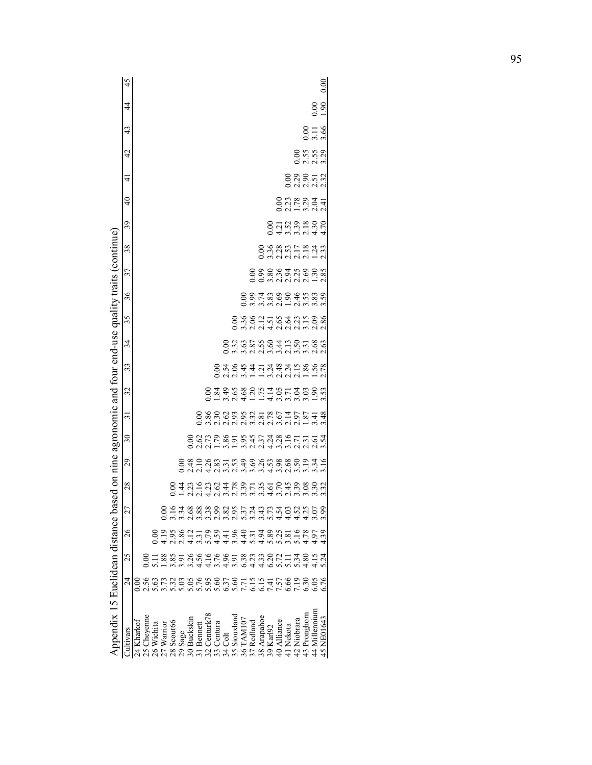Appendix 15 Euclidean distance based on nine agronomic and four end-use quality traits (continue)

| Cultivars | 24 | 25 | 26 | 27 | 28 | 29 | 30 | 31 | 32 | 33 | 34 | 35 | 36 | 37 | 38 | 39 | 40 | 41 | 42 | 43 | 44 | 45 |
|---|---|---|---|---|---|---|---|---|---|---|---|---|---|---|---|---|---|---|---|---|---|---|
| 24 Kharkof | 0.00 | | | | | | | | | | | | | | | | | | | | | |
| 25 Cheyenne | 2.56 | 0.00 | | | | | | | | | | | | | | | | | | | | |
| 26 Wichita | 5.63 | 5.11 | 0.00 | | | | | | | | | | | | | | | | | | | |
| 27 Warrior | 3.73 | 1.88 | 4.19 | 0.00 | | | | | | | | | | | | | | | | | | |
| 28 Scout66 | 5.32 | 3.85 | 2.95 | 3.16 | 0.00 | | | | | | | | | | | | | | | | | |
| 29 Sage | 5.03 | 3.91 | 2.86 | 3.34 | 1.44 | 0.00 | | | | | | | | | | | | | | | | |
| 30 Buckskin | 5.05 | 3.26 | 4.12 | 2.68 | 2.23 | 2.48 | 0.00 | | | | | | | | | | | | | | | |
| 31 Bennett | 5.76 | 4.56 | 3.31 | 3.88 | 2.16 | 2.10 | 2.62 | 0.00 | | | | | | | | | | | | | | |
| 32 Centurk78 | 5.95 | 4.16 | 5.79 | 3.38 | 4.23 | 4.26 | 2.73 | 3.86 | 0.00 | | | | | | | | | | | | | |
| 33 Centura | 5.60 | 3.76 | 4.59 | 2.99 | 2.62 | 2.83 | 1.79 | 2.30 | 1.84 | 0.00 | | | | | | | | | | | | |
| 34 Colt | 6.37 | 4.96 | 4.41 | 3.82 | 3.44 | 3.31 | 3.86 | 2.62 | 3.49 | 2.54 | 0.00 | | | | | | | | | | | |
| 35 Siouxland | 5.60 | 3.91 | 3.96 | 2.95 | 2.78 | 2.53 | 1.91 | 2.93 | 2.65 | 2.06 | 3.32 | 0.00 | | | | | | | | | | |
| 36 TAM107 | 7.71 | 6.38 | 4.40 | 5.37 | 3.39 | 3.49 | 3.95 | 2.95 | 4.68 | 3.45 | 3.63 | 3.36 | 0.00 | | | | | | | | | |
| 37 Redland | 6.15 | 4.23 | 5.31 | 3.24 | 3.71 | 3.69 | 2.45 | 3.32 | 1.20 | 1.44 | 2.87 | 2.06 | 3.99 | 0.00 | | | | | | | | |
| 38 Arapahoe | 6.15 | 4.33 | 4.94 | 3.43 | 3.35 | 3.26 | 2.37 | 2.81 | 1.75 | 1.21 | 2.55 | 2.12 | 3.74 | 0.99 | 0.00 | | | | | | | |
| 39 Karl92 | 7.41 | 6.20 | 5.89 | 5.73 | 4.61 | 4.53 | 4.24 | 2.78 | 4.14 | 3.24 | 3.60 | 4.51 | 3.83 | 3.80 | 3.36 | 0.00 | | | | | | |
| 40 Alliance | 7.57 | 5.72 | 5.25 | 4.54 | 3.70 | 3.98 | 3.28 | 3.67 | 3.05 | 2.48 | 3.44 | 2.65 | 2.69 | 2.36 | 2.28 | 4.21 | 0.00 | | | | | |
| 41 Nekota | 6.66 | 5.11 | 3.81 | 4.03 | 2.45 | 2.68 | 3.16 | 2.14 | 3.71 | 2.24 | 2.13 | 2.64 | 1.90 | 2.94 | 2.53 | 3.52 | 2.23 | 0.00 | | | | |
| 42 Niobrara | 7.19 | 5.34 | 5.16 | 4.52 | 3.39 | 3.50 | 2.71 | 2.97 | 3.04 | 2.15 | 3.50 | 2.23 | 2.46 | 2.25 | 2.17 | 3.39 | 1.78 | 2.29 | 0.00 | | | |
| 43 Pronghorn | 6.30 | 4.80 | 4.78 | 4.25 | 3.08 | 3.19 | 2.31 | 1.87 | 3.03 | 1.86 | 3.31 | 3.15 | 3.55 | 2.69 | 2.18 | 2.18 | 3.29 | 2.90 | 2.55 | 0.00 | | |
| 44 Millennium | 6.05 | 4.15 | 4.97 | 3.07 | 3.30 | 3.34 | 2.61 | 3.41 | 1.90 | 1.56 | 2.68 | 2.09 | 3.83 | 1.30 | 1.24 | 4.30 | 2.04 | 2.51 | 2.55 | 3.11 | 0.00 | |
| 45 NE01643 | 6.76 | 5.24 | 4.39 | 3.99 | 3.32 | 3.16 | 3.54 | 3.48 | 3.53 | 2.78 | 2.63 | 2.86 | 3.59 | 2.85 | 2.33 | 4.70 | 2.41 | 2.32 | 3.29 | 3.66 | 1.90 | 0.00 |